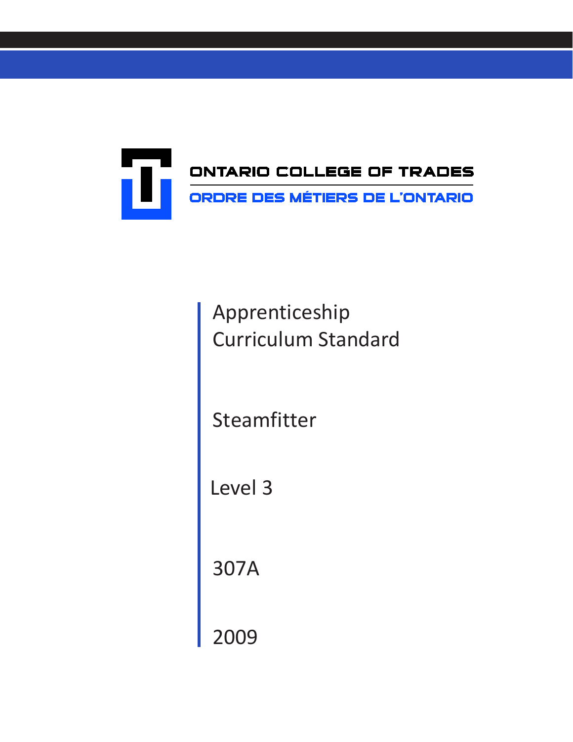ONTARIO COLLEGE OF TRADES

ORDRE DES MÉTIERS DE L'ONTARIO

# Apprenticeship Curriculum Standard

## Steamfitter

Level 3

307A

2009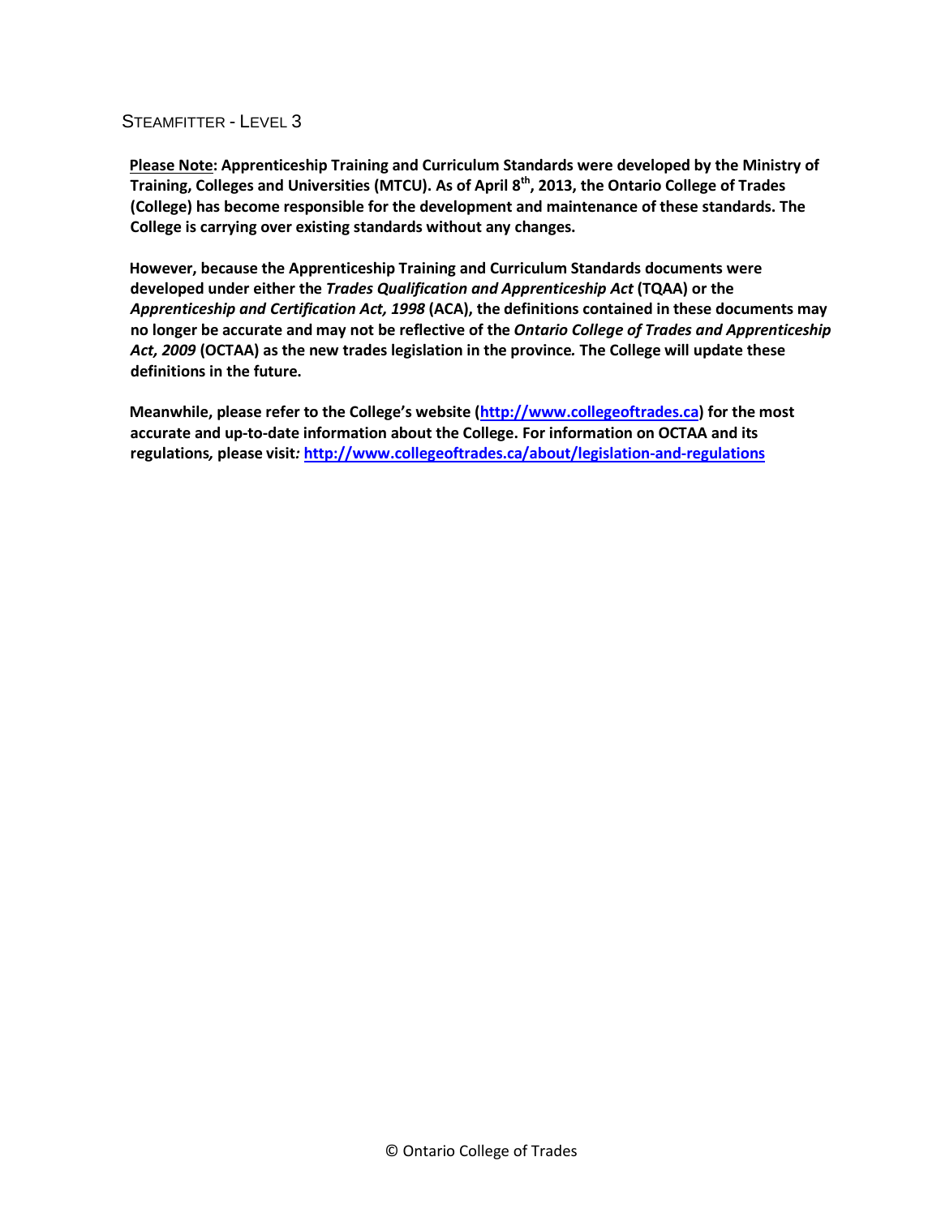STEAMFITTER - LEVEL 3

**<u>Please Note</u>: Apprenticeship Training and Curriculum Standards were developed by the Ministry of Training, Colleges and Universities (MTCU). As of April 8th, 2013, the Ontario College of Trades (College) has become responsible for the development and maintenance of these standards. The College is carrying over existing standards without any changes.**

**However, because the Apprenticeship Training and Curriculum Standards documents were developed under either the *Trades Qualification and Apprenticeship Act* (TQAA) or the *Apprenticeship and Certification Act, 1998* (ACA), the definitions contained in these documents may no longer be accurate and may not be reflective of the *Ontario College of Trades and Apprenticeship Act, 2009* (OCTAA) as the new trades legislation in the province. The College will update these definitions in the future.**

**Meanwhile, please refer to the College's website ([http://www.collegeoftrades.ca](http://www.collegeoftrades.ca)) for the most accurate and up-to-date information about the College. For information on OCTAA and its regulations, please visit: [http://www.collegeoftrades.ca/about/legislation-and-regulations](http://www.collegeoftrades.ca/about/legislation-and-regulations)**

© Ontario College of Trades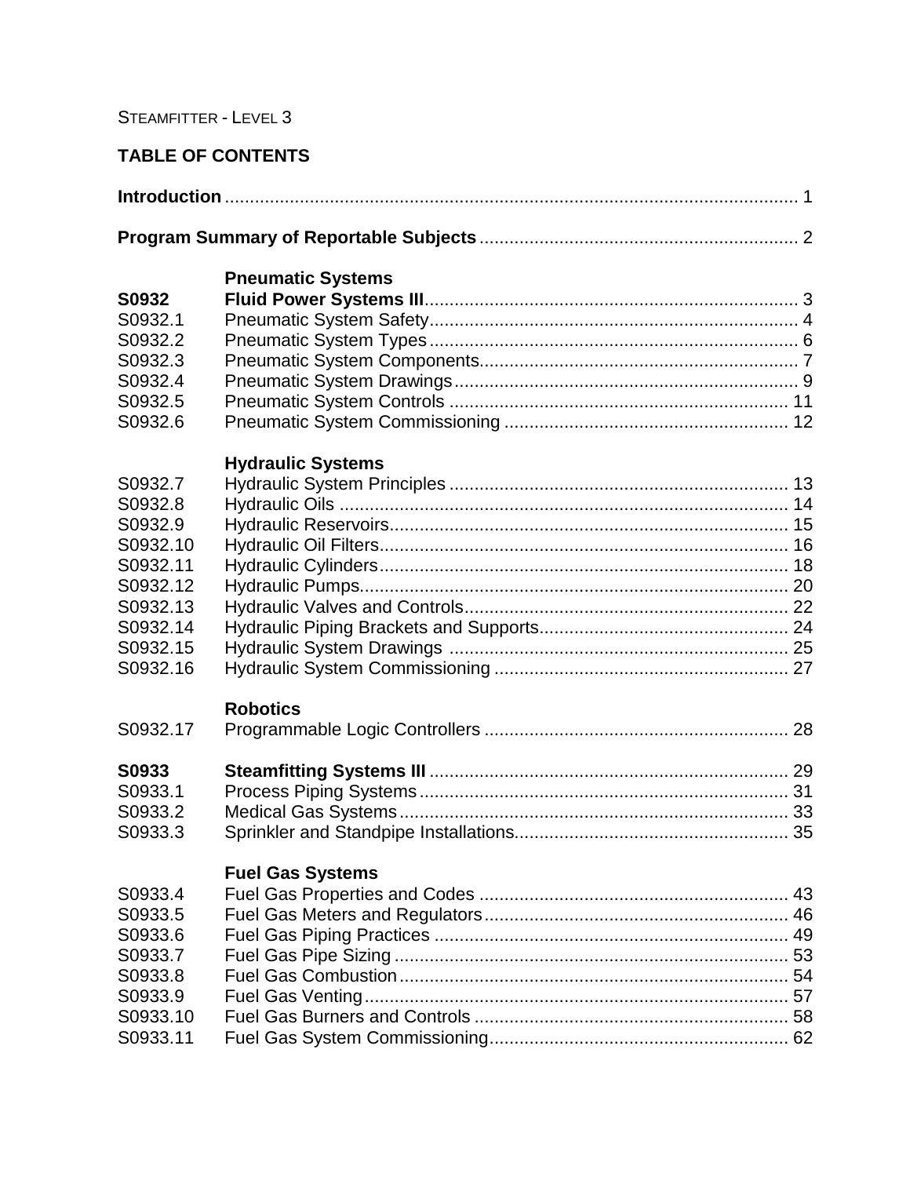STEAMFITTER - LEVEL 3

# TABLE OF CONTENTS

| | | |
|---|---|---|
| **Introduction** | | 1 |
| **Program Summary of Reportable Subjects** | | 2 |
| | **Pneumatic Systems** | |
| **S0932** | **Fluid Power Systems III** | 3 |
| S0932.1 | Pneumatic System Safety | 4 |
| S0932.2 | Pneumatic System Types | 6 |
| S0932.3 | Pneumatic System Components | 7 |
| S0932.4 | Pneumatic System Drawings | 9 |
| S0932.5 | Pneumatic System Controls | 11 |
| S0932.6 | Pneumatic System Commissioning | 12 |
| | **Hydraulic Systems** | |
| S0932.7 | Hydraulic System Principles | 13 |
| S0932.8 | Hydraulic Oils | 14 |
| S0932.9 | Hydraulic Reservoirs | 15 |
| S0932.10 | Hydraulic Oil Filters | 16 |
| S0932.11 | Hydraulic Cylinders | 18 |
| S0932.12 | Hydraulic Pumps | 20 |
| S0932.13 | Hydraulic Valves and Controls | 22 |
| S0932.14 | Hydraulic Piping Brackets and Supports | 24 |
| S0932.15 | Hydraulic System Drawings | 25 |
| S0932.16 | Hydraulic System Commissioning | 27 |
| | **Robotics** | |
| S0932.17 | Programmable Logic Controllers | 28 |
| **S0933** | **Steamfitting Systems III** | 29 |
| S0933.1 | Process Piping Systems | 31 |
| S0933.2 | Medical Gas Systems | 33 |
| S0933.3 | Sprinkler and Standpipe Installations | 35 |
| | **Fuel Gas Systems** | |
| S0933.4 | Fuel Gas Properties and Codes | 43 |
| S0933.5 | Fuel Gas Meters and Regulators | 46 |
| S0933.6 | Fuel Gas Piping Practices | 49 |
| S0933.7 | Fuel Gas Pipe Sizing | 53 |
| S0933.8 | Fuel Gas Combustion | 54 |
| S0933.9 | Fuel Gas Venting | 57 |
| S0933.10 | Fuel Gas Burners and Controls | 58 |
| S0933.11 | Fuel Gas System Commissioning | 62 |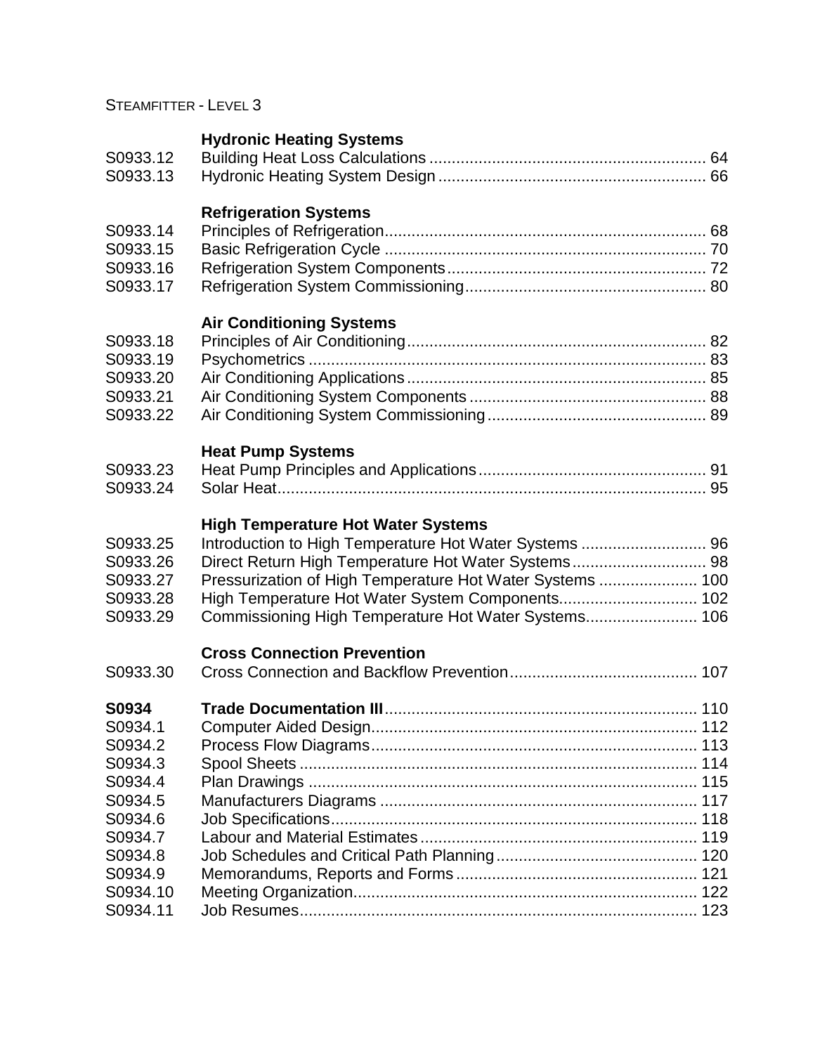| | | |
|---|---|---|
| | **Hydronic Heating Systems** | |
| S0933.12 | Building Heat Loss Calculations | 64 |
| S0933.13 | Hydronic Heating System Design | 66 |
| | **Refrigeration Systems** | |
| S0933.14 | Principles of Refrigeration | 68 |
| S0933.15 | Basic Refrigeration Cycle | 70 |
| S0933.16 | Refrigeration System Components | 72 |
| S0933.17 | Refrigeration System Commissioning | 80 |
| | **Air Conditioning Systems** | |
| S0933.18 | Principles of Air Conditioning | 82 |
| S0933.19 | Psychometrics | 83 |
| S0933.20 | Air Conditioning Applications | 85 |
| S0933.21 | Air Conditioning System Components | 88 |
| S0933.22 | Air Conditioning System Commissioning | 89 |
| | **Heat Pump Systems** | |
| S0933.23 | Heat Pump Principles and Applications | 91 |
| S0933.24 | Solar Heat | 95 |
| | **High Temperature Hot Water Systems** | |
| S0933.25 | Introduction to High Temperature Hot Water Systems | 96 |
| S0933.26 | Direct Return High Temperature Hot Water Systems | 98 |
| S0933.27 | Pressurization of High Temperature Hot Water Systems | 100 |
| S0933.28 | High Temperature Hot Water System Components | 102 |
| S0933.29 | Commissioning High Temperature Hot Water Systems | 106 |
| | **Cross Connection Prevention** | |
| S0933.30 | Cross Connection and Backflow Prevention | 107 |
| **S0934** | **Trade Documentation III** | 110 |
| S0934.1 | Computer Aided Design | 112 |
| S0934.2 | Process Flow Diagrams | 113 |
| S0934.3 | Spool Sheets | 114 |
| S0934.4 | Plan Drawings | 115 |
| S0934.5 | Manufacturers Diagrams | 117 |
| S0934.6 | Job Specifications | 118 |
| S0934.7 | Labour and Material Estimates | 119 |
| S0934.8 | Job Schedules and Critical Path Planning | 120 |
| S0934.9 | Memorandums, Reports and Forms | 121 |
| S0934.10 | Meeting Organization | 122 |
| S0934.11 | Job Resumes | 123 |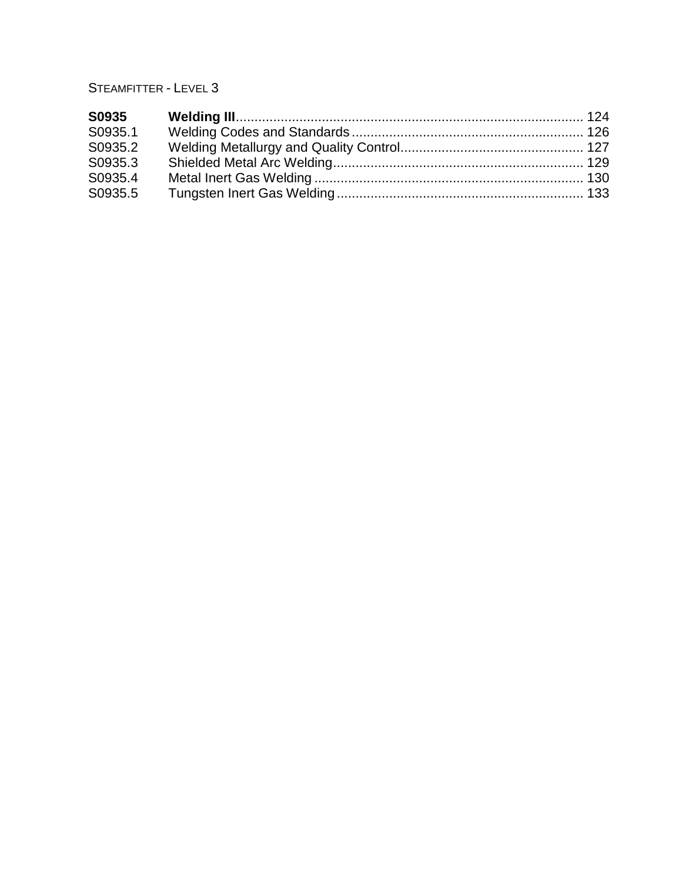Steamfitter - Level 3

| | | |
|---|---|---|
| **S0935** | **Welding III** | 124 |
| S0935.1 | Welding Codes and Standards | 126 |
| S0935.2 | Welding Metallurgy and Quality Control | 127 |
| S0935.3 | Shielded Metal Arc Welding | 129 |
| S0935.4 | Metal Inert Gas Welding | 130 |
| S0935.5 | Tungsten Inert Gas Welding | 133 |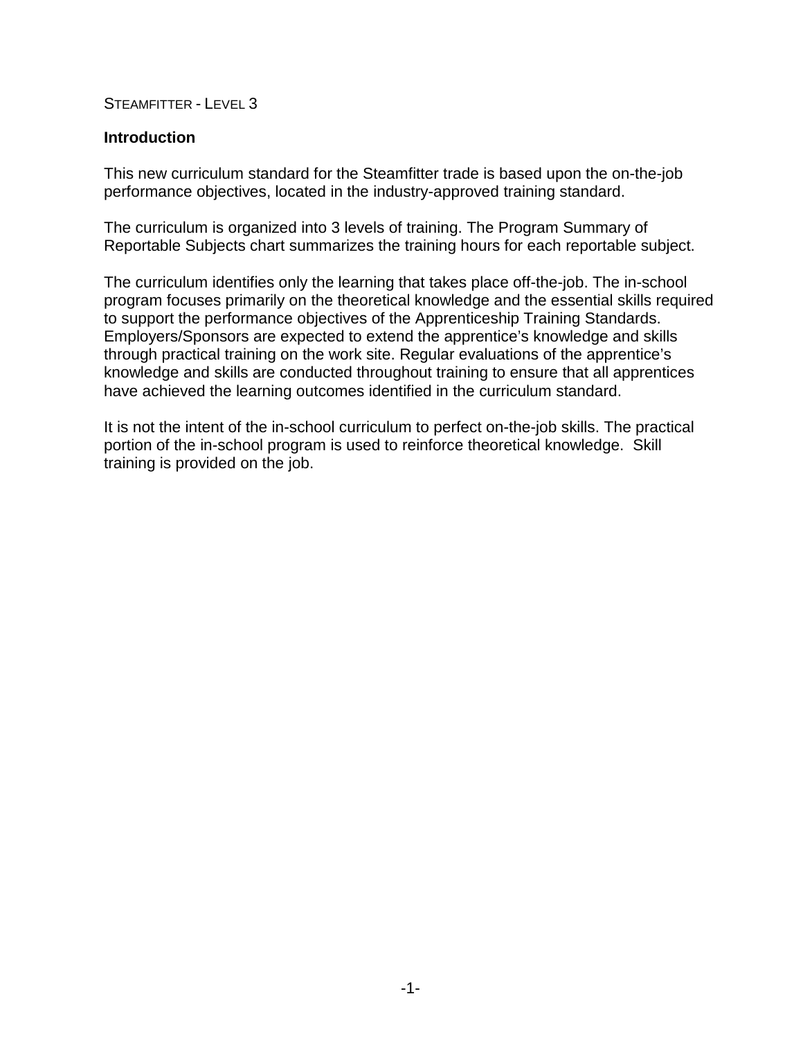STEAMFITTER - LEVEL 3

**Introduction**

This new curriculum standard for the Steamfitter trade is based upon the on-the-job performance objectives, located in the industry-approved training standard.

The curriculum is organized into 3 levels of training. The Program Summary of Reportable Subjects chart summarizes the training hours for each reportable subject.

The curriculum identifies only the learning that takes place off-the-job. The in-school program focuses primarily on the theoretical knowledge and the essential skills required to support the performance objectives of the Apprenticeship Training Standards. Employers/Sponsors are expected to extend the apprentice's knowledge and skills through practical training on the work site. Regular evaluations of the apprentice's knowledge and skills are conducted throughout training to ensure that all apprentices have achieved the learning outcomes identified in the curriculum standard.

It is not the intent of the in-school curriculum to perfect on-the-job skills. The practical portion of the in-school program is used to reinforce theoretical knowledge. Skill training is provided on the job.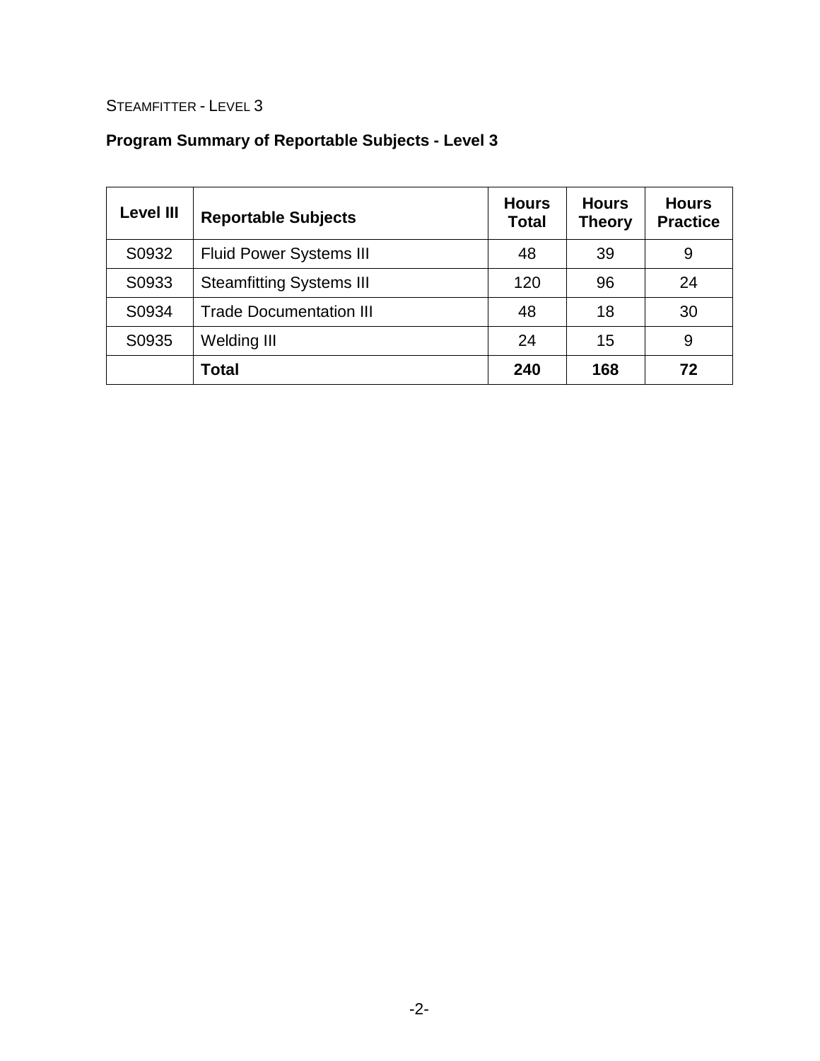STEAMFITTER - LEVEL 3

## Program Summary of Reportable Subjects - Level 3

| Level III | Reportable Subjects | Hours Total | Hours Theory | Hours Practice |
|---|---|---|---|---|
| S0932 | Fluid Power Systems III | 48 | 39 | 9 |
| S0933 | Steamfitting Systems III | 120 | 96 | 24 |
| S0934 | Trade Documentation III | 48 | 18 | 30 |
| S0935 | Welding III | 24 | 15 | 9 |
| | **Total** | **240** | **168** | **72** |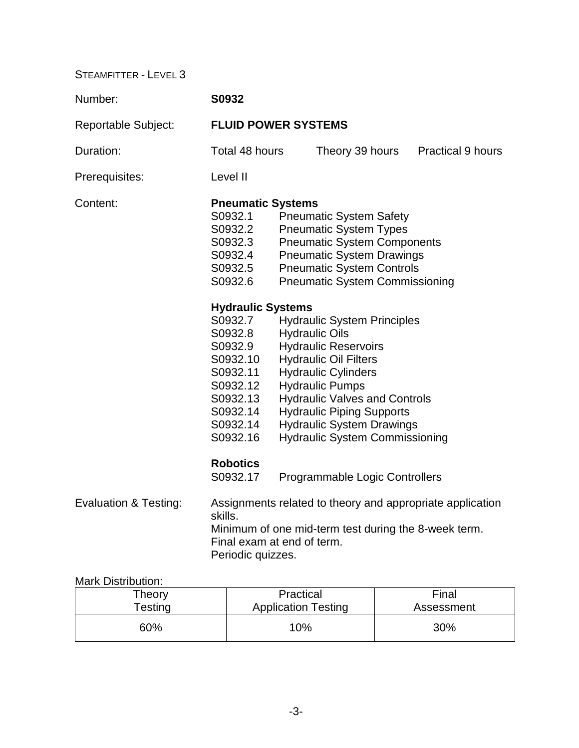STEAMFITTER - LEVEL 3

Number: **S0932**

Reportable Subject: **FLUID POWER SYSTEMS**

Duration: Total 48 hours Theory 39 hours Practical 9 hours

Prerequisites: Level II

Content:

**Pneumatic Systems**

- S0932.1 Pneumatic System Safety
- S0932.2 Pneumatic System Types
- S0932.3 Pneumatic System Components
- S0932.4 Pneumatic System Drawings
- S0932.5 Pneumatic System Controls
- S0932.6 Pneumatic System Commissioning

**Hydraulic Systems**

- S0932.7 Hydraulic System Principles
- S0932.8 Hydraulic Oils
- S0932.9 Hydraulic Reservoirs
- S0932.10 Hydraulic Oil Filters
- S0932.11 Hydraulic Cylinders
- S0932.12 Hydraulic Pumps
- S0932.13 Hydraulic Valves and Controls
- S0932.14 Hydraulic Piping Supports
- S0932.14 Hydraulic System Drawings
- S0932.16 Hydraulic System Commissioning

**Robotics**

- S0932.17 Programmable Logic Controllers

Evaluation & Testing: Assignments related to theory and appropriate application skills.
Minimum of one mid-term test during the 8-week term.
Final exam at end of term.
Periodic quizzes.

Mark Distribution:

| Theory Testing | Practical Application Testing | Final Assessment |
|---|---|---|
| 60% | 10% | 30% |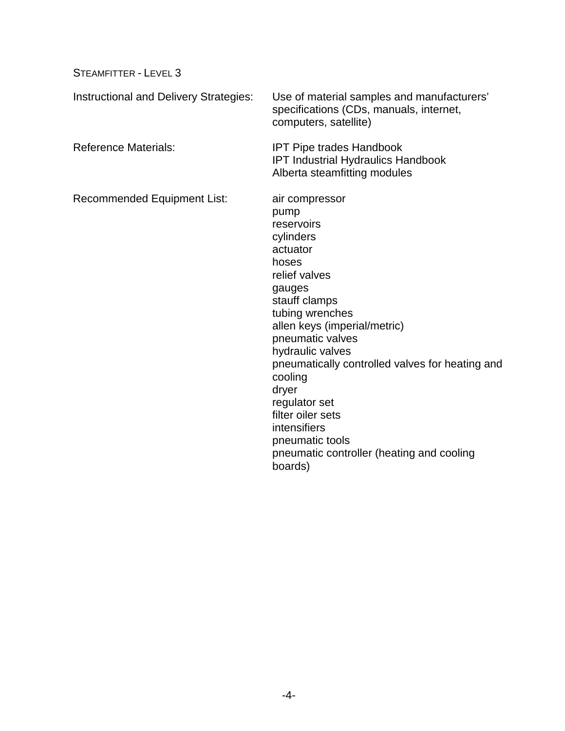STEAMFITTER - LEVEL 3

Instructional and Delivery Strategies: Use of material samples and manufacturers' specifications (CDs, manuals, internet, computers, satellite)

Reference Materials:
- IPT Pipe trades Handbook
- IPT Industrial Hydraulics Handbook
- Alberta steamfitting modules

Recommended Equipment List:
- air compressor
- pump
- reservoirs
- cylinders
- actuator
- hoses
- relief valves
- gauges
- stauff clamps
- tubing wrenches
- allen keys (imperial/metric)
- pneumatic valves
- hydraulic valves
- pneumatically controlled valves for heating and cooling
- dryer
- regulator set
- filter oiler sets
- intensifiers
- pneumatic tools
- pneumatic controller (heating and cooling boards)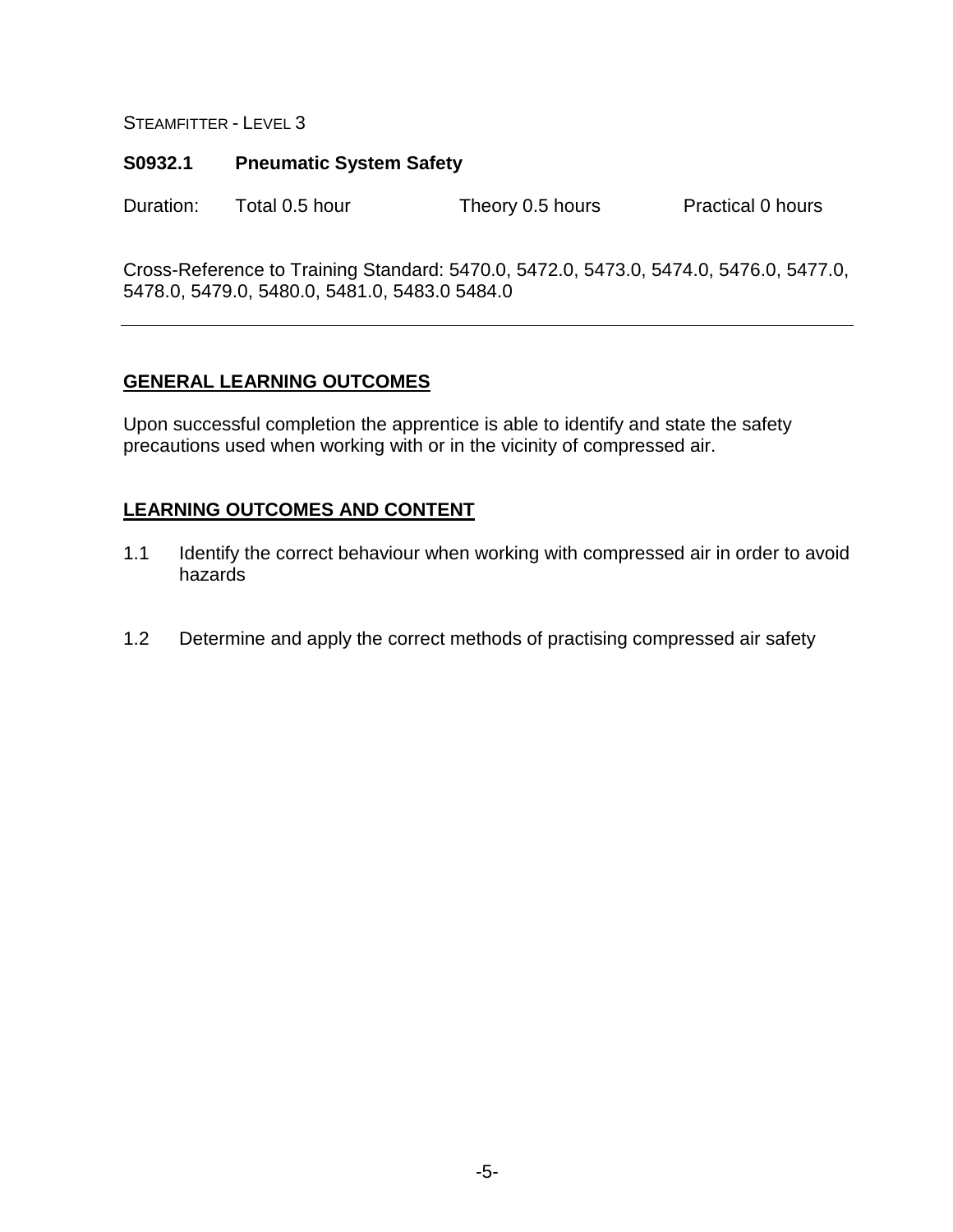STEAMFITTER - LEVEL 3

## S0932.1 Pneumatic System Safety

Duration: Total 0.5 hour Theory 0.5 hours Practical 0 hours

Cross-Reference to Training Standard: 5470.0, 5472.0, 5473.0, 5474.0, 5476.0, 5477.0, 5478.0, 5479.0, 5480.0, 5481.0, 5483.0 5484.0

---

### GENERAL LEARNING OUTCOMES

Upon successful completion the apprentice is able to identify and state the safety precautions used when working with or in the vicinity of compressed air.

### LEARNING OUTCOMES AND CONTENT

1.1 Identify the correct behaviour when working with compressed air in order to avoid hazards

1.2 Determine and apply the correct methods of practising compressed air safety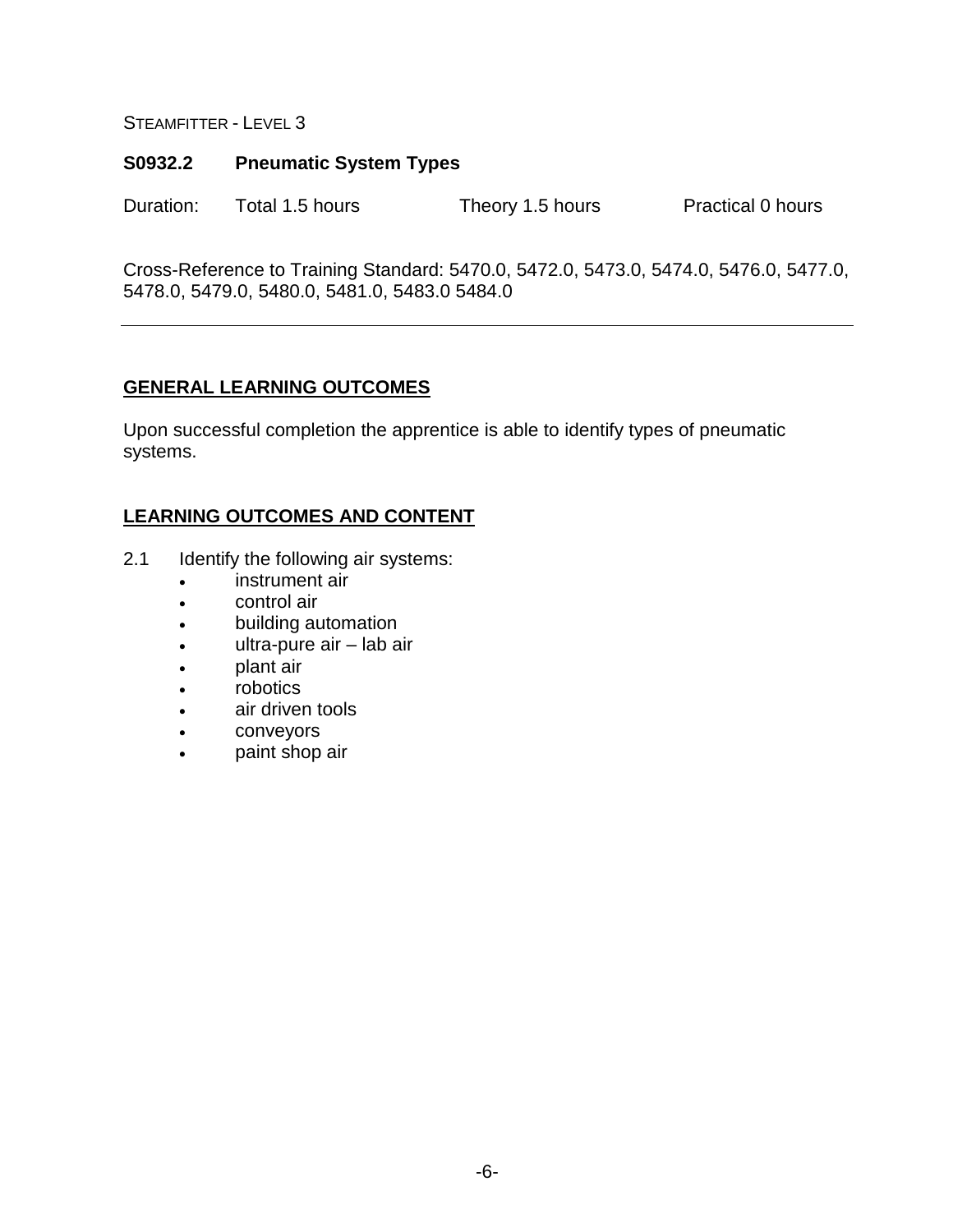## S0932.2 Pneumatic System Types

Duration: Total 1.5 hours Theory 1.5 hours Practical 0 hours

Cross-Reference to Training Standard: 5470.0, 5472.0, 5473.0, 5474.0, 5476.0, 5477.0, 5478.0, 5479.0, 5480.0, 5481.0, 5483.0 5484.0

---

### GENERAL LEARNING OUTCOMES

Upon successful completion the apprentice is able to identify types of pneumatic systems.

### LEARNING OUTCOMES AND CONTENT

2.1 Identify the following air systems:

- instrument air
- control air
- building automation
- ultra-pure air – lab air
- plant air
- robotics
- air driven tools
- conveyors
- paint shop air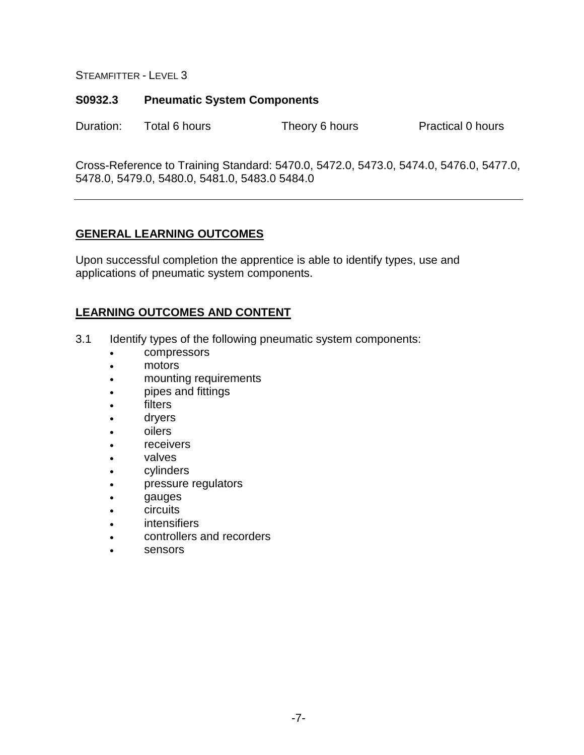## S0932.3 Pneumatic System Components

Duration: Total 6 hours Theory 6 hours Practical 0 hours

Cross-Reference to Training Standard: 5470.0, 5472.0, 5473.0, 5474.0, 5476.0, 5477.0, 5478.0, 5479.0, 5480.0, 5481.0, 5483.0 5484.0

---

### GENERAL LEARNING OUTCOMES

Upon successful completion the apprentice is able to identify types, use and applications of pneumatic system components.

### LEARNING OUTCOMES AND CONTENT

3.1 Identify types of the following pneumatic system components:

- compressors
- motors
- mounting requirements
- pipes and fittings
- filters
- dryers
- oilers
- receivers
- valves
- cylinders
- pressure regulators
- gauges
- circuits
- intensifiers
- controllers and recorders
- sensors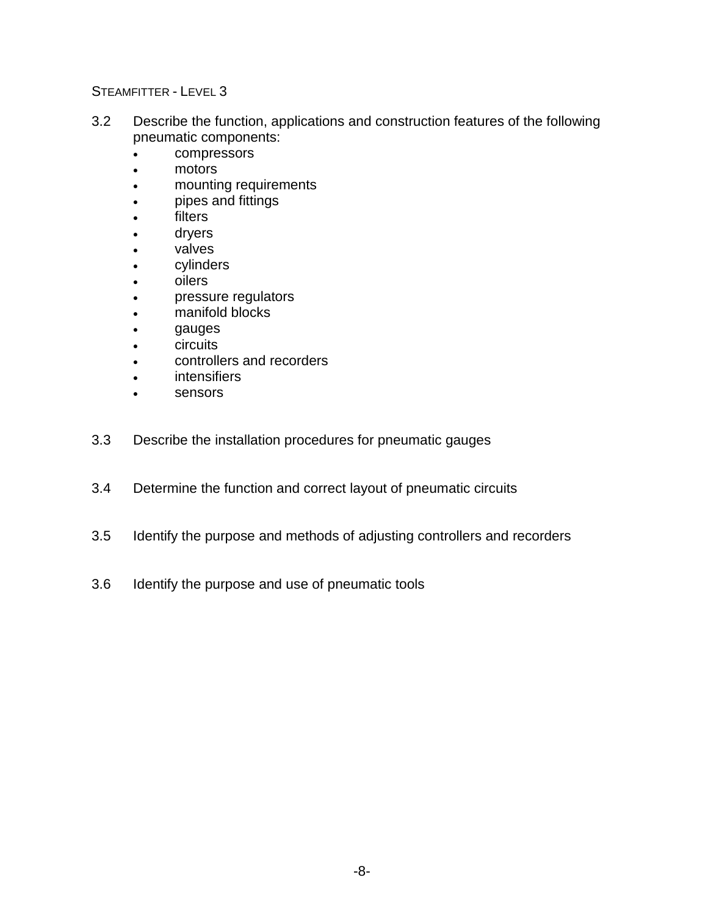3.2 Describe the function, applications and construction features of the following pneumatic components:

- compressors
- motors
- mounting requirements
- pipes and fittings
- filters
- dryers
- valves
- cylinders
- oilers
- pressure regulators
- manifold blocks
- gauges
- circuits
- controllers and recorders
- intensifiers
- sensors

3.3 Describe the installation procedures for pneumatic gauges

3.4 Determine the function and correct layout of pneumatic circuits

3.5 Identify the purpose and methods of adjusting controllers and recorders

3.6 Identify the purpose and use of pneumatic tools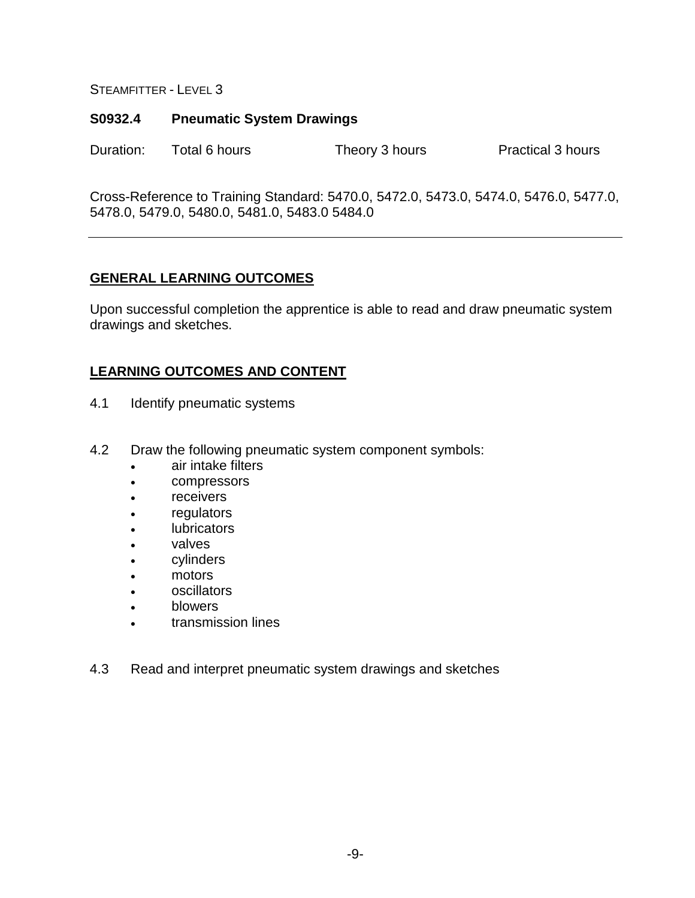STEAMFITTER - LEVEL 3

## S0932.4 Pneumatic System Drawings

Duration: Total 6 hours Theory 3 hours Practical 3 hours

Cross-Reference to Training Standard: 5470.0, 5472.0, 5473.0, 5474.0, 5476.0, 5477.0, 5478.0, 5479.0, 5480.0, 5481.0, 5483.0 5484.0

---

### GENERAL LEARNING OUTCOMES

Upon successful completion the apprentice is able to read and draw pneumatic system drawings and sketches.

### LEARNING OUTCOMES AND CONTENT

4.1 Identify pneumatic systems

4.2 Draw the following pneumatic system component symbols:

- air intake filters
- compressors
- receivers
- regulators
- lubricators
- valves
- cylinders
- motors
- oscillators
- blowers
- transmission lines

4.3 Read and interpret pneumatic system drawings and sketches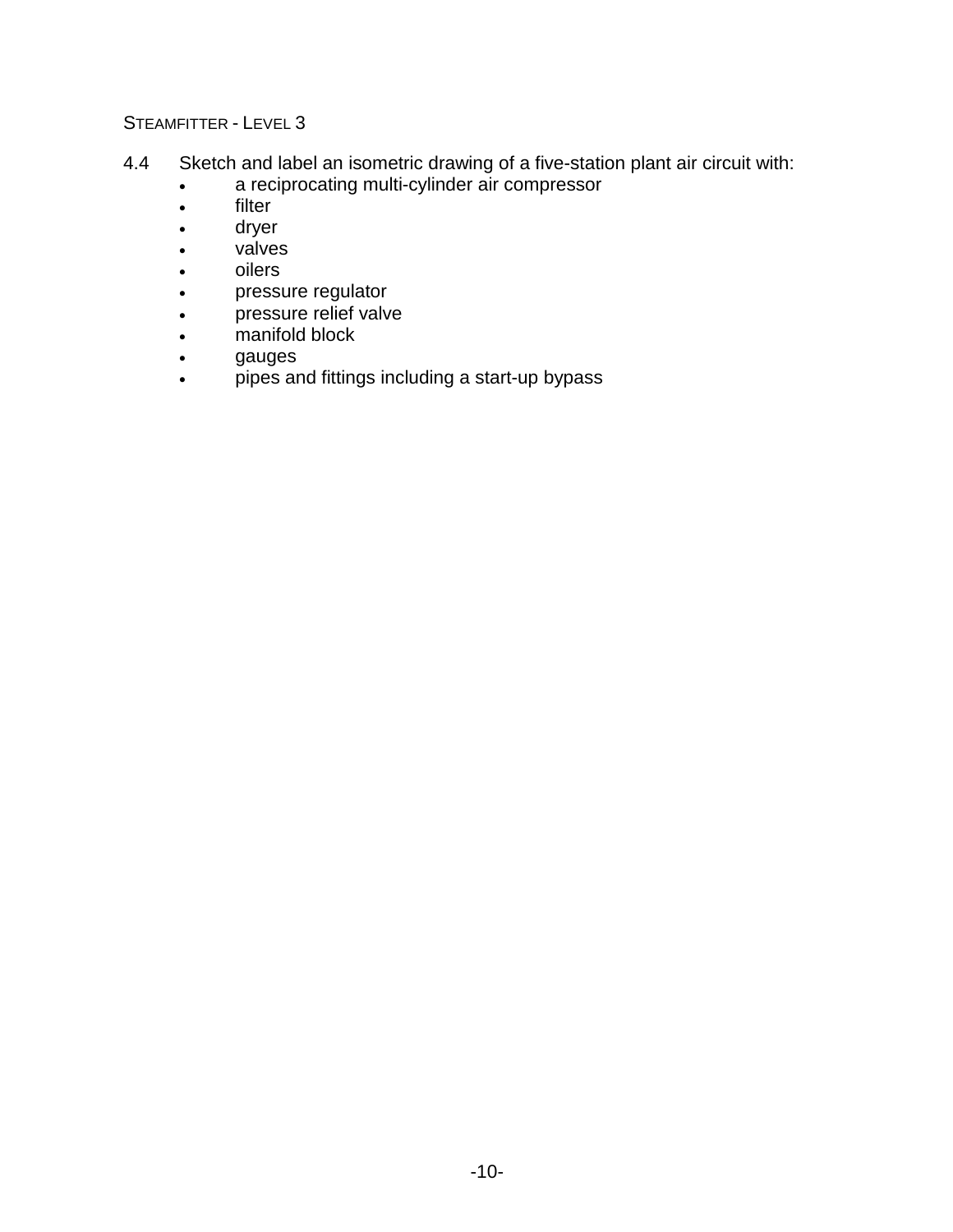4.4 Sketch and label an isometric drawing of a five-station plant air circuit with:

- a reciprocating multi-cylinder air compressor
- filter
- dryer
- valves
- oilers
- pressure regulator
- pressure relief valve
- manifold block
- gauges
- pipes and fittings including a start-up bypass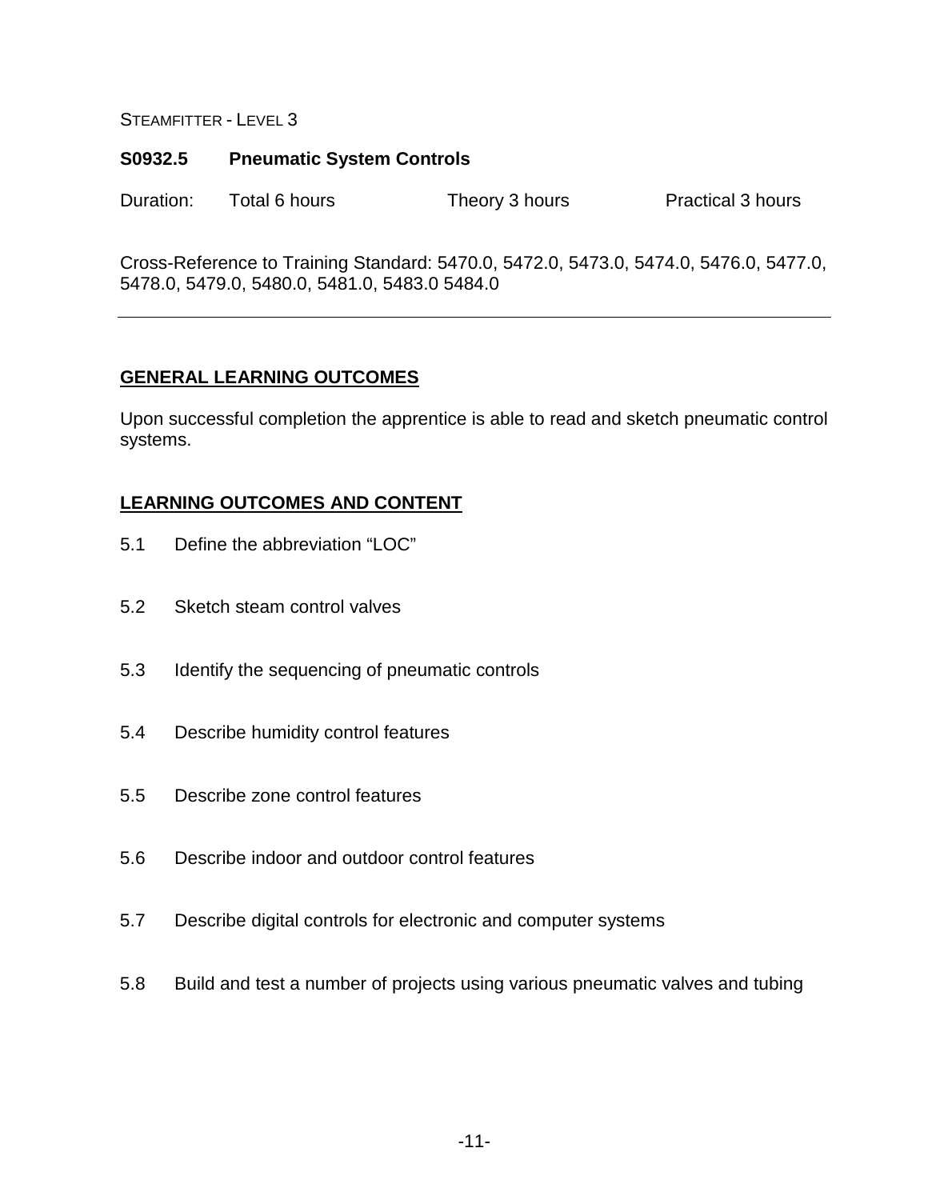STEAMFITTER - LEVEL 3

## S0932.5 Pneumatic System Controls

Duration: Total 6 hours Theory 3 hours Practical 3 hours

Cross-Reference to Training Standard: 5470.0, 5472.0, 5473.0, 5474.0, 5476.0, 5477.0, 5478.0, 5479.0, 5480.0, 5481.0, 5483.0 5484.0

---

### GENERAL LEARNING OUTCOMES

Upon successful completion the apprentice is able to read and sketch pneumatic control systems.

### LEARNING OUTCOMES AND CONTENT

5.1 Define the abbreviation “LOC”

5.2 Sketch steam control valves

5.3 Identify the sequencing of pneumatic controls

5.4 Describe humidity control features

5.5 Describe zone control features

5.6 Describe indoor and outdoor control features

5.7 Describe digital controls for electronic and computer systems

5.8 Build and test a number of projects using various pneumatic valves and tubing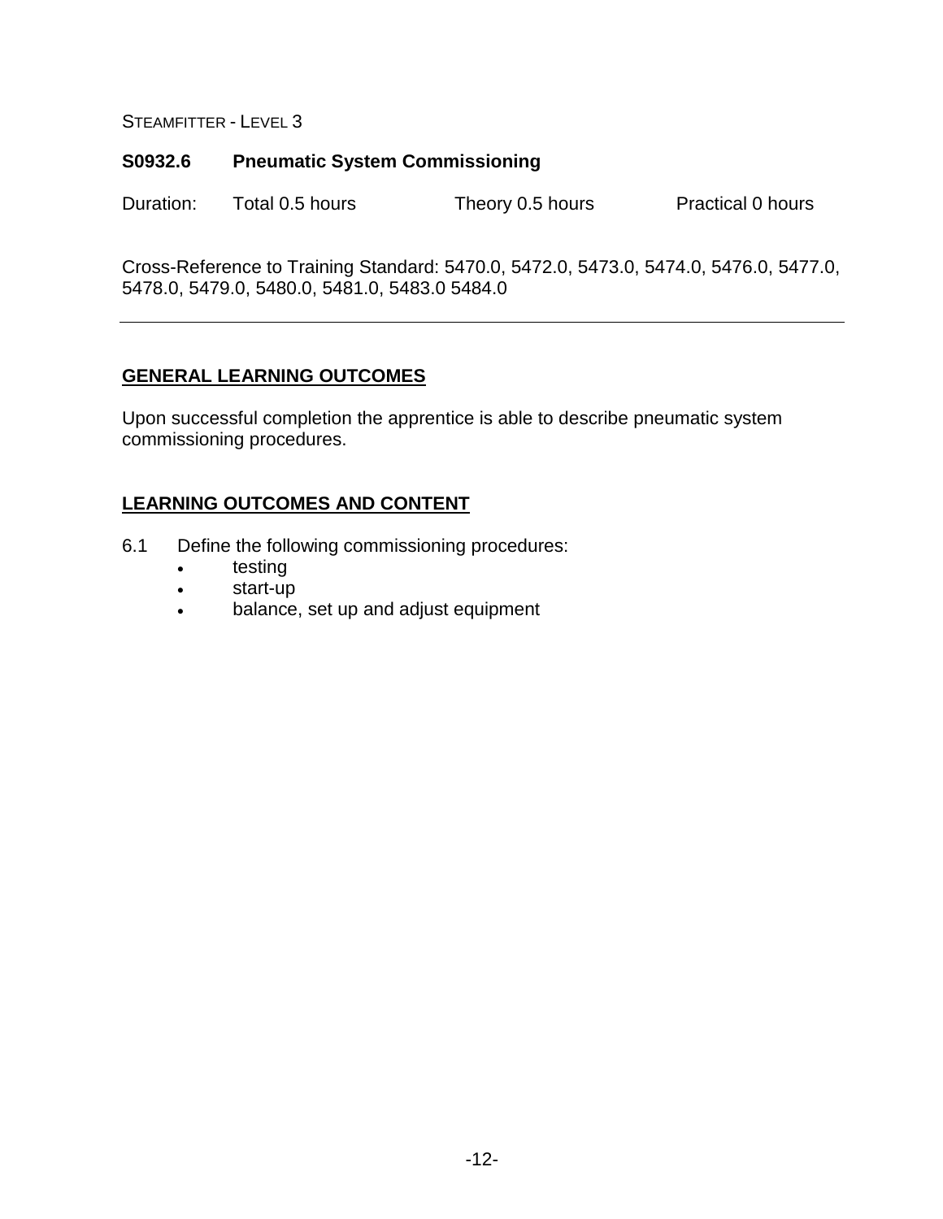STEAMFITTER - LEVEL 3

## S0932.6 Pneumatic System Commissioning

Duration: Total 0.5 hours Theory 0.5 hours Practical 0 hours

Cross-Reference to Training Standard: 5470.0, 5472.0, 5473.0, 5474.0, 5476.0, 5477.0, 5478.0, 5479.0, 5480.0, 5481.0, 5483.0 5484.0

---

### GENERAL LEARNING OUTCOMES

Upon successful completion the apprentice is able to describe pneumatic system commissioning procedures.

### LEARNING OUTCOMES AND CONTENT

6.1 Define the following commissioning procedures:
- testing
- start-up
- balance, set up and adjust equipment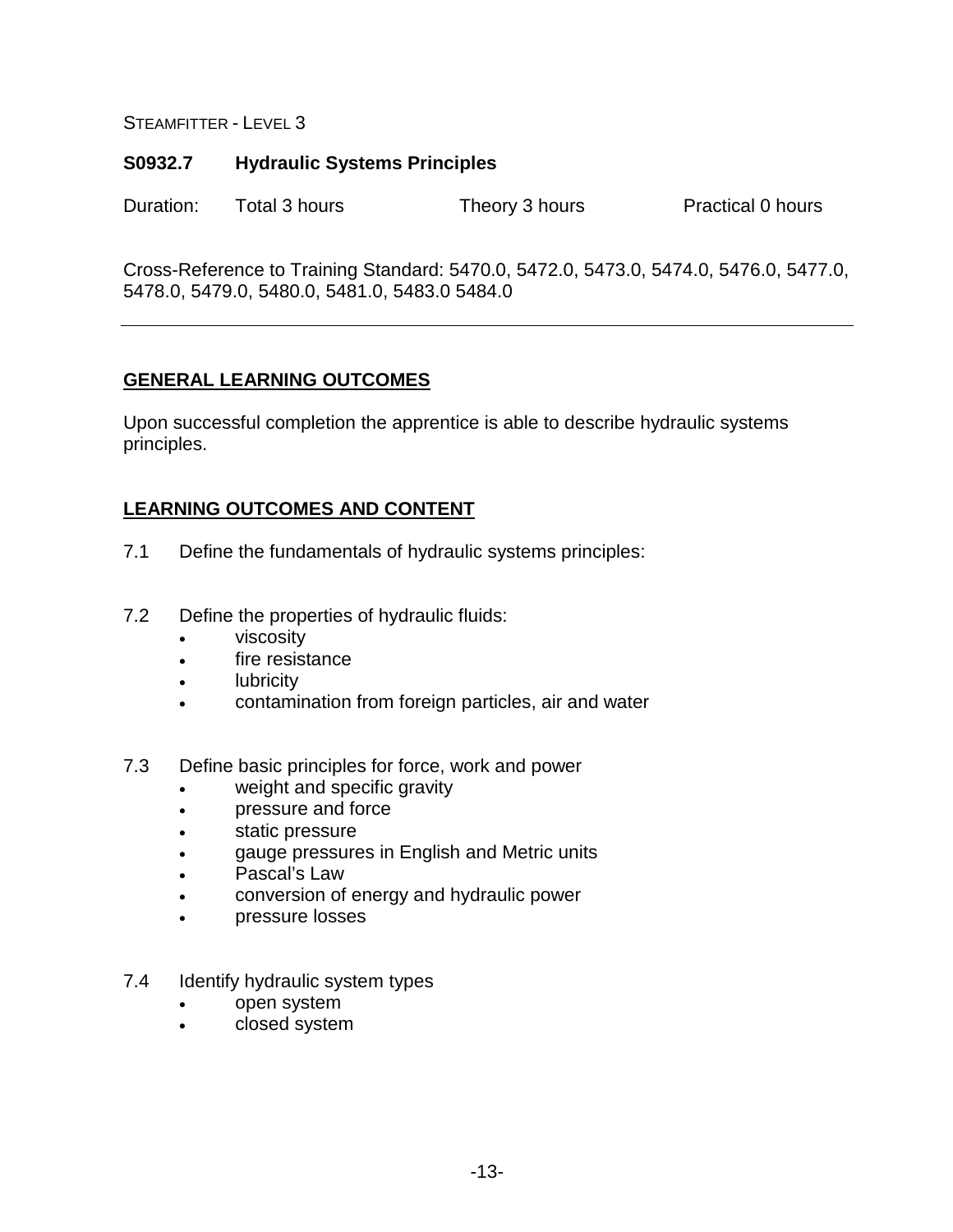STEAMFITTER - LEVEL 3

## S0932.7 Hydraulic Systems Principles

Duration: Total 3 hours Theory 3 hours Practical 0 hours

Cross-Reference to Training Standard: 5470.0, 5472.0, 5473.0, 5474.0, 5476.0, 5477.0, 5478.0, 5479.0, 5480.0, 5481.0, 5483.0 5484.0

---

### GENERAL LEARNING OUTCOMES

Upon successful completion the apprentice is able to describe hydraulic systems principles.

### LEARNING OUTCOMES AND CONTENT

7.1 Define the fundamentals of hydraulic systems principles:

7.2 Define the properties of hydraulic fluids:
- viscosity
- fire resistance
- lubricity
- contamination from foreign particles, air and water

7.3 Define basic principles for force, work and power
- weight and specific gravity
- pressure and force
- static pressure
- gauge pressures in English and Metric units
- Pascal's Law
- conversion of energy and hydraulic power
- pressure losses

7.4 Identify hydraulic system types
- open system
- closed system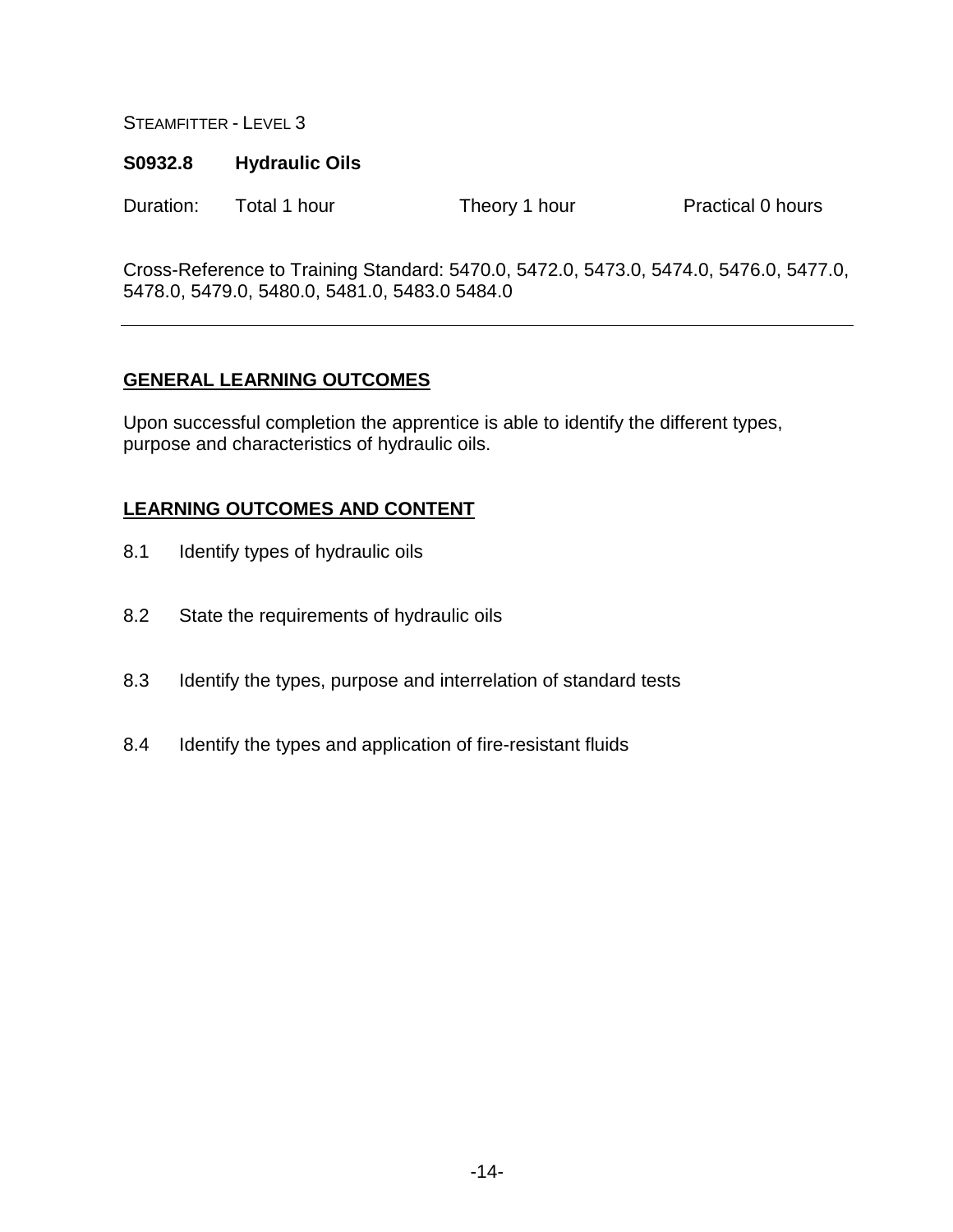STEAMFITTER - LEVEL 3

## S0932.8 Hydraulic Oils

Duration: Total 1 hour Theory 1 hour Practical 0 hours

Cross-Reference to Training Standard: 5470.0, 5472.0, 5473.0, 5474.0, 5476.0, 5477.0, 5478.0, 5479.0, 5480.0, 5481.0, 5483.0 5484.0

---

### GENERAL LEARNING OUTCOMES

Upon successful completion the apprentice is able to identify the different types, purpose and characteristics of hydraulic oils.

### LEARNING OUTCOMES AND CONTENT

8.1 Identify types of hydraulic oils

8.2 State the requirements of hydraulic oils

8.3 Identify the types, purpose and interrelation of standard tests

8.4 Identify the types and application of fire-resistant fluids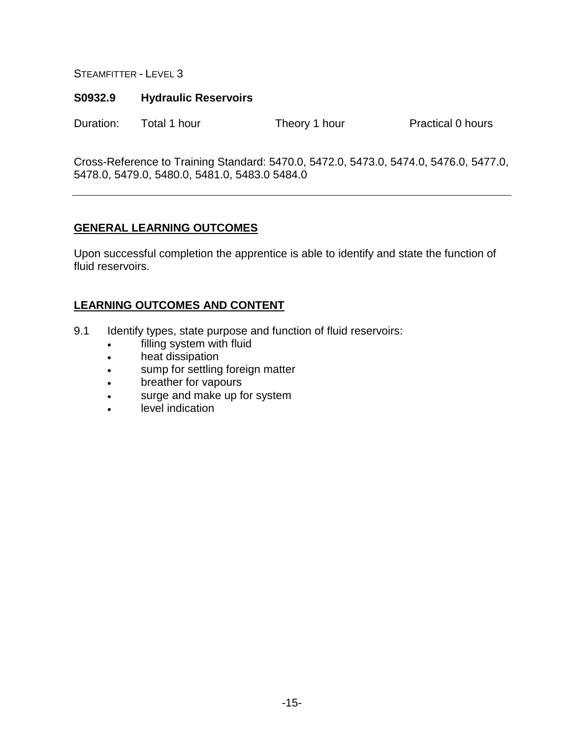STEAMFITTER - LEVEL 3

## S0932.9 Hydraulic Reservoirs

Duration: Total 1 hour Theory 1 hour Practical 0 hours

Cross-Reference to Training Standard: 5470.0, 5472.0, 5473.0, 5474.0, 5476.0, 5477.0, 5478.0, 5479.0, 5480.0, 5481.0, 5483.0 5484.0

---

### GENERAL LEARNING OUTCOMES

Upon successful completion the apprentice is able to identify and state the function of fluid reservoirs.

### LEARNING OUTCOMES AND CONTENT

9.1 Identify types, state purpose and function of fluid reservoirs:
- filling system with fluid
- heat dissipation
- sump for settling foreign matter
- breather for vapours
- surge and make up for system
- level indication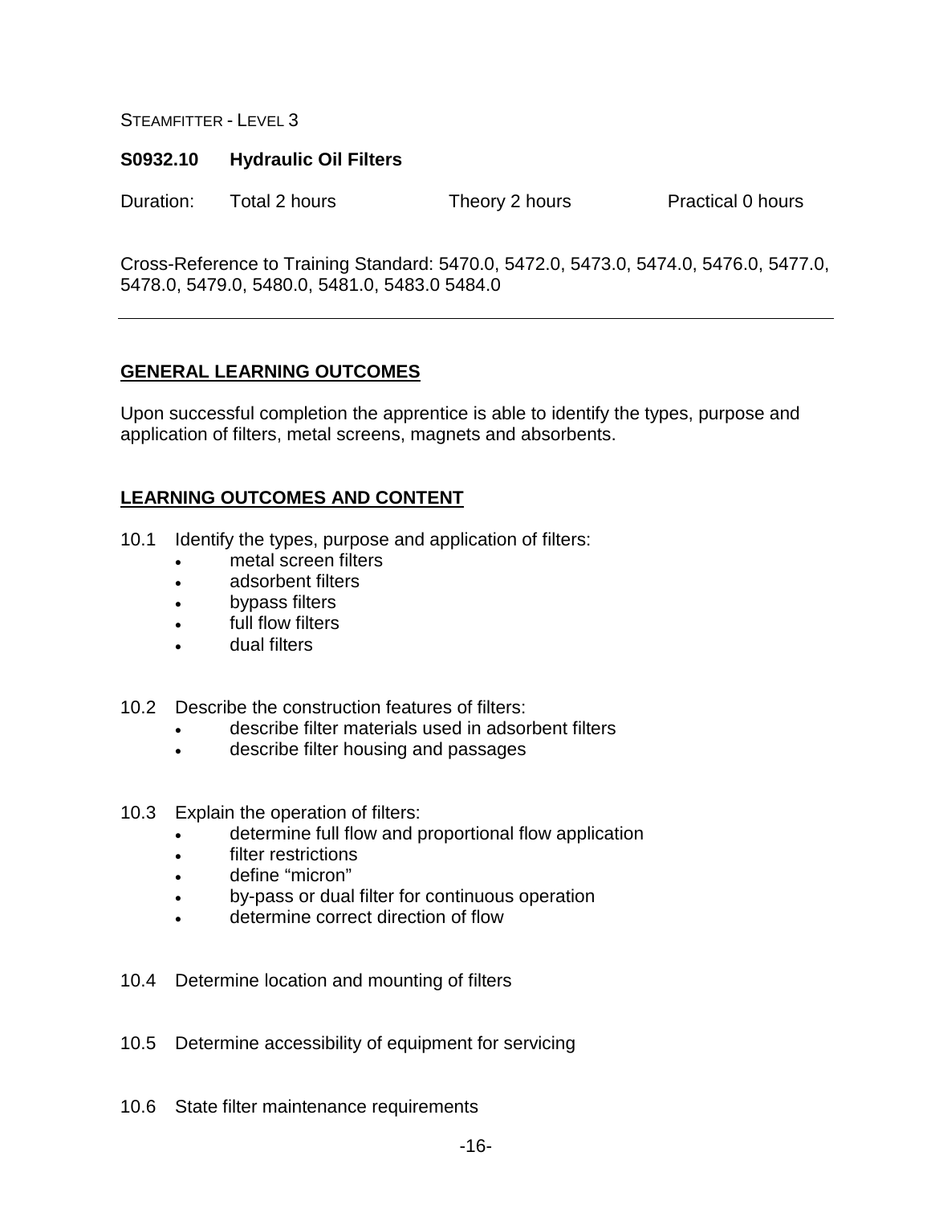## S0932.10 Hydraulic Oil Filters

Duration: Total 2 hours Theory 2 hours Practical 0 hours

Cross-Reference to Training Standard: 5470.0, 5472.0, 5473.0, 5474.0, 5476.0, 5477.0, 5478.0, 5479.0, 5480.0, 5481.0, 5483.0 5484.0

---

### GENERAL LEARNING OUTCOMES

Upon successful completion the apprentice is able to identify the types, purpose and application of filters, metal screens, magnets and absorbents.

### LEARNING OUTCOMES AND CONTENT

10.1 Identify the types, purpose and application of filters:
- metal screen filters
- adsorbent filters
- bypass filters
- full flow filters
- dual filters

10.2 Describe the construction features of filters:
- describe filter materials used in adsorbent filters
- describe filter housing and passages

10.3 Explain the operation of filters:
- determine full flow and proportional flow application
- filter restrictions
- define "micron"
- by-pass or dual filter for continuous operation
- determine correct direction of flow

10.4 Determine location and mounting of filters

10.5 Determine accessibility of equipment for servicing

10.6 State filter maintenance requirements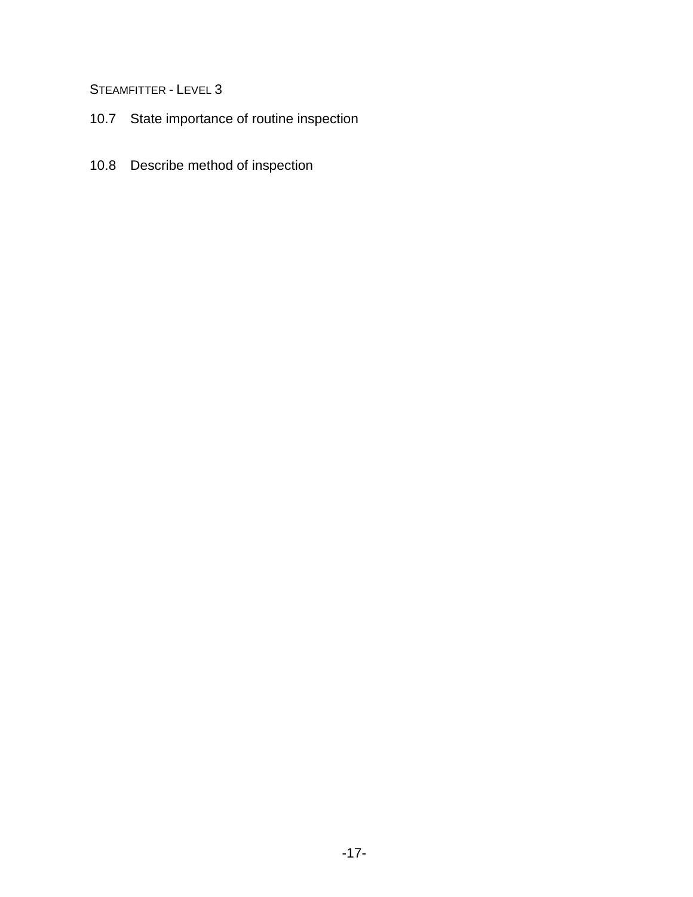10.7 State importance of routine inspection

10.8 Describe method of inspection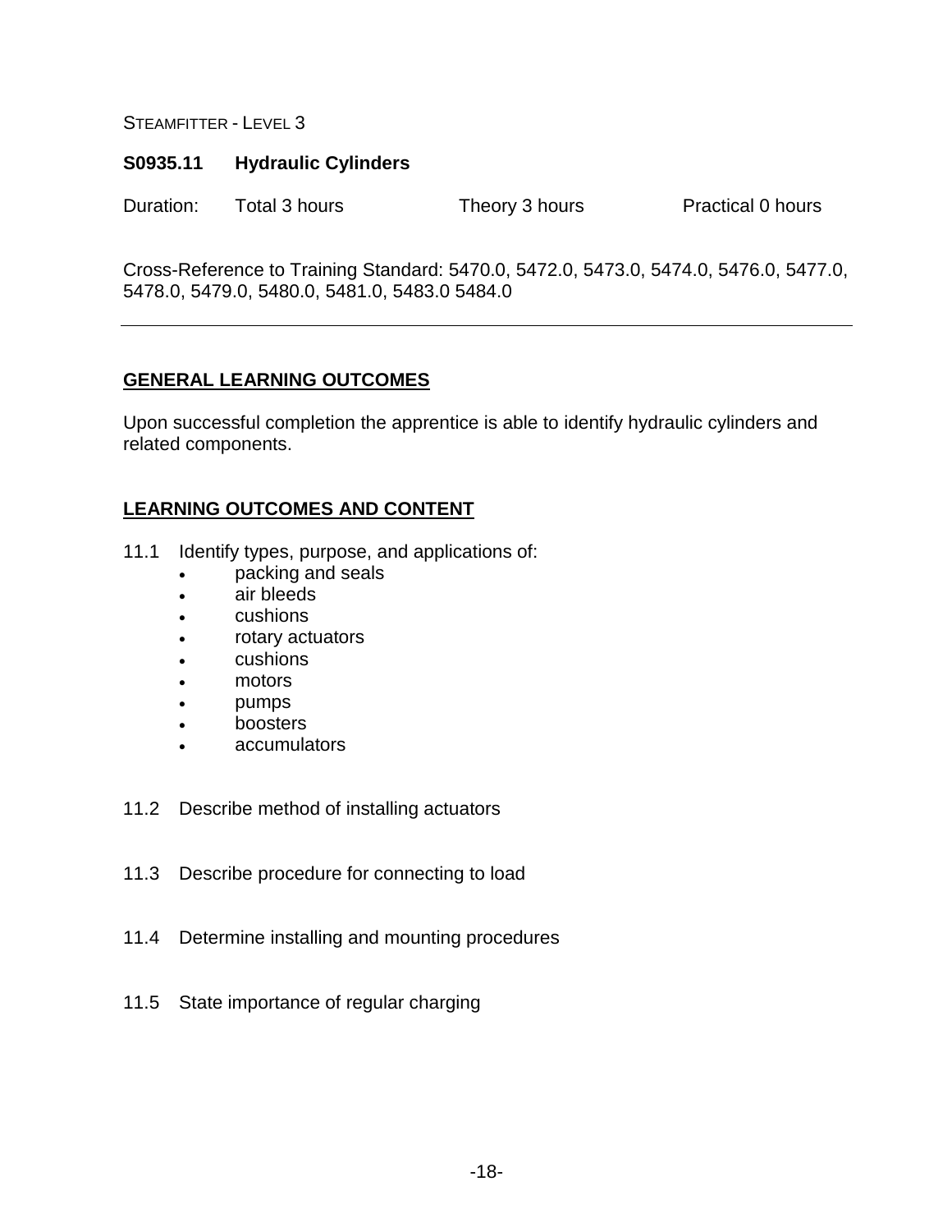STEAMFITTER - LEVEL 3

**S0935.11 Hydraulic Cylinders**

Duration: Total 3 hours Theory 3 hours Practical 0 hours

Cross-Reference to Training Standard: 5470.0, 5472.0, 5473.0, 5474.0, 5476.0, 5477.0, 5478.0, 5479.0, 5480.0, 5481.0, 5483.0 5484.0

---

## GENERAL LEARNING OUTCOMES

Upon successful completion the apprentice is able to identify hydraulic cylinders and related components.

## LEARNING OUTCOMES AND CONTENT

11.1 Identify types, purpose, and applications of:

- packing and seals
- air bleeds
- cushions
- rotary actuators
- cushions
- motors
- pumps
- boosters
- accumulators

11.2 Describe method of installing actuators

11.3 Describe procedure for connecting to load

11.4 Determine installing and mounting procedures

11.5 State importance of regular charging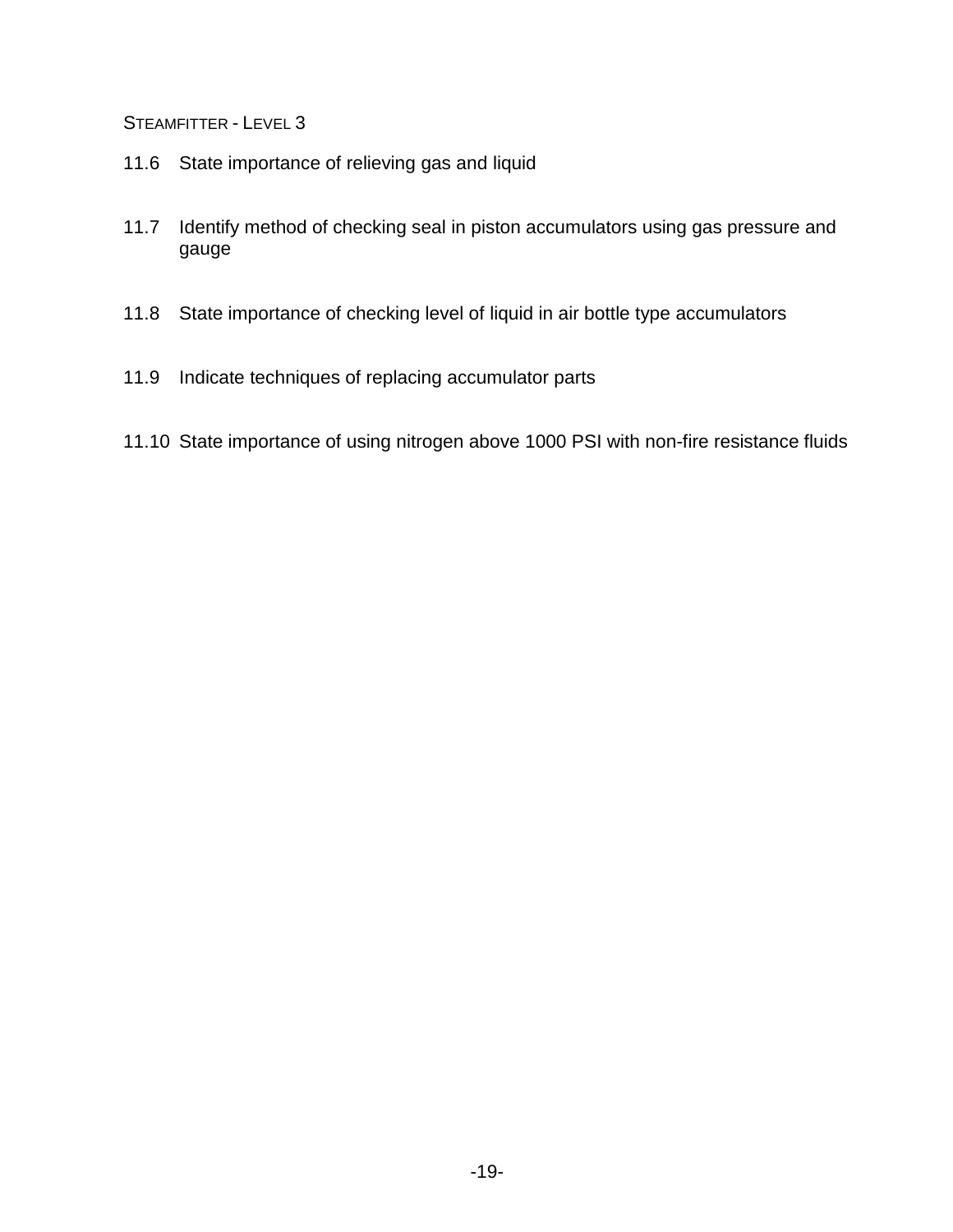11.6 State importance of relieving gas and liquid

11.7 Identify method of checking seal in piston accumulators using gas pressure and gauge

11.8 State importance of checking level of liquid in air bottle type accumulators

11.9 Indicate techniques of replacing accumulator parts

11.10 State importance of using nitrogen above 1000 PSI with non-fire resistance fluids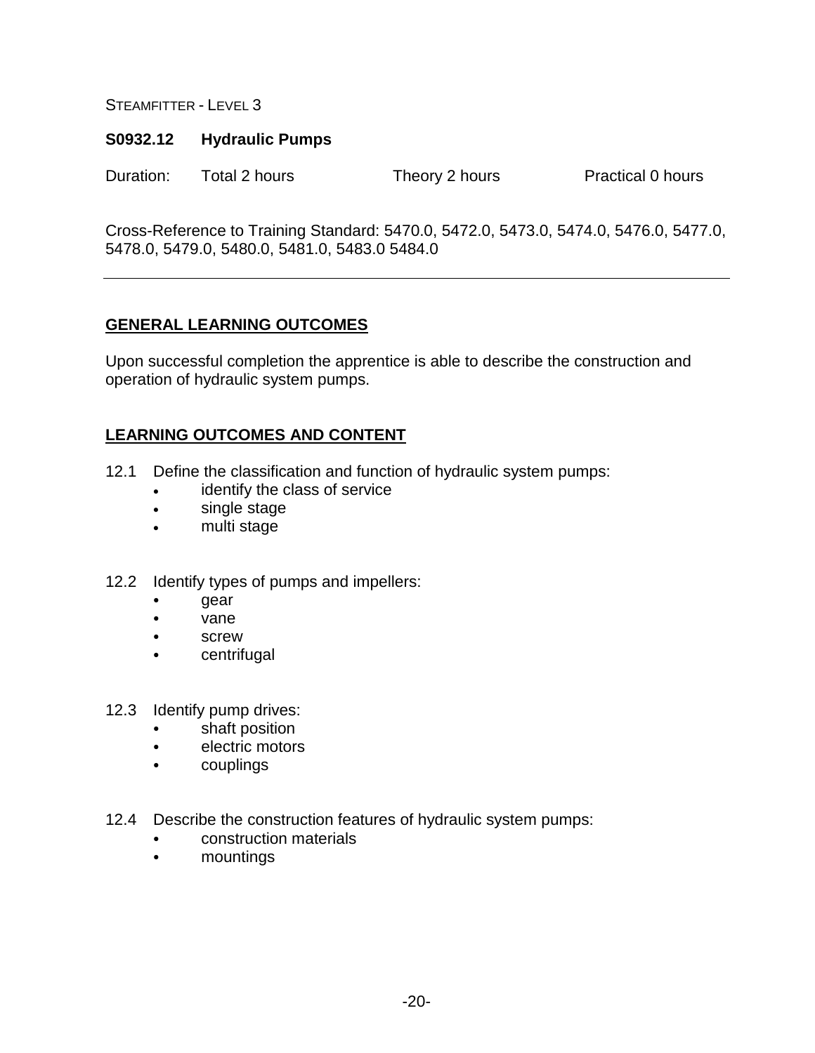STEAMFITTER - LEVEL 3

## S0932.12 Hydraulic Pumps

Duration: Total 2 hours Theory 2 hours Practical 0 hours

Cross-Reference to Training Standard: 5470.0, 5472.0, 5473.0, 5474.0, 5476.0, 5477.0, 5478.0, 5479.0, 5480.0, 5481.0, 5483.0 5484.0

---

### GENERAL LEARNING OUTCOMES

Upon successful completion the apprentice is able to describe the construction and operation of hydraulic system pumps.

### LEARNING OUTCOMES AND CONTENT

12.1 Define the classification and function of hydraulic system pumps:
- identify the class of service
- single stage
- multi stage

12.2 Identify types of pumps and impellers:
- gear
- vane
- screw
- centrifugal

12.3 Identify pump drives:
- shaft position
- electric motors
- couplings

12.4 Describe the construction features of hydraulic system pumps:
- construction materials
- mountings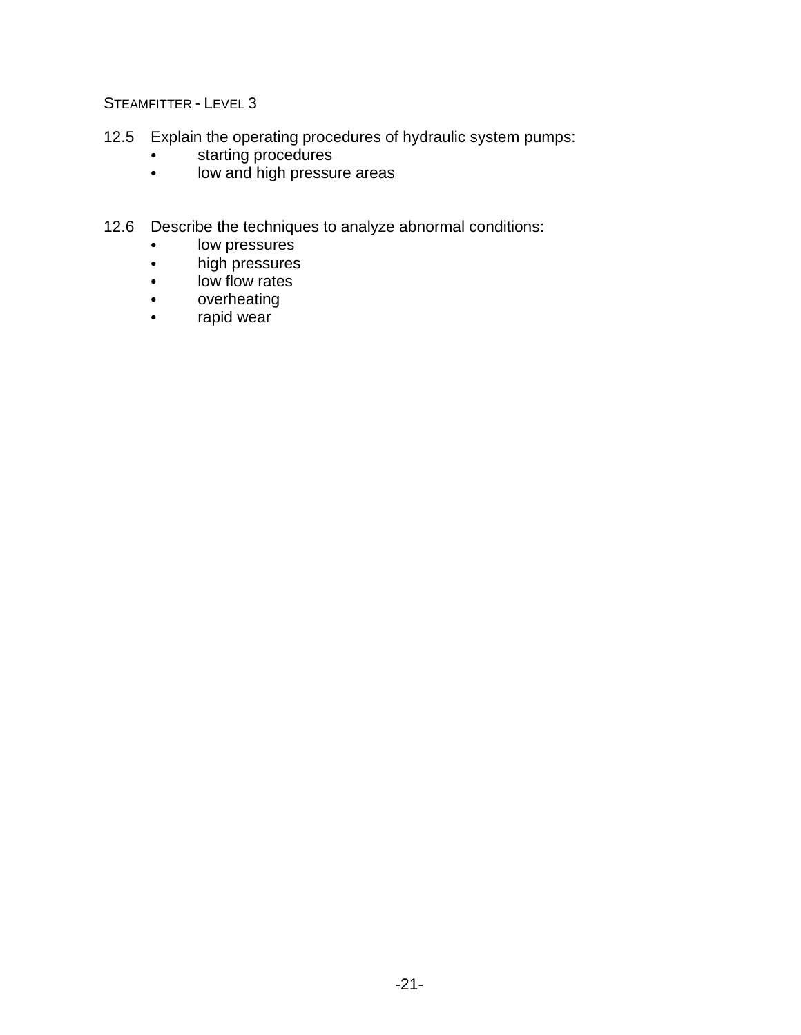12.5 Explain the operating procedures of hydraulic system pumps:

- starting procedures
- low and high pressure areas

12.6 Describe the techniques to analyze abnormal conditions:

- low pressures
- high pressures
- low flow rates
- overheating
- rapid wear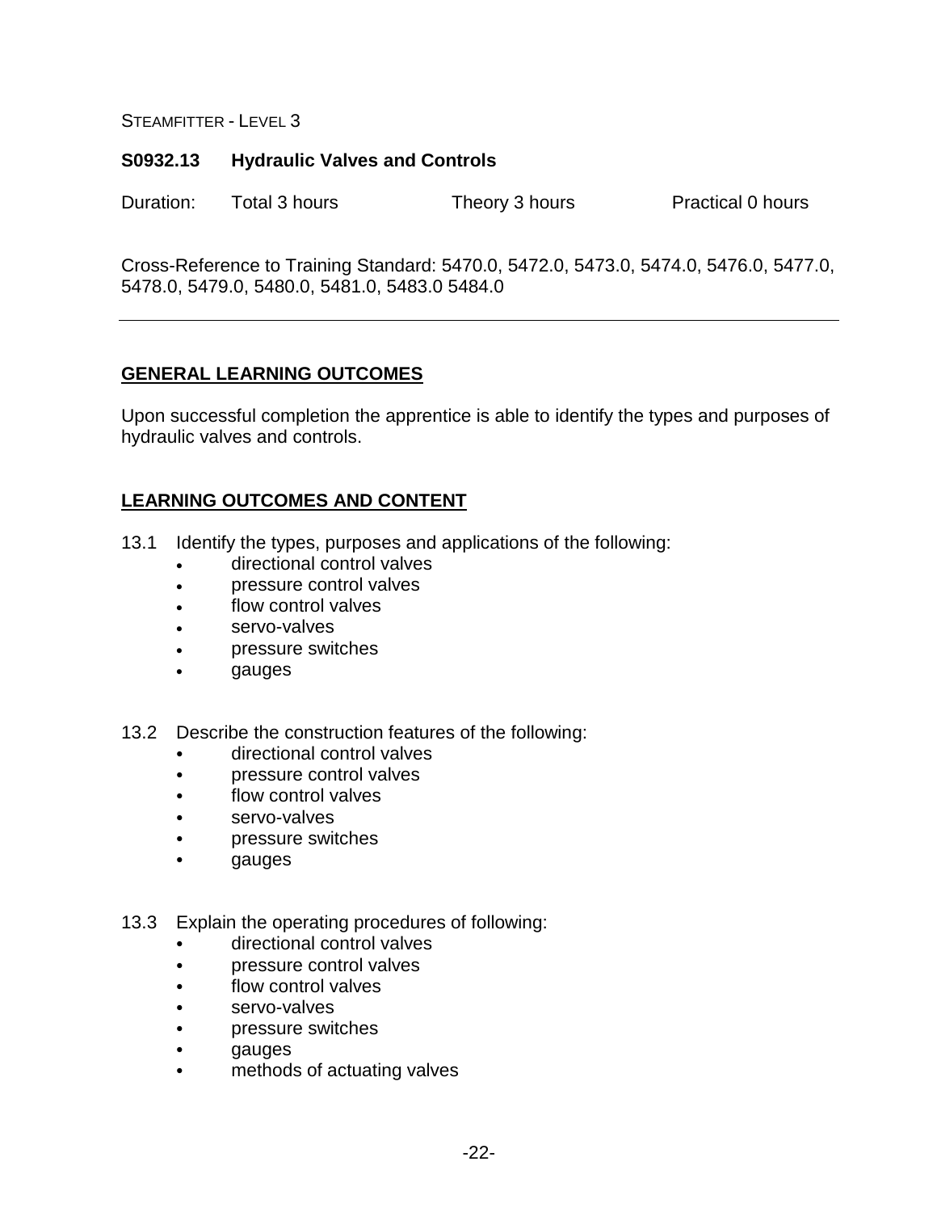STEAMFITTER - LEVEL 3

## S0932.13 Hydraulic Valves and Controls

Duration: Total 3 hours Theory 3 hours Practical 0 hours

Cross-Reference to Training Standard: 5470.0, 5472.0, 5473.0, 5474.0, 5476.0, 5477.0, 5478.0, 5479.0, 5480.0, 5481.0, 5483.0 5484.0

---

### GENERAL LEARNING OUTCOMES

Upon successful completion the apprentice is able to identify the types and purposes of hydraulic valves and controls.

### LEARNING OUTCOMES AND CONTENT

13.1 Identify the types, purposes and applications of the following:

- directional control valves
- pressure control valves
- flow control valves
- servo-valves
- pressure switches
- gauges

13.2 Describe the construction features of the following:

- directional control valves
- pressure control valves
- flow control valves
- servo-valves
- pressure switches
- gauges

13.3 Explain the operating procedures of following:

- directional control valves
- pressure control valves
- flow control valves
- servo-valves
- pressure switches
- gauges
- methods of actuating valves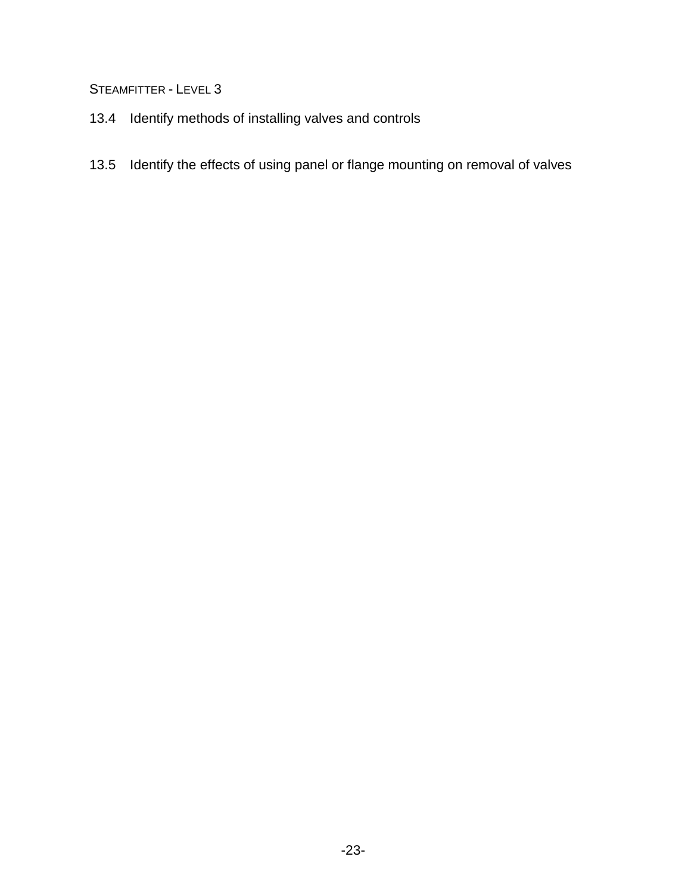13.4 Identify methods of installing valves and controls

13.5 Identify the effects of using panel or flange mounting on removal of valves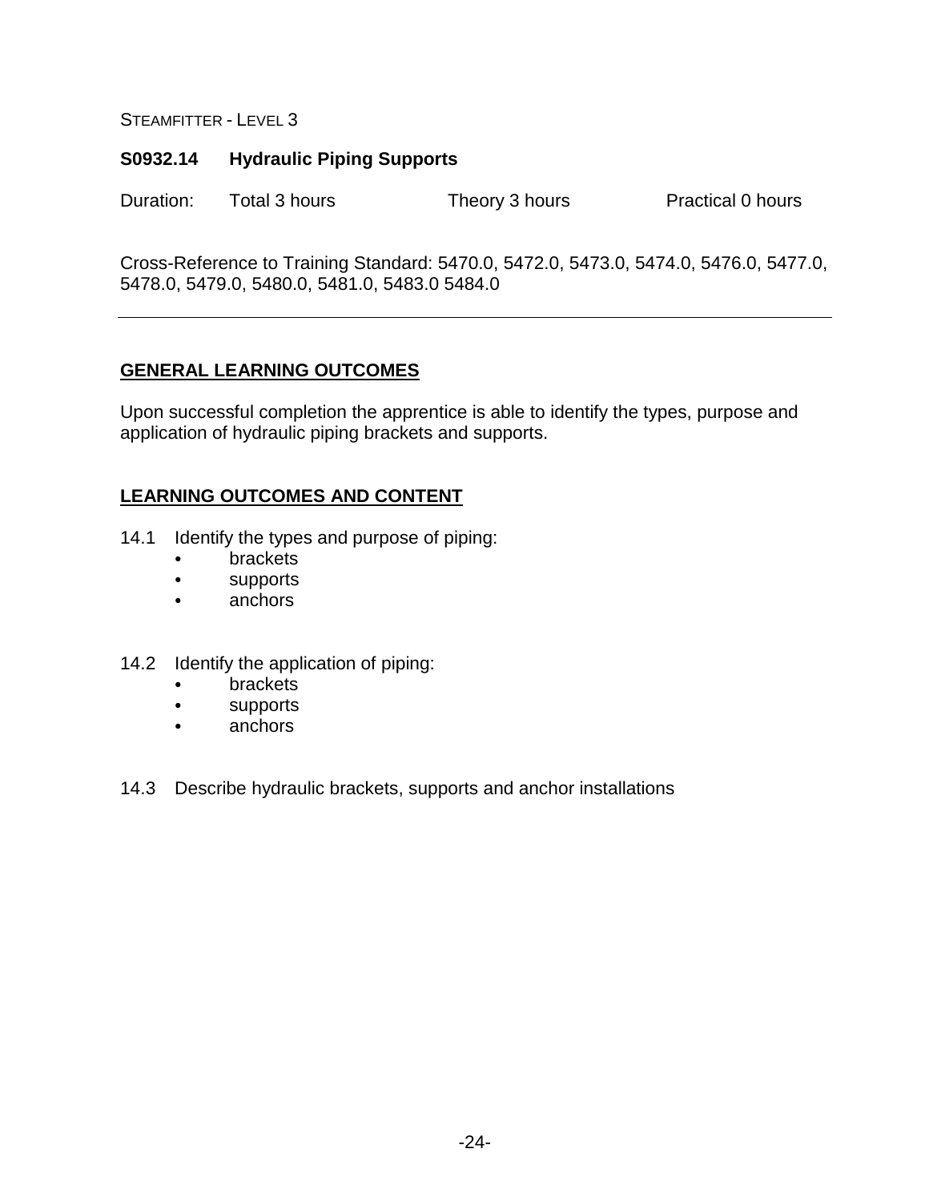## S0932.14 Hydraulic Piping Supports

Duration: Total 3 hours Theory 3 hours Practical 0 hours

Cross-Reference to Training Standard: 5470.0, 5472.0, 5473.0, 5474.0, 5476.0, 5477.0, 5478.0, 5479.0, 5480.0, 5481.0, 5483.0 5484.0

---

### GENERAL LEARNING OUTCOMES

Upon successful completion the apprentice is able to identify the types, purpose and application of hydraulic piping brackets and supports.

### LEARNING OUTCOMES AND CONTENT

14.1 Identify the types and purpose of piping:
- brackets
- supports
- anchors

14.2 Identify the application of piping:
- brackets
- supports
- anchors

14.3 Describe hydraulic brackets, supports and anchor installations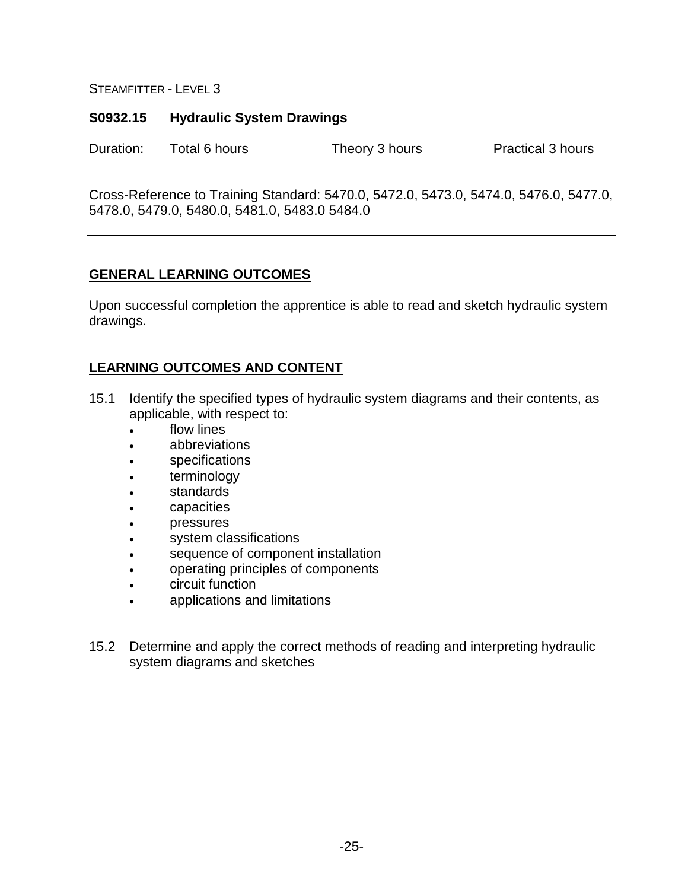## S0932.15 Hydraulic System Drawings

Duration: Total 6 hours Theory 3 hours Practical 3 hours

Cross-Reference to Training Standard: 5470.0, 5472.0, 5473.0, 5474.0, 5476.0, 5477.0, 5478.0, 5479.0, 5480.0, 5481.0, 5483.0 5484.0

---

### GENERAL LEARNING OUTCOMES

Upon successful completion the apprentice is able to read and sketch hydraulic system drawings.

### LEARNING OUTCOMES AND CONTENT

15.1 Identify the specified types of hydraulic system diagrams and their contents, as applicable, with respect to:

- flow lines
- abbreviations
- specifications
- terminology
- standards
- capacities
- pressures
- system classifications
- sequence of component installation
- operating principles of components
- circuit function
- applications and limitations

15.2 Determine and apply the correct methods of reading and interpreting hydraulic system diagrams and sketches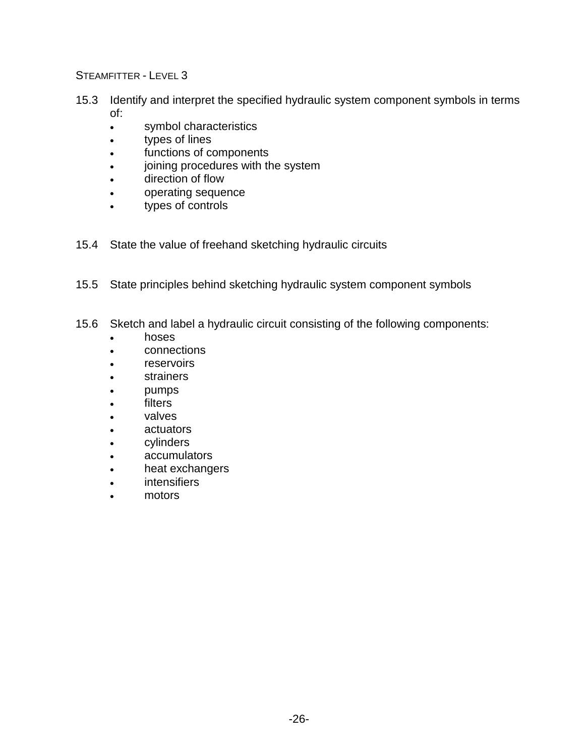15.3 Identify and interpret the specified hydraulic system component symbols in terms of:

- symbol characteristics
- types of lines
- functions of components
- joining procedures with the system
- direction of flow
- operating sequence
- types of controls

15.4 State the value of freehand sketching hydraulic circuits

15.5 State principles behind sketching hydraulic system component symbols

15.6 Sketch and label a hydraulic circuit consisting of the following components:

- hoses
- connections
- reservoirs
- strainers
- pumps
- filters
- valves
- actuators
- cylinders
- accumulators
- heat exchangers
- intensifiers
- motors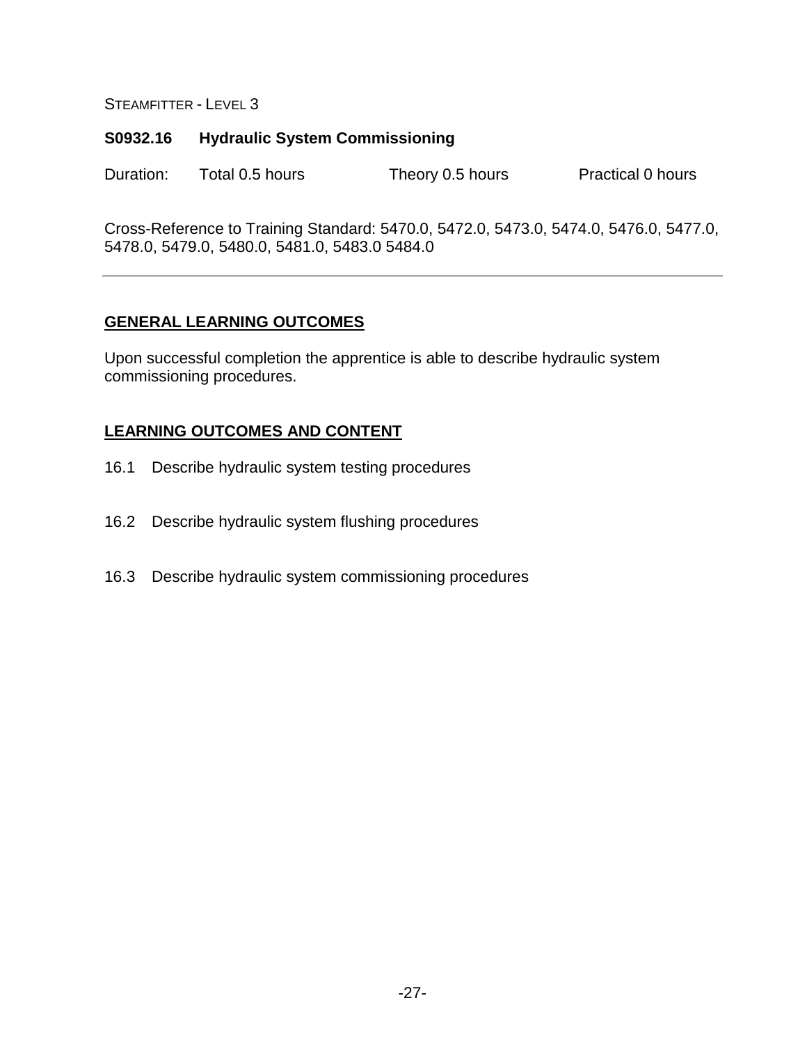STEAMFITTER - LEVEL 3

**S0932.16 Hydraulic System Commissioning**

Duration: Total 0.5 hours Theory 0.5 hours Practical 0 hours

Cross-Reference to Training Standard: 5470.0, 5472.0, 5473.0, 5474.0, 5476.0, 5477.0, 5478.0, 5479.0, 5480.0, 5481.0, 5483.0 5484.0

---

## GENERAL LEARNING OUTCOMES

Upon successful completion the apprentice is able to describe hydraulic system commissioning procedures.

## LEARNING OUTCOMES AND CONTENT

16.1 Describe hydraulic system testing procedures

16.2 Describe hydraulic system flushing procedures

16.3 Describe hydraulic system commissioning procedures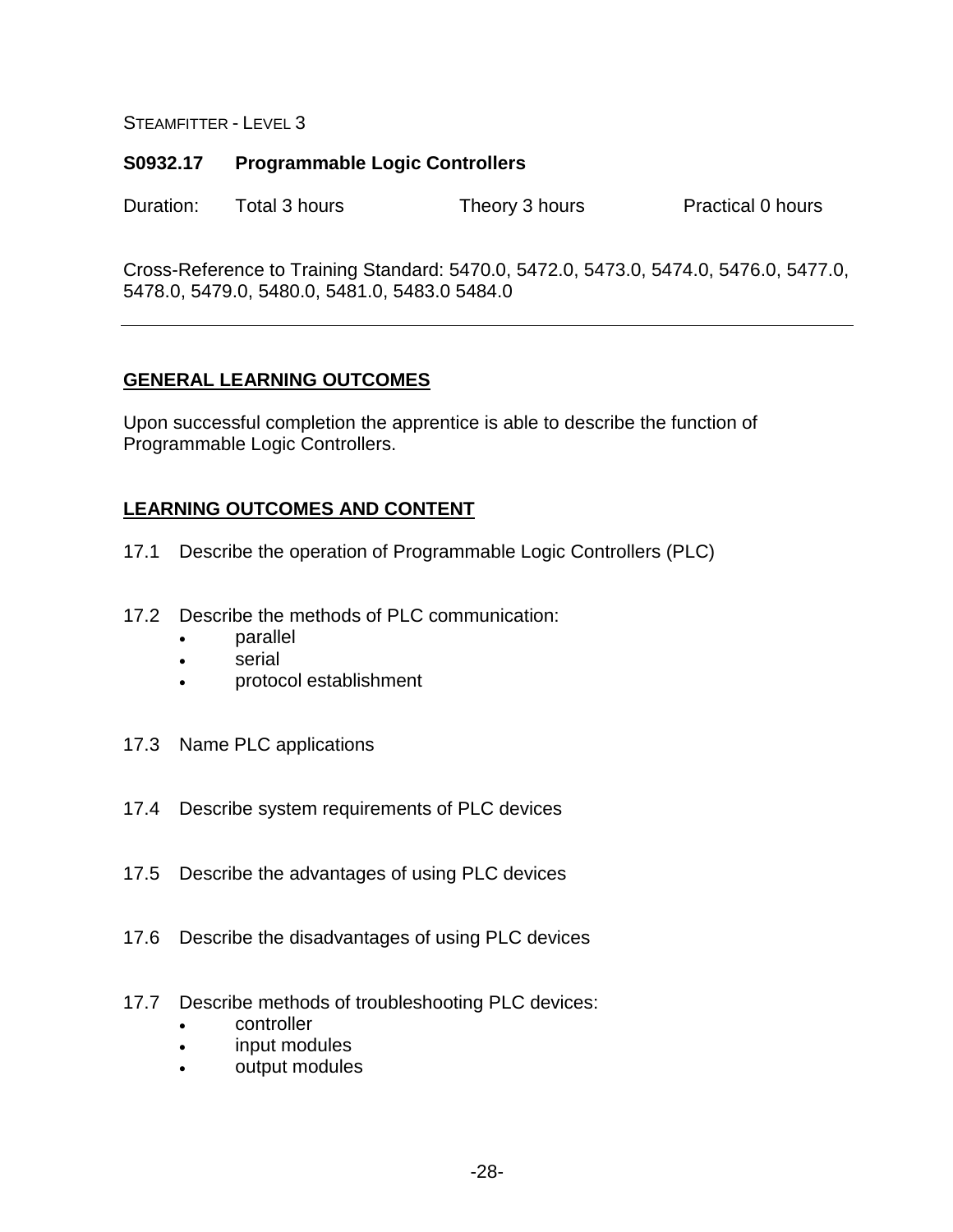## S0932.17 Programmable Logic Controllers

Duration: Total 3 hours Theory 3 hours Practical 0 hours

Cross-Reference to Training Standard: 5470.0, 5472.0, 5473.0, 5474.0, 5476.0, 5477.0, 5478.0, 5479.0, 5480.0, 5481.0, 5483.0 5484.0

---

### GENERAL LEARNING OUTCOMES

Upon successful completion the apprentice is able to describe the function of Programmable Logic Controllers.

### LEARNING OUTCOMES AND CONTENT

17.1 Describe the operation of Programmable Logic Controllers (PLC)

17.2 Describe the methods of PLC communication:
- parallel
- serial
- protocol establishment

17.3 Name PLC applications

17.4 Describe system requirements of PLC devices

17.5 Describe the advantages of using PLC devices

17.6 Describe the disadvantages of using PLC devices

17.7 Describe methods of troubleshooting PLC devices:
- controller
- input modules
- output modules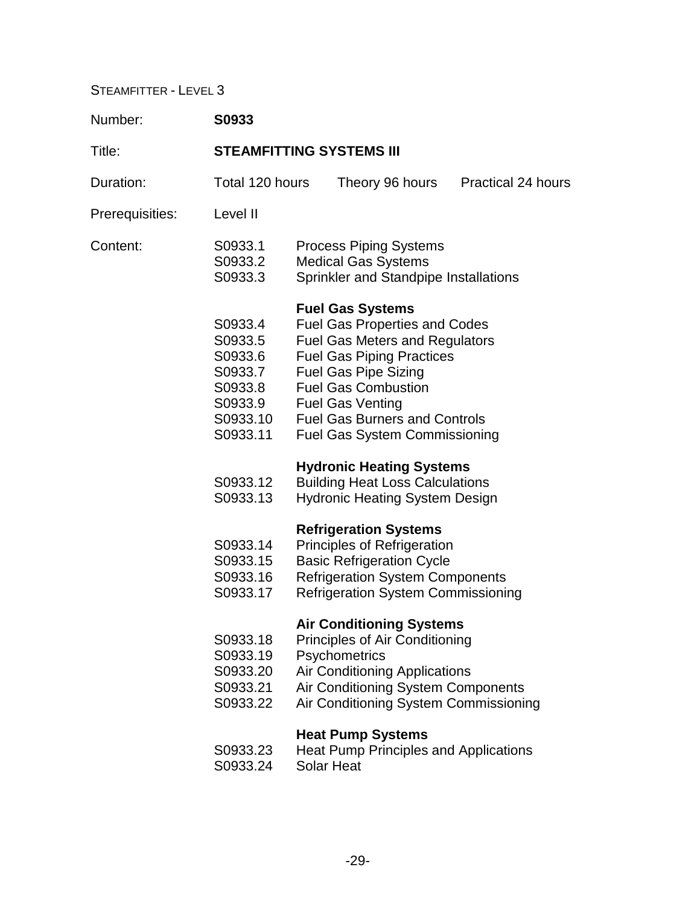STEAMFITTER - LEVEL 3

| | |
|---|---|
| Number: | **S0933** |
| Title: | **STEAMFITTING SYSTEMS III** |
| Duration: | Total 120 hours Theory 96 hours Practical 24 hours |
| Prerequisites: | Level II |

Content:

| | |
|---|---|
| S0933.1 | Process Piping Systems |
| S0933.2 | Medical Gas Systems |
| S0933.3 | Sprinkler and Standpipe Installations |
| | **Fuel Gas Systems** |
| S0933.4 | Fuel Gas Properties and Codes |
| S0933.5 | Fuel Gas Meters and Regulators |
| S0933.6 | Fuel Gas Piping Practices |
| S0933.7 | Fuel Gas Pipe Sizing |
| S0933.8 | Fuel Gas Combustion |
| S0933.9 | Fuel Gas Venting |
| S0933.10 | Fuel Gas Burners and Controls |
| S0933.11 | Fuel Gas System Commissioning |
| | **Hydronic Heating Systems** |
| S0933.12 | Building Heat Loss Calculations |
| S0933.13 | Hydronic Heating System Design |
| | **Refrigeration Systems** |
| S0933.14 | Principles of Refrigeration |
| S0933.15 | Basic Refrigeration Cycle |
| S0933.16 | Refrigeration System Components |
| S0933.17 | Refrigeration System Commissioning |
| | **Air Conditioning Systems** |
| S0933.18 | Principles of Air Conditioning |
| S0933.19 | Psychometrics |
| S0933.20 | Air Conditioning Applications |
| S0933.21 | Air Conditioning System Components |
| S0933.22 | Air Conditioning System Commissioning |
| | **Heat Pump Systems** |
| S0933.23 | Heat Pump Principles and Applications |
| S0933.24 | Solar Heat |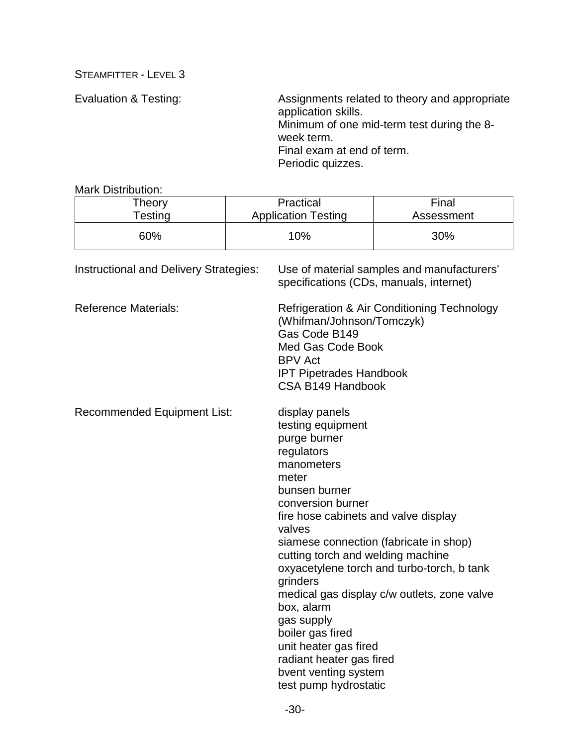STEAMFITTER - LEVEL 3

Evaluation & Testing:

Assignments related to theory and appropriate application skills.
Minimum of one mid-term test during the 8-week term.
Final exam at end of term.
Periodic quizzes.

Mark Distribution:

| Theory Testing | Practical Application Testing | Final Assessment |
|---|---|---|
| 60% | 10% | 30% |

Instructional and Delivery Strategies: Use of material samples and manufacturers' specifications (CDs, manuals, internet)

Reference Materials:

Refrigeration & Air Conditioning Technology (Whifman/Johnson/Tomczyk)
Gas Code B149
Med Gas Code Book
BPV Act
IPT Pipetrades Handbook
CSA B149 Handbook

Recommended Equipment List:

display panels
testing equipment
purge burner
regulators
manometers
meter
bunsen burner
conversion burner
fire hose cabinets and valve display
valves
siamese connection (fabricate in shop)
cutting torch and welding machine
oxyacetylene torch and turbo-torch, b tank
grinders
medical gas display c/w outlets, zone valve box, alarm
gas supply
boiler gas fired
unit heater gas fired
radiant heater gas fired
bvent venting system
test pump hydrostatic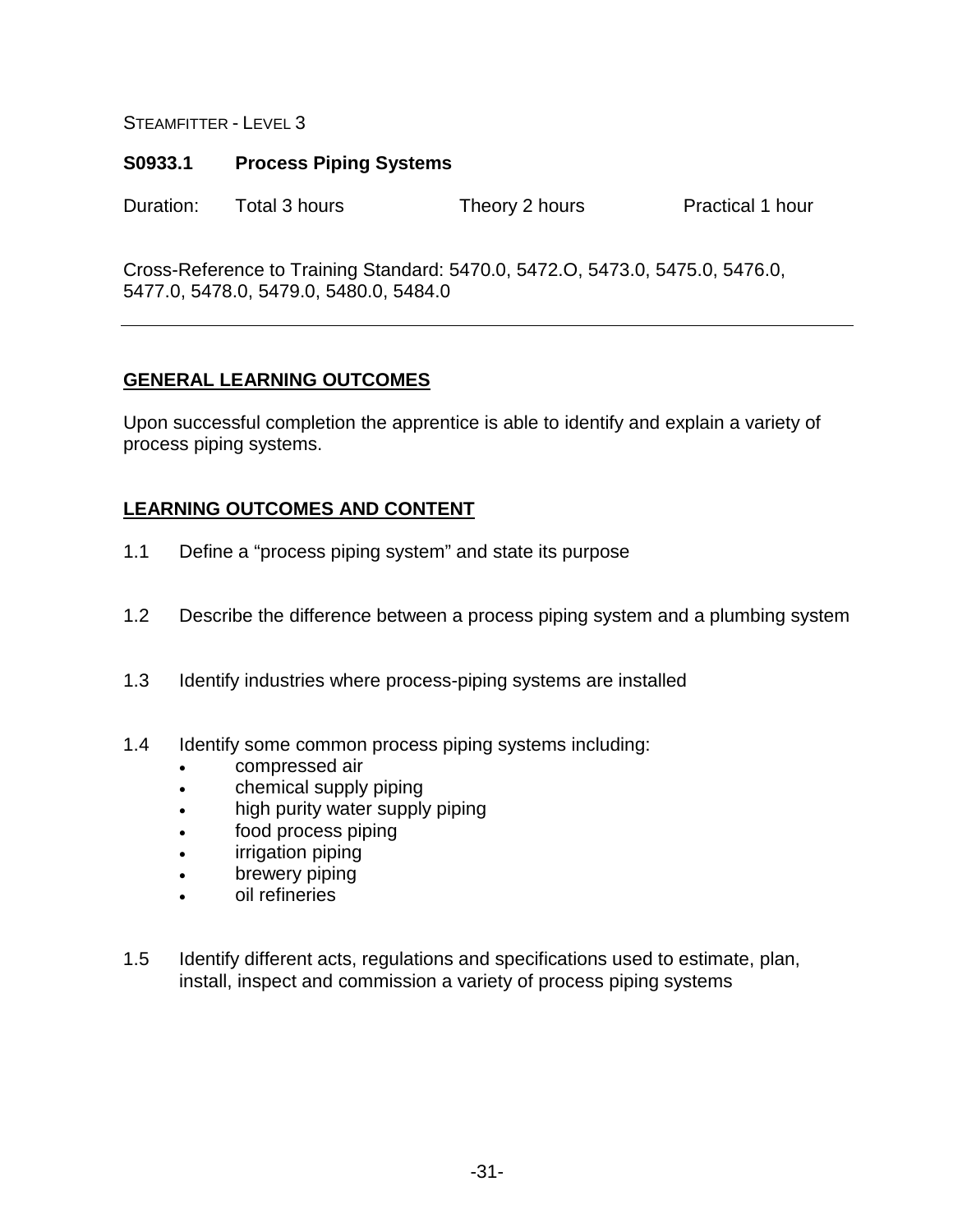STEAMFITTER - LEVEL 3

## S0933.1 Process Piping Systems

Duration: Total 3 hours Theory 2 hours Practical 1 hour

Cross-Reference to Training Standard: 5470.0, 5472.O, 5473.0, 5475.0, 5476.0, 5477.0, 5478.0, 5479.0, 5480.0, 5484.0

---

### GENERAL LEARNING OUTCOMES

Upon successful completion the apprentice is able to identify and explain a variety of process piping systems.

### LEARNING OUTCOMES AND CONTENT

1.1 Define a "process piping system" and state its purpose

1.2 Describe the difference between a process piping system and a plumbing system

1.3 Identify industries where process-piping systems are installed

1.4 Identify some common process piping systems including:
- compressed air
- chemical supply piping
- high purity water supply piping
- food process piping
- irrigation piping
- brewery piping
- oil refineries

1.5 Identify different acts, regulations and specifications used to estimate, plan, install, inspect and commission a variety of process piping systems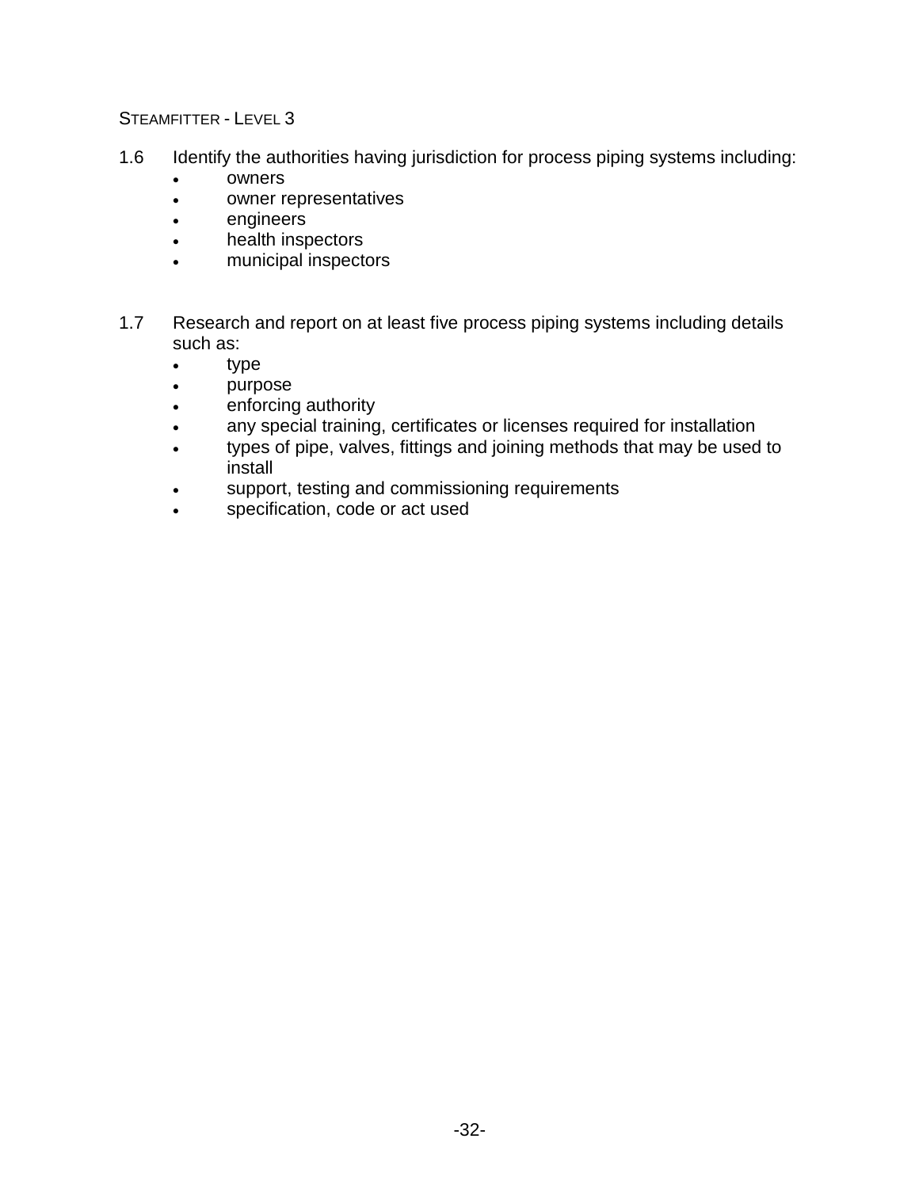1.6 Identify the authorities having jurisdiction for process piping systems including:
   - owners
   - owner representatives
   - engineers
   - health inspectors
   - municipal inspectors

1.7 Research and report on at least five process piping systems including details such as:
   - type
   - purpose
   - enforcing authority
   - any special training, certificates or licenses required for installation
   - types of pipe, valves, fittings and joining methods that may be used to install
   - support, testing and commissioning requirements
   - specification, code or act used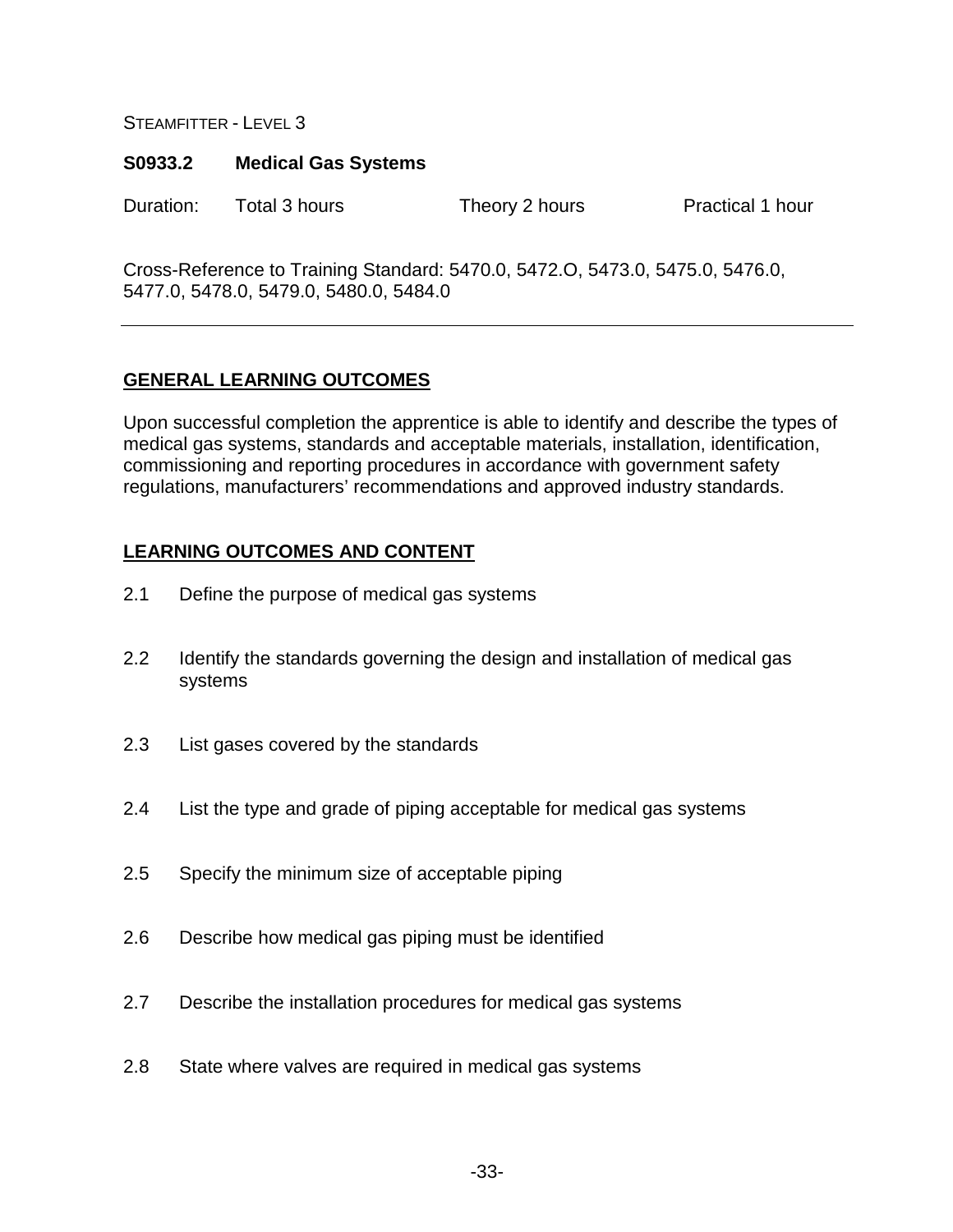STEAMFITTER - LEVEL 3

**S0933.2 Medical Gas Systems**

Duration: Total 3 hours Theory 2 hours Practical 1 hour

Cross-Reference to Training Standard: 5470.0, 5472.O, 5473.0, 5475.0, 5476.0, 5477.0, 5478.0, 5479.0, 5480.0, 5484.0

---

## GENERAL LEARNING OUTCOMES

Upon successful completion the apprentice is able to identify and describe the types of medical gas systems, standards and acceptable materials, installation, identification, commissioning and reporting procedures in accordance with government safety regulations, manufacturers' recommendations and approved industry standards.

## LEARNING OUTCOMES AND CONTENT

2.1 Define the purpose of medical gas systems

2.2 Identify the standards governing the design and installation of medical gas systems

2.3 List gases covered by the standards

2.4 List the type and grade of piping acceptable for medical gas systems

2.5 Specify the minimum size of acceptable piping

2.6 Describe how medical gas piping must be identified

2.7 Describe the installation procedures for medical gas systems

2.8 State where valves are required in medical gas systems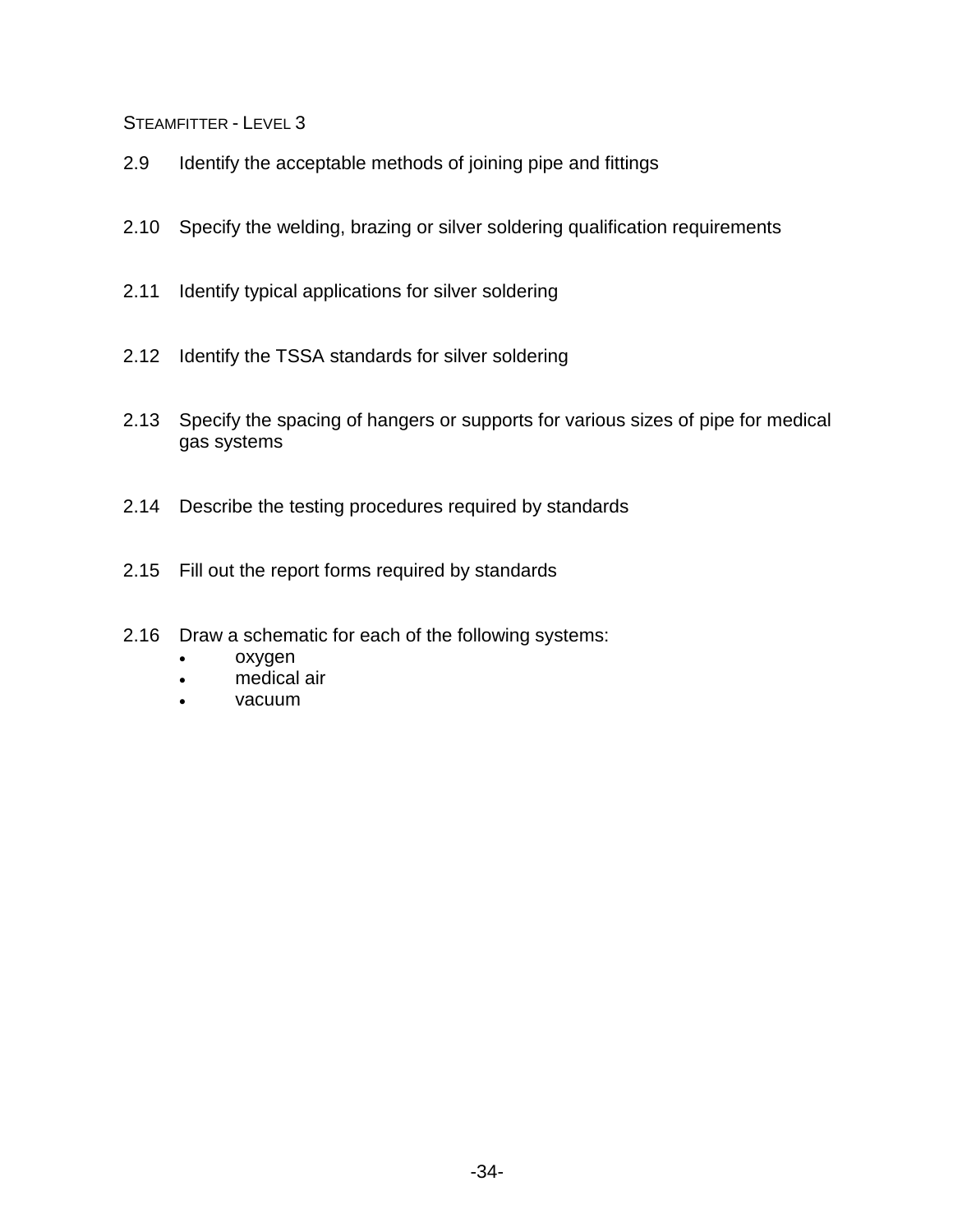2.9 Identify the acceptable methods of joining pipe and fittings

2.10 Specify the welding, brazing or silver soldering qualification requirements

2.11 Identify typical applications for silver soldering

2.12 Identify the TSSA standards for silver soldering

2.13 Specify the spacing of hangers or supports for various sizes of pipe for medical gas systems

2.14 Describe the testing procedures required by standards

2.15 Fill out the report forms required by standards

2.16 Draw a schematic for each of the following systems:

- oxygen
- medical air
- vacuum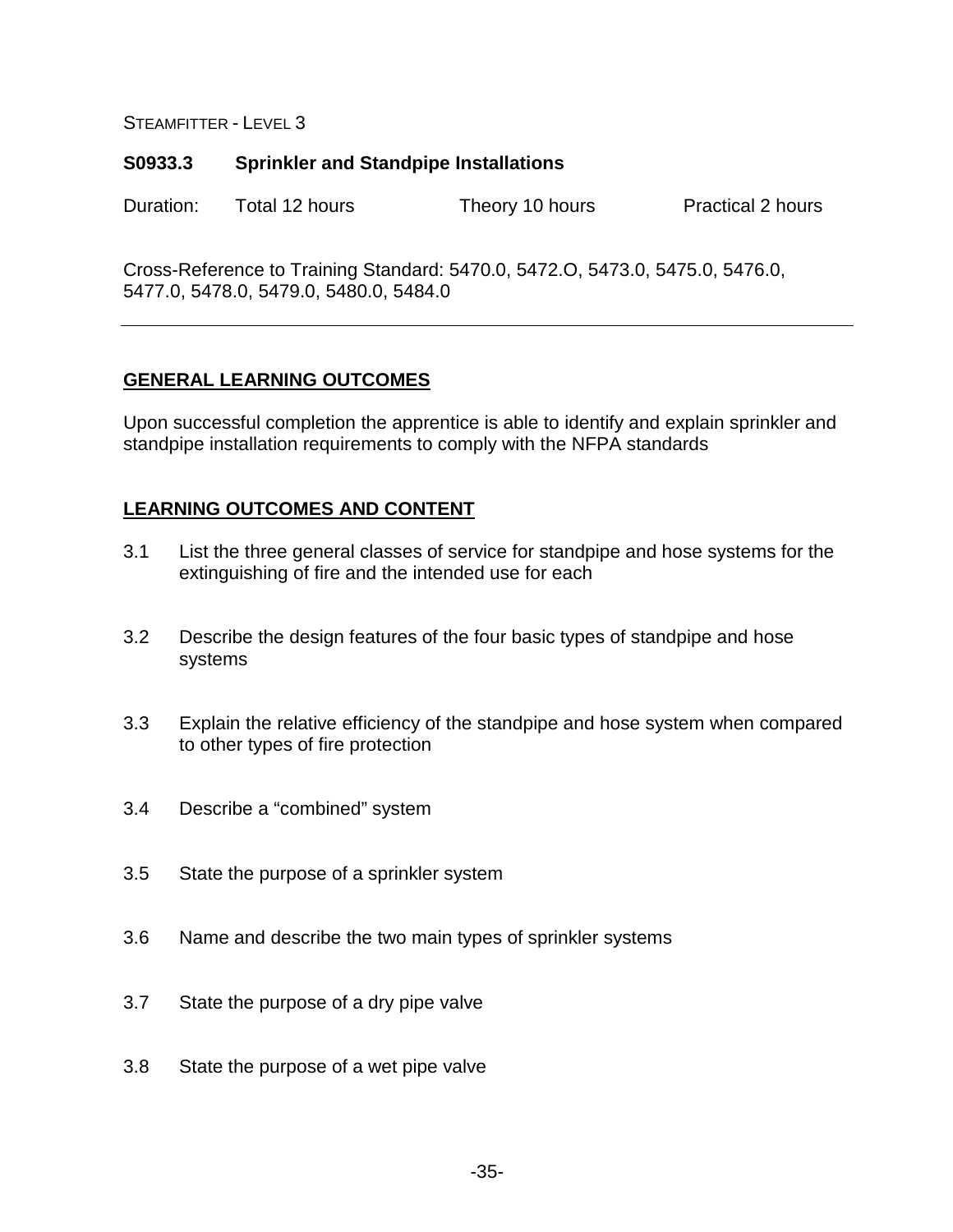STEAMFITTER - LEVEL 3

## S0933.3 Sprinkler and Standpipe Installations

Duration: Total 12 hours Theory 10 hours Practical 2 hours

Cross-Reference to Training Standard: 5470.0, 5472.O, 5473.0, 5475.0, 5476.0, 5477.0, 5478.0, 5479.0, 5480.0, 5484.0

---

### GENERAL LEARNING OUTCOMES

Upon successful completion the apprentice is able to identify and explain sprinkler and standpipe installation requirements to comply with the NFPA standards

### LEARNING OUTCOMES AND CONTENT

3.1 List the three general classes of service for standpipe and hose systems for the extinguishing of fire and the intended use for each

3.2 Describe the design features of the four basic types of standpipe and hose systems

3.3 Explain the relative efficiency of the standpipe and hose system when compared to other types of fire protection

3.4 Describe a "combined" system

3.5 State the purpose of a sprinkler system

3.6 Name and describe the two main types of sprinkler systems

3.7 State the purpose of a dry pipe valve

3.8 State the purpose of a wet pipe valve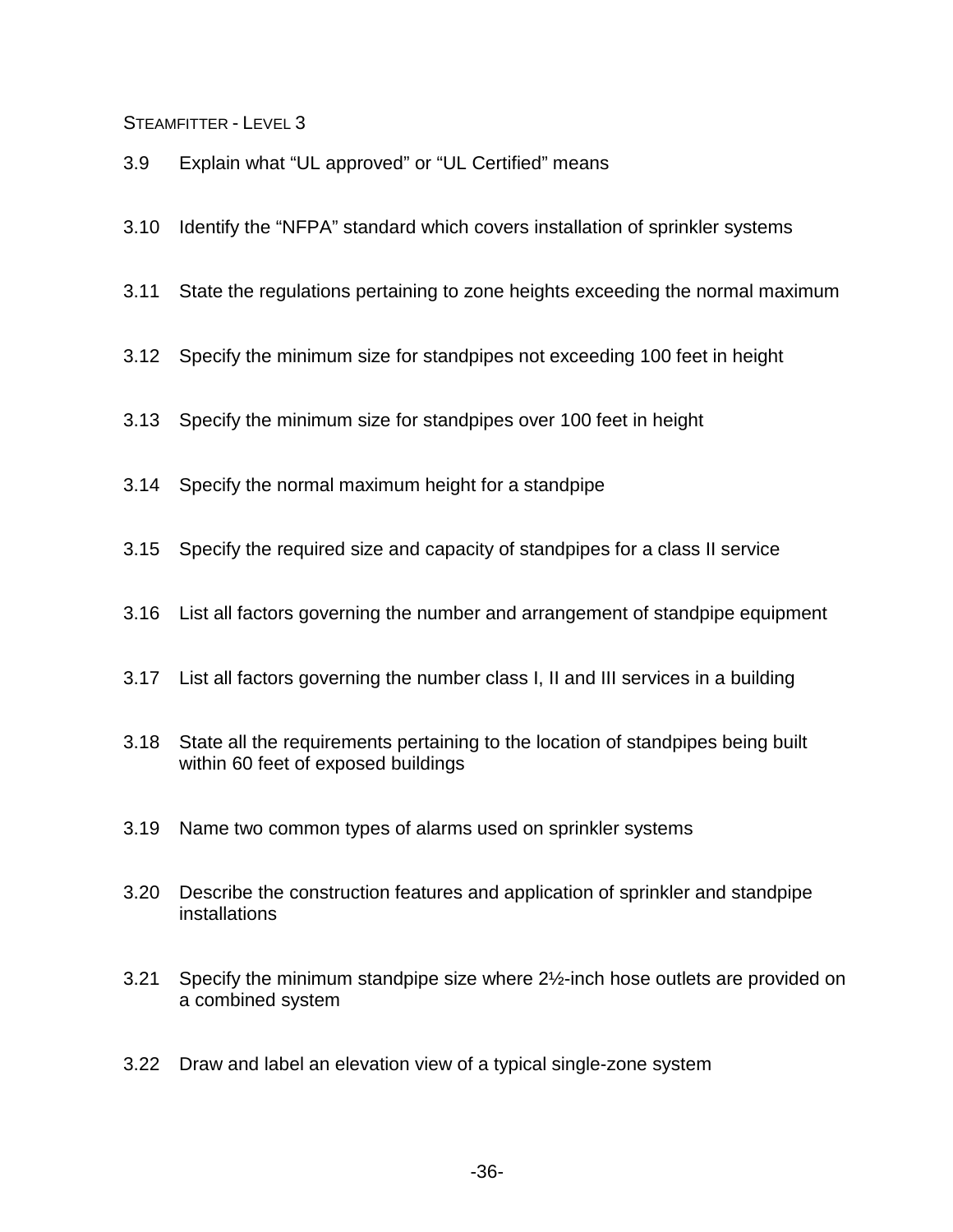STEAMFITTER - LEVEL 3

3.9 Explain what “UL approved” or “UL Certified” means

3.10 Identify the “NFPA” standard which covers installation of sprinkler systems

3.11 State the regulations pertaining to zone heights exceeding the normal maximum

3.12 Specify the minimum size for standpipes not exceeding 100 feet in height

3.13 Specify the minimum size for standpipes over 100 feet in height

3.14 Specify the normal maximum height for a standpipe

3.15 Specify the required size and capacity of standpipes for a class II service

3.16 List all factors governing the number and arrangement of standpipe equipment

3.17 List all factors governing the number class I, II and III services in a building

3.18 State all the requirements pertaining to the location of standpipes being built within 60 feet of exposed buildings

3.19 Name two common types of alarms used on sprinkler systems

3.20 Describe the construction features and application of sprinkler and standpipe installations

3.21 Specify the minimum standpipe size where 2½-inch hose outlets are provided on a combined system

3.22 Draw and label an elevation view of a typical single-zone system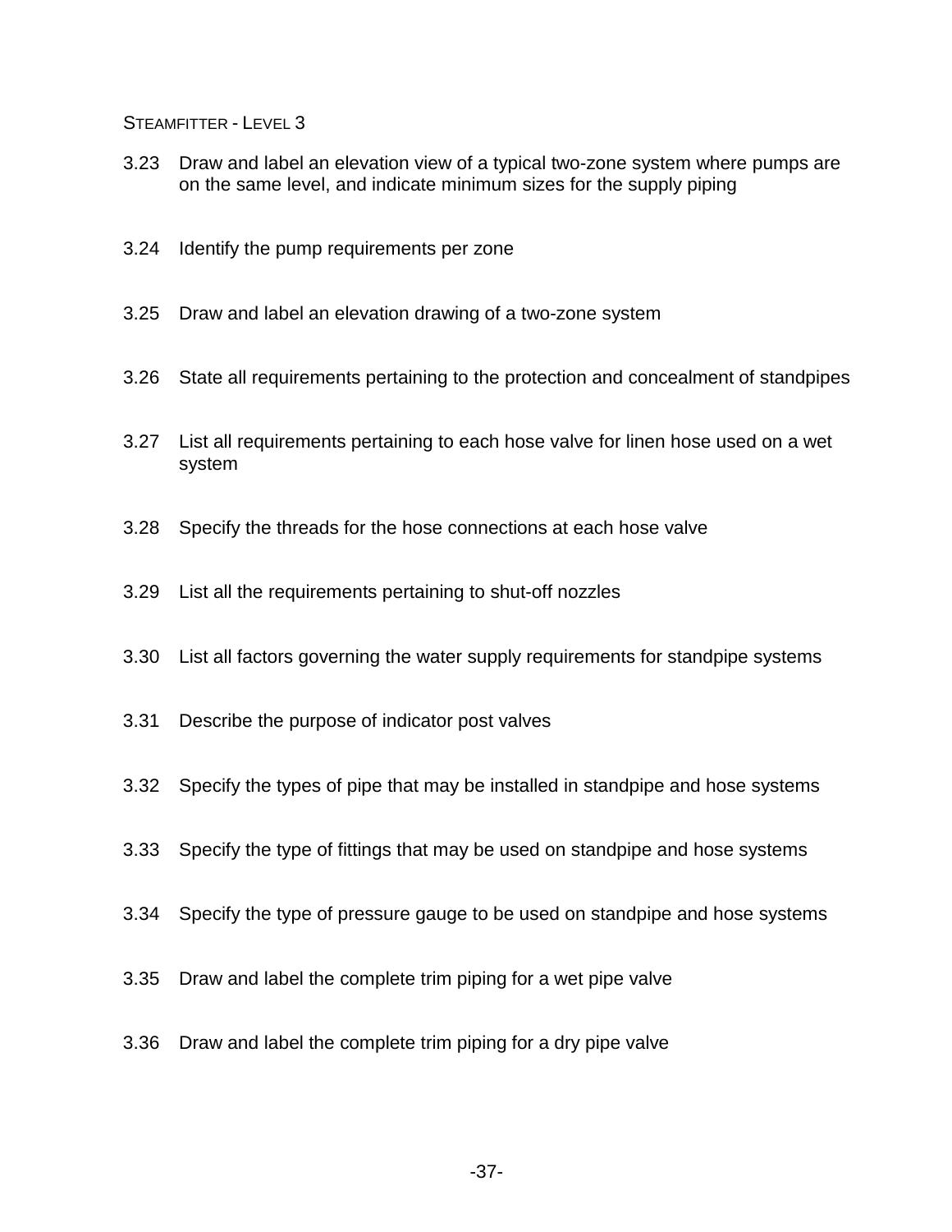3.23 Draw and label an elevation view of a typical two-zone system where pumps are on the same level, and indicate minimum sizes for the supply piping

3.24 Identify the pump requirements per zone

3.25 Draw and label an elevation drawing of a two-zone system

3.26 State all requirements pertaining to the protection and concealment of standpipes

3.27 List all requirements pertaining to each hose valve for linen hose used on a wet system

3.28 Specify the threads for the hose connections at each hose valve

3.29 List all the requirements pertaining to shut-off nozzles

3.30 List all factors governing the water supply requirements for standpipe systems

3.31 Describe the purpose of indicator post valves

3.32 Specify the types of pipe that may be installed in standpipe and hose systems

3.33 Specify the type of fittings that may be used on standpipe and hose systems

3.34 Specify the type of pressure gauge to be used on standpipe and hose systems

3.35 Draw and label the complete trim piping for a wet pipe valve

3.36 Draw and label the complete trim piping for a dry pipe valve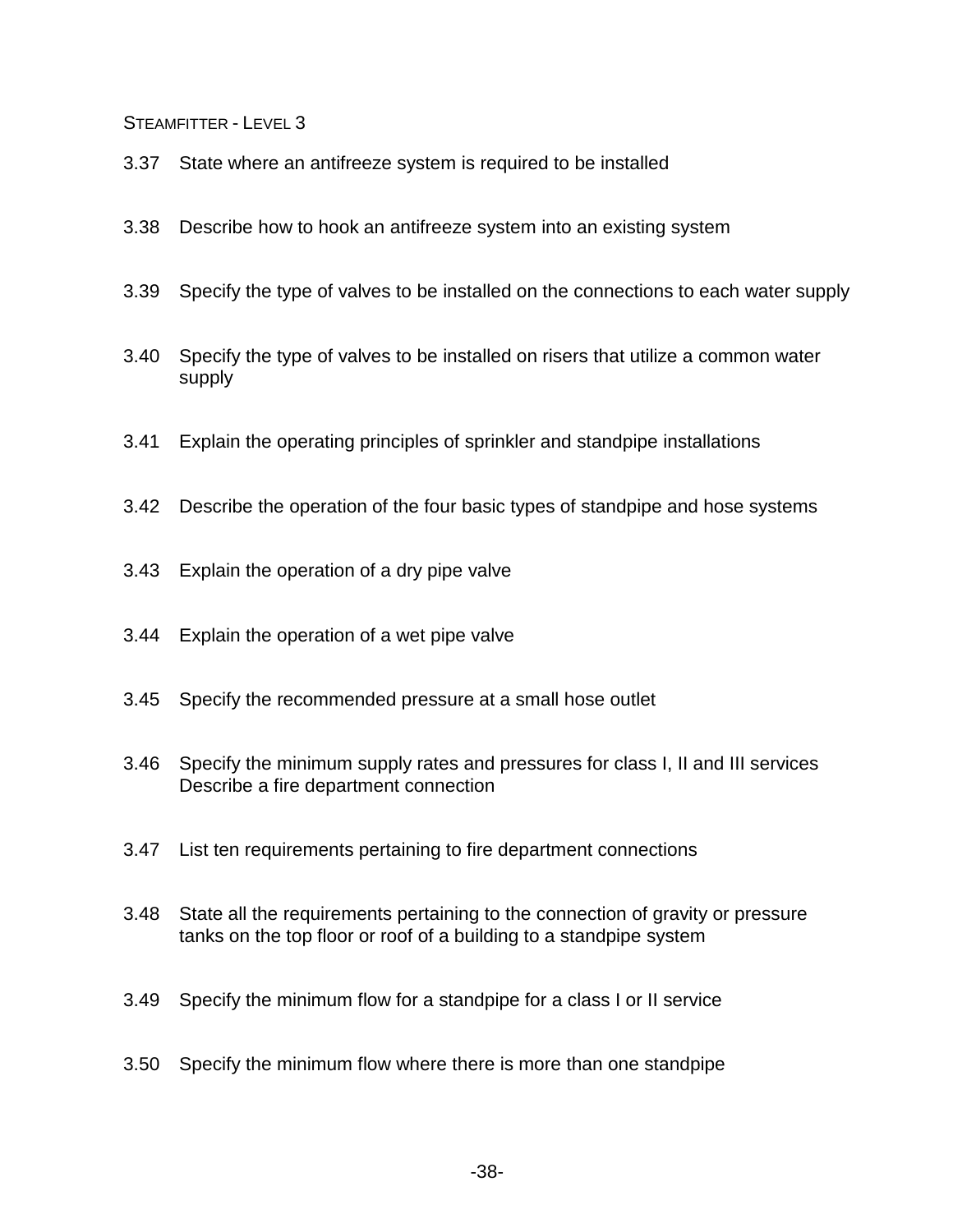3.37 State where an antifreeze system is required to be installed

3.38 Describe how to hook an antifreeze system into an existing system

3.39 Specify the type of valves to be installed on the connections to each water supply

3.40 Specify the type of valves to be installed on risers that utilize a common water supply

3.41 Explain the operating principles of sprinkler and standpipe installations

3.42 Describe the operation of the four basic types of standpipe and hose systems

3.43 Explain the operation of a dry pipe valve

3.44 Explain the operation of a wet pipe valve

3.45 Specify the recommended pressure at a small hose outlet

3.46 Specify the minimum supply rates and pressures for class I, II and III services
Describe a fire department connection

3.47 List ten requirements pertaining to fire department connections

3.48 State all the requirements pertaining to the connection of gravity or pressure tanks on the top floor or roof of a building to a standpipe system

3.49 Specify the minimum flow for a standpipe for a class I or II service

3.50 Specify the minimum flow where there is more than one standpipe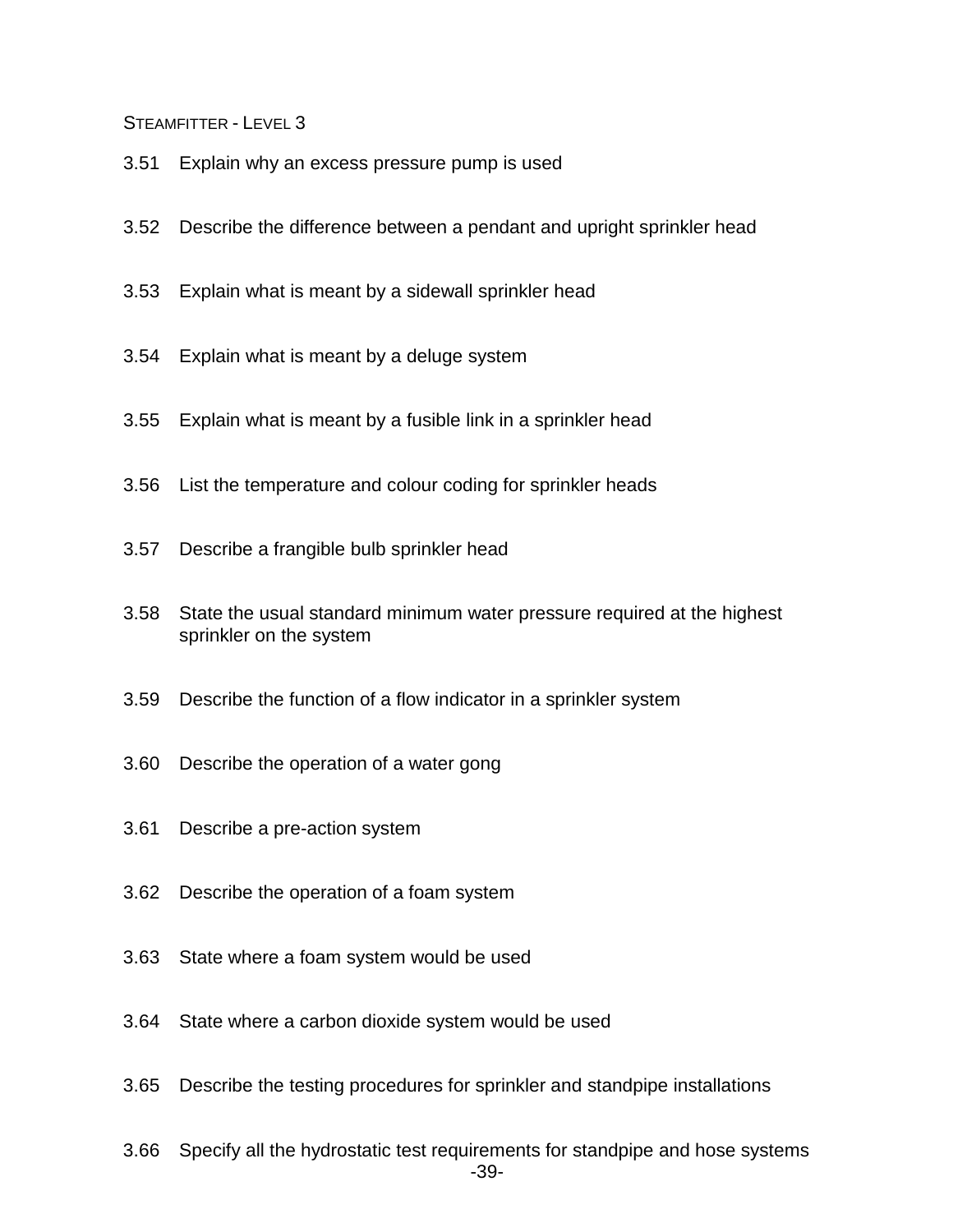3.51 Explain why an excess pressure pump is used

3.52 Describe the difference between a pendant and upright sprinkler head

3.53 Explain what is meant by a sidewall sprinkler head

3.54 Explain what is meant by a deluge system

3.55 Explain what is meant by a fusible link in a sprinkler head

3.56 List the temperature and colour coding for sprinkler heads

3.57 Describe a frangible bulb sprinkler head

3.58 State the usual standard minimum water pressure required at the highest sprinkler on the system

3.59 Describe the function of a flow indicator in a sprinkler system

3.60 Describe the operation of a water gong

3.61 Describe a pre-action system

3.62 Describe the operation of a foam system

3.63 State where a foam system would be used

3.64 State where a carbon dioxide system would be used

3.65 Describe the testing procedures for sprinkler and standpipe installations

3.66 Specify all the hydrostatic test requirements for standpipe and hose systems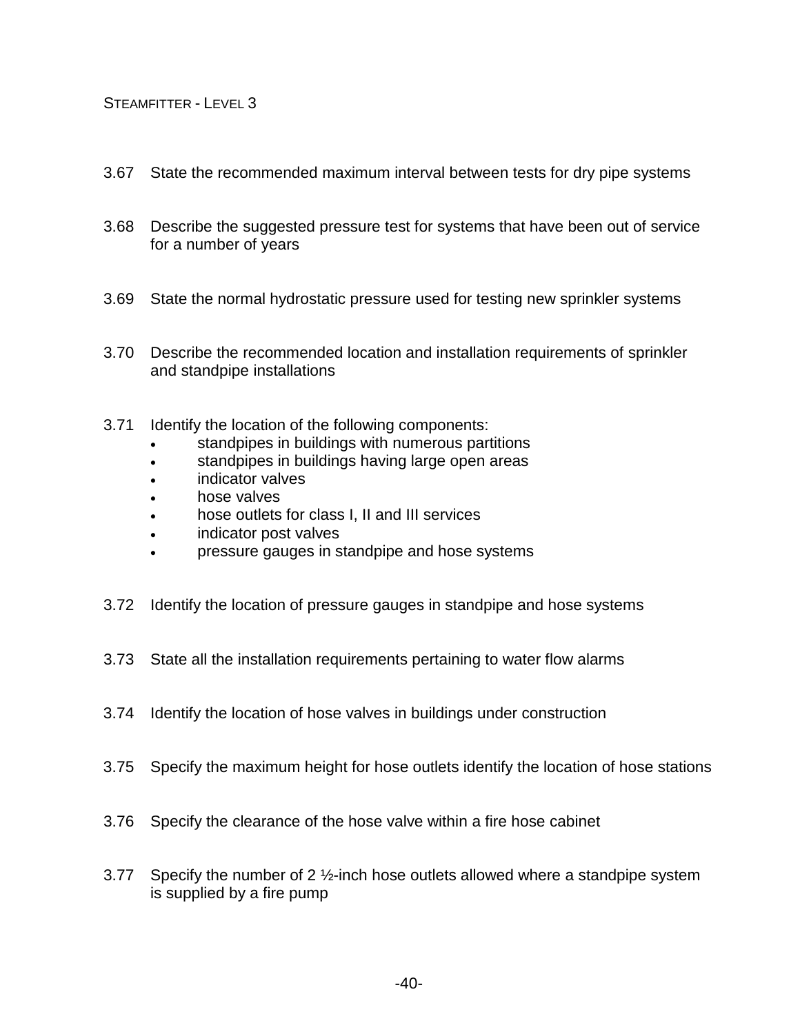3.67 State the recommended maximum interval between tests for dry pipe systems

3.68 Describe the suggested pressure test for systems that have been out of service for a number of years

3.69 State the normal hydrostatic pressure used for testing new sprinkler systems

3.70 Describe the recommended location and installation requirements of sprinkler and standpipe installations

3.71 Identify the location of the following components:

- standpipes in buildings with numerous partitions
- standpipes in buildings having large open areas
- indicator valves
- hose valves
- hose outlets for class I, II and III services
- indicator post valves
- pressure gauges in standpipe and hose systems

3.72 Identify the location of pressure gauges in standpipe and hose systems

3.73 State all the installation requirements pertaining to water flow alarms

3.74 Identify the location of hose valves in buildings under construction

3.75 Specify the maximum height for hose outlets identify the location of hose stations

3.76 Specify the clearance of the hose valve within a fire hose cabinet

3.77 Specify the number of 2 ½-inch hose outlets allowed where a standpipe system is supplied by a fire pump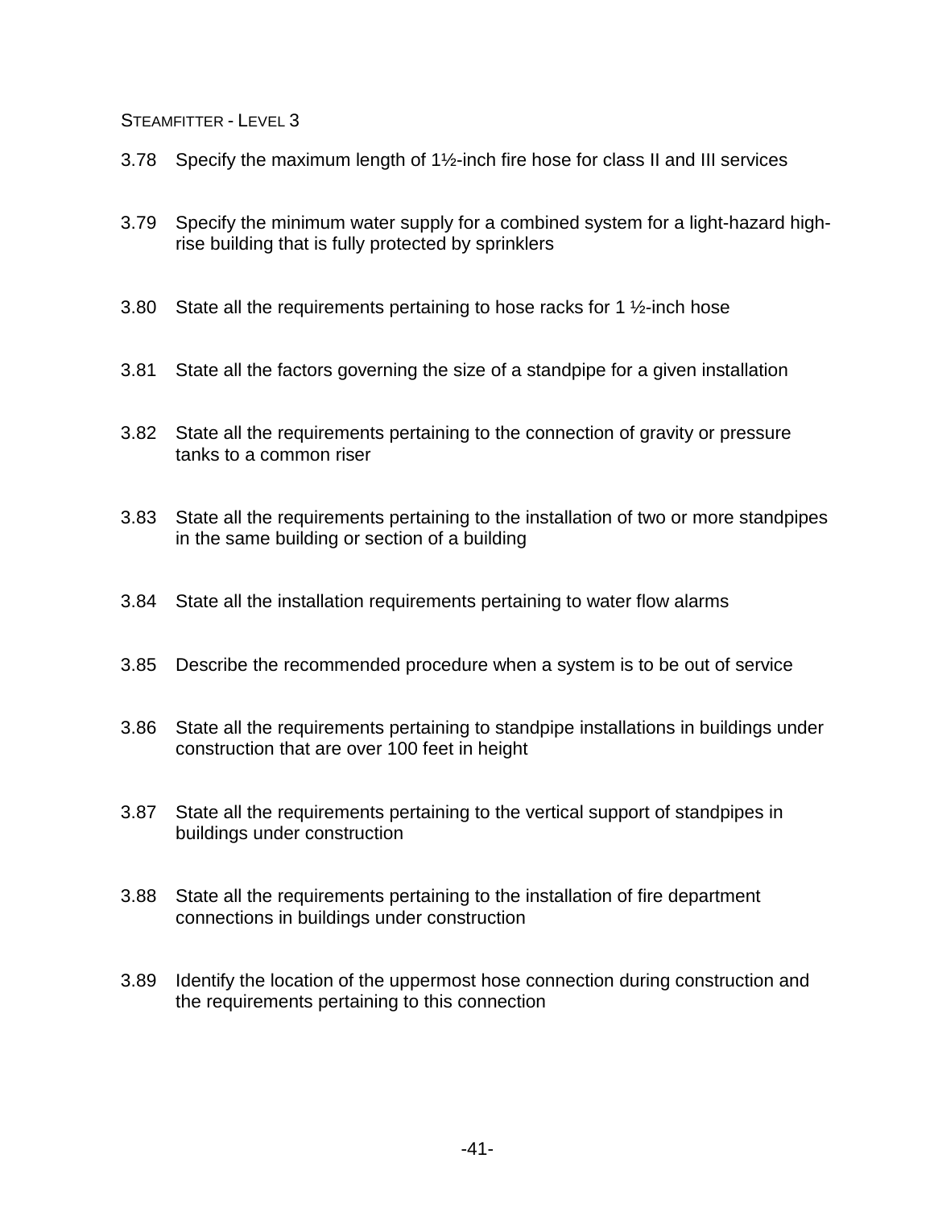3.78 Specify the maximum length of 1½-inch fire hose for class II and III services

3.79 Specify the minimum water supply for a combined system for a light-hazard high-rise building that is fully protected by sprinklers

3.80 State all the requirements pertaining to hose racks for 1 ½-inch hose

3.81 State all the factors governing the size of a standpipe for a given installation

3.82 State all the requirements pertaining to the connection of gravity or pressure tanks to a common riser

3.83 State all the requirements pertaining to the installation of two or more standpipes in the same building or section of a building

3.84 State all the installation requirements pertaining to water flow alarms

3.85 Describe the recommended procedure when a system is to be out of service

3.86 State all the requirements pertaining to standpipe installations in buildings under construction that are over 100 feet in height

3.87 State all the requirements pertaining to the vertical support of standpipes in buildings under construction

3.88 State all the requirements pertaining to the installation of fire department connections in buildings under construction

3.89 Identify the location of the uppermost hose connection during construction and the requirements pertaining to this connection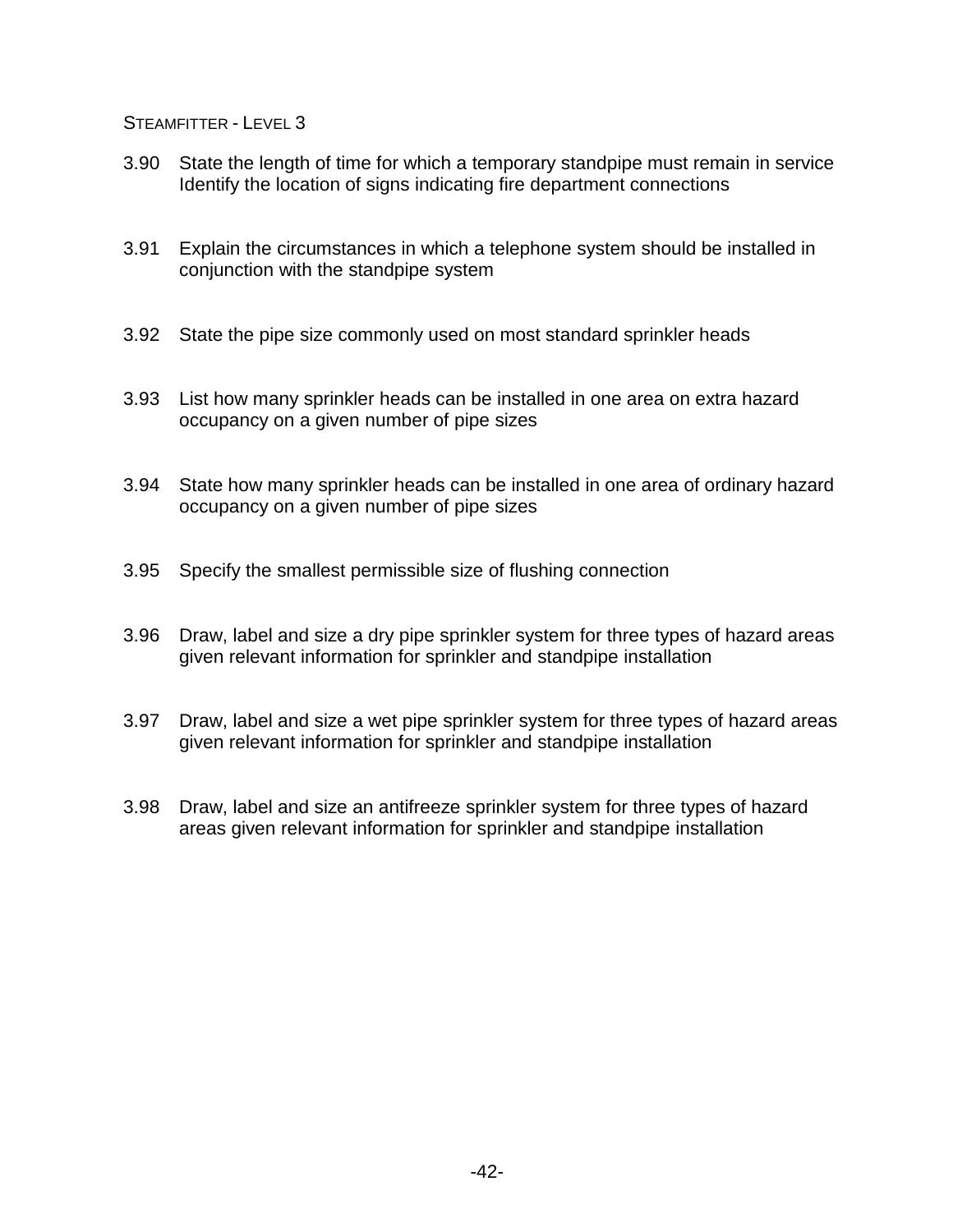3.90 State the length of time for which a temporary standpipe must remain in service Identify the location of signs indicating fire department connections

3.91 Explain the circumstances in which a telephone system should be installed in conjunction with the standpipe system

3.92 State the pipe size commonly used on most standard sprinkler heads

3.93 List how many sprinkler heads can be installed in one area on extra hazard occupancy on a given number of pipe sizes

3.94 State how many sprinkler heads can be installed in one area of ordinary hazard occupancy on a given number of pipe sizes

3.95 Specify the smallest permissible size of flushing connection

3.96 Draw, label and size a dry pipe sprinkler system for three types of hazard areas given relevant information for sprinkler and standpipe installation

3.97 Draw, label and size a wet pipe sprinkler system for three types of hazard areas given relevant information for sprinkler and standpipe installation

3.98 Draw, label and size an antifreeze sprinkler system for three types of hazard areas given relevant information for sprinkler and standpipe installation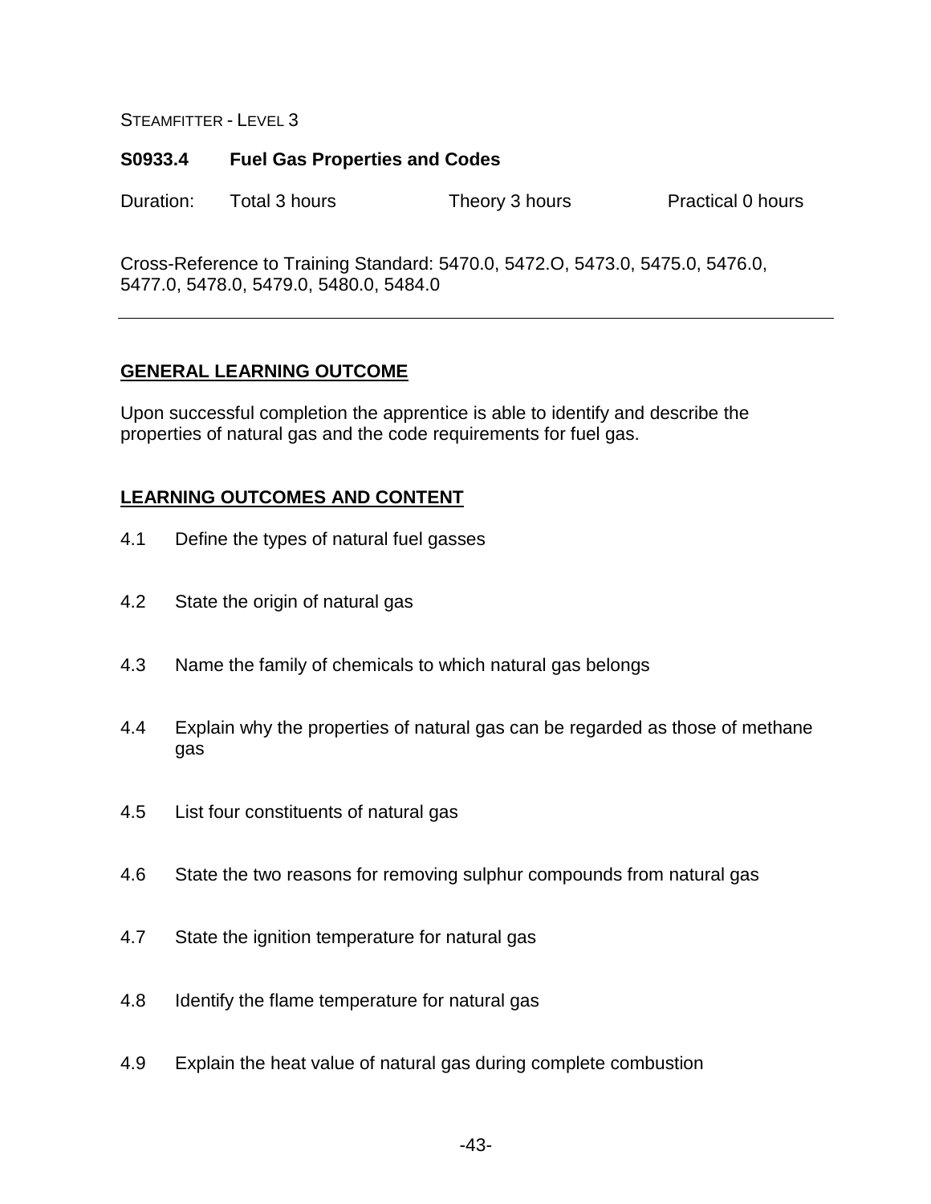STEAMFITTER - LEVEL 3

**S0933.4 Fuel Gas Properties and Codes**

Duration: Total 3 hours Theory 3 hours Practical 0 hours

Cross-Reference to Training Standard: 5470.0, 5472.O, 5473.0, 5475.0, 5476.0, 5477.0, 5478.0, 5479.0, 5480.0, 5484.0

---

## GENERAL LEARNING OUTCOME

Upon successful completion the apprentice is able to identify and describe the properties of natural gas and the code requirements for fuel gas.

## LEARNING OUTCOMES AND CONTENT

4.1 Define the types of natural fuel gasses

4.2 State the origin of natural gas

4.3 Name the family of chemicals to which natural gas belongs

4.4 Explain why the properties of natural gas can be regarded as those of methane gas

4.5 List four constituents of natural gas

4.6 State the two reasons for removing sulphur compounds from natural gas

4.7 State the ignition temperature for natural gas

4.8 Identify the flame temperature for natural gas

4.9 Explain the heat value of natural gas during complete combustion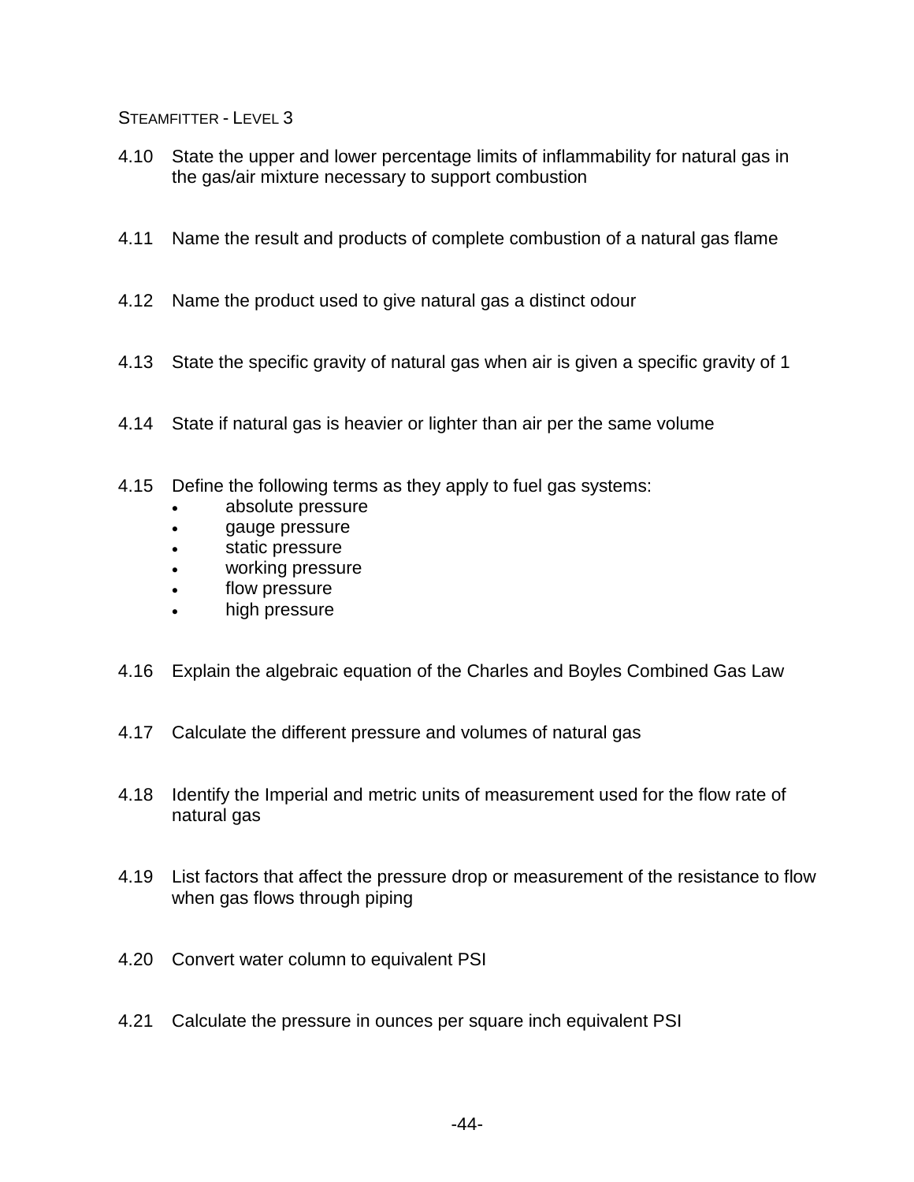4.10 State the upper and lower percentage limits of inflammability for natural gas in the gas/air mixture necessary to support combustion

4.11 Name the result and products of complete combustion of a natural gas flame

4.12 Name the product used to give natural gas a distinct odour

4.13 State the specific gravity of natural gas when air is given a specific gravity of 1

4.14 State if natural gas is heavier or lighter than air per the same volume

4.15 Define the following terms as they apply to fuel gas systems:
- absolute pressure
- gauge pressure
- static pressure
- working pressure
- flow pressure
- high pressure

4.16 Explain the algebraic equation of the Charles and Boyles Combined Gas Law

4.17 Calculate the different pressure and volumes of natural gas

4.18 Identify the Imperial and metric units of measurement used for the flow rate of natural gas

4.19 List factors that affect the pressure drop or measurement of the resistance to flow when gas flows through piping

4.20 Convert water column to equivalent PSI

4.21 Calculate the pressure in ounces per square inch equivalent PSI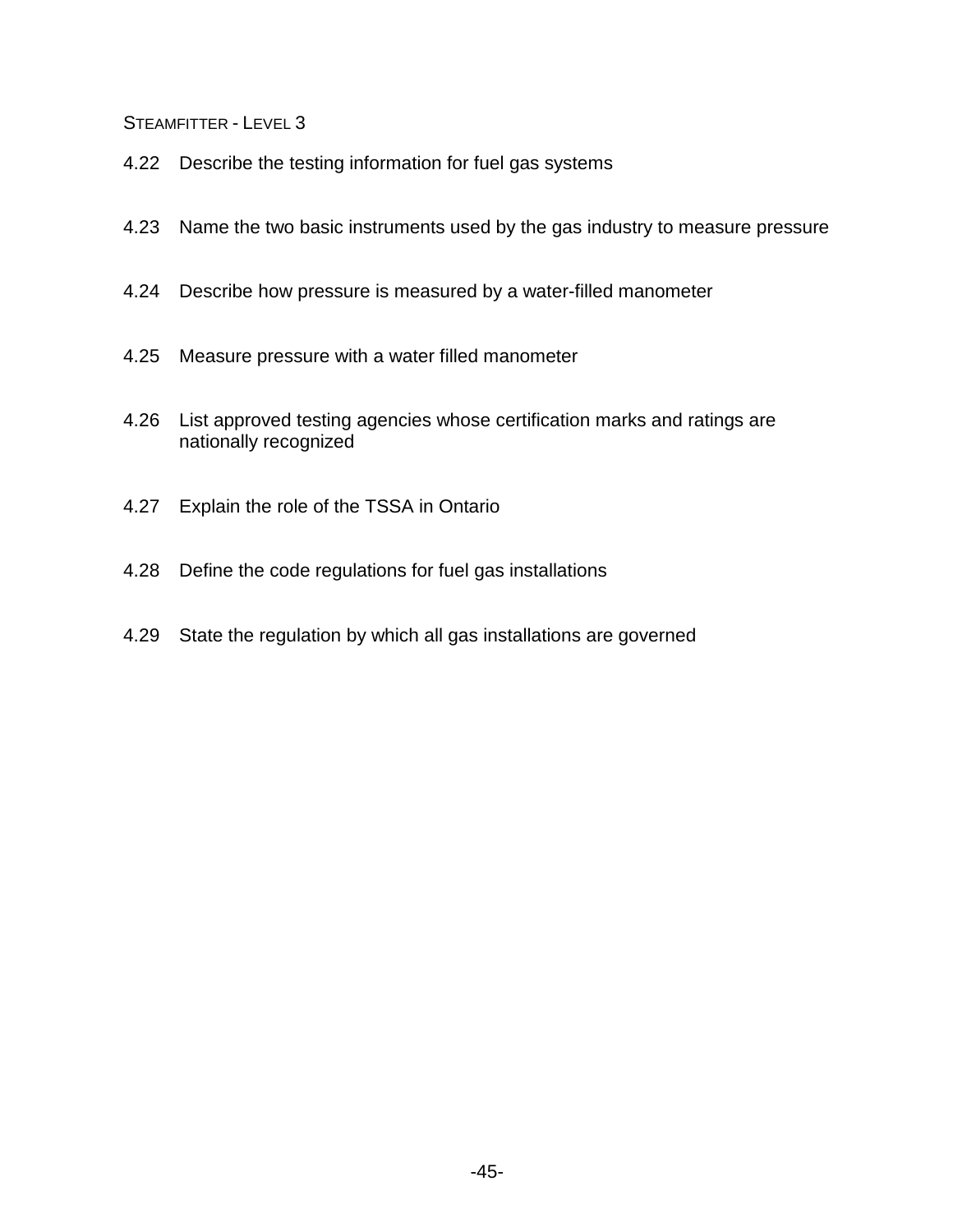4.22 Describe the testing information for fuel gas systems

4.23 Name the two basic instruments used by the gas industry to measure pressure

4.24 Describe how pressure is measured by a water-filled manometer

4.25 Measure pressure with a water filled manometer

4.26 List approved testing agencies whose certification marks and ratings are nationally recognized

4.27 Explain the role of the TSSA in Ontario

4.28 Define the code regulations for fuel gas installations

4.29 State the regulation by which all gas installations are governed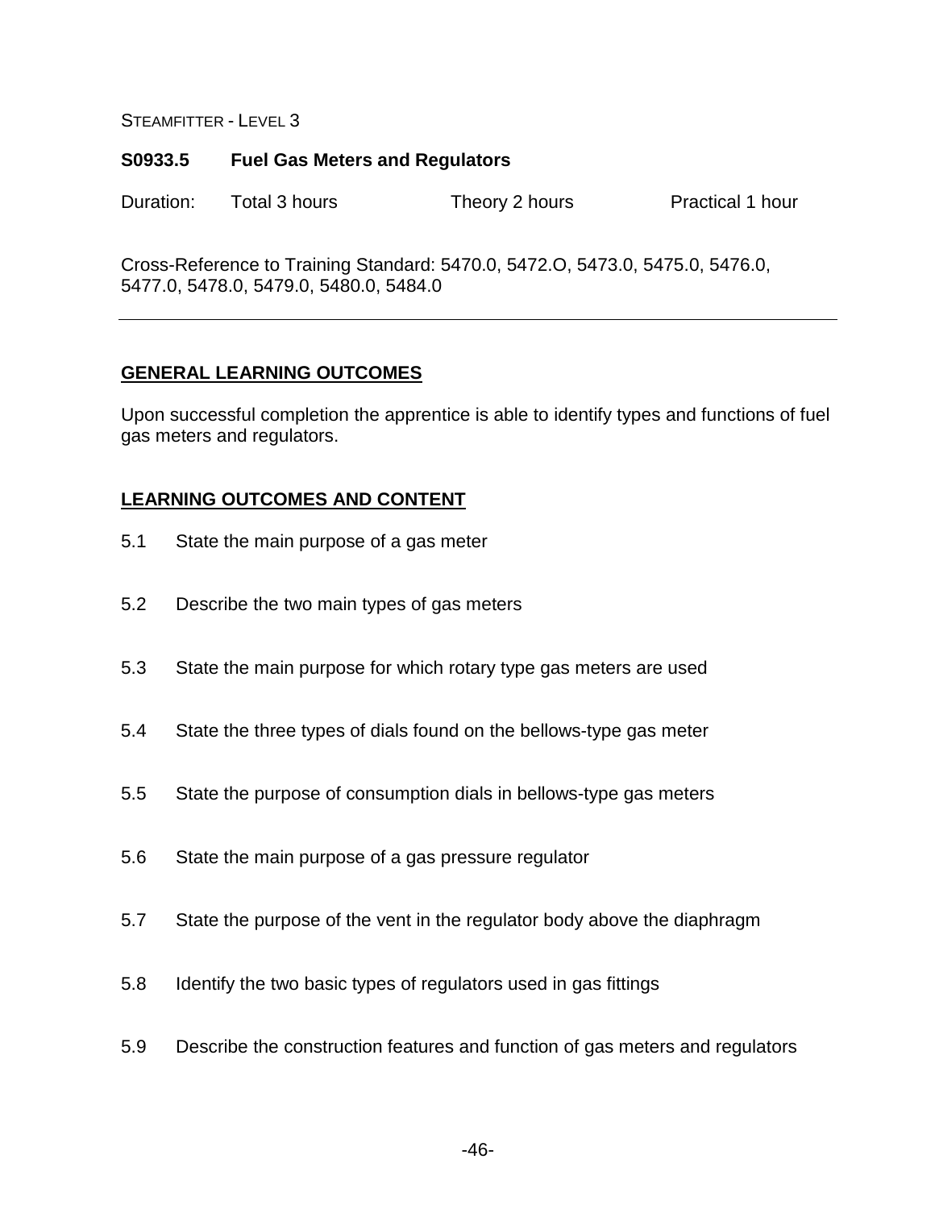STEAMFITTER - LEVEL 3

**S0933.5 Fuel Gas Meters and Regulators**

Duration: Total 3 hours Theory 2 hours Practical 1 hour

Cross-Reference to Training Standard: 5470.0, 5472.O, 5473.0, 5475.0, 5476.0, 5477.0, 5478.0, 5479.0, 5480.0, 5484.0

---

## GENERAL LEARNING OUTCOMES

Upon successful completion the apprentice is able to identify types and functions of fuel gas meters and regulators.

## LEARNING OUTCOMES AND CONTENT

5.1 State the main purpose of a gas meter

5.2 Describe the two main types of gas meters

5.3 State the main purpose for which rotary type gas meters are used

5.4 State the three types of dials found on the bellows-type gas meter

5.5 State the purpose of consumption dials in bellows-type gas meters

5.6 State the main purpose of a gas pressure regulator

5.7 State the purpose of the vent in the regulator body above the diaphragm

5.8 Identify the two basic types of regulators used in gas fittings

5.9 Describe the construction features and function of gas meters and regulators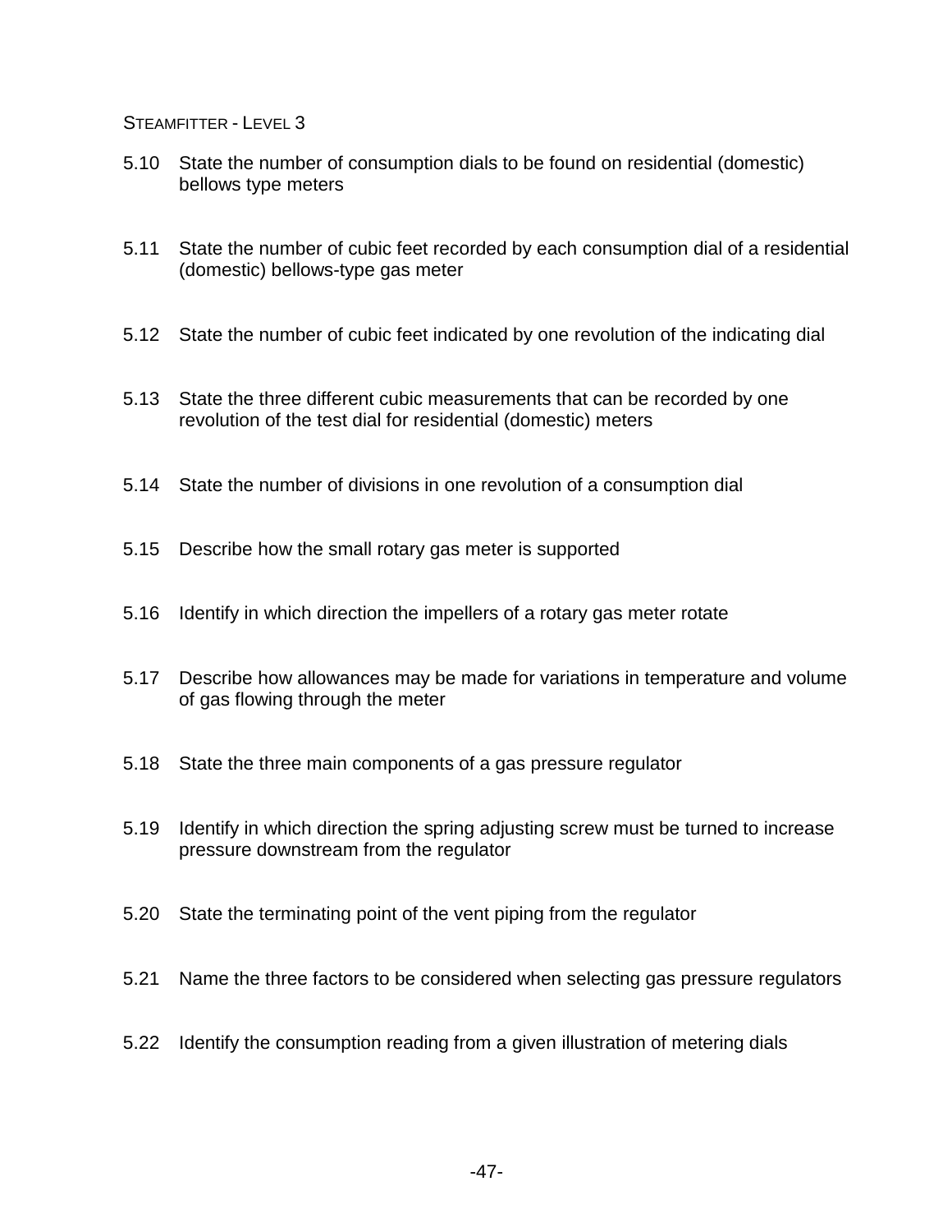5.10 State the number of consumption dials to be found on residential (domestic) bellows type meters

5.11 State the number of cubic feet recorded by each consumption dial of a residential (domestic) bellows-type gas meter

5.12 State the number of cubic feet indicated by one revolution of the indicating dial

5.13 State the three different cubic measurements that can be recorded by one revolution of the test dial for residential (domestic) meters

5.14 State the number of divisions in one revolution of a consumption dial

5.15 Describe how the small rotary gas meter is supported

5.16 Identify in which direction the impellers of a rotary gas meter rotate

5.17 Describe how allowances may be made for variations in temperature and volume of gas flowing through the meter

5.18 State the three main components of a gas pressure regulator

5.19 Identify in which direction the spring adjusting screw must be turned to increase pressure downstream from the regulator

5.20 State the terminating point of the vent piping from the regulator

5.21 Name the three factors to be considered when selecting gas pressure regulators

5.22 Identify the consumption reading from a given illustration of metering dials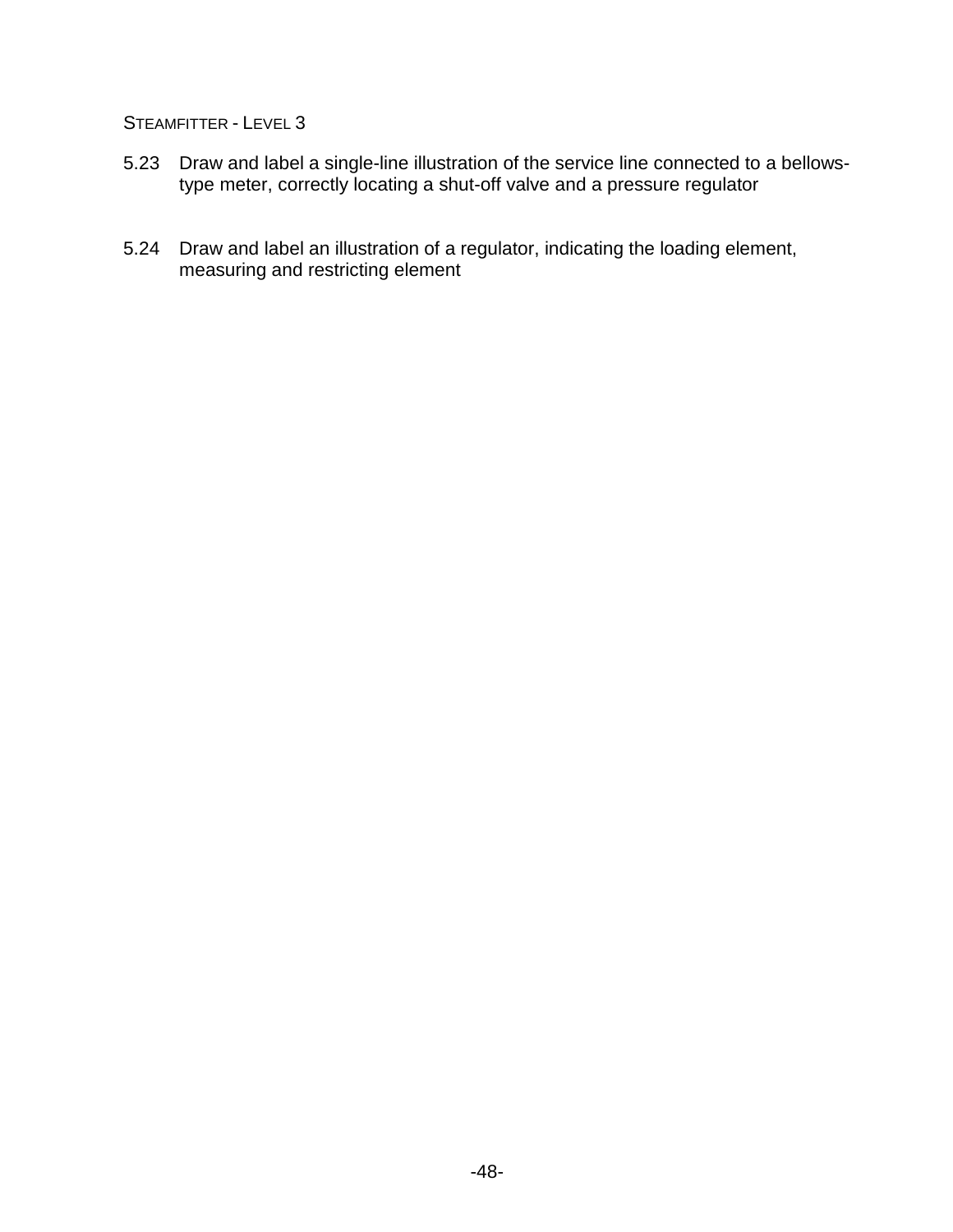5.23 Draw and label a single-line illustration of the service line connected to a bellows-type meter, correctly locating a shut-off valve and a pressure regulator

5.24 Draw and label an illustration of a regulator, indicating the loading element, measuring and restricting element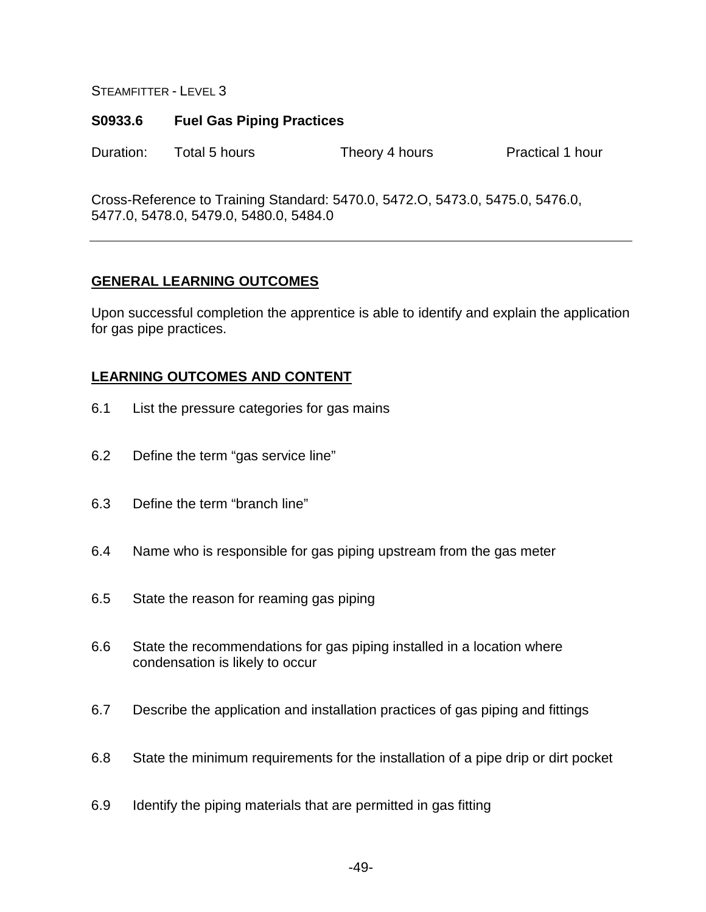STEAMFITTER - LEVEL 3

## S0933.6 Fuel Gas Piping Practices

Duration: Total 5 hours Theory 4 hours Practical 1 hour

Cross-Reference to Training Standard: 5470.0, 5472.O, 5473.0, 5475.0, 5476.0, 5477.0, 5478.0, 5479.0, 5480.0, 5484.0

---

### GENERAL LEARNING OUTCOMES

Upon successful completion the apprentice is able to identify and explain the application for gas pipe practices.

### LEARNING OUTCOMES AND CONTENT

6.1 List the pressure categories for gas mains

6.2 Define the term “gas service line”

6.3 Define the term “branch line”

6.4 Name who is responsible for gas piping upstream from the gas meter

6.5 State the reason for reaming gas piping

6.6 State the recommendations for gas piping installed in a location where condensation is likely to occur

6.7 Describe the application and installation practices of gas piping and fittings

6.8 State the minimum requirements for the installation of a pipe drip or dirt pocket

6.9 Identify the piping materials that are permitted in gas fitting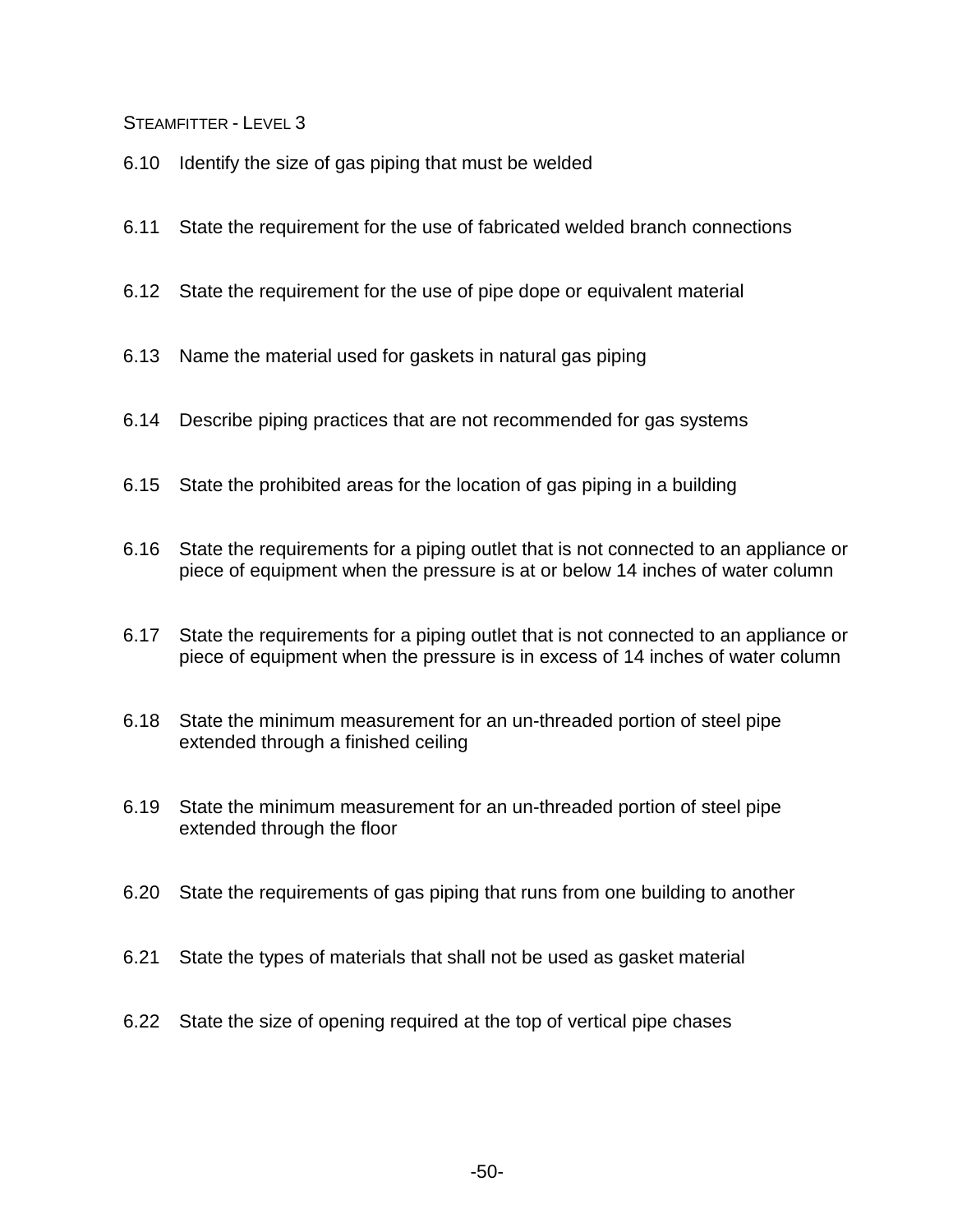6.10 Identify the size of gas piping that must be welded

6.11 State the requirement for the use of fabricated welded branch connections

6.12 State the requirement for the use of pipe dope or equivalent material

6.13 Name the material used for gaskets in natural gas piping

6.14 Describe piping practices that are not recommended for gas systems

6.15 State the prohibited areas for the location of gas piping in a building

6.16 State the requirements for a piping outlet that is not connected to an appliance or piece of equipment when the pressure is at or below 14 inches of water column

6.17 State the requirements for a piping outlet that is not connected to an appliance or piece of equipment when the pressure is in excess of 14 inches of water column

6.18 State the minimum measurement for an un-threaded portion of steel pipe extended through a finished ceiling

6.19 State the minimum measurement for an un-threaded portion of steel pipe extended through the floor

6.20 State the requirements of gas piping that runs from one building to another

6.21 State the types of materials that shall not be used as gasket material

6.22 State the size of opening required at the top of vertical pipe chases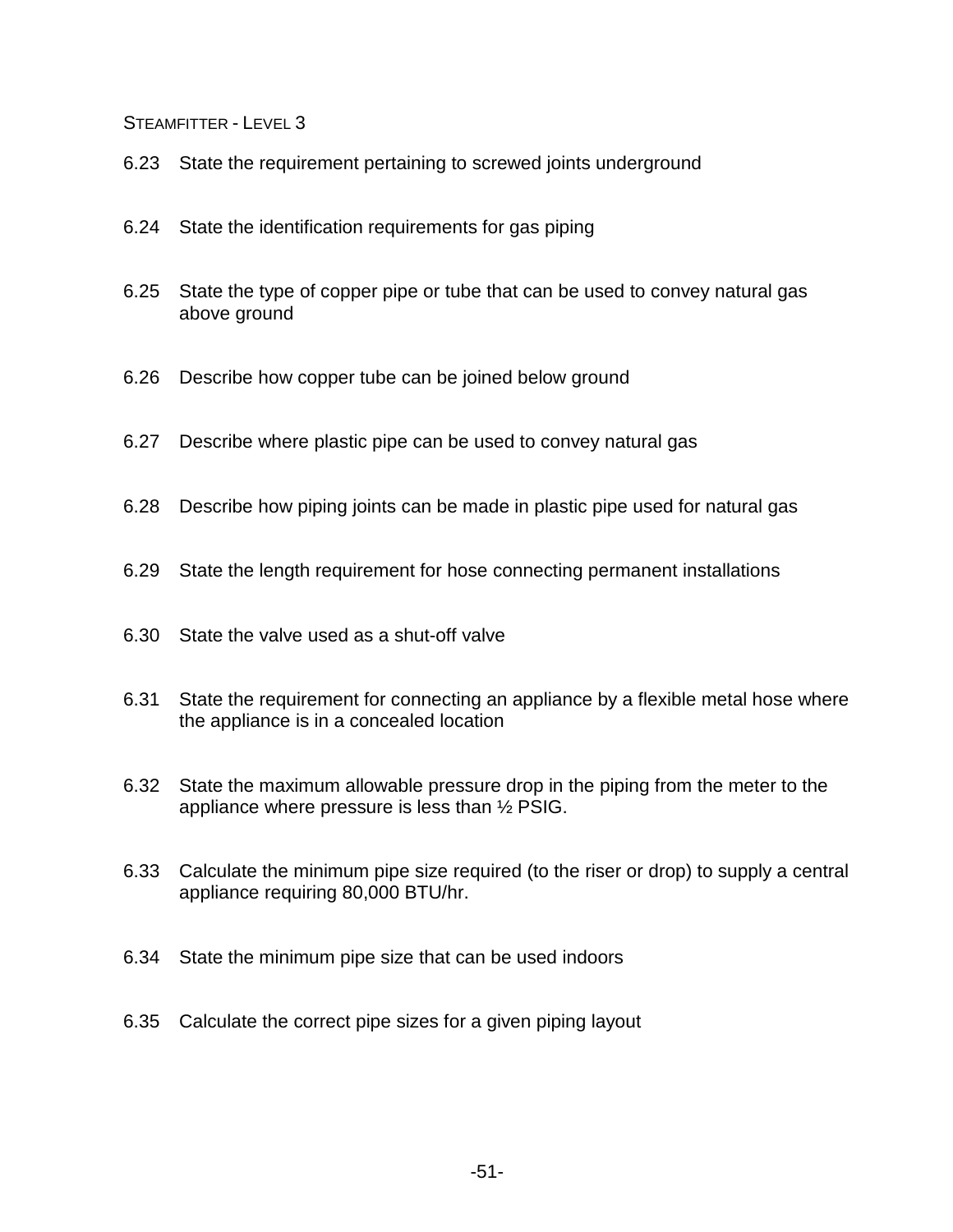6.23 State the requirement pertaining to screwed joints underground

6.24 State the identification requirements for gas piping

6.25 State the type of copper pipe or tube that can be used to convey natural gas above ground

6.26 Describe how copper tube can be joined below ground

6.27 Describe where plastic pipe can be used to convey natural gas

6.28 Describe how piping joints can be made in plastic pipe used for natural gas

6.29 State the length requirement for hose connecting permanent installations

6.30 State the valve used as a shut-off valve

6.31 State the requirement for connecting an appliance by a flexible metal hose where the appliance is in a concealed location

6.32 State the maximum allowable pressure drop in the piping from the meter to the appliance where pressure is less than ½ PSIG.

6.33 Calculate the minimum pipe size required (to the riser or drop) to supply a central appliance requiring 80,000 BTU/hr.

6.34 State the minimum pipe size that can be used indoors

6.35 Calculate the correct pipe sizes for a given piping layout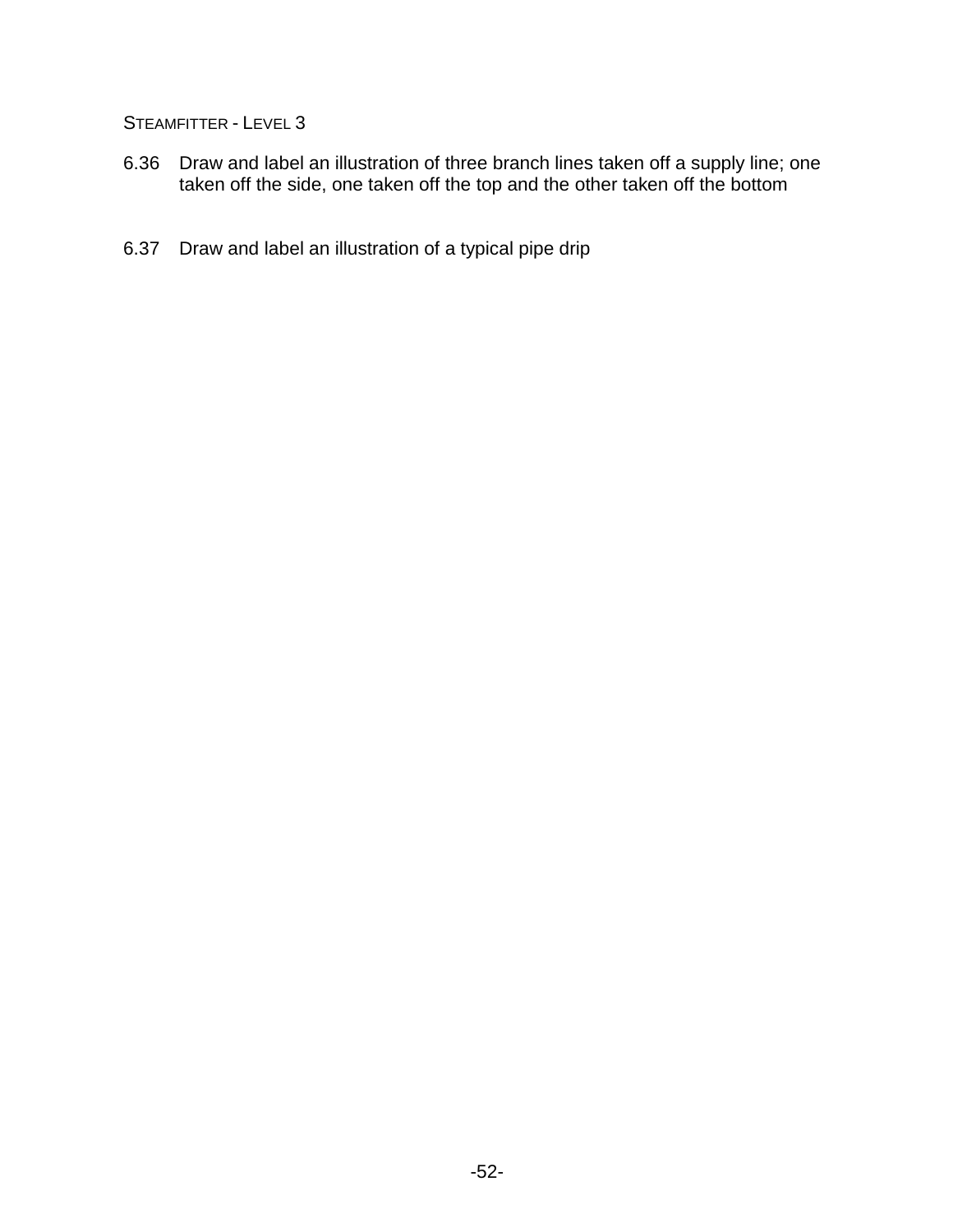6.36 Draw and label an illustration of three branch lines taken off a supply line; one taken off the side, one taken off the top and the other taken off the bottom

6.37 Draw and label an illustration of a typical pipe drip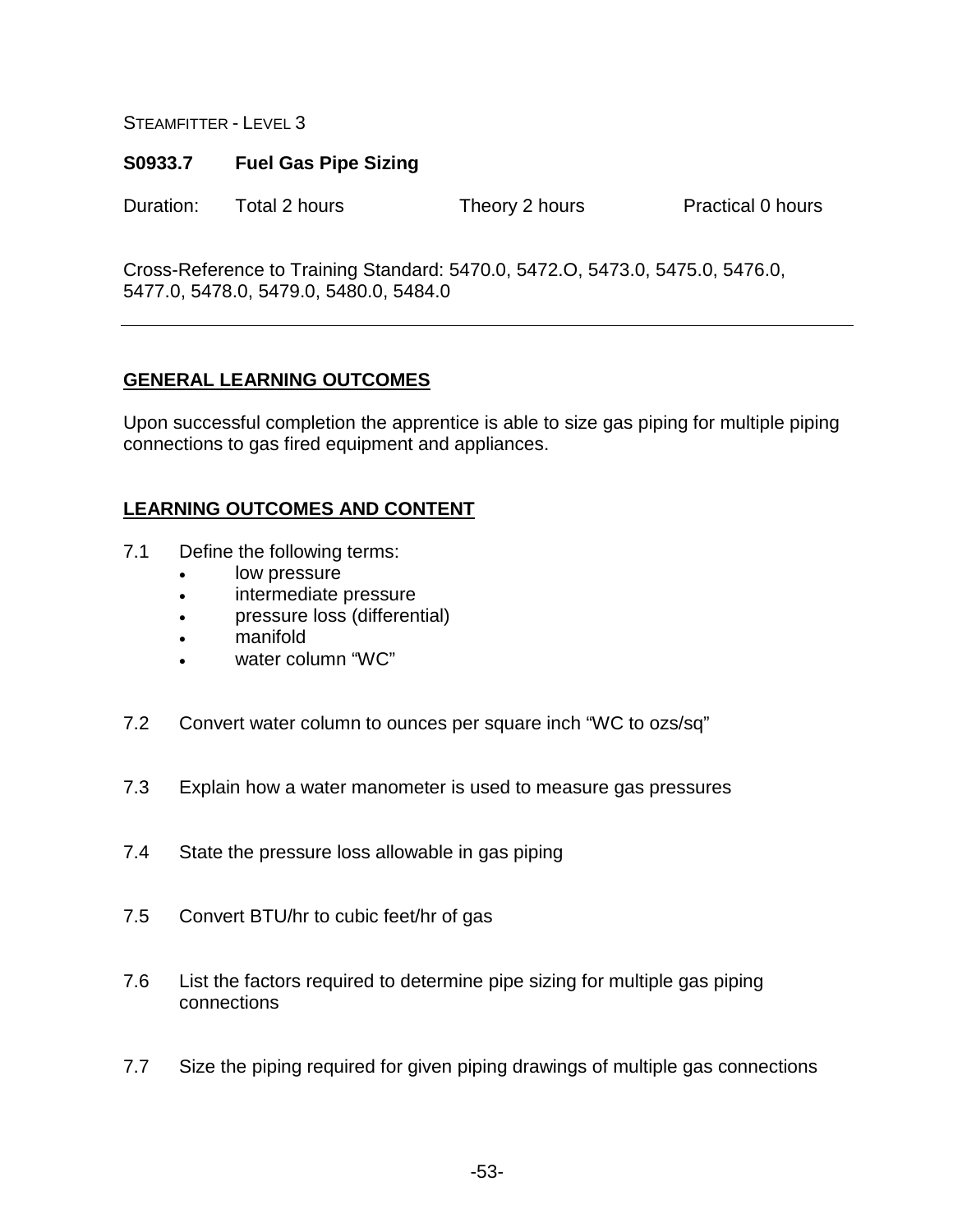STEAMFITTER - LEVEL 3

## S0933.7 Fuel Gas Pipe Sizing

Duration: Total 2 hours Theory 2 hours Practical 0 hours

Cross-Reference to Training Standard: 5470.0, 5472.O, 5473.0, 5475.0, 5476.0, 5477.0, 5478.0, 5479.0, 5480.0, 5484.0

---

### GENERAL LEARNING OUTCOMES

Upon successful completion the apprentice is able to size gas piping for multiple piping connections to gas fired equipment and appliances.

### LEARNING OUTCOMES AND CONTENT

7.1 Define the following terms:
- low pressure
- intermediate pressure
- pressure loss (differential)
- manifold
- water column "WC"

7.2 Convert water column to ounces per square inch "WC to ozs/sq"

7.3 Explain how a water manometer is used to measure gas pressures

7.4 State the pressure loss allowable in gas piping

7.5 Convert BTU/hr to cubic feet/hr of gas

7.6 List the factors required to determine pipe sizing for multiple gas piping connections

7.7 Size the piping required for given piping drawings of multiple gas connections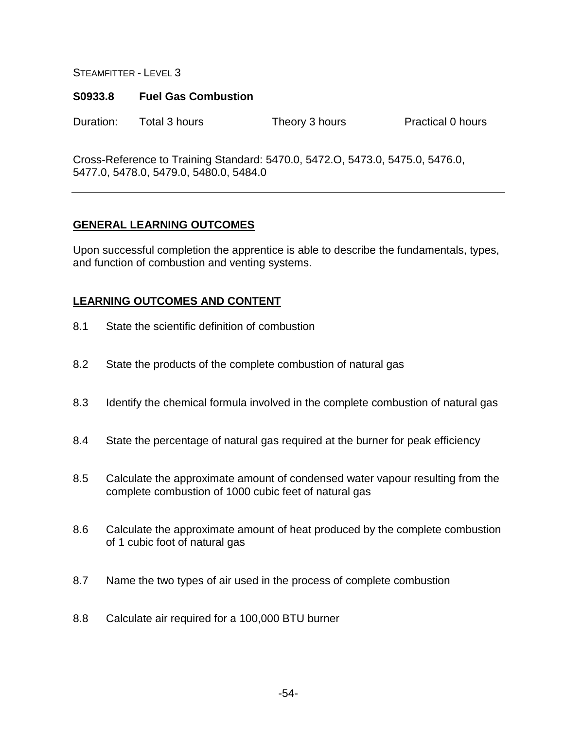STEAMFITTER - LEVEL 3

## S0933.8 Fuel Gas Combustion

Duration: Total 3 hours Theory 3 hours Practical 0 hours

Cross-Reference to Training Standard: 5470.0, 5472.O, 5473.0, 5475.0, 5476.0, 5477.0, 5478.0, 5479.0, 5480.0, 5484.0

---

### GENERAL LEARNING OUTCOMES

Upon successful completion the apprentice is able to describe the fundamentals, types, and function of combustion and venting systems.

### LEARNING OUTCOMES AND CONTENT

8.1 State the scientific definition of combustion

8.2 State the products of the complete combustion of natural gas

8.3 Identify the chemical formula involved in the complete combustion of natural gas

8.4 State the percentage of natural gas required at the burner for peak efficiency

8.5 Calculate the approximate amount of condensed water vapour resulting from the complete combustion of 1000 cubic feet of natural gas

8.6 Calculate the approximate amount of heat produced by the complete combustion of 1 cubic foot of natural gas

8.7 Name the two types of air used in the process of complete combustion

8.8 Calculate air required for a 100,000 BTU burner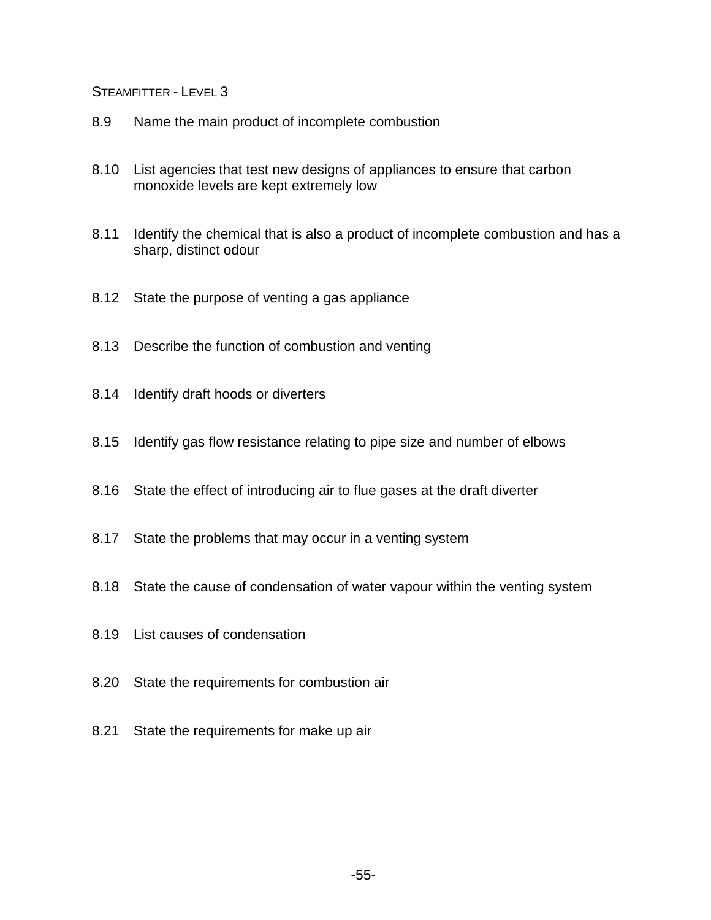8.9 Name the main product of incomplete combustion

8.10 List agencies that test new designs of appliances to ensure that carbon monoxide levels are kept extremely low

8.11 Identify the chemical that is also a product of incomplete combustion and has a sharp, distinct odour

8.12 State the purpose of venting a gas appliance

8.13 Describe the function of combustion and venting

8.14 Identify draft hoods or diverters

8.15 Identify gas flow resistance relating to pipe size and number of elbows

8.16 State the effect of introducing air to flue gases at the draft diverter

8.17 State the problems that may occur in a venting system

8.18 State the cause of condensation of water vapour within the venting system

8.19 List causes of condensation

8.20 State the requirements for combustion air

8.21 State the requirements for make up air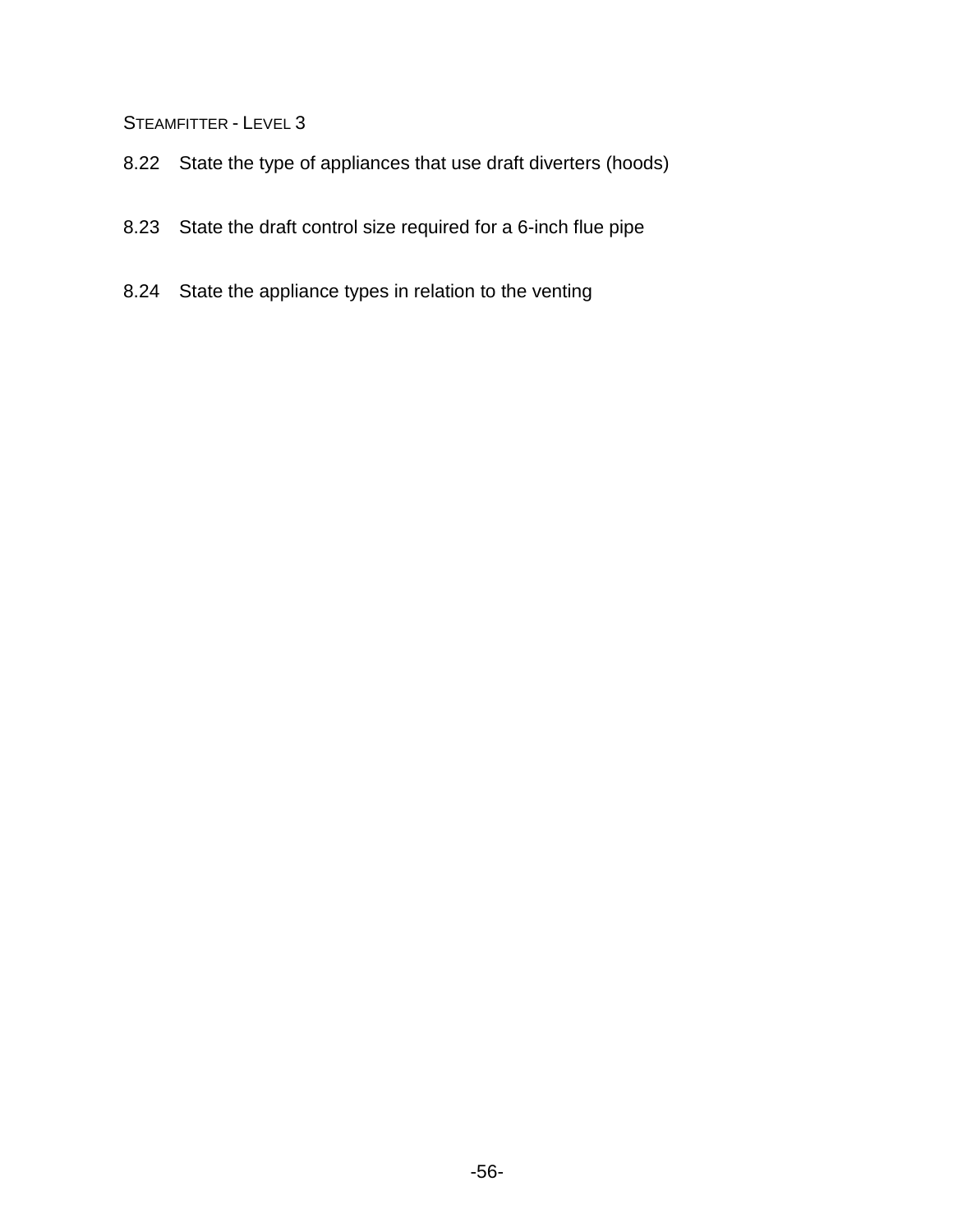8.22 State the type of appliances that use draft diverters (hoods)

8.23 State the draft control size required for a 6-inch flue pipe

8.24 State the appliance types in relation to the venting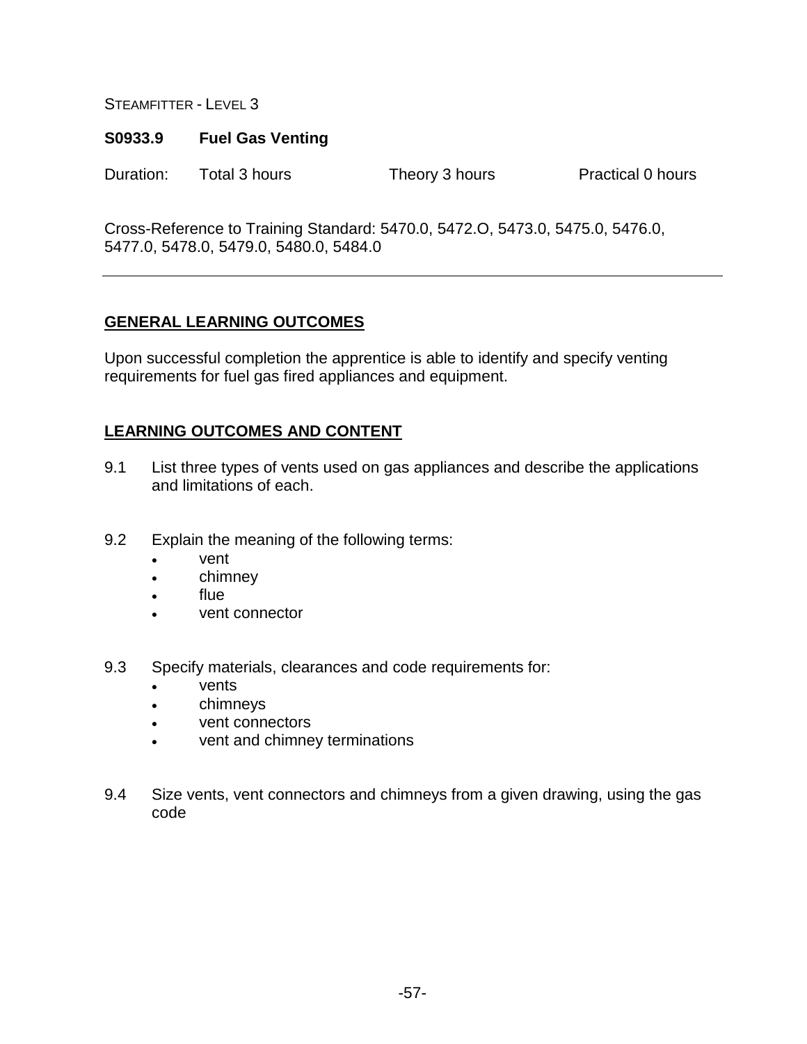STEAMFITTER - LEVEL 3

**S0933.9 Fuel Gas Venting**

Duration: Total 3 hours Theory 3 hours Practical 0 hours

Cross-Reference to Training Standard: 5470.0, 5472.O, 5473.0, 5475.0, 5476.0, 5477.0, 5478.0, 5479.0, 5480.0, 5484.0

---

## GENERAL LEARNING OUTCOMES

Upon successful completion the apprentice is able to identify and specify venting requirements for fuel gas fired appliances and equipment.

## LEARNING OUTCOMES AND CONTENT

9.1 List three types of vents used on gas appliances and describe the applications and limitations of each.

9.2 Explain the meaning of the following terms:
- vent
- chimney
- flue
- vent connector

9.3 Specify materials, clearances and code requirements for:
- vents
- chimneys
- vent connectors
- vent and chimney terminations

9.4 Size vents, vent connectors and chimneys from a given drawing, using the gas code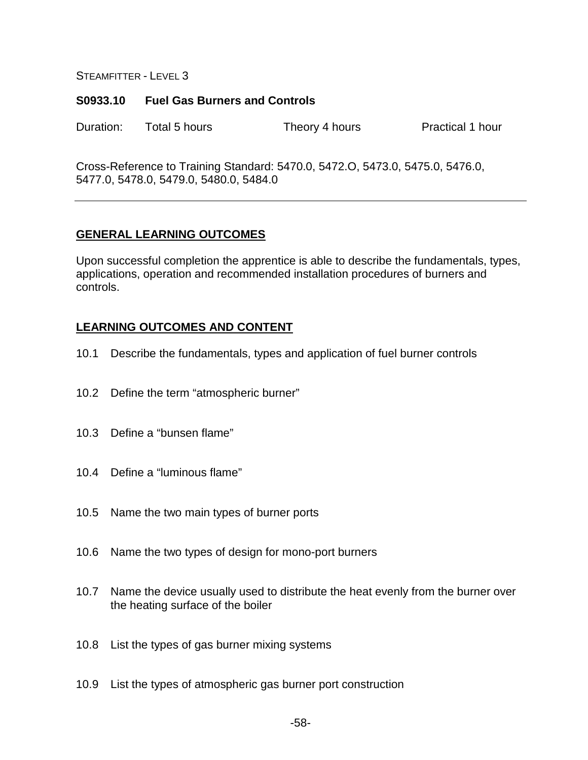STEAMFITTER - LEVEL 3

**S0933.10 Fuel Gas Burners and Controls**

Duration: Total 5 hours Theory 4 hours Practical 1 hour

Cross-Reference to Training Standard: 5470.0, 5472.O, 5473.0, 5475.0, 5476.0, 5477.0, 5478.0, 5479.0, 5480.0, 5484.0

---

## GENERAL LEARNING OUTCOMES

Upon successful completion the apprentice is able to describe the fundamentals, types, applications, operation and recommended installation procedures of burners and controls.

## LEARNING OUTCOMES AND CONTENT

10.1 Describe the fundamentals, types and application of fuel burner controls

10.2 Define the term "atmospheric burner"

10.3 Define a "bunsen flame"

10.4 Define a "luminous flame"

10.5 Name the two main types of burner ports

10.6 Name the two types of design for mono-port burners

10.7 Name the device usually used to distribute the heat evenly from the burner over the heating surface of the boiler

10.8 List the types of gas burner mixing systems

10.9 List the types of atmospheric gas burner port construction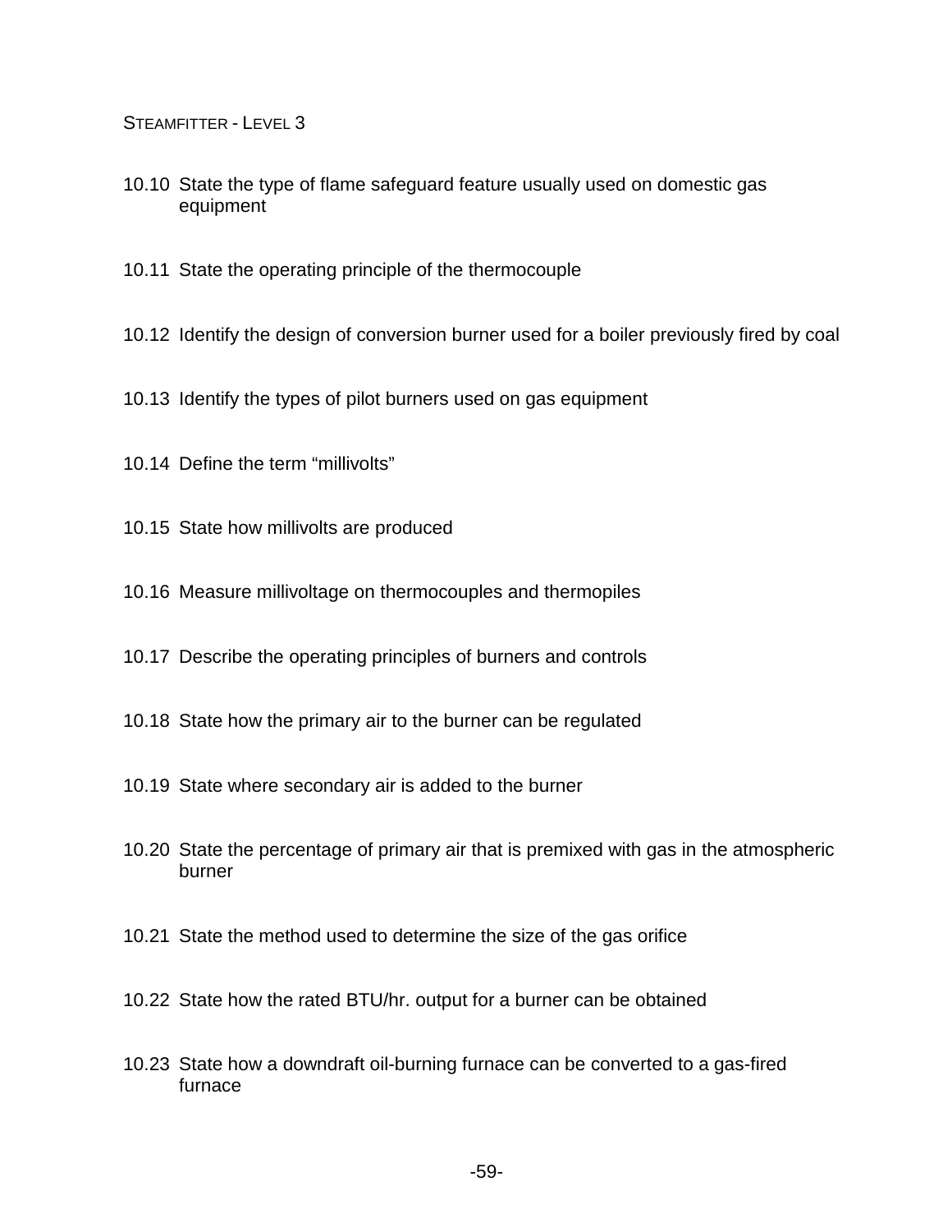10.10 State the type of flame safeguard feature usually used on domestic gas equipment

10.11 State the operating principle of the thermocouple

10.12 Identify the design of conversion burner used for a boiler previously fired by coal

10.13 Identify the types of pilot burners used on gas equipment

10.14 Define the term “millivolts”

10.15 State how millivolts are produced

10.16 Measure millivoltage on thermocouples and thermopiles

10.17 Describe the operating principles of burners and controls

10.18 State how the primary air to the burner can be regulated

10.19 State where secondary air is added to the burner

10.20 State the percentage of primary air that is premixed with gas in the atmospheric burner

10.21 State the method used to determine the size of the gas orifice

10.22 State how the rated BTU/hr. output for a burner can be obtained

10.23 State how a downdraft oil-burning furnace can be converted to a gas-fired furnace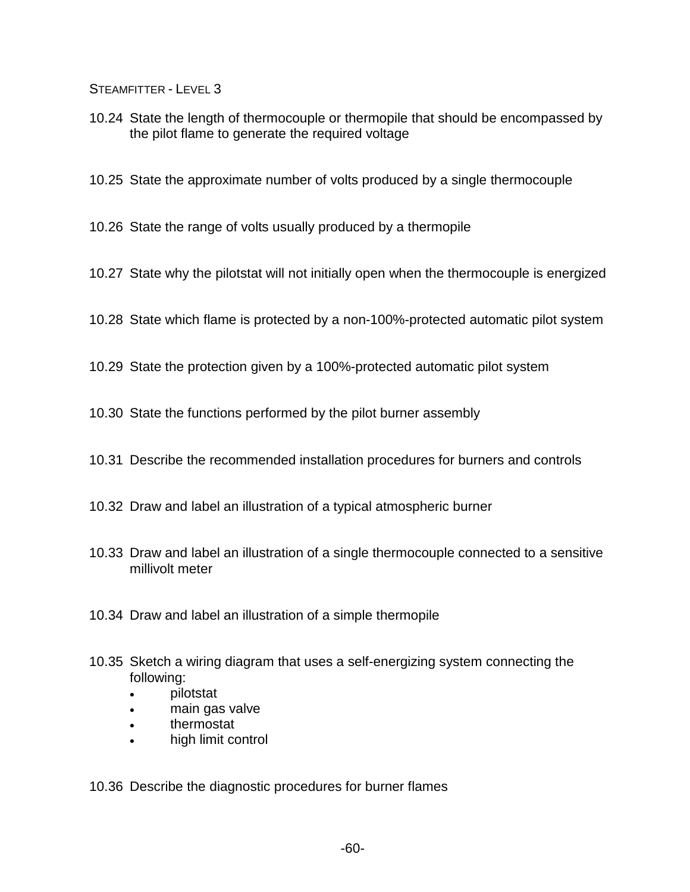10.24 State the length of thermocouple or thermopile that should be encompassed by the pilot flame to generate the required voltage

10.25 State the approximate number of volts produced by a single thermocouple

10.26 State the range of volts usually produced by a thermopile

10.27 State why the pilotstat will not initially open when the thermocouple is energized

10.28 State which flame is protected by a non-100%-protected automatic pilot system

10.29 State the protection given by a 100%-protected automatic pilot system

10.30 State the functions performed by the pilot burner assembly

10.31 Describe the recommended installation procedures for burners and controls

10.32 Draw and label an illustration of a typical atmospheric burner

10.33 Draw and label an illustration of a single thermocouple connected to a sensitive millivolt meter

10.34 Draw and label an illustration of a simple thermopile

10.35 Sketch a wiring diagram that uses a self-energizing system connecting the following:

- pilotstat
- main gas valve
- thermostat
- high limit control

10.36 Describe the diagnostic procedures for burner flames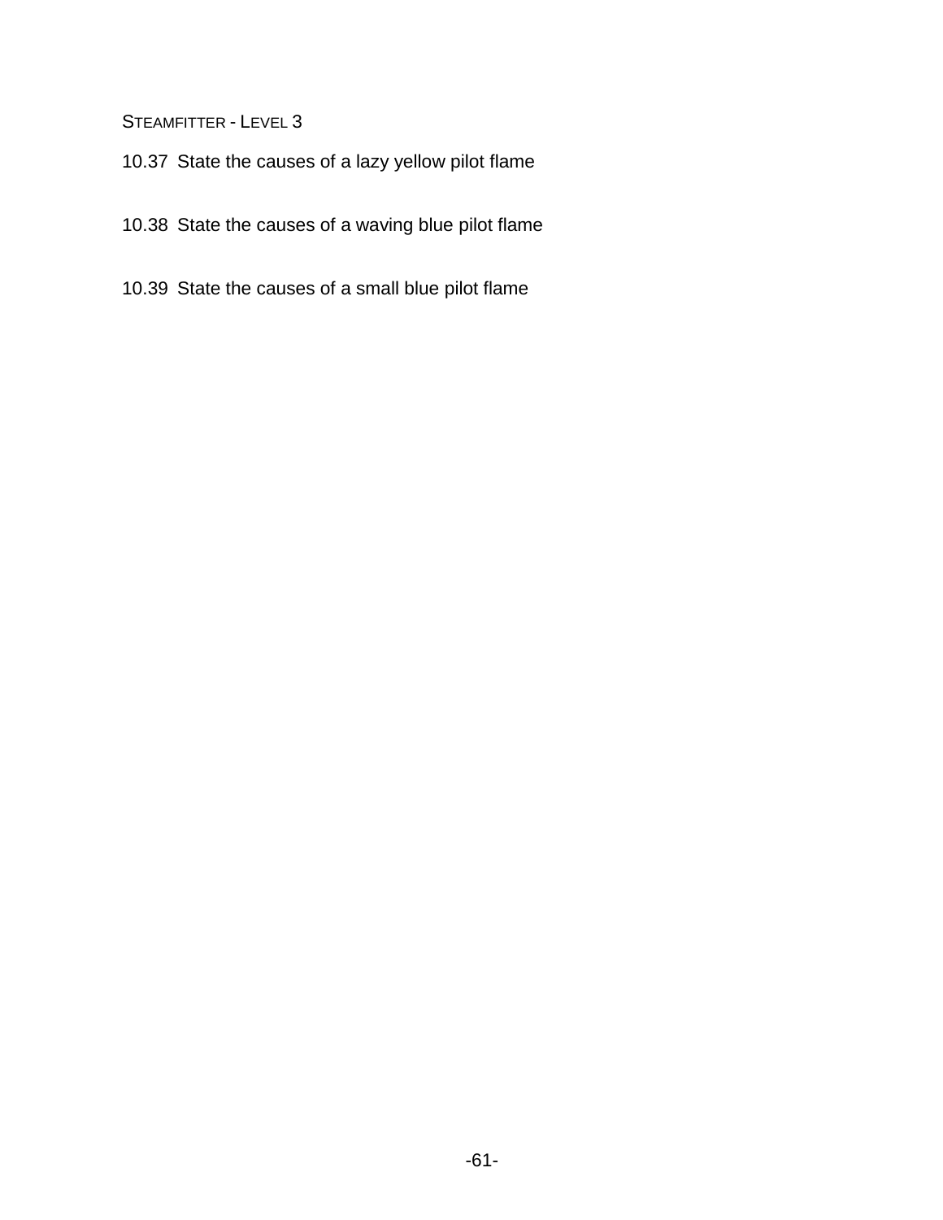10.37 State the causes of a lazy yellow pilot flame

10.38 State the causes of a waving blue pilot flame

10.39 State the causes of a small blue pilot flame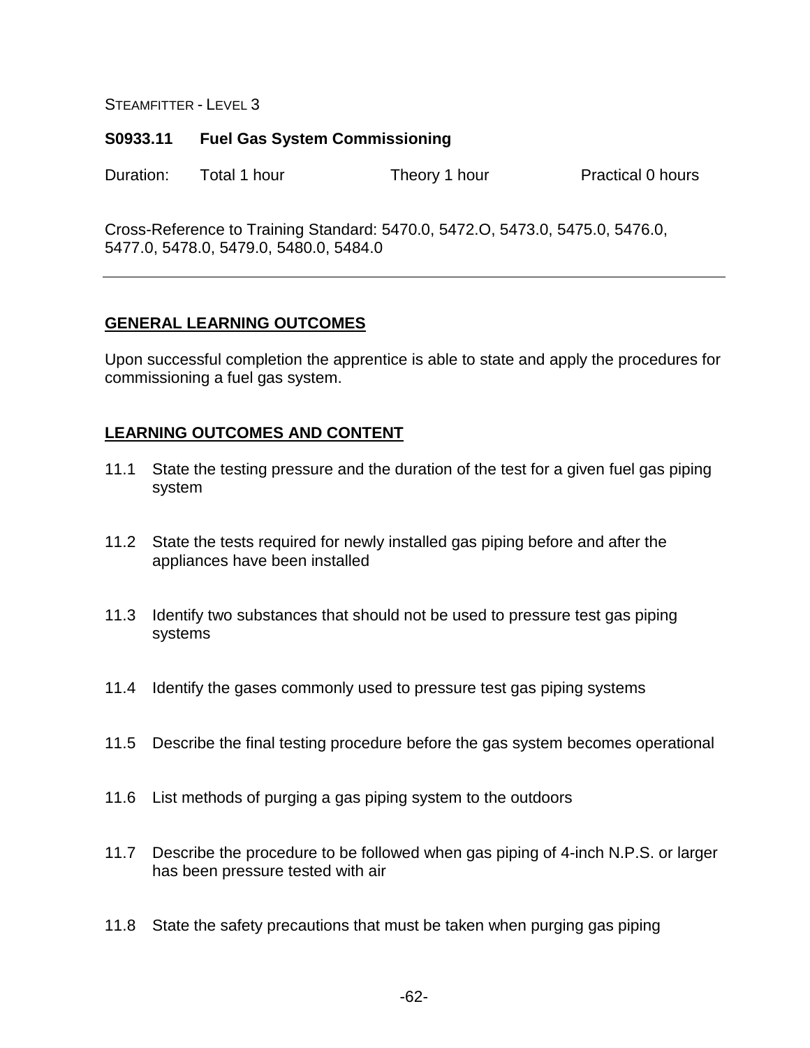STEAMFITTER - LEVEL 3

**S0933.11 Fuel Gas System Commissioning**

Duration: Total 1 hour Theory 1 hour Practical 0 hours

Cross-Reference to Training Standard: 5470.0, 5472.O, 5473.0, 5475.0, 5476.0, 5477.0, 5478.0, 5479.0, 5480.0, 5484.0

---

## GENERAL LEARNING OUTCOMES

Upon successful completion the apprentice is able to state and apply the procedures for commissioning a fuel gas system.

## LEARNING OUTCOMES AND CONTENT

11.1 State the testing pressure and the duration of the test for a given fuel gas piping system

11.2 State the tests required for newly installed gas piping before and after the appliances have been installed

11.3 Identify two substances that should not be used to pressure test gas piping systems

11.4 Identify the gases commonly used to pressure test gas piping systems

11.5 Describe the final testing procedure before the gas system becomes operational

11.6 List methods of purging a gas piping system to the outdoors

11.7 Describe the procedure to be followed when gas piping of 4-inch N.P.S. or larger has been pressure tested with air

11.8 State the safety precautions that must be taken when purging gas piping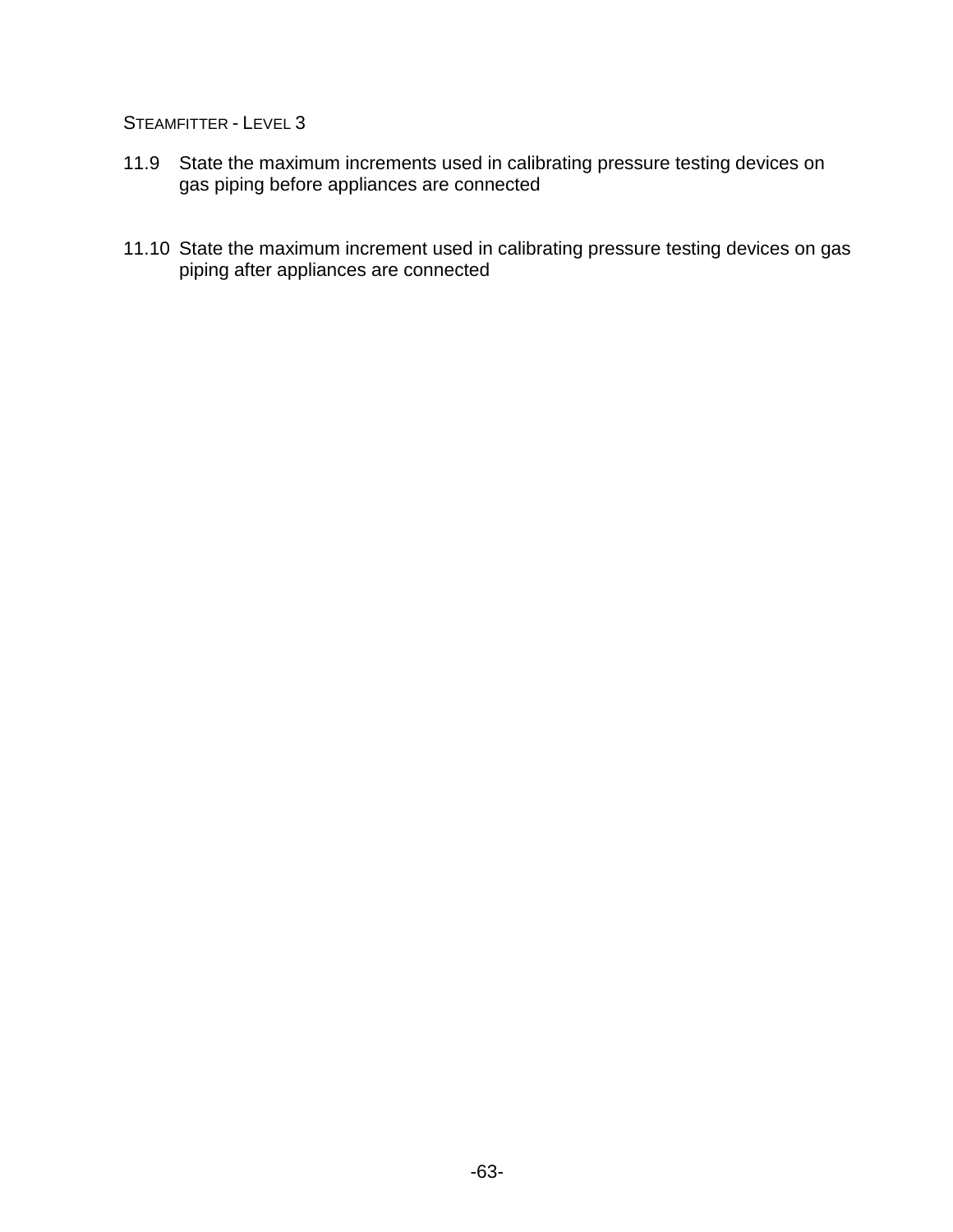11.9 State the maximum increments used in calibrating pressure testing devices on gas piping before appliances are connected

11.10 State the maximum increment used in calibrating pressure testing devices on gas piping after appliances are connected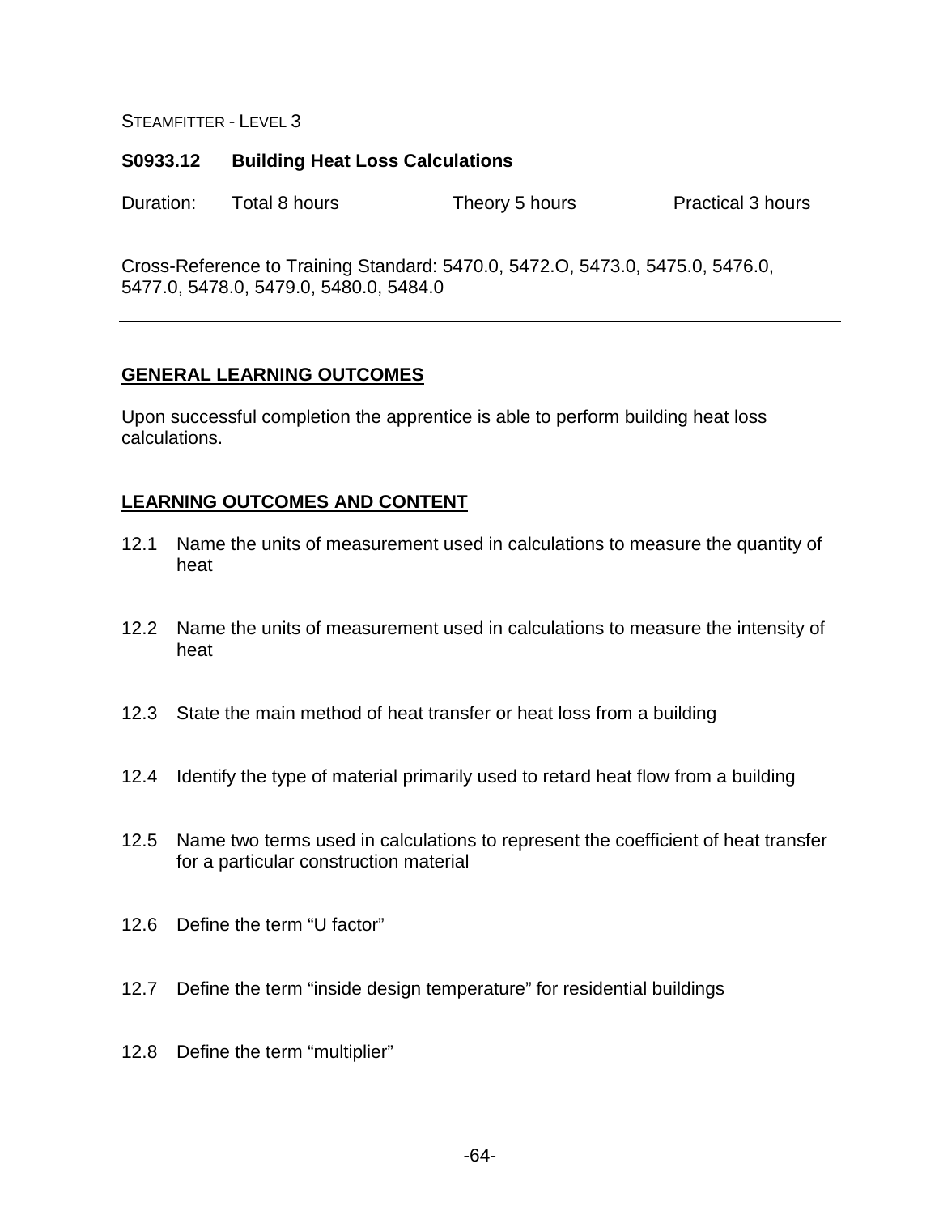STEAMFITTER - LEVEL 3

## S0933.12 Building Heat Loss Calculations

Duration: Total 8 hours Theory 5 hours Practical 3 hours

Cross-Reference to Training Standard: 5470.0, 5472.O, 5473.0, 5475.0, 5476.0, 5477.0, 5478.0, 5479.0, 5480.0, 5484.0

---

### GENERAL LEARNING OUTCOMES

Upon successful completion the apprentice is able to perform building heat loss calculations.

### LEARNING OUTCOMES AND CONTENT

12.1 Name the units of measurement used in calculations to measure the quantity of heat

12.2 Name the units of measurement used in calculations to measure the intensity of heat

12.3 State the main method of heat transfer or heat loss from a building

12.4 Identify the type of material primarily used to retard heat flow from a building

12.5 Name two terms used in calculations to represent the coefficient of heat transfer for a particular construction material

12.6 Define the term "U factor"

12.7 Define the term "inside design temperature" for residential buildings

12.8 Define the term "multiplier"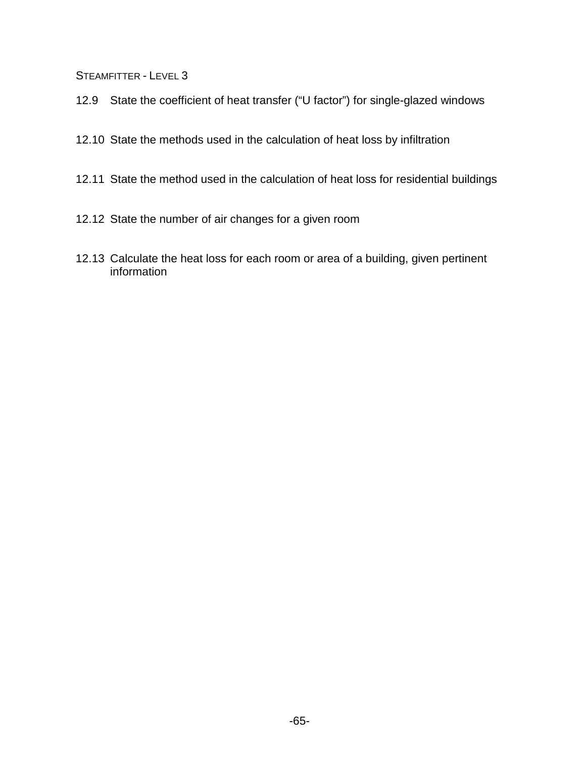12.9 State the coefficient of heat transfer (“U factor”) for single-glazed windows

12.10 State the methods used in the calculation of heat loss by infiltration

12.11 State the method used in the calculation of heat loss for residential buildings

12.12 State the number of air changes for a given room

12.13 Calculate the heat loss for each room or area of a building, given pertinent information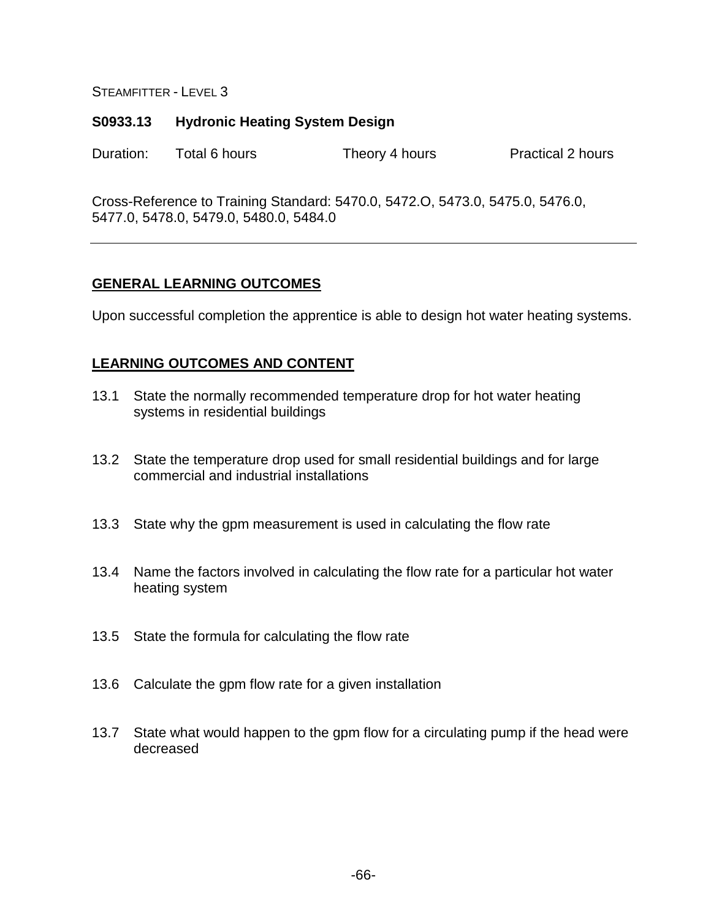STEAMFITTER - LEVEL 3

**S0933.13 Hydronic Heating System Design**

Duration: Total 6 hours Theory 4 hours Practical 2 hours

Cross-Reference to Training Standard: 5470.0, 5472.O, 5473.0, 5475.0, 5476.0, 5477.0, 5478.0, 5479.0, 5480.0, 5484.0

---

## GENERAL LEARNING OUTCOMES

Upon successful completion the apprentice is able to design hot water heating systems.

## LEARNING OUTCOMES AND CONTENT

13.1 State the normally recommended temperature drop for hot water heating systems in residential buildings

13.2 State the temperature drop used for small residential buildings and for large commercial and industrial installations

13.3 State why the gpm measurement is used in calculating the flow rate

13.4 Name the factors involved in calculating the flow rate for a particular hot water heating system

13.5 State the formula for calculating the flow rate

13.6 Calculate the gpm flow rate for a given installation

13.7 State what would happen to the gpm flow for a circulating pump if the head were decreased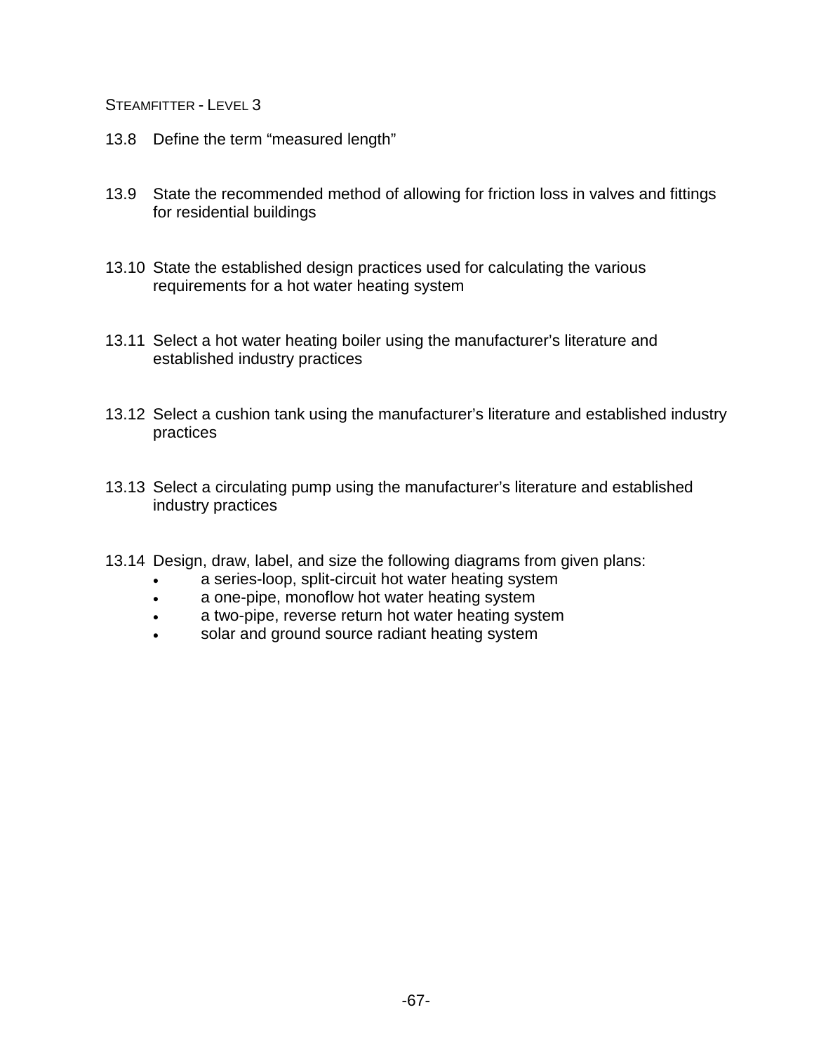13.8 Define the term “measured length”

13.9 State the recommended method of allowing for friction loss in valves and fittings for residential buildings

13.10 State the established design practices used for calculating the various requirements for a hot water heating system

13.11 Select a hot water heating boiler using the manufacturer’s literature and established industry practices

13.12 Select a cushion tank using the manufacturer’s literature and established industry practices

13.13 Select a circulating pump using the manufacturer’s literature and established industry practices

13.14 Design, draw, label, and size the following diagrams from given plans:

- a series-loop, split-circuit hot water heating system
- a one-pipe, monoflow hot water heating system
- a two-pipe, reverse return hot water heating system
- solar and ground source radiant heating system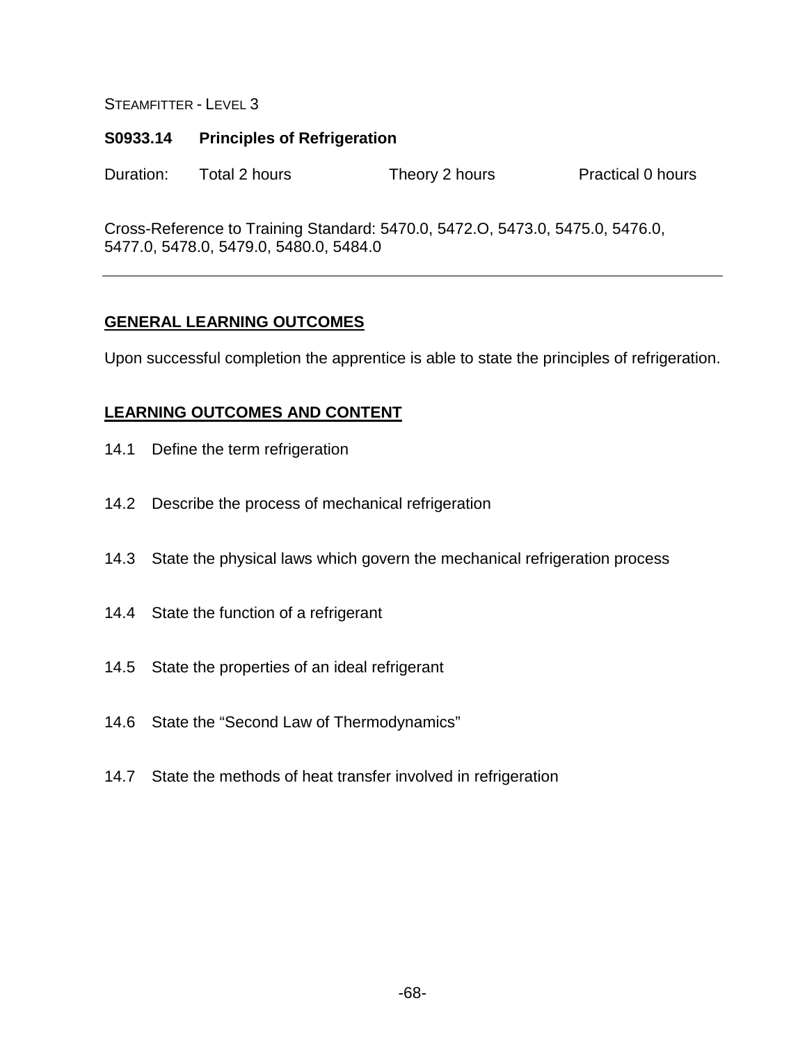STEAMFITTER - LEVEL 3

**S0933.14 Principles of Refrigeration**

Duration: Total 2 hours Theory 2 hours Practical 0 hours

Cross-Reference to Training Standard: 5470.0, 5472.O, 5473.0, 5475.0, 5476.0, 5477.0, 5478.0, 5479.0, 5480.0, 5484.0

---

## GENERAL LEARNING OUTCOMES

Upon successful completion the apprentice is able to state the principles of refrigeration.

## LEARNING OUTCOMES AND CONTENT

14.1 Define the term refrigeration

14.2 Describe the process of mechanical refrigeration

14.3 State the physical laws which govern the mechanical refrigeration process

14.4 State the function of a refrigerant

14.5 State the properties of an ideal refrigerant

14.6 State the "Second Law of Thermodynamics"

14.7 State the methods of heat transfer involved in refrigeration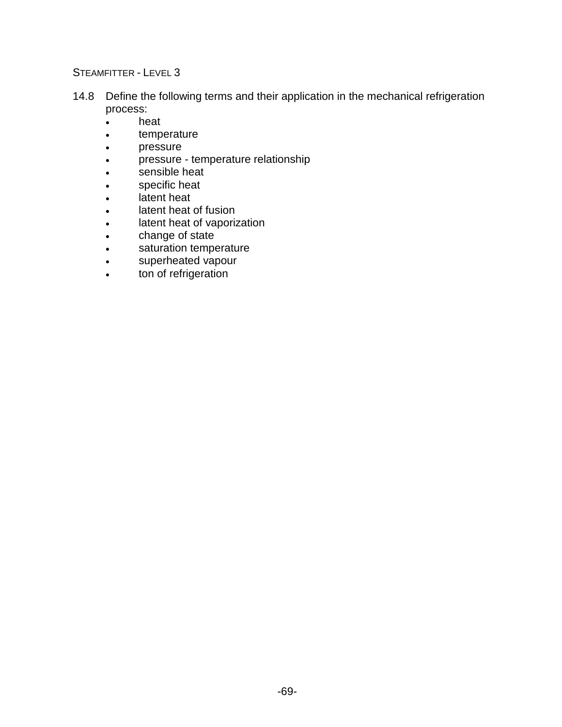14.8 Define the following terms and their application in the mechanical refrigeration process:

- heat
- temperature
- pressure
- pressure - temperature relationship
- sensible heat
- specific heat
- latent heat
- latent heat of fusion
- latent heat of vaporization
- change of state
- saturation temperature
- superheated vapour
- ton of refrigeration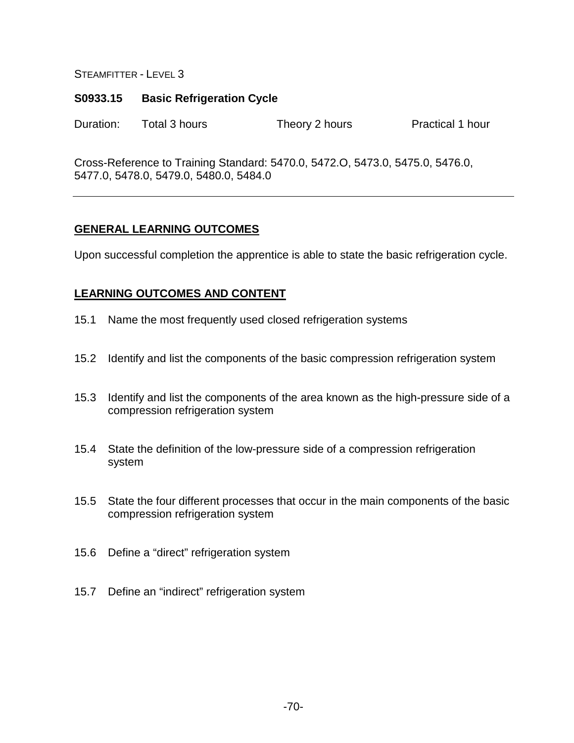STEAMFITTER - LEVEL 3

**S0933.15 Basic Refrigeration Cycle**

Duration: Total 3 hours Theory 2 hours Practical 1 hour

Cross-Reference to Training Standard: 5470.0, 5472.O, 5473.0, 5475.0, 5476.0, 5477.0, 5478.0, 5479.0, 5480.0, 5484.0

---

## GENERAL LEARNING OUTCOMES

Upon successful completion the apprentice is able to state the basic refrigeration cycle.

## LEARNING OUTCOMES AND CONTENT

15.1 Name the most frequently used closed refrigeration systems

15.2 Identify and list the components of the basic compression refrigeration system

15.3 Identify and list the components of the area known as the high-pressure side of a compression refrigeration system

15.4 State the definition of the low-pressure side of a compression refrigeration system

15.5 State the four different processes that occur in the main components of the basic compression refrigeration system

15.6 Define a "direct" refrigeration system

15.7 Define an "indirect" refrigeration system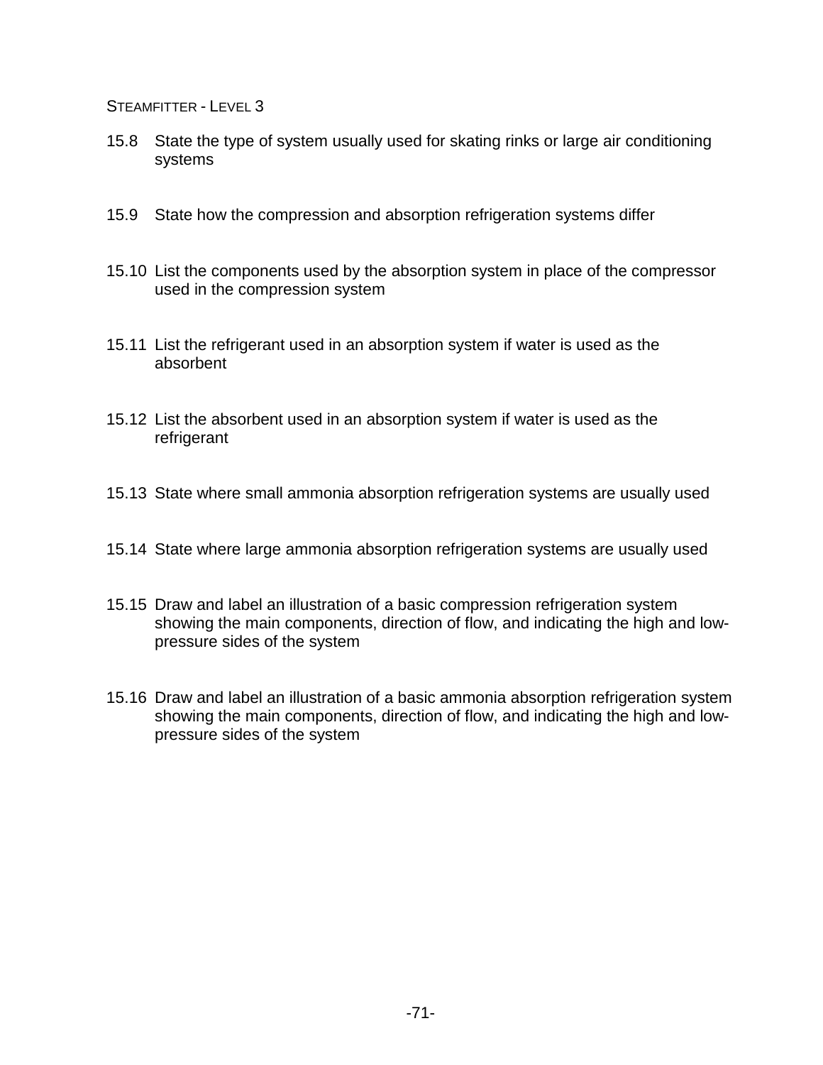15.8 State the type of system usually used for skating rinks or large air conditioning systems

15.9 State how the compression and absorption refrigeration systems differ

15.10 List the components used by the absorption system in place of the compressor used in the compression system

15.11 List the refrigerant used in an absorption system if water is used as the absorbent

15.12 List the absorbent used in an absorption system if water is used as the refrigerant

15.13 State where small ammonia absorption refrigeration systems are usually used

15.14 State where large ammonia absorption refrigeration systems are usually used

15.15 Draw and label an illustration of a basic compression refrigeration system showing the main components, direction of flow, and indicating the high and low-pressure sides of the system

15.16 Draw and label an illustration of a basic ammonia absorption refrigeration system showing the main components, direction of flow, and indicating the high and low-pressure sides of the system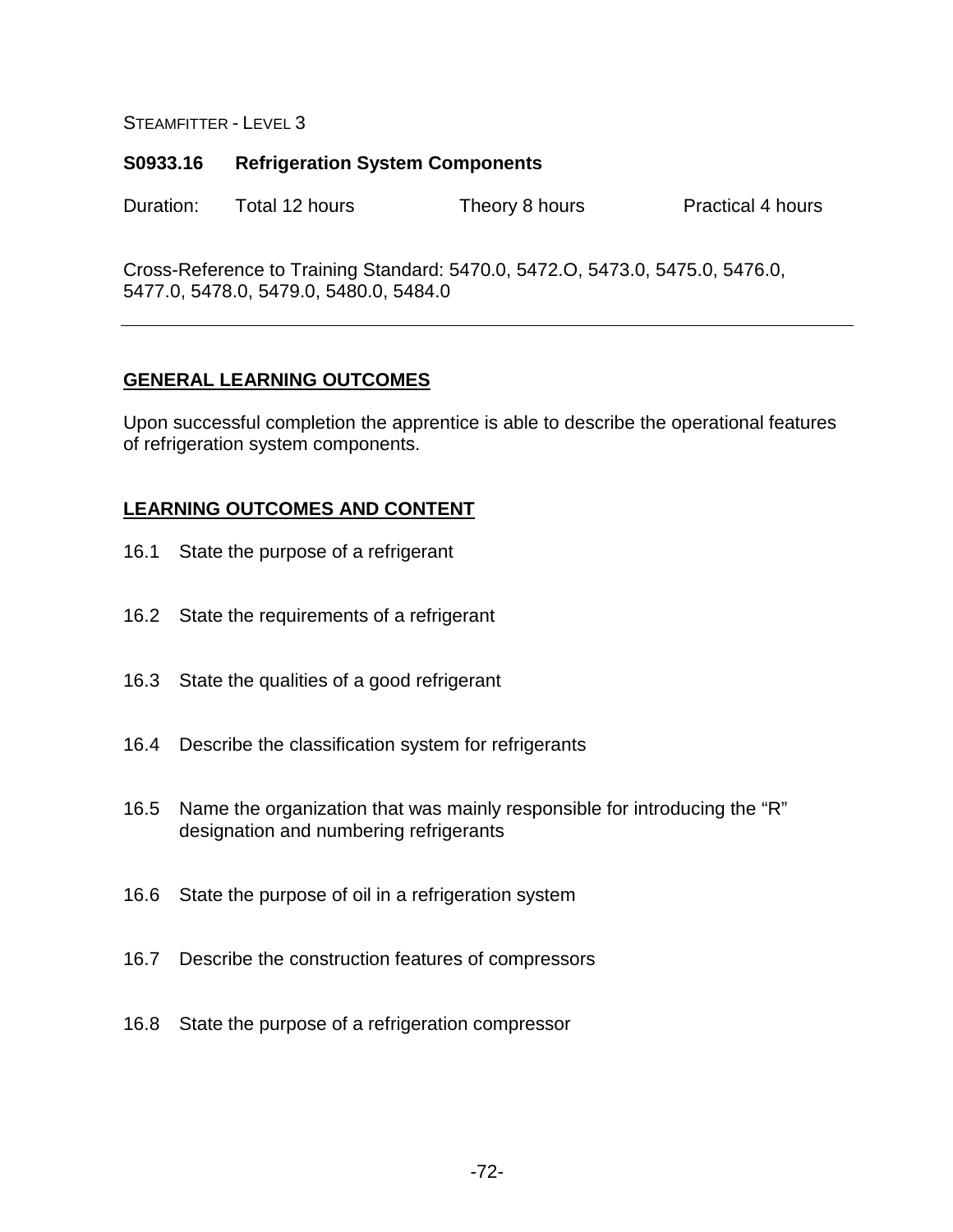STEAMFITTER - LEVEL 3

**S0933.16 Refrigeration System Components**

Duration: Total 12 hours Theory 8 hours Practical 4 hours

Cross-Reference to Training Standard: 5470.0, 5472.O, 5473.0, 5475.0, 5476.0, 5477.0, 5478.0, 5479.0, 5480.0, 5484.0

---

## GENERAL LEARNING OUTCOMES

Upon successful completion the apprentice is able to describe the operational features of refrigeration system components.

## LEARNING OUTCOMES AND CONTENT

16.1 State the purpose of a refrigerant

16.2 State the requirements of a refrigerant

16.3 State the qualities of a good refrigerant

16.4 Describe the classification system for refrigerants

16.5 Name the organization that was mainly responsible for introducing the "R" designation and numbering refrigerants

16.6 State the purpose of oil in a refrigeration system

16.7 Describe the construction features of compressors

16.8 State the purpose of a refrigeration compressor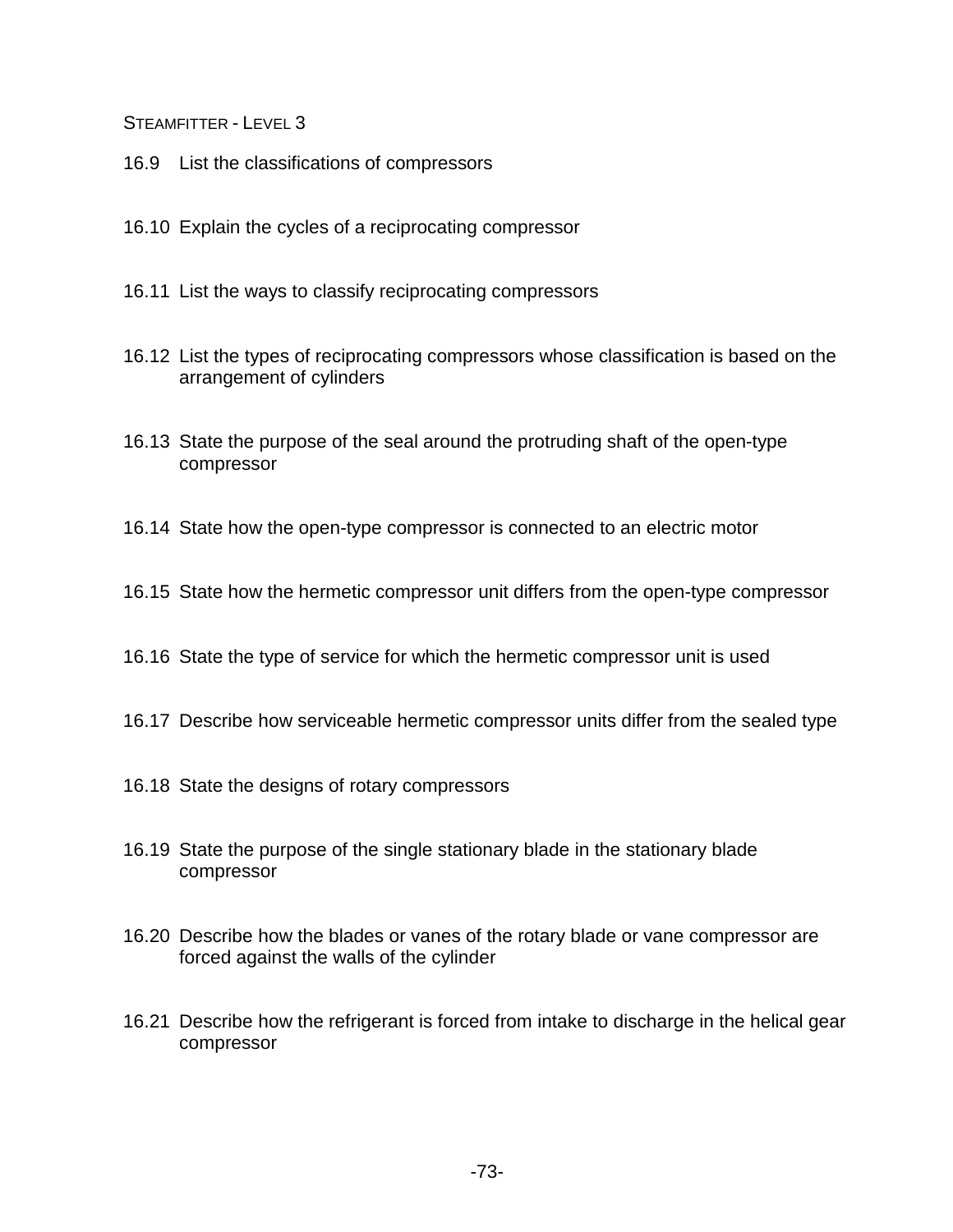16.9 List the classifications of compressors

16.10 Explain the cycles of a reciprocating compressor

16.11 List the ways to classify reciprocating compressors

16.12 List the types of reciprocating compressors whose classification is based on the arrangement of cylinders

16.13 State the purpose of the seal around the protruding shaft of the open-type compressor

16.14 State how the open-type compressor is connected to an electric motor

16.15 State how the hermetic compressor unit differs from the open-type compressor

16.16 State the type of service for which the hermetic compressor unit is used

16.17 Describe how serviceable hermetic compressor units differ from the sealed type

16.18 State the designs of rotary compressors

16.19 State the purpose of the single stationary blade in the stationary blade compressor

16.20 Describe how the blades or vanes of the rotary blade or vane compressor are forced against the walls of the cylinder

16.21 Describe how the refrigerant is forced from intake to discharge in the helical gear compressor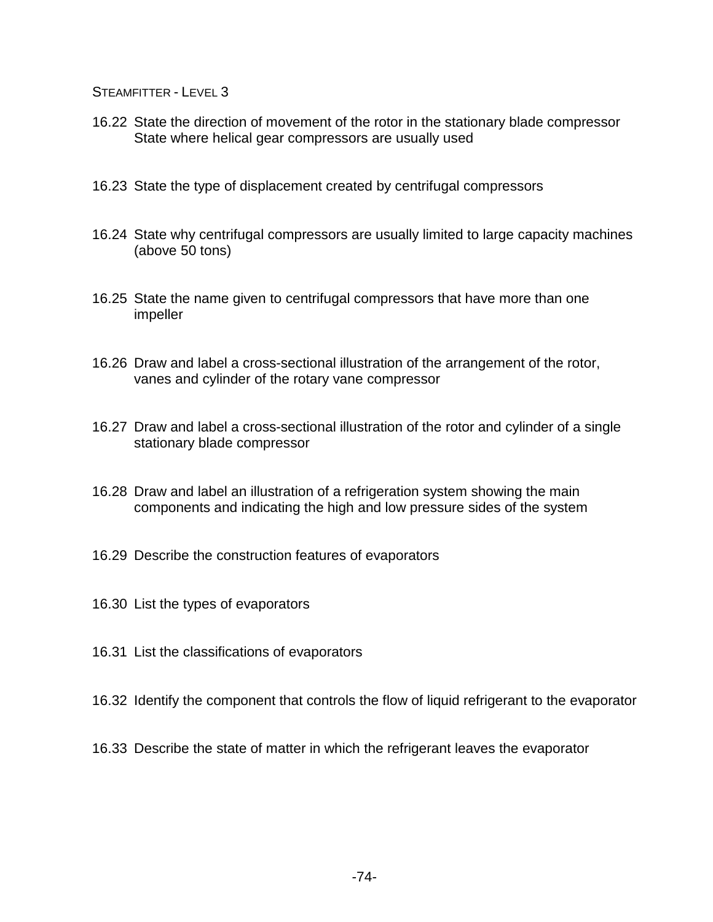16.22 State the direction of movement of the rotor in the stationary blade compressor State where helical gear compressors are usually used

16.23 State the type of displacement created by centrifugal compressors

16.24 State why centrifugal compressors are usually limited to large capacity machines (above 50 tons)

16.25 State the name given to centrifugal compressors that have more than one impeller

16.26 Draw and label a cross-sectional illustration of the arrangement of the rotor, vanes and cylinder of the rotary vane compressor

16.27 Draw and label a cross-sectional illustration of the rotor and cylinder of a single stationary blade compressor

16.28 Draw and label an illustration of a refrigeration system showing the main components and indicating the high and low pressure sides of the system

16.29 Describe the construction features of evaporators

16.30 List the types of evaporators

16.31 List the classifications of evaporators

16.32 Identify the component that controls the flow of liquid refrigerant to the evaporator

16.33 Describe the state of matter in which the refrigerant leaves the evaporator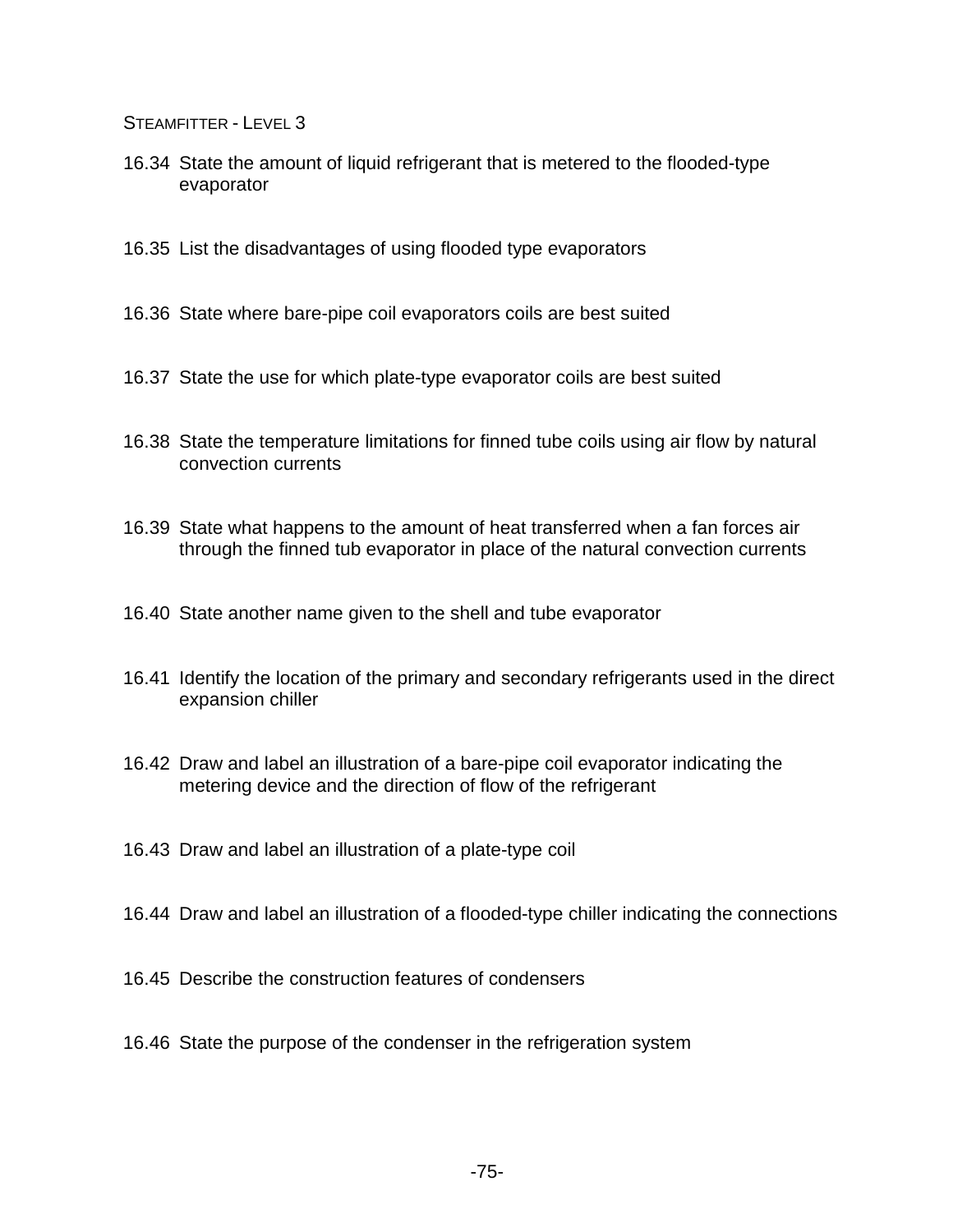16.34 State the amount of liquid refrigerant that is metered to the flooded-type evaporator

16.35 List the disadvantages of using flooded type evaporators

16.36 State where bare-pipe coil evaporators coils are best suited

16.37 State the use for which plate-type evaporator coils are best suited

16.38 State the temperature limitations for finned tube coils using air flow by natural convection currents

16.39 State what happens to the amount of heat transferred when a fan forces air through the finned tub evaporator in place of the natural convection currents

16.40 State another name given to the shell and tube evaporator

16.41 Identify the location of the primary and secondary refrigerants used in the direct expansion chiller

16.42 Draw and label an illustration of a bare-pipe coil evaporator indicating the metering device and the direction of flow of the refrigerant

16.43 Draw and label an illustration of a plate-type coil

16.44 Draw and label an illustration of a flooded-type chiller indicating the connections

16.45 Describe the construction features of condensers

16.46 State the purpose of the condenser in the refrigeration system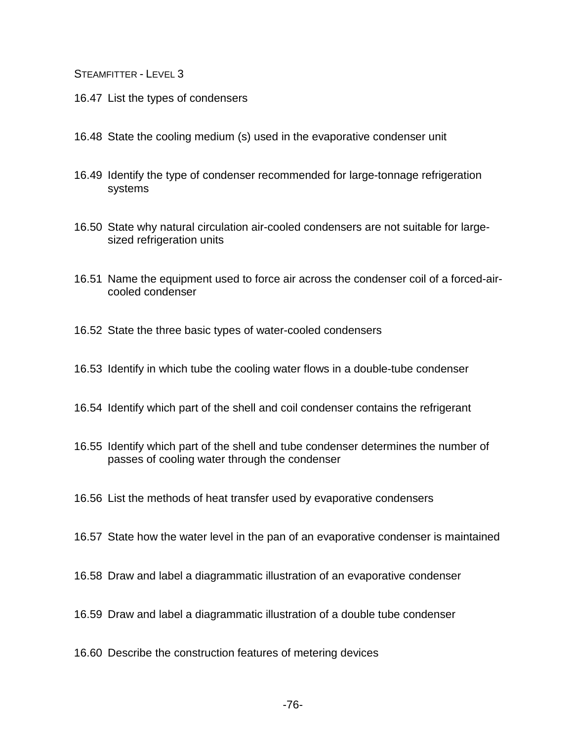16.47 List the types of condensers

16.48 State the cooling medium (s) used in the evaporative condenser unit

16.49 Identify the type of condenser recommended for large-tonnage refrigeration systems

16.50 State why natural circulation air-cooled condensers are not suitable for large-sized refrigeration units

16.51 Name the equipment used to force air across the condenser coil of a forced-air-cooled condenser

16.52 State the three basic types of water-cooled condensers

16.53 Identify in which tube the cooling water flows in a double-tube condenser

16.54 Identify which part of the shell and coil condenser contains the refrigerant

16.55 Identify which part of the shell and tube condenser determines the number of passes of cooling water through the condenser

16.56 List the methods of heat transfer used by evaporative condensers

16.57 State how the water level in the pan of an evaporative condenser is maintained

16.58 Draw and label a diagrammatic illustration of an evaporative condenser

16.59 Draw and label a diagrammatic illustration of a double tube condenser

16.60 Describe the construction features of metering devices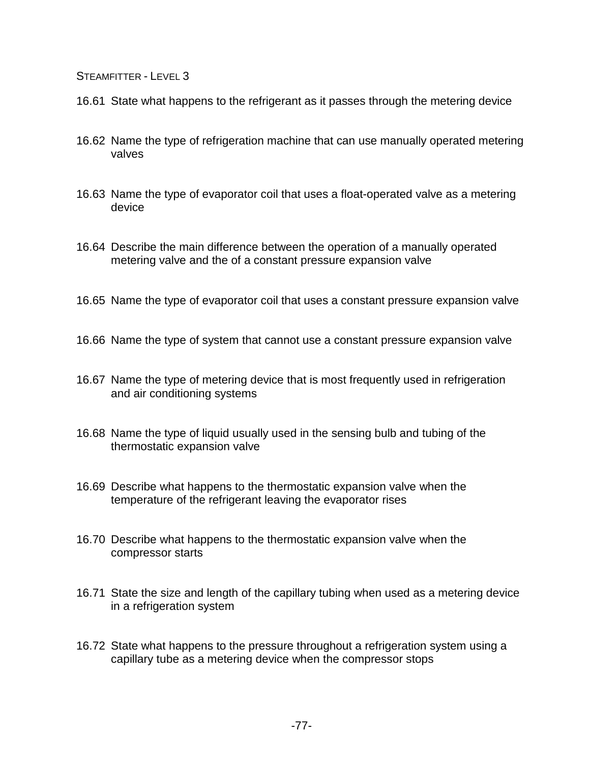16.61 State what happens to the refrigerant as it passes through the metering device

16.62 Name the type of refrigeration machine that can use manually operated metering valves

16.63 Name the type of evaporator coil that uses a float-operated valve as a metering device

16.64 Describe the main difference between the operation of a manually operated metering valve and the of a constant pressure expansion valve

16.65 Name the type of evaporator coil that uses a constant pressure expansion valve

16.66 Name the type of system that cannot use a constant pressure expansion valve

16.67 Name the type of metering device that is most frequently used in refrigeration and air conditioning systems

16.68 Name the type of liquid usually used in the sensing bulb and tubing of the thermostatic expansion valve

16.69 Describe what happens to the thermostatic expansion valve when the temperature of the refrigerant leaving the evaporator rises

16.70 Describe what happens to the thermostatic expansion valve when the compressor starts

16.71 State the size and length of the capillary tubing when used as a metering device in a refrigeration system

16.72 State what happens to the pressure throughout a refrigeration system using a capillary tube as a metering device when the compressor stops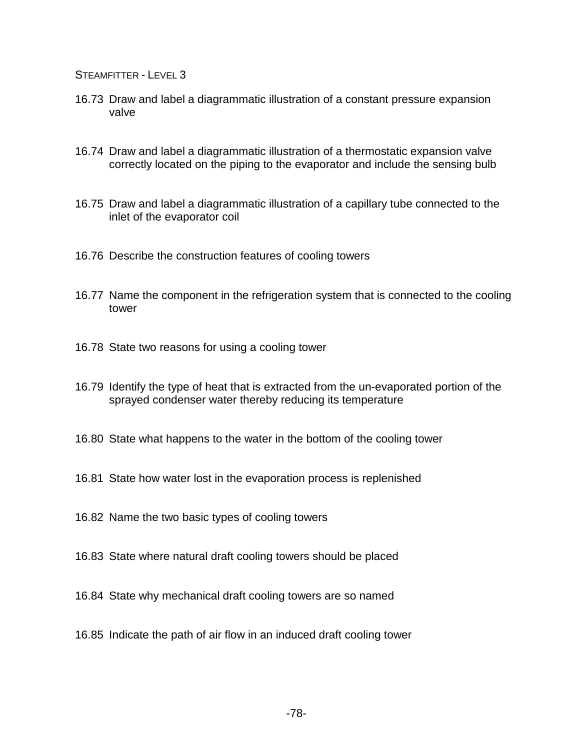16.73 Draw and label a diagrammatic illustration of a constant pressure expansion valve

16.74 Draw and label a diagrammatic illustration of a thermostatic expansion valve correctly located on the piping to the evaporator and include the sensing bulb

16.75 Draw and label a diagrammatic illustration of a capillary tube connected to the inlet of the evaporator coil

16.76 Describe the construction features of cooling towers

16.77 Name the component in the refrigeration system that is connected to the cooling tower

16.78 State two reasons for using a cooling tower

16.79 Identify the type of heat that is extracted from the un-evaporated portion of the sprayed condenser water thereby reducing its temperature

16.80 State what happens to the water in the bottom of the cooling tower

16.81 State how water lost in the evaporation process is replenished

16.82 Name the two basic types of cooling towers

16.83 State where natural draft cooling towers should be placed

16.84 State why mechanical draft cooling towers are so named

16.85 Indicate the path of air flow in an induced draft cooling tower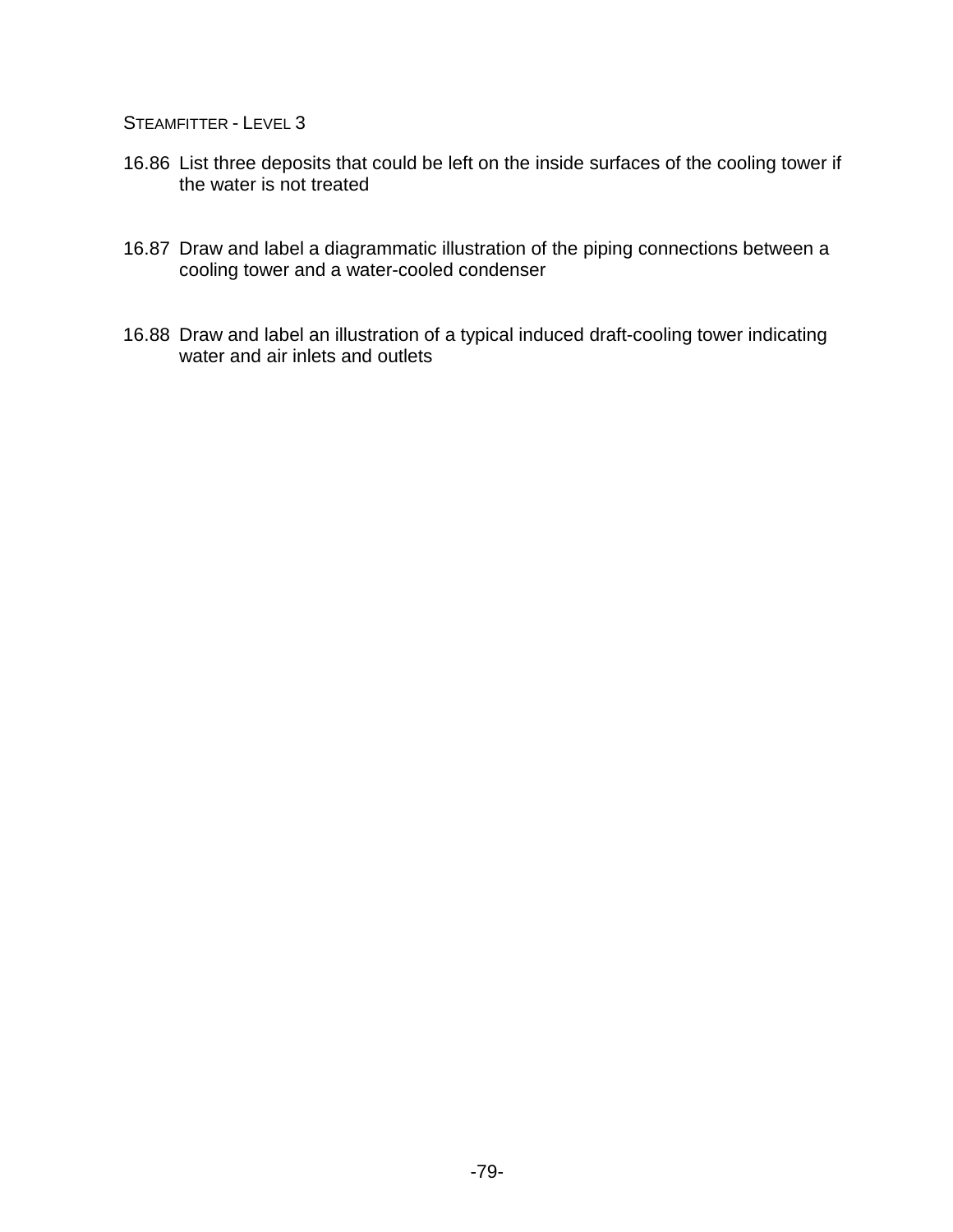16.86 List three deposits that could be left on the inside surfaces of the cooling tower if the water is not treated

16.87 Draw and label a diagrammatic illustration of the piping connections between a cooling tower and a water-cooled condenser

16.88 Draw and label an illustration of a typical induced draft-cooling tower indicating water and air inlets and outlets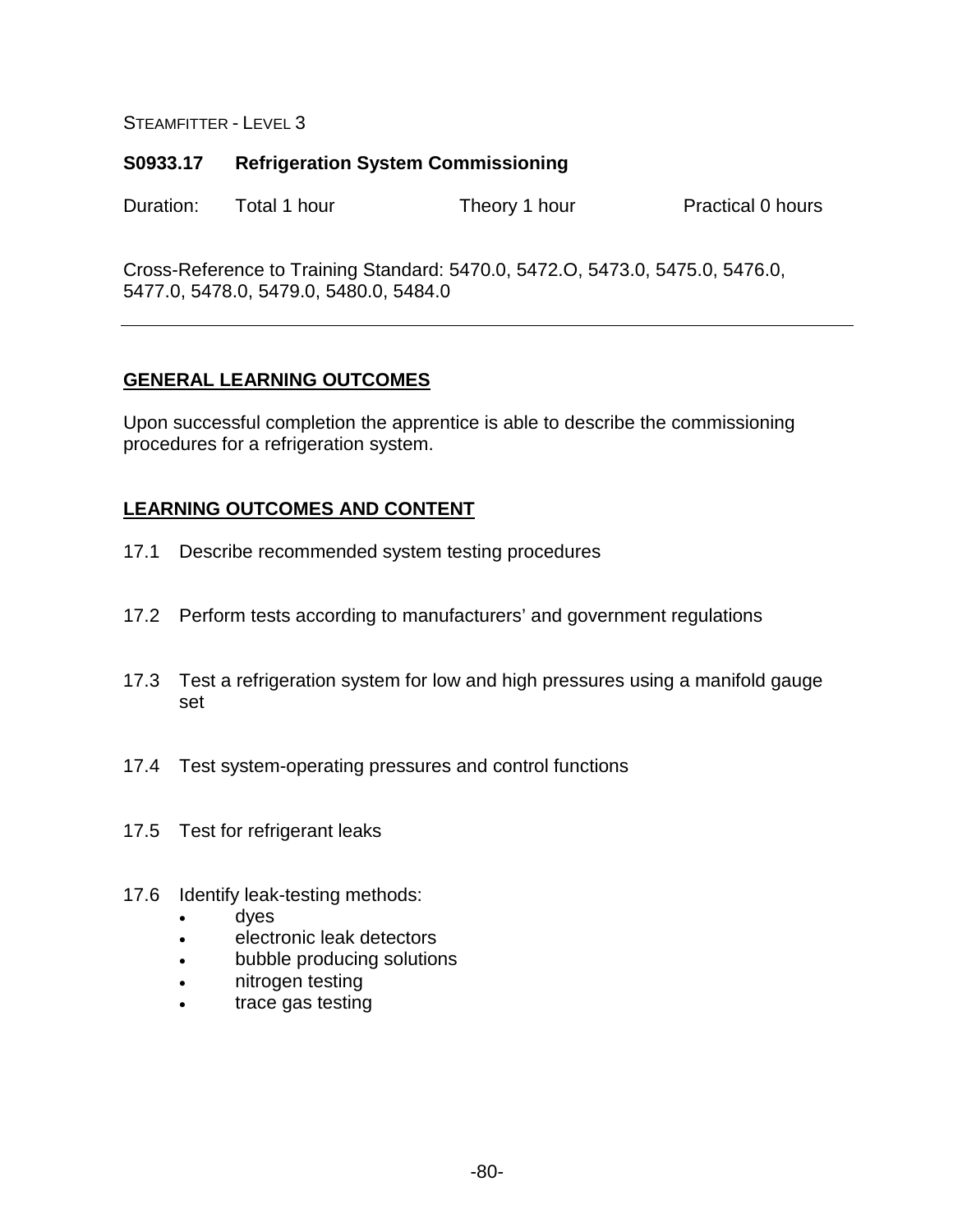STEAMFITTER - LEVEL 3

## S0933.17 Refrigeration System Commissioning

Duration: Total 1 hour Theory 1 hour Practical 0 hours

Cross-Reference to Training Standard: 5470.0, 5472.O, 5473.0, 5475.0, 5476.0, 5477.0, 5478.0, 5479.0, 5480.0, 5484.0

---

### GENERAL LEARNING OUTCOMES

Upon successful completion the apprentice is able to describe the commissioning procedures for a refrigeration system.

### LEARNING OUTCOMES AND CONTENT

17.1 Describe recommended system testing procedures

17.2 Perform tests according to manufacturers' and government regulations

17.3 Test a refrigeration system for low and high pressures using a manifold gauge set

17.4 Test system-operating pressures and control functions

17.5 Test for refrigerant leaks

17.6 Identify leak-testing methods:
- dyes
- electronic leak detectors
- bubble producing solutions
- nitrogen testing
- trace gas testing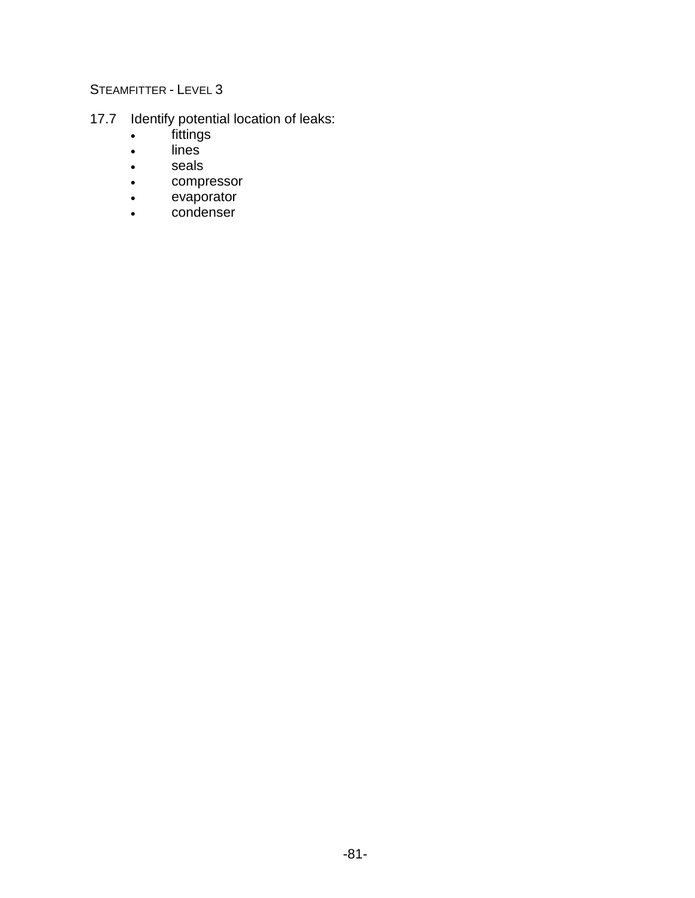17.7 Identify potential location of leaks:

- fittings
- lines
- seals
- compressor
- evaporator
- condenser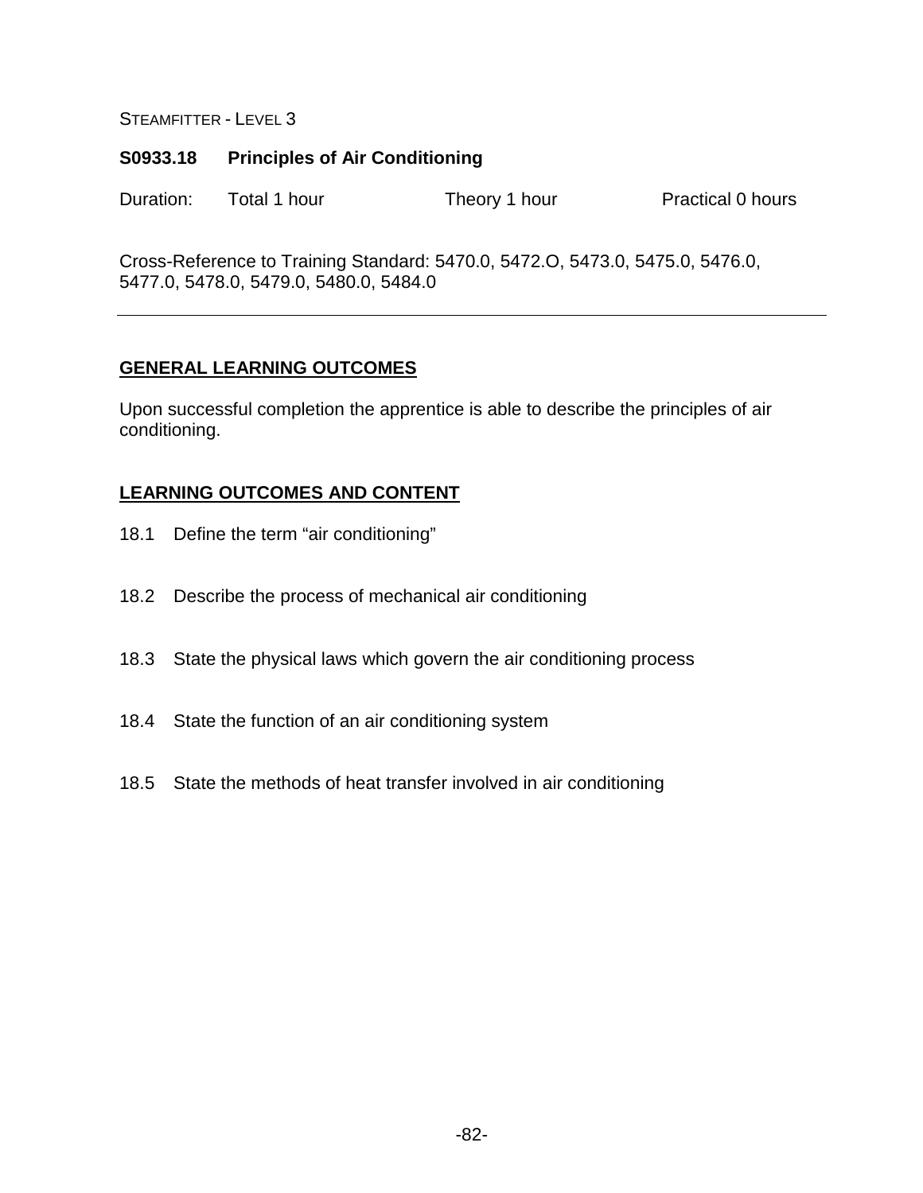STEAMFITTER - LEVEL 3

## S0933.18 Principles of Air Conditioning

Duration: Total 1 hour Theory 1 hour Practical 0 hours

Cross-Reference to Training Standard: 5470.0, 5472.O, 5473.0, 5475.0, 5476.0, 5477.0, 5478.0, 5479.0, 5480.0, 5484.0

---

### GENERAL LEARNING OUTCOMES

Upon successful completion the apprentice is able to describe the principles of air conditioning.

### LEARNING OUTCOMES AND CONTENT

18.1 Define the term “air conditioning”

18.2 Describe the process of mechanical air conditioning

18.3 State the physical laws which govern the air conditioning process

18.4 State the function of an air conditioning system

18.5 State the methods of heat transfer involved in air conditioning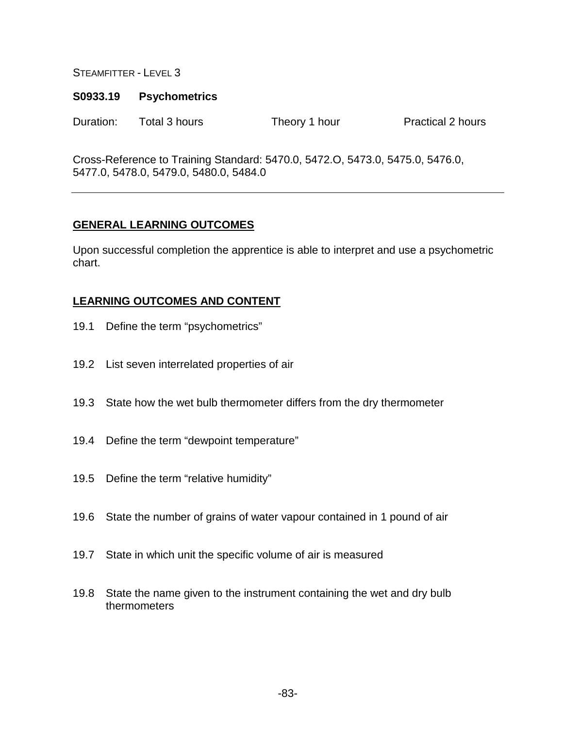STEAMFITTER - LEVEL 3

## S0933.19 Psychometrics

Duration: Total 3 hours Theory 1 hour Practical 2 hours

Cross-Reference to Training Standard: 5470.0, 5472.O, 5473.0, 5475.0, 5476.0, 5477.0, 5478.0, 5479.0, 5480.0, 5484.0

---

### GENERAL LEARNING OUTCOMES

Upon successful completion the apprentice is able to interpret and use a psychometric chart.

### LEARNING OUTCOMES AND CONTENT

19.1 Define the term "psychometrics"

19.2 List seven interrelated properties of air

19.3 State how the wet bulb thermometer differs from the dry thermometer

19.4 Define the term "dewpoint temperature"

19.5 Define the term "relative humidity"

19.6 State the number of grains of water vapour contained in 1 pound of air

19.7 State in which unit the specific volume of air is measured

19.8 State the name given to the instrument containing the wet and dry bulb thermometers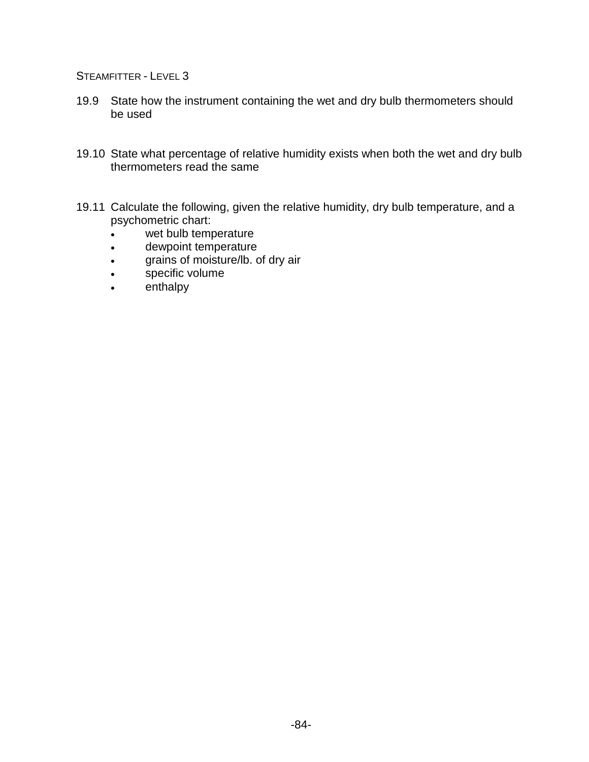19.9 State how the instrument containing the wet and dry bulb thermometers should be used

19.10 State what percentage of relative humidity exists when both the wet and dry bulb thermometers read the same

19.11 Calculate the following, given the relative humidity, dry bulb temperature, and a psychometric chart:

- wet bulb temperature
- dewpoint temperature
- grains of moisture/lb. of dry air
- specific volume
- enthalpy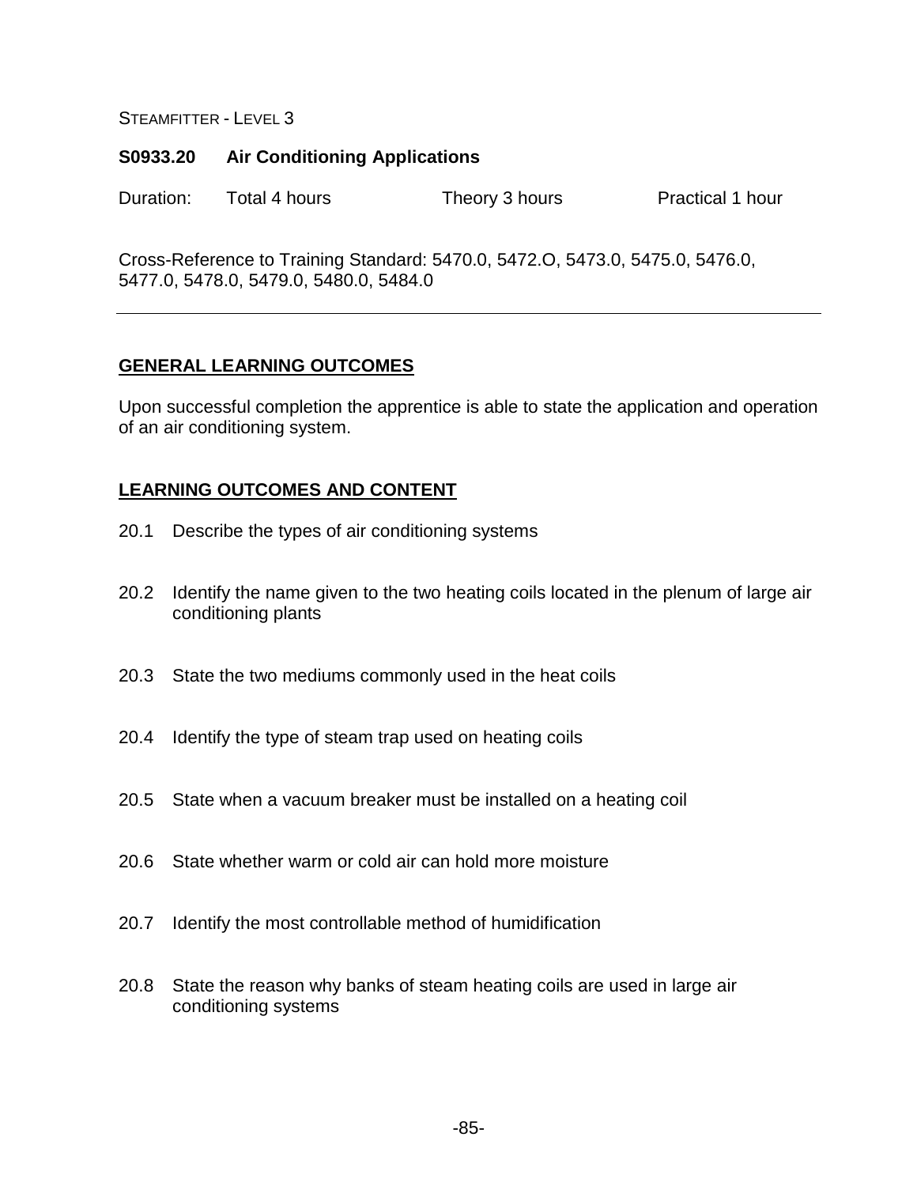STEAMFITTER - LEVEL 3

## S0933.20 Air Conditioning Applications

Duration: Total 4 hours Theory 3 hours Practical 1 hour

Cross-Reference to Training Standard: 5470.0, 5472.O, 5473.0, 5475.0, 5476.0, 5477.0, 5478.0, 5479.0, 5480.0, 5484.0

---

### GENERAL LEARNING OUTCOMES

Upon successful completion the apprentice is able to state the application and operation of an air conditioning system.

### LEARNING OUTCOMES AND CONTENT

20.1 Describe the types of air conditioning systems

20.2 Identify the name given to the two heating coils located in the plenum of large air conditioning plants

20.3 State the two mediums commonly used in the heat coils

20.4 Identify the type of steam trap used on heating coils

20.5 State when a vacuum breaker must be installed on a heating coil

20.6 State whether warm or cold air can hold more moisture

20.7 Identify the most controllable method of humidification

20.8 State the reason why banks of steam heating coils are used in large air conditioning systems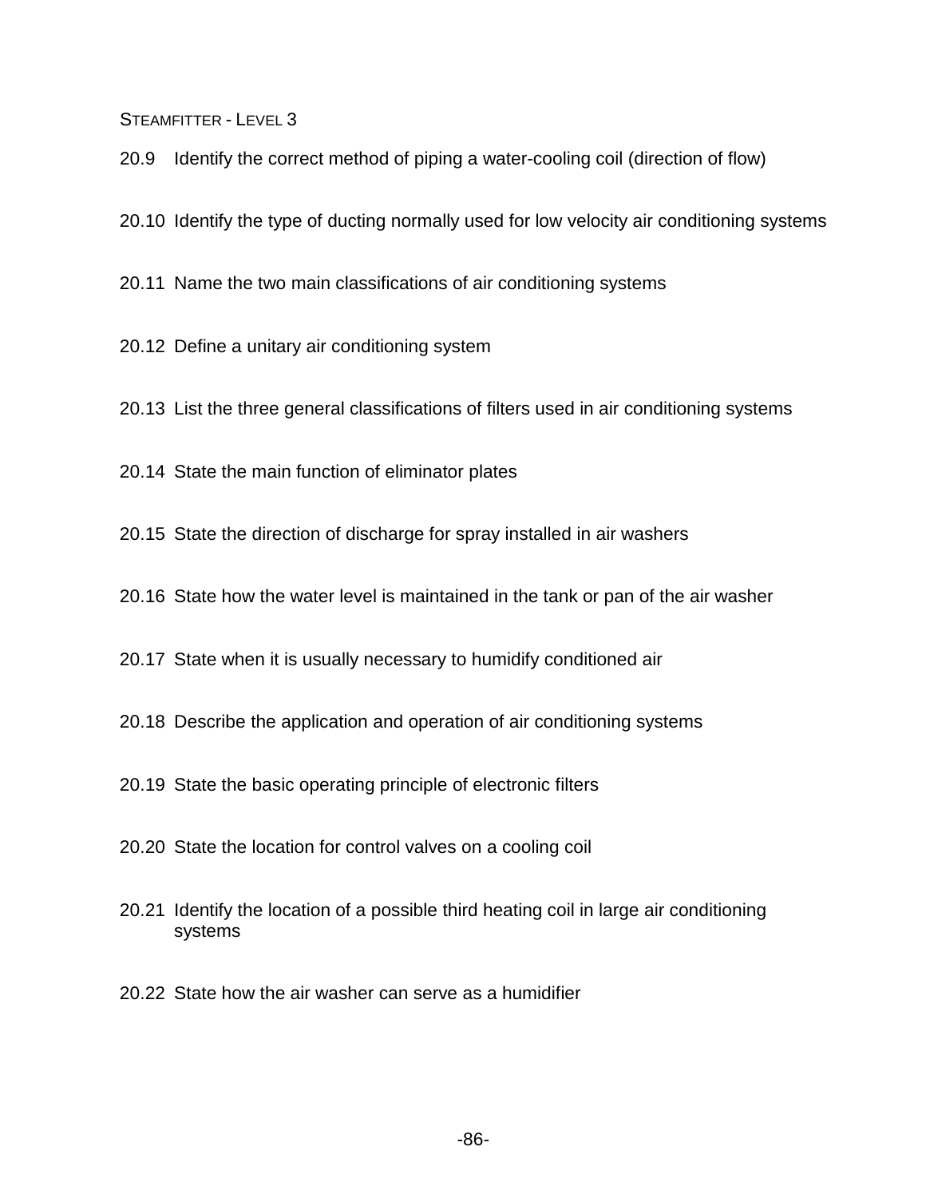20.9 Identify the correct method of piping a water-cooling coil (direction of flow)

20.10 Identify the type of ducting normally used for low velocity air conditioning systems

20.11 Name the two main classifications of air conditioning systems

20.12 Define a unitary air conditioning system

20.13 List the three general classifications of filters used in air conditioning systems

20.14 State the main function of eliminator plates

20.15 State the direction of discharge for spray installed in air washers

20.16 State how the water level is maintained in the tank or pan of the air washer

20.17 State when it is usually necessary to humidify conditioned air

20.18 Describe the application and operation of air conditioning systems

20.19 State the basic operating principle of electronic filters

20.20 State the location for control valves on a cooling coil

20.21 Identify the location of a possible third heating coil in large air conditioning systems

20.22 State how the air washer can serve as a humidifier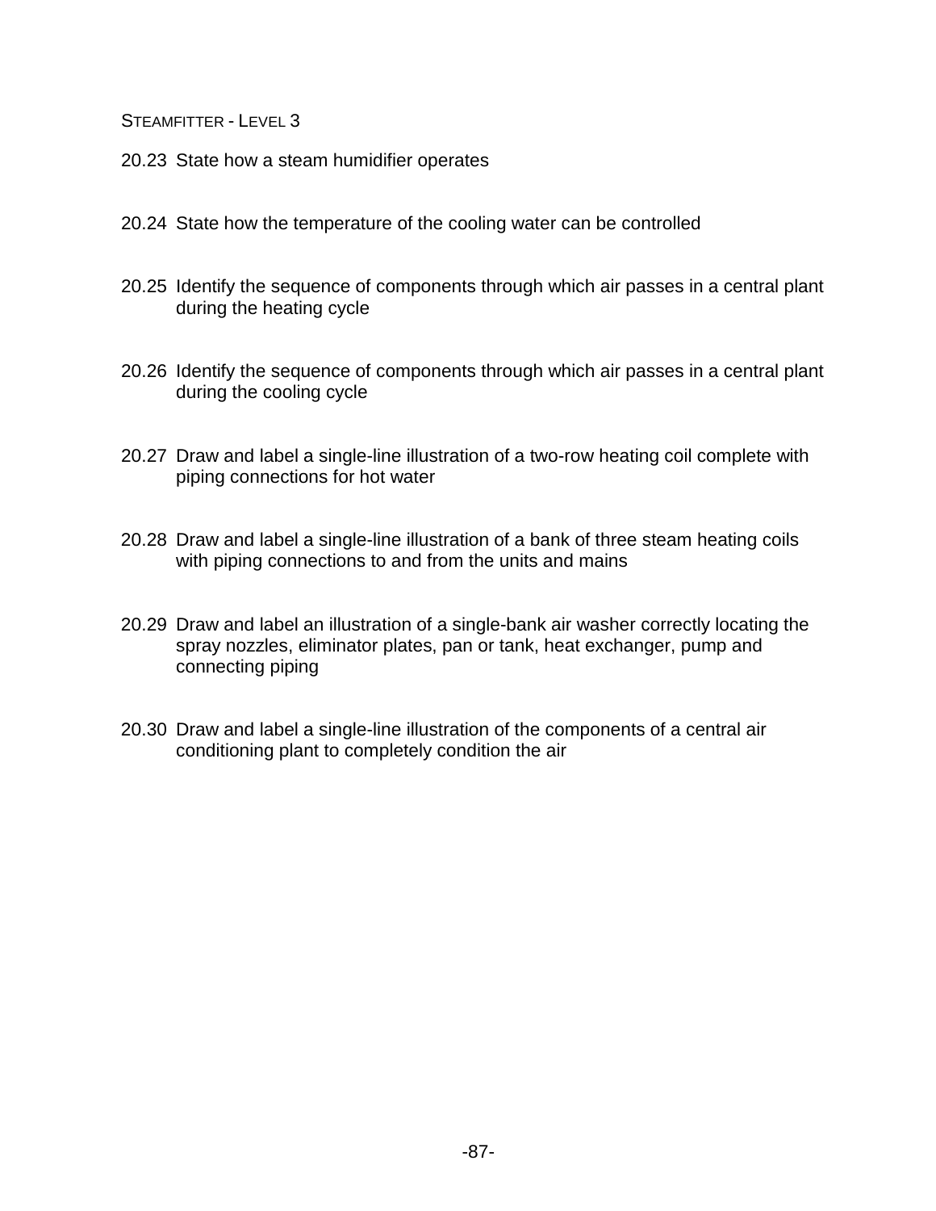20.23 State how a steam humidifier operates

20.24 State how the temperature of the cooling water can be controlled

20.25 Identify the sequence of components through which air passes in a central plant during the heating cycle

20.26 Identify the sequence of components through which air passes in a central plant during the cooling cycle

20.27 Draw and label a single-line illustration of a two-row heating coil complete with piping connections for hot water

20.28 Draw and label a single-line illustration of a bank of three steam heating coils with piping connections to and from the units and mains

20.29 Draw and label an illustration of a single-bank air washer correctly locating the spray nozzles, eliminator plates, pan or tank, heat exchanger, pump and connecting piping

20.30 Draw and label a single-line illustration of the components of a central air conditioning plant to completely condition the air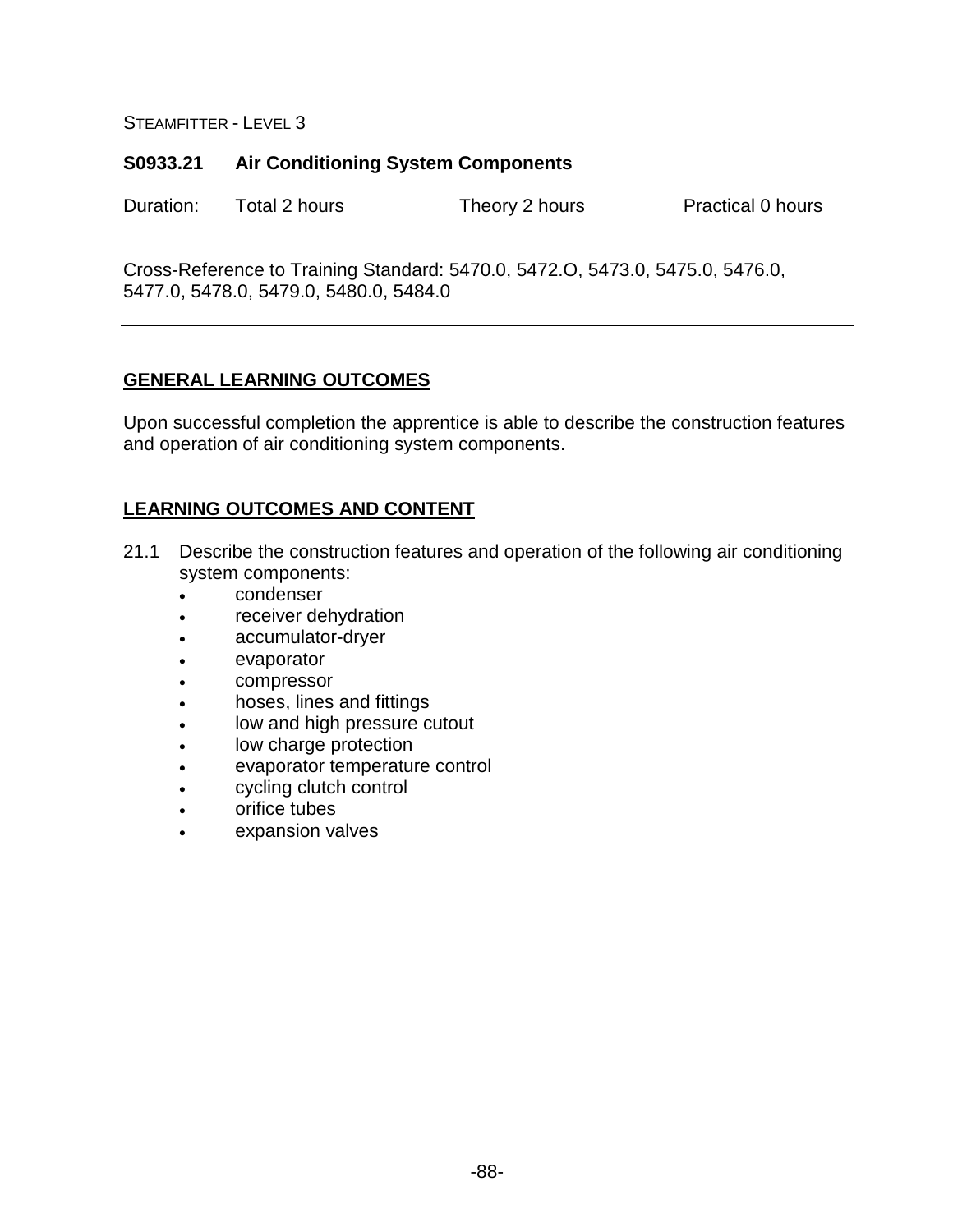STEAMFITTER - LEVEL 3

**S0933.21 Air Conditioning System Components**

Duration: Total 2 hours Theory 2 hours Practical 0 hours

Cross-Reference to Training Standard: 5470.0, 5472.O, 5473.0, 5475.0, 5476.0, 5477.0, 5478.0, 5479.0, 5480.0, 5484.0

---

## GENERAL LEARNING OUTCOMES

Upon successful completion the apprentice is able to describe the construction features and operation of air conditioning system components.

## LEARNING OUTCOMES AND CONTENT

21.1 Describe the construction features and operation of the following air conditioning system components:

- condenser
- receiver dehydration
- accumulator-dryer
- evaporator
- compressor
- hoses, lines and fittings
- low and high pressure cutout
- low charge protection
- evaporator temperature control
- cycling clutch control
- orifice tubes
- expansion valves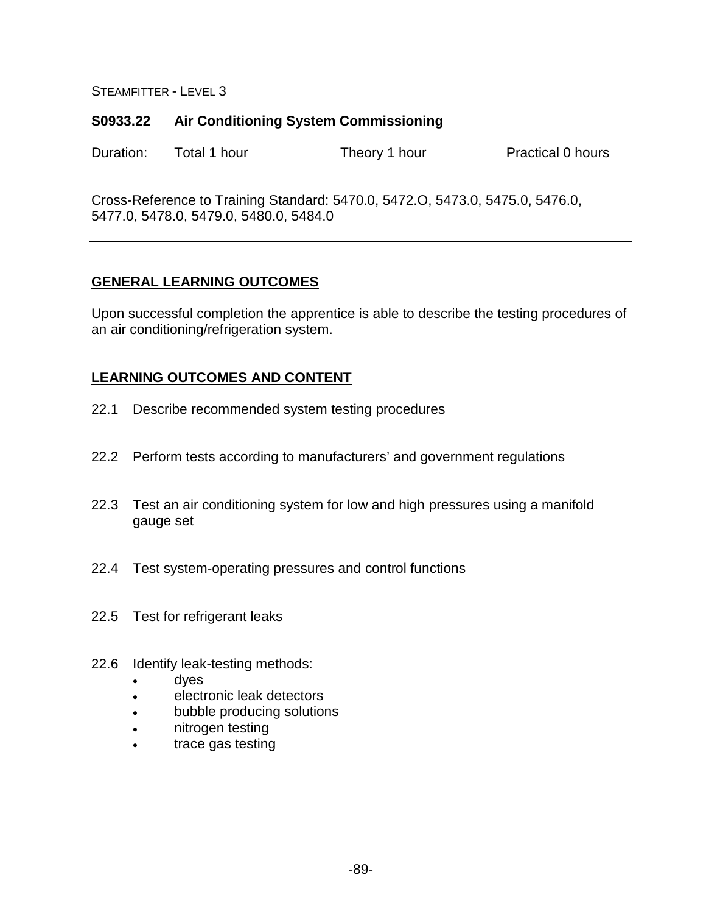STEAMFITTER - LEVEL 3

## S0933.22 Air Conditioning System Commissioning

Duration: Total 1 hour Theory 1 hour Practical 0 hours

Cross-Reference to Training Standard: 5470.0, 5472.O, 5473.0, 5475.0, 5476.0, 5477.0, 5478.0, 5479.0, 5480.0, 5484.0

---

### GENERAL LEARNING OUTCOMES

Upon successful completion the apprentice is able to describe the testing procedures of an air conditioning/refrigeration system.

### LEARNING OUTCOMES AND CONTENT

22.1 Describe recommended system testing procedures

22.2 Perform tests according to manufacturers' and government regulations

22.3 Test an air conditioning system for low and high pressures using a manifold gauge set

22.4 Test system-operating pressures and control functions

22.5 Test for refrigerant leaks

22.6 Identify leak-testing methods:
- dyes
- electronic leak detectors
- bubble producing solutions
- nitrogen testing
- trace gas testing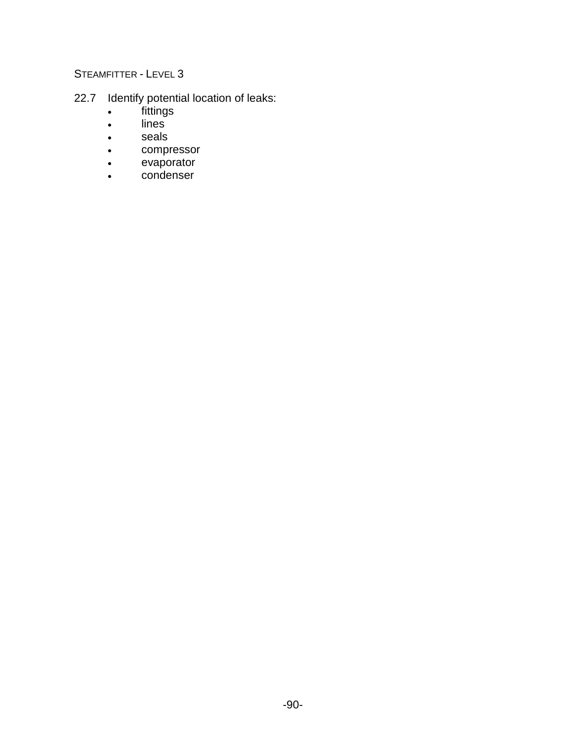22.7 Identify potential location of leaks:

- fittings
- lines
- seals
- compressor
- evaporator
- condenser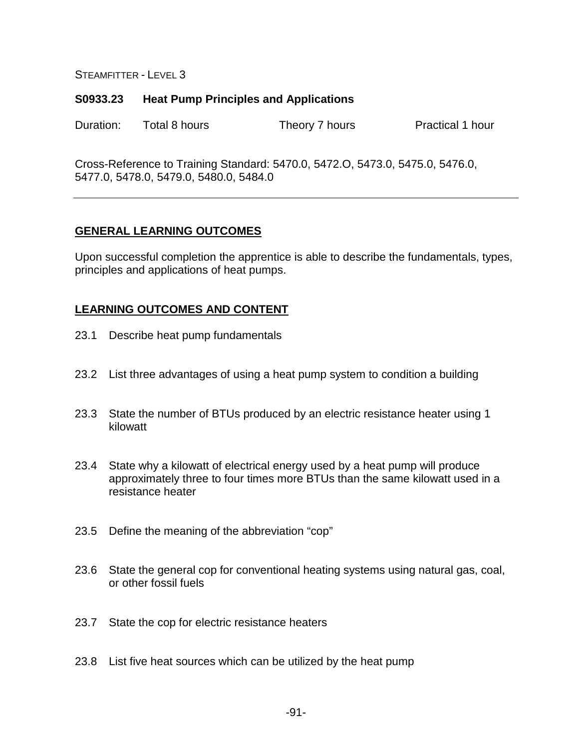STEAMFITTER - LEVEL 3

## S0933.23 Heat Pump Principles and Applications

Duration: Total 8 hours Theory 7 hours Practical 1 hour

Cross-Reference to Training Standard: 5470.0, 5472.O, 5473.0, 5475.0, 5476.0, 5477.0, 5478.0, 5479.0, 5480.0, 5484.0

---

### GENERAL LEARNING OUTCOMES

Upon successful completion the apprentice is able to describe the fundamentals, types, principles and applications of heat pumps.

### LEARNING OUTCOMES AND CONTENT

23.1 Describe heat pump fundamentals

23.2 List three advantages of using a heat pump system to condition a building

23.3 State the number of BTUs produced by an electric resistance heater using 1 kilowatt

23.4 State why a kilowatt of electrical energy used by a heat pump will produce approximately three to four times more BTUs than the same kilowatt used in a resistance heater

23.5 Define the meaning of the abbreviation "cop"

23.6 State the general cop for conventional heating systems using natural gas, coal, or other fossil fuels

23.7 State the cop for electric resistance heaters

23.8 List five heat sources which can be utilized by the heat pump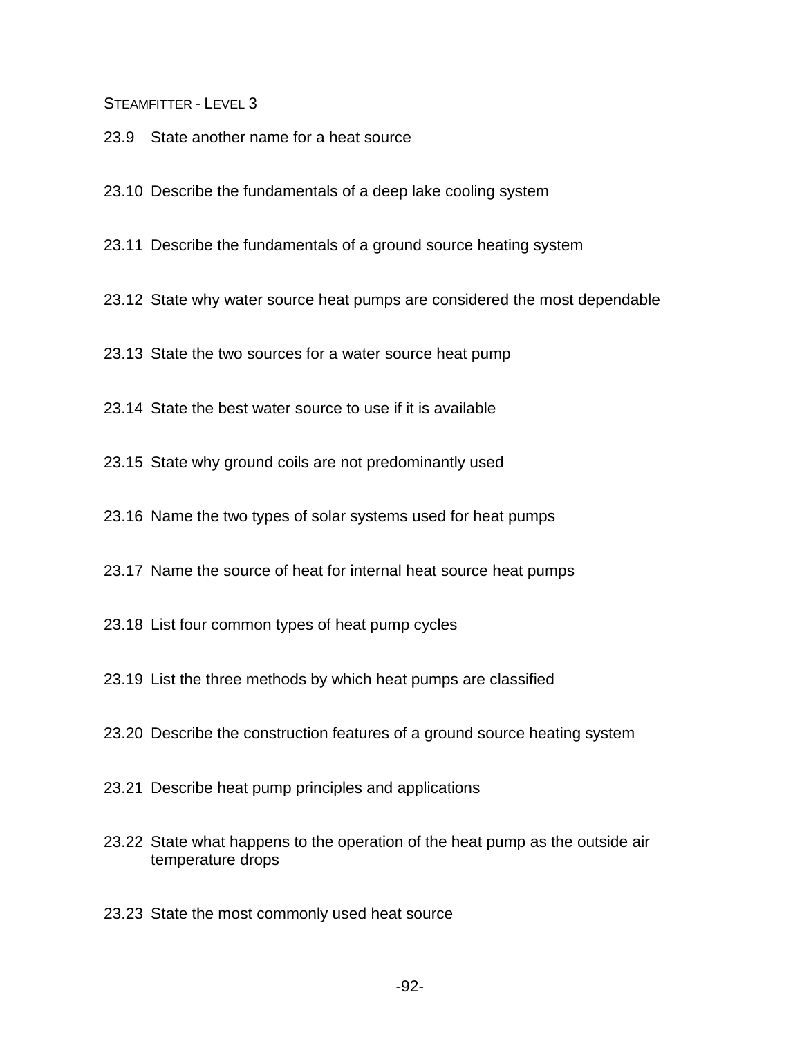23.9 State another name for a heat source

23.10 Describe the fundamentals of a deep lake cooling system

23.11 Describe the fundamentals of a ground source heating system

23.12 State why water source heat pumps are considered the most dependable

23.13 State the two sources for a water source heat pump

23.14 State the best water source to use if it is available

23.15 State why ground coils are not predominantly used

23.16 Name the two types of solar systems used for heat pumps

23.17 Name the source of heat for internal heat source heat pumps

23.18 List four common types of heat pump cycles

23.19 List the three methods by which heat pumps are classified

23.20 Describe the construction features of a ground source heating system

23.21 Describe heat pump principles and applications

23.22 State what happens to the operation of the heat pump as the outside air temperature drops

23.23 State the most commonly used heat source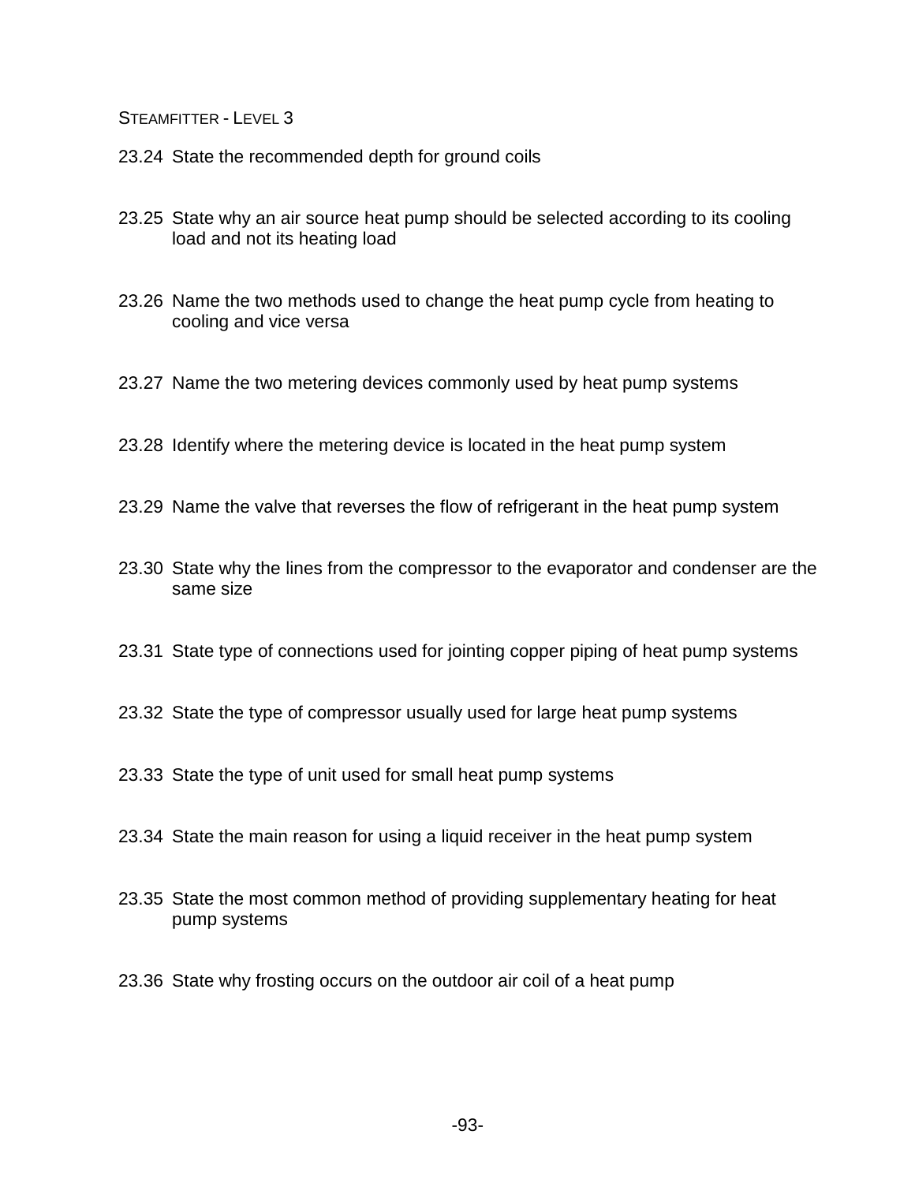23.24 State the recommended depth for ground coils

23.25 State why an air source heat pump should be selected according to its cooling load and not its heating load

23.26 Name the two methods used to change the heat pump cycle from heating to cooling and vice versa

23.27 Name the two metering devices commonly used by heat pump systems

23.28 Identify where the metering device is located in the heat pump system

23.29 Name the valve that reverses the flow of refrigerant in the heat pump system

23.30 State why the lines from the compressor to the evaporator and condenser are the same size

23.31 State type of connections used for jointing copper piping of heat pump systems

23.32 State the type of compressor usually used for large heat pump systems

23.33 State the type of unit used for small heat pump systems

23.34 State the main reason for using a liquid receiver in the heat pump system

23.35 State the most common method of providing supplementary heating for heat pump systems

23.36 State why frosting occurs on the outdoor air coil of a heat pump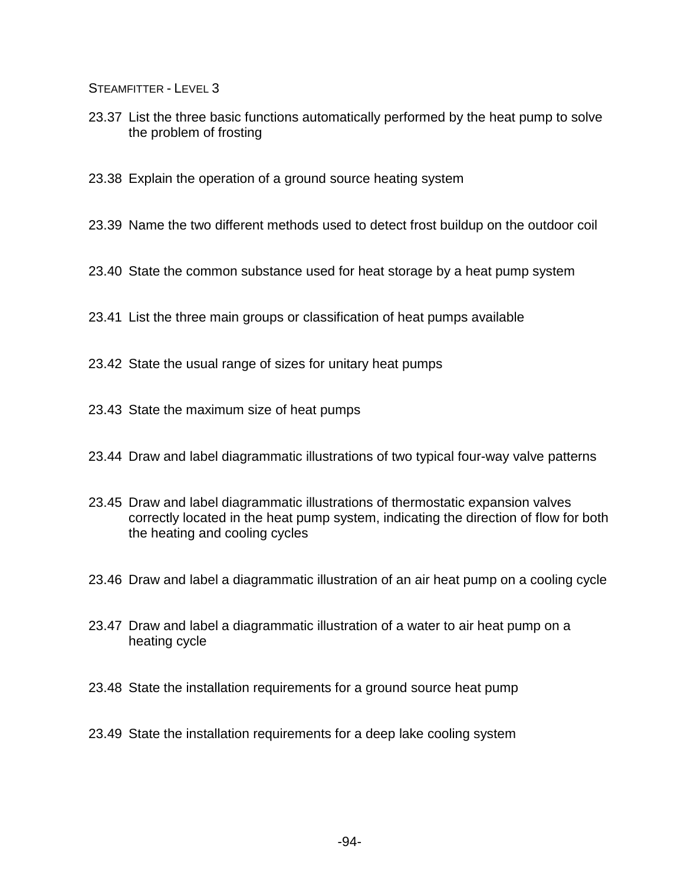23.37 List the three basic functions automatically performed by the heat pump to solve the problem of frosting

23.38 Explain the operation of a ground source heating system

23.39 Name the two different methods used to detect frost buildup on the outdoor coil

23.40 State the common substance used for heat storage by a heat pump system

23.41 List the three main groups or classification of heat pumps available

23.42 State the usual range of sizes for unitary heat pumps

23.43 State the maximum size of heat pumps

23.44 Draw and label diagrammatic illustrations of two typical four-way valve patterns

23.45 Draw and label diagrammatic illustrations of thermostatic expansion valves correctly located in the heat pump system, indicating the direction of flow for both the heating and cooling cycles

23.46 Draw and label a diagrammatic illustration of an air heat pump on a cooling cycle

23.47 Draw and label a diagrammatic illustration of a water to air heat pump on a heating cycle

23.48 State the installation requirements for a ground source heat pump

23.49 State the installation requirements for a deep lake cooling system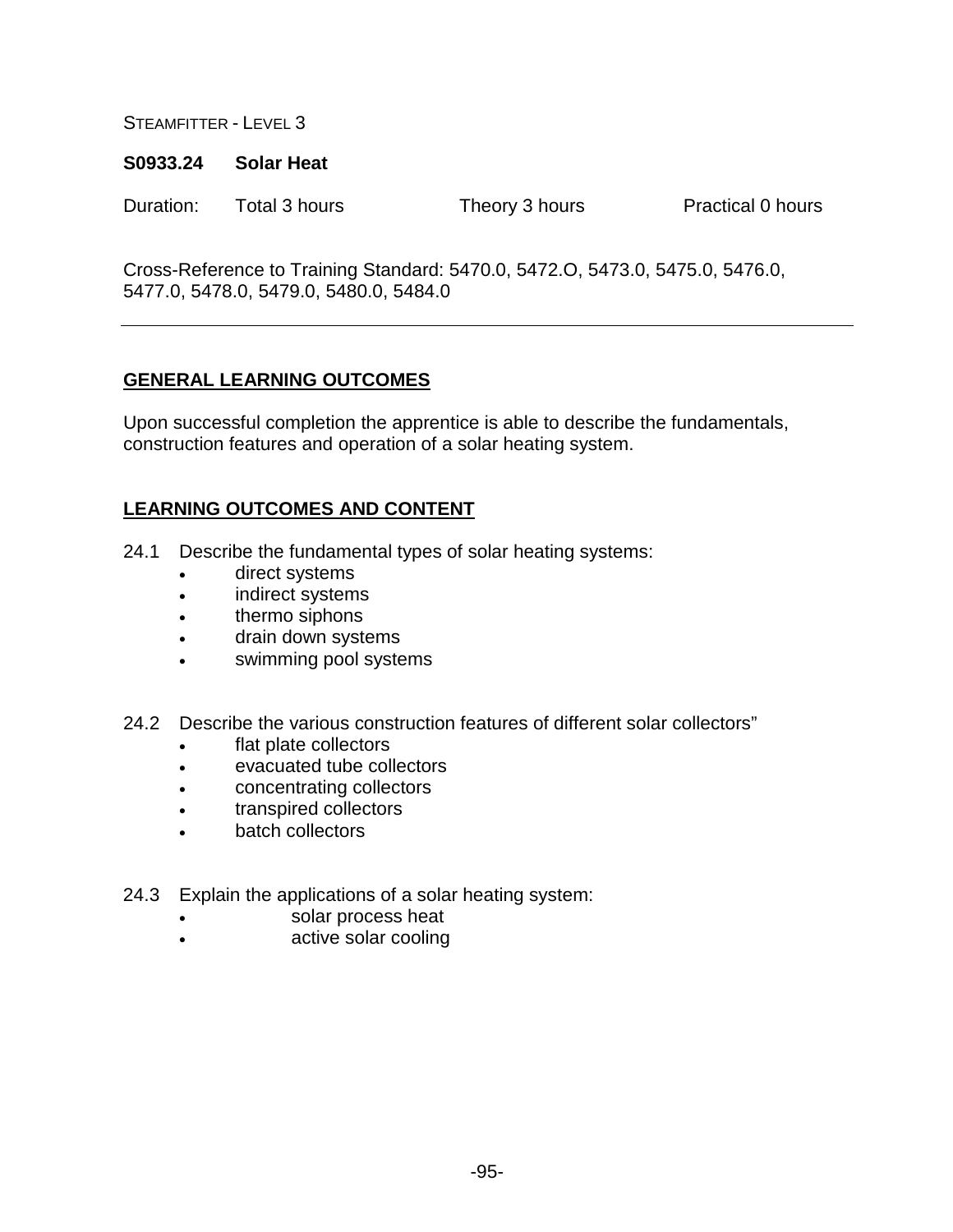STEAMFITTER - LEVEL 3

## S0933.24 Solar Heat

Duration: Total 3 hours Theory 3 hours Practical 0 hours

Cross-Reference to Training Standard: 5470.0, 5472.O, 5473.0, 5475.0, 5476.0, 5477.0, 5478.0, 5479.0, 5480.0, 5484.0

---

### GENERAL LEARNING OUTCOMES

Upon successful completion the apprentice is able to describe the fundamentals, construction features and operation of a solar heating system.

### LEARNING OUTCOMES AND CONTENT

24.1 Describe the fundamental types of solar heating systems:

- direct systems
- indirect systems
- thermo siphons
- drain down systems
- swimming pool systems

24.2 Describe the various construction features of different solar collectors”

- flat plate collectors
- evacuated tube collectors
- concentrating collectors
- transpired collectors
- batch collectors

24.3 Explain the applications of a solar heating system:

- solar process heat
- active solar cooling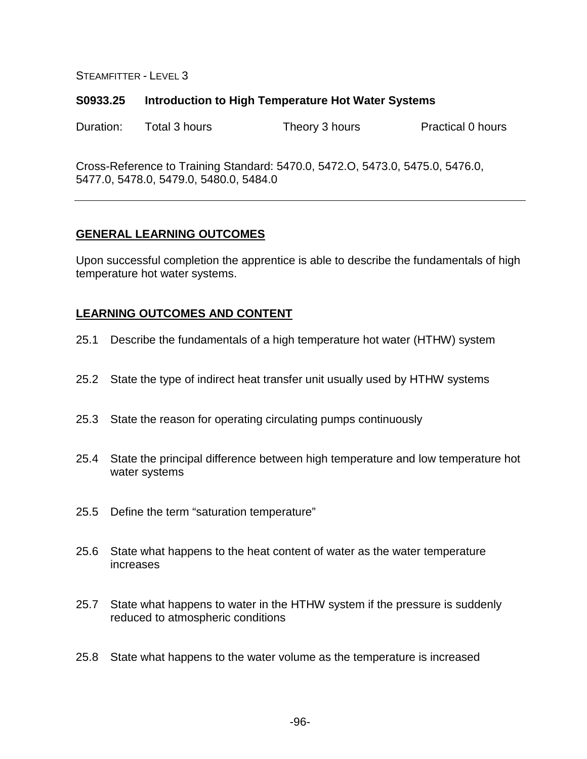STEAMFITTER - LEVEL 3

## S0933.25 Introduction to High Temperature Hot Water Systems

Duration: Total 3 hours Theory 3 hours Practical 0 hours

Cross-Reference to Training Standard: 5470.0, 5472.O, 5473.0, 5475.0, 5476.0, 5477.0, 5478.0, 5479.0, 5480.0, 5484.0

---

### GENERAL LEARNING OUTCOMES

Upon successful completion the apprentice is able to describe the fundamentals of high temperature hot water systems.

### LEARNING OUTCOMES AND CONTENT

25.1 Describe the fundamentals of a high temperature hot water (HTHW) system

25.2 State the type of indirect heat transfer unit usually used by HTHW systems

25.3 State the reason for operating circulating pumps continuously

25.4 State the principal difference between high temperature and low temperature hot water systems

25.5 Define the term "saturation temperature"

25.6 State what happens to the heat content of water as the water temperature increases

25.7 State what happens to water in the HTHW system if the pressure is suddenly reduced to atmospheric conditions

25.8 State what happens to the water volume as the temperature is increased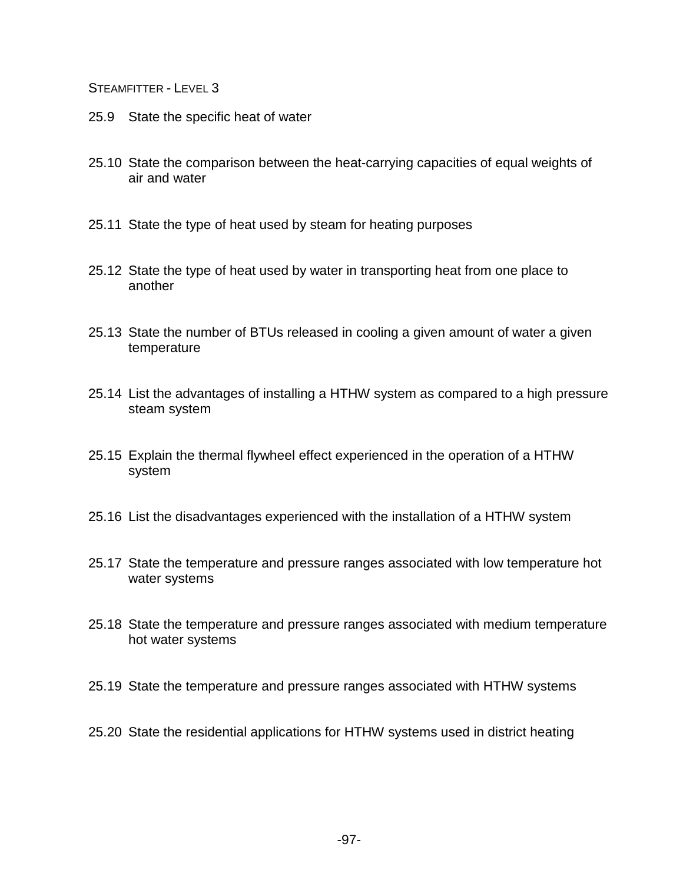25.9 State the specific heat of water

25.10 State the comparison between the heat-carrying capacities of equal weights of air and water

25.11 State the type of heat used by steam for heating purposes

25.12 State the type of heat used by water in transporting heat from one place to another

25.13 State the number of BTUs released in cooling a given amount of water a given temperature

25.14 List the advantages of installing a HTHW system as compared to a high pressure steam system

25.15 Explain the thermal flywheel effect experienced in the operation of a HTHW system

25.16 List the disadvantages experienced with the installation of a HTHW system

25.17 State the temperature and pressure ranges associated with low temperature hot water systems

25.18 State the temperature and pressure ranges associated with medium temperature hot water systems

25.19 State the temperature and pressure ranges associated with HTHW systems

25.20 State the residential applications for HTHW systems used in district heating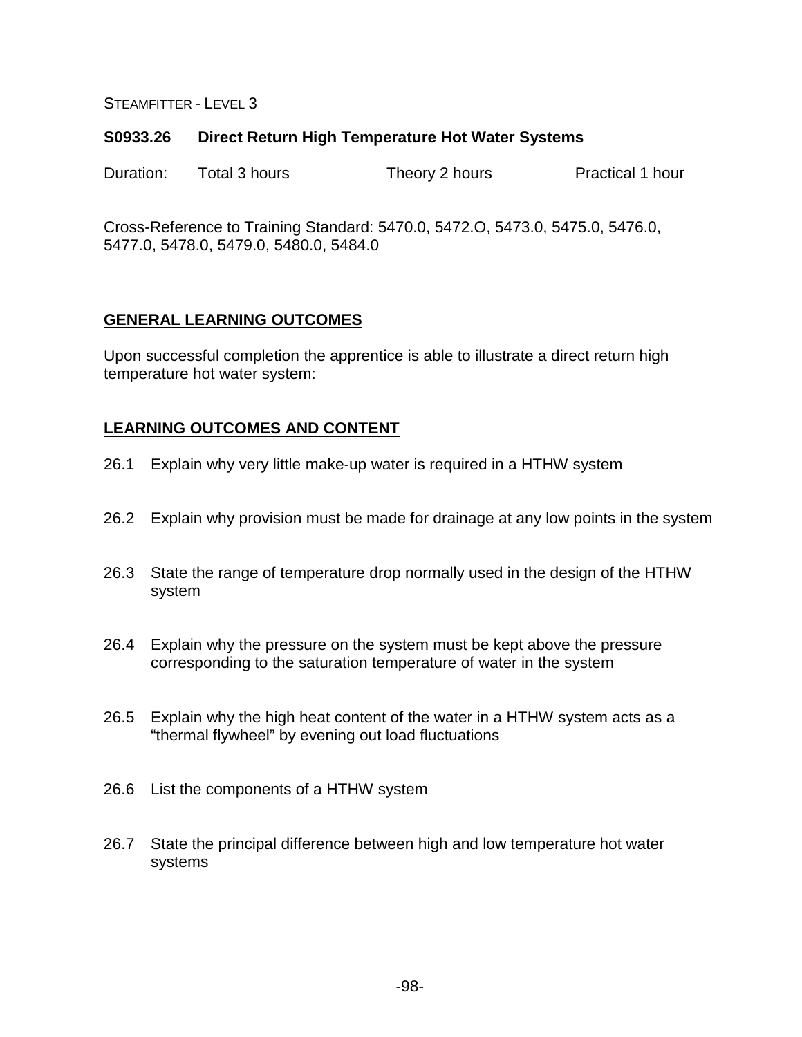STEAMFITTER - LEVEL 3

## S0933.26 Direct Return High Temperature Hot Water Systems

Duration: Total 3 hours Theory 2 hours Practical 1 hour

Cross-Reference to Training Standard: 5470.0, 5472.O, 5473.0, 5475.0, 5476.0, 5477.0, 5478.0, 5479.0, 5480.0, 5484.0

---

### GENERAL LEARNING OUTCOMES

Upon successful completion the apprentice is able to illustrate a direct return high temperature hot water system:

### LEARNING OUTCOMES AND CONTENT

26.1 Explain why very little make-up water is required in a HTHW system

26.2 Explain why provision must be made for drainage at any low points in the system

26.3 State the range of temperature drop normally used in the design of the HTHW system

26.4 Explain why the pressure on the system must be kept above the pressure corresponding to the saturation temperature of water in the system

26.5 Explain why the high heat content of the water in a HTHW system acts as a "thermal flywheel" by evening out load fluctuations

26.6 List the components of a HTHW system

26.7 State the principal difference between high and low temperature hot water systems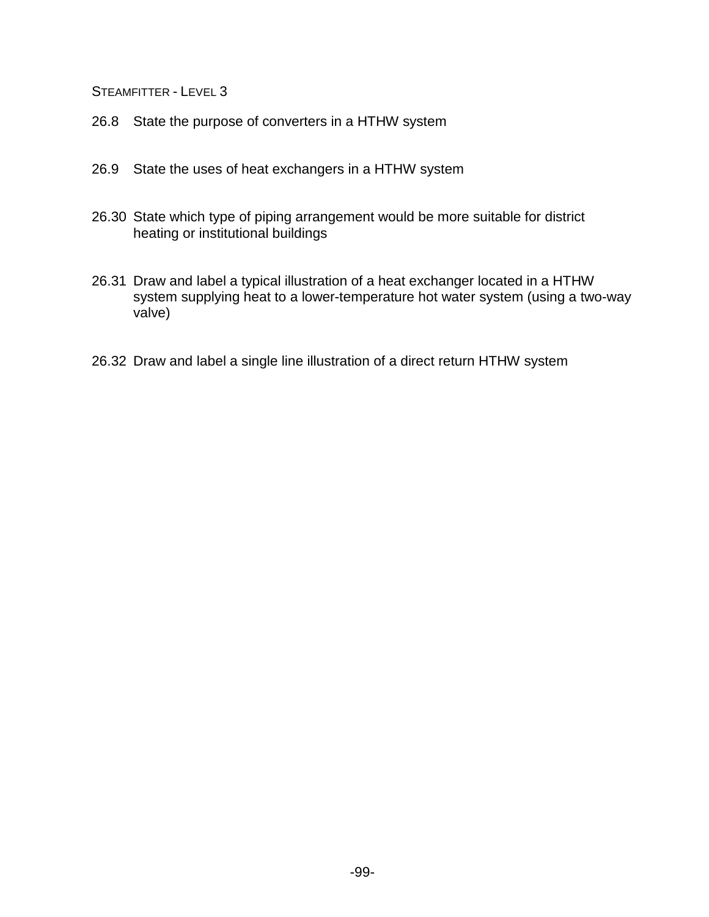26.8 State the purpose of converters in a HTHW system

26.9 State the uses of heat exchangers in a HTHW system

26.30 State which type of piping arrangement would be more suitable for district heating or institutional buildings

26.31 Draw and label a typical illustration of a heat exchanger located in a HTHW system supplying heat to a lower-temperature hot water system (using a two-way valve)

26.32 Draw and label a single line illustration of a direct return HTHW system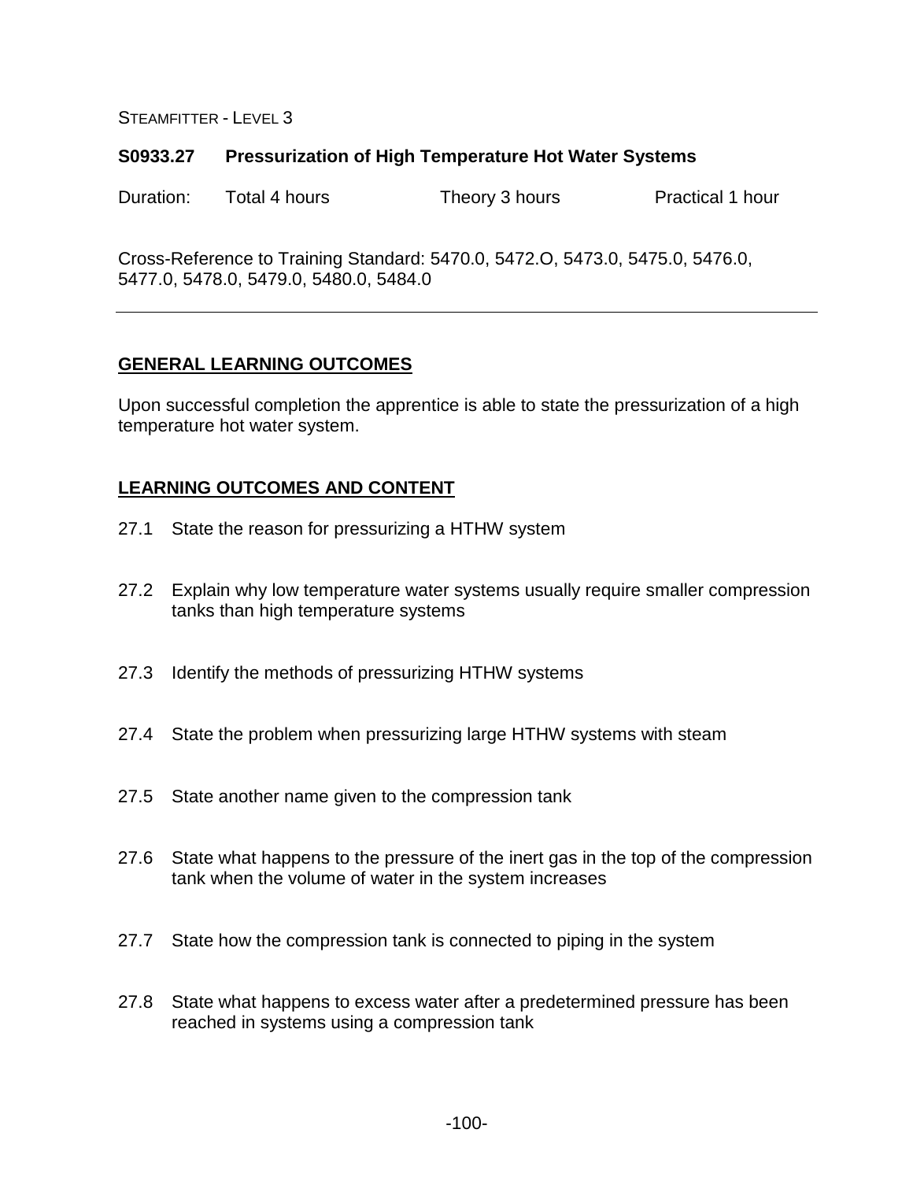STEAMFITTER - LEVEL 3

## S0933.27 Pressurization of High Temperature Hot Water Systems

Duration: Total 4 hours Theory 3 hours Practical 1 hour

Cross-Reference to Training Standard: 5470.0, 5472.O, 5473.0, 5475.0, 5476.0, 5477.0, 5478.0, 5479.0, 5480.0, 5484.0

---

### GENERAL LEARNING OUTCOMES

Upon successful completion the apprentice is able to state the pressurization of a high temperature hot water system.

### LEARNING OUTCOMES AND CONTENT

27.1 State the reason for pressurizing a HTHW system

27.2 Explain why low temperature water systems usually require smaller compression tanks than high temperature systems

27.3 Identify the methods of pressurizing HTHW systems

27.4 State the problem when pressurizing large HTHW systems with steam

27.5 State another name given to the compression tank

27.6 State what happens to the pressure of the inert gas in the top of the compression tank when the volume of water in the system increases

27.7 State how the compression tank is connected to piping in the system

27.8 State what happens to excess water after a predetermined pressure has been reached in systems using a compression tank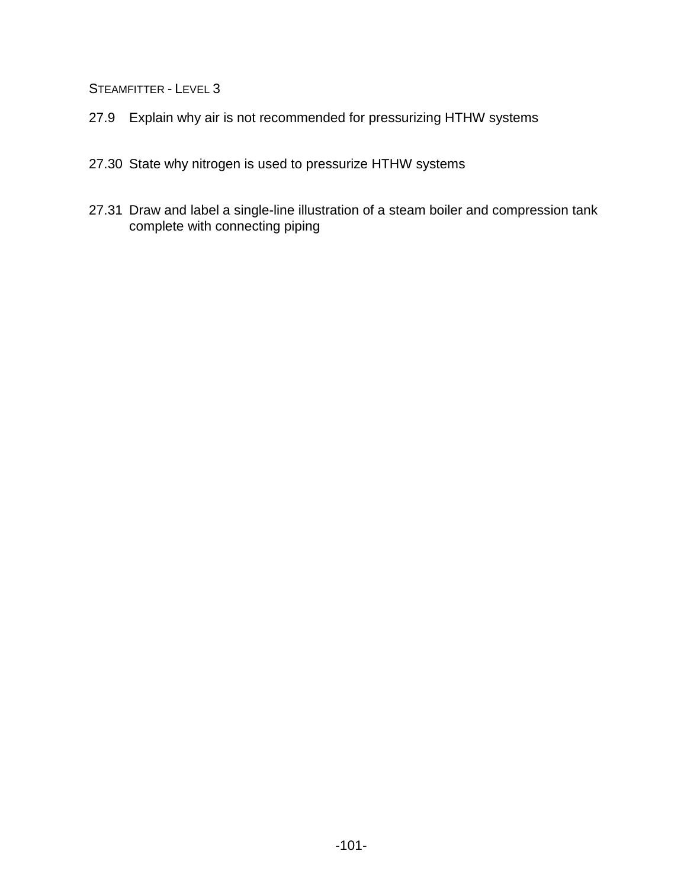27.9 Explain why air is not recommended for pressurizing HTHW systems

27.30 State why nitrogen is used to pressurize HTHW systems

27.31 Draw and label a single-line illustration of a steam boiler and compression tank complete with connecting piping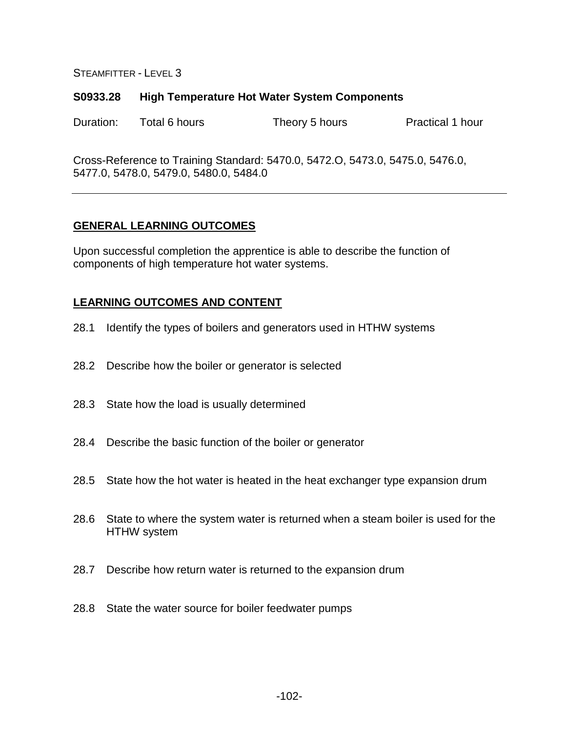STEAMFITTER - LEVEL 3

## S0933.28 High Temperature Hot Water System Components

Duration: Total 6 hours Theory 5 hours Practical 1 hour

Cross-Reference to Training Standard: 5470.0, 5472.O, 5473.0, 5475.0, 5476.0, 5477.0, 5478.0, 5479.0, 5480.0, 5484.0

---

### GENERAL LEARNING OUTCOMES

Upon successful completion the apprentice is able to describe the function of components of high temperature hot water systems.

### LEARNING OUTCOMES AND CONTENT

28.1 Identify the types of boilers and generators used in HTHW systems

28.2 Describe how the boiler or generator is selected

28.3 State how the load is usually determined

28.4 Describe the basic function of the boiler or generator

28.5 State how the hot water is heated in the heat exchanger type expansion drum

28.6 State to where the system water is returned when a steam boiler is used for the HTHW system

28.7 Describe how return water is returned to the expansion drum

28.8 State the water source for boiler feedwater pumps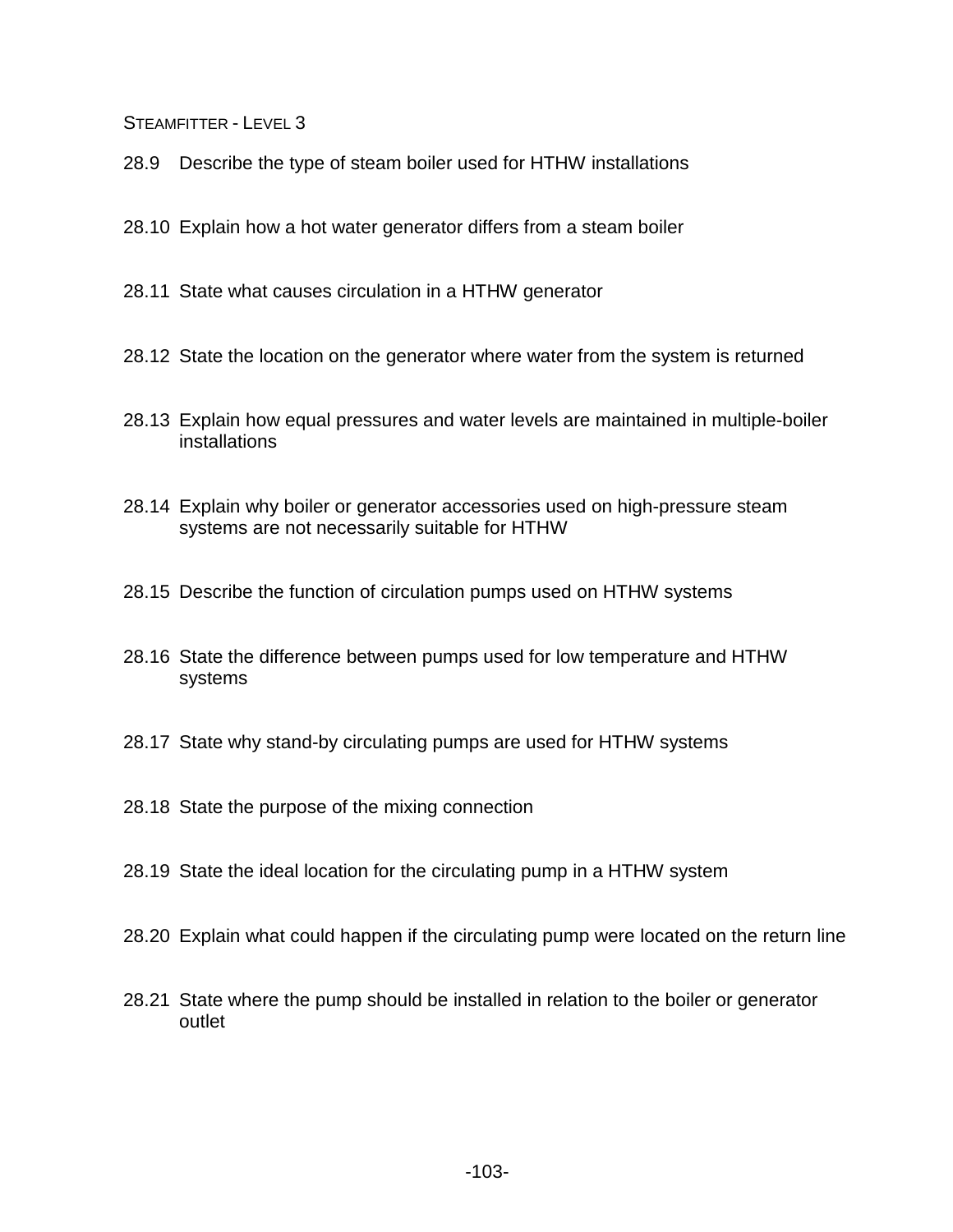28.9 Describe the type of steam boiler used for HTHW installations

28.10 Explain how a hot water generator differs from a steam boiler

28.11 State what causes circulation in a HTHW generator

28.12 State the location on the generator where water from the system is returned

28.13 Explain how equal pressures and water levels are maintained in multiple-boiler installations

28.14 Explain why boiler or generator accessories used on high-pressure steam systems are not necessarily suitable for HTHW

28.15 Describe the function of circulation pumps used on HTHW systems

28.16 State the difference between pumps used for low temperature and HTHW systems

28.17 State why stand-by circulating pumps are used for HTHW systems

28.18 State the purpose of the mixing connection

28.19 State the ideal location for the circulating pump in a HTHW system

28.20 Explain what could happen if the circulating pump were located on the return line

28.21 State where the pump should be installed in relation to the boiler or generator outlet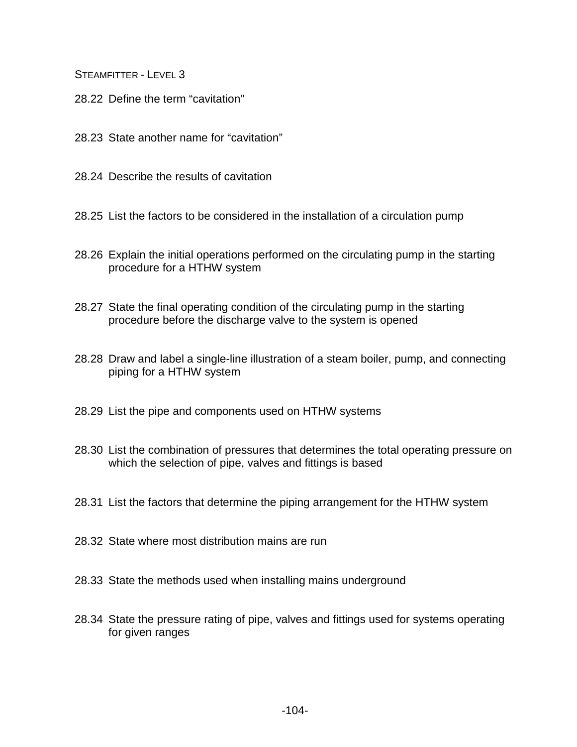28.22 Define the term “cavitation”

28.23 State another name for “cavitation”

28.24 Describe the results of cavitation

28.25 List the factors to be considered in the installation of a circulation pump

28.26 Explain the initial operations performed on the circulating pump in the starting procedure for a HTHW system

28.27 State the final operating condition of the circulating pump in the starting procedure before the discharge valve to the system is opened

28.28 Draw and label a single-line illustration of a steam boiler, pump, and connecting piping for a HTHW system

28.29 List the pipe and components used on HTHW systems

28.30 List the combination of pressures that determines the total operating pressure on which the selection of pipe, valves and fittings is based

28.31 List the factors that determine the piping arrangement for the HTHW system

28.32 State where most distribution mains are run

28.33 State the methods used when installing mains underground

28.34 State the pressure rating of pipe, valves and fittings used for systems operating for given ranges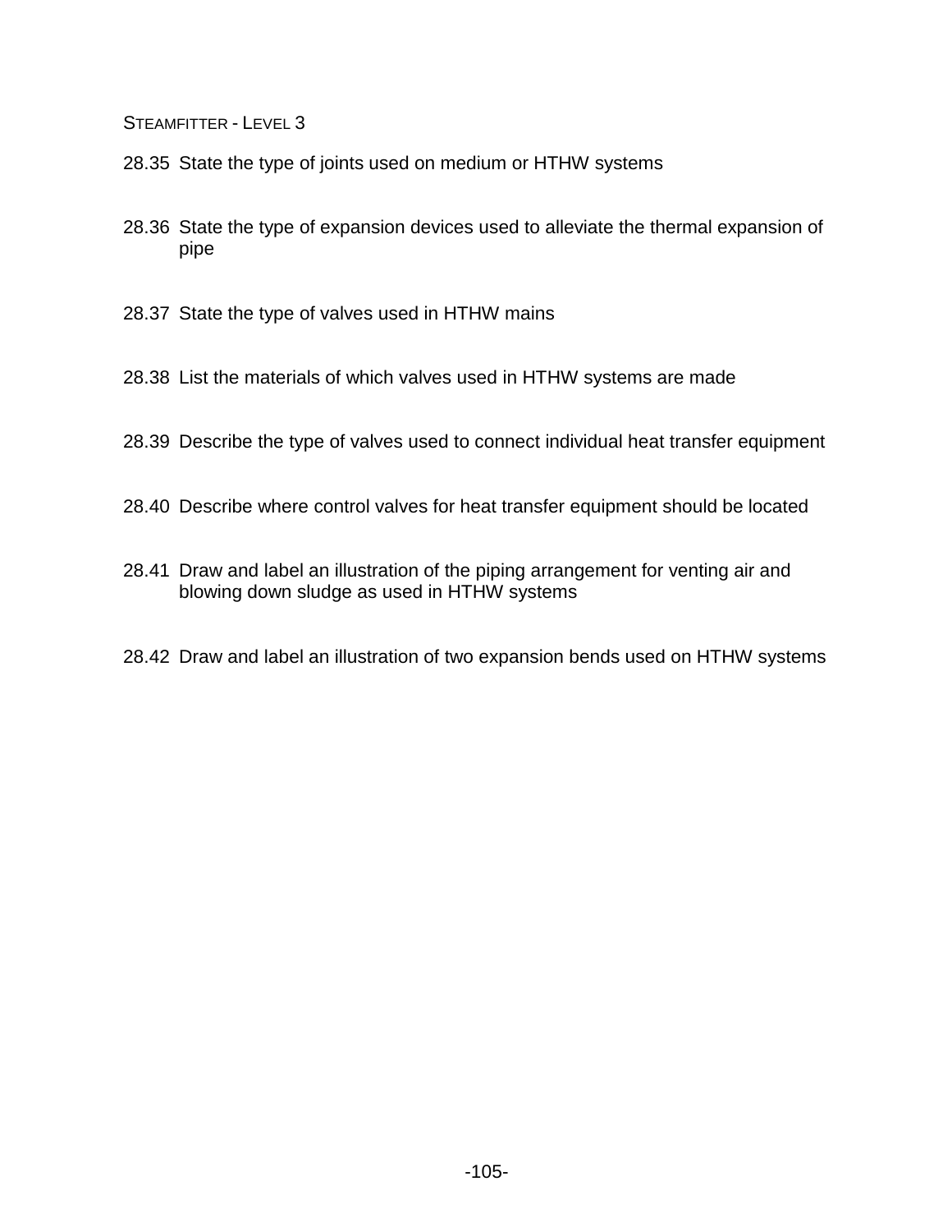28.35 State the type of joints used on medium or HTHW systems

28.36 State the type of expansion devices used to alleviate the thermal expansion of pipe

28.37 State the type of valves used in HTHW mains

28.38 List the materials of which valves used in HTHW systems are made

28.39 Describe the type of valves used to connect individual heat transfer equipment

28.40 Describe where control valves for heat transfer equipment should be located

28.41 Draw and label an illustration of the piping arrangement for venting air and blowing down sludge as used in HTHW systems

28.42 Draw and label an illustration of two expansion bends used on HTHW systems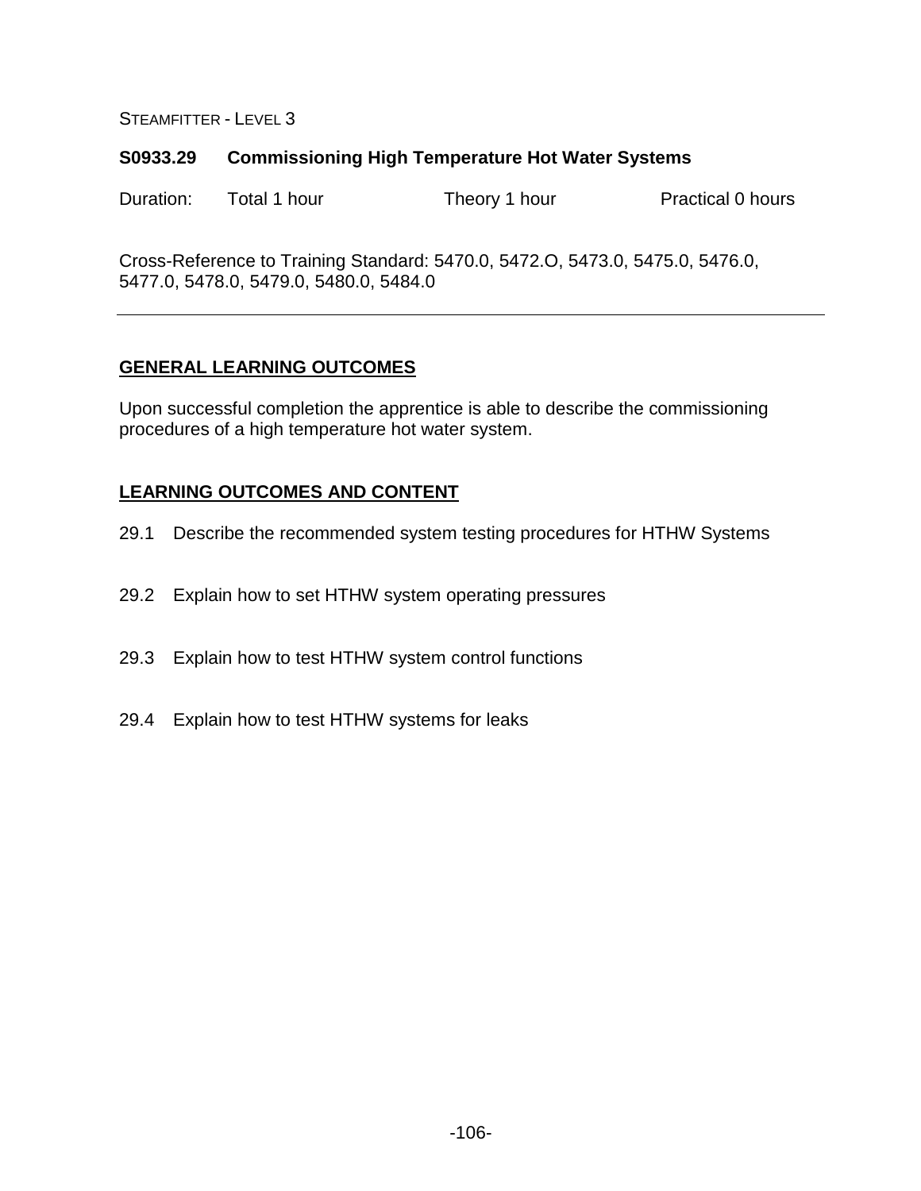STEAMFITTER - LEVEL 3

## S0933.29 Commissioning High Temperature Hot Water Systems

Duration: Total 1 hour Theory 1 hour Practical 0 hours

Cross-Reference to Training Standard: 5470.0, 5472.O, 5473.0, 5475.0, 5476.0, 5477.0, 5478.0, 5479.0, 5480.0, 5484.0

---

### GENERAL LEARNING OUTCOMES

Upon successful completion the apprentice is able to describe the commissioning procedures of a high temperature hot water system.

### LEARNING OUTCOMES AND CONTENT

29.1 Describe the recommended system testing procedures for HTHW Systems

29.2 Explain how to set HTHW system operating pressures

29.3 Explain how to test HTHW system control functions

29.4 Explain how to test HTHW systems for leaks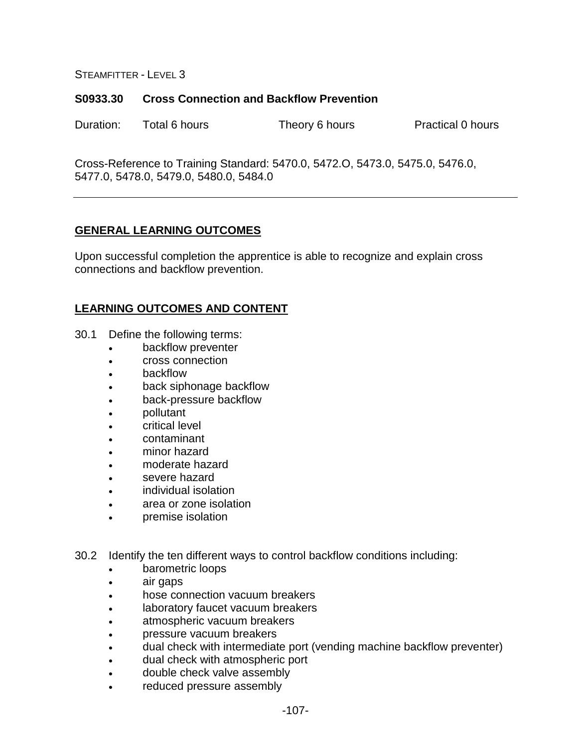STEAMFITTER - LEVEL 3

## S0933.30 Cross Connection and Backflow Prevention

Duration: Total 6 hours Theory 6 hours Practical 0 hours

Cross-Reference to Training Standard: 5470.0, 5472.O, 5473.0, 5475.0, 5476.0, 5477.0, 5478.0, 5479.0, 5480.0, 5484.0

---

### GENERAL LEARNING OUTCOMES

Upon successful completion the apprentice is able to recognize and explain cross connections and backflow prevention.

### LEARNING OUTCOMES AND CONTENT

30.1 Define the following terms:
- backflow preventer
- cross connection
- backflow
- back siphonage backflow
- back-pressure backflow
- pollutant
- critical level
- contaminant
- minor hazard
- moderate hazard
- severe hazard
- individual isolation
- area or zone isolation
- premise isolation

30.2 Identify the ten different ways to control backflow conditions including:
- barometric loops
- air gaps
- hose connection vacuum breakers
- laboratory faucet vacuum breakers
- atmospheric vacuum breakers
- pressure vacuum breakers
- dual check with intermediate port (vending machine backflow preventer)
- dual check with atmospheric port
- double check valve assembly
- reduced pressure assembly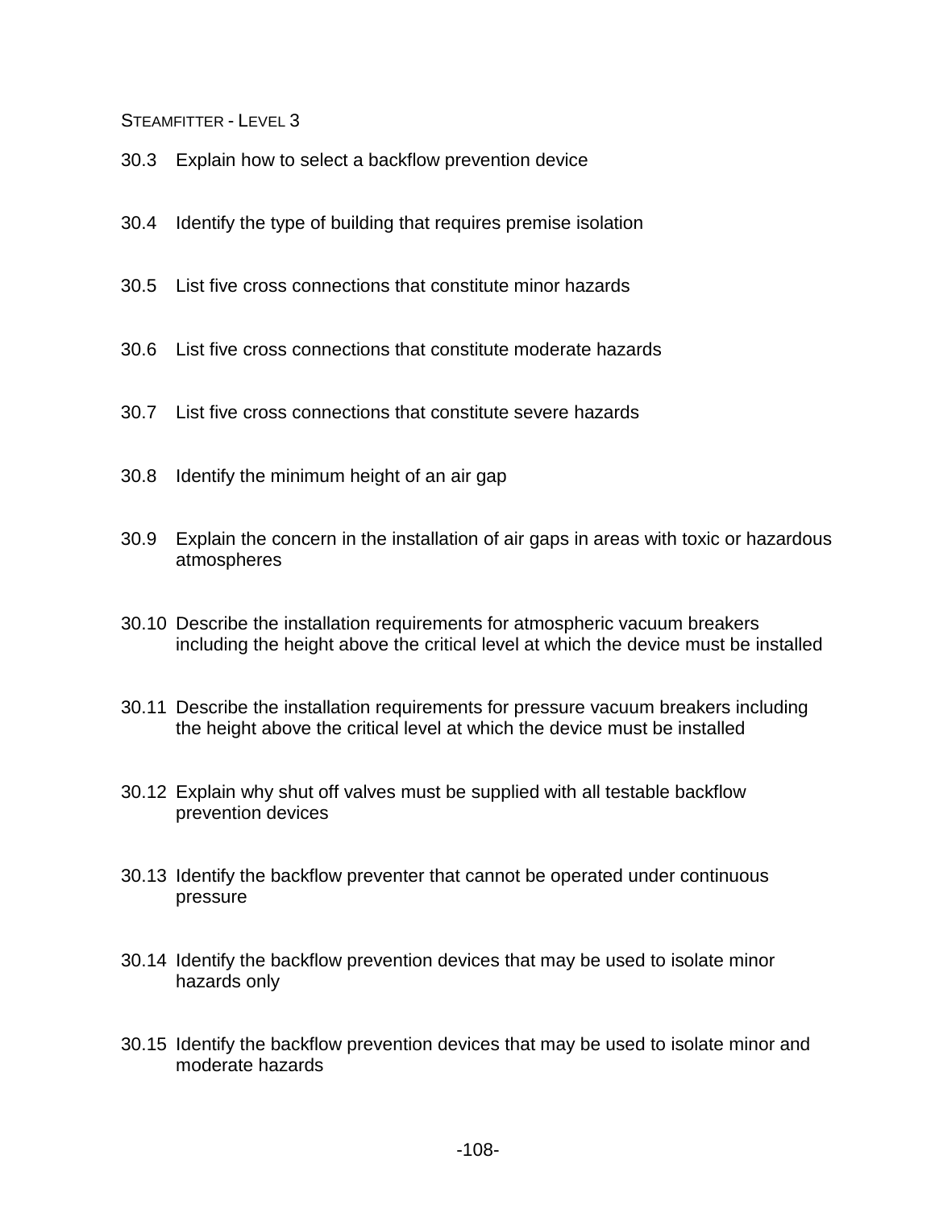30.3 Explain how to select a backflow prevention device

30.4 Identify the type of building that requires premise isolation

30.5 List five cross connections that constitute minor hazards

30.6 List five cross connections that constitute moderate hazards

30.7 List five cross connections that constitute severe hazards

30.8 Identify the minimum height of an air gap

30.9 Explain the concern in the installation of air gaps in areas with toxic or hazardous atmospheres

30.10 Describe the installation requirements for atmospheric vacuum breakers including the height above the critical level at which the device must be installed

30.11 Describe the installation requirements for pressure vacuum breakers including the height above the critical level at which the device must be installed

30.12 Explain why shut off valves must be supplied with all testable backflow prevention devices

30.13 Identify the backflow preventer that cannot be operated under continuous pressure

30.14 Identify the backflow prevention devices that may be used to isolate minor hazards only

30.15 Identify the backflow prevention devices that may be used to isolate minor and moderate hazards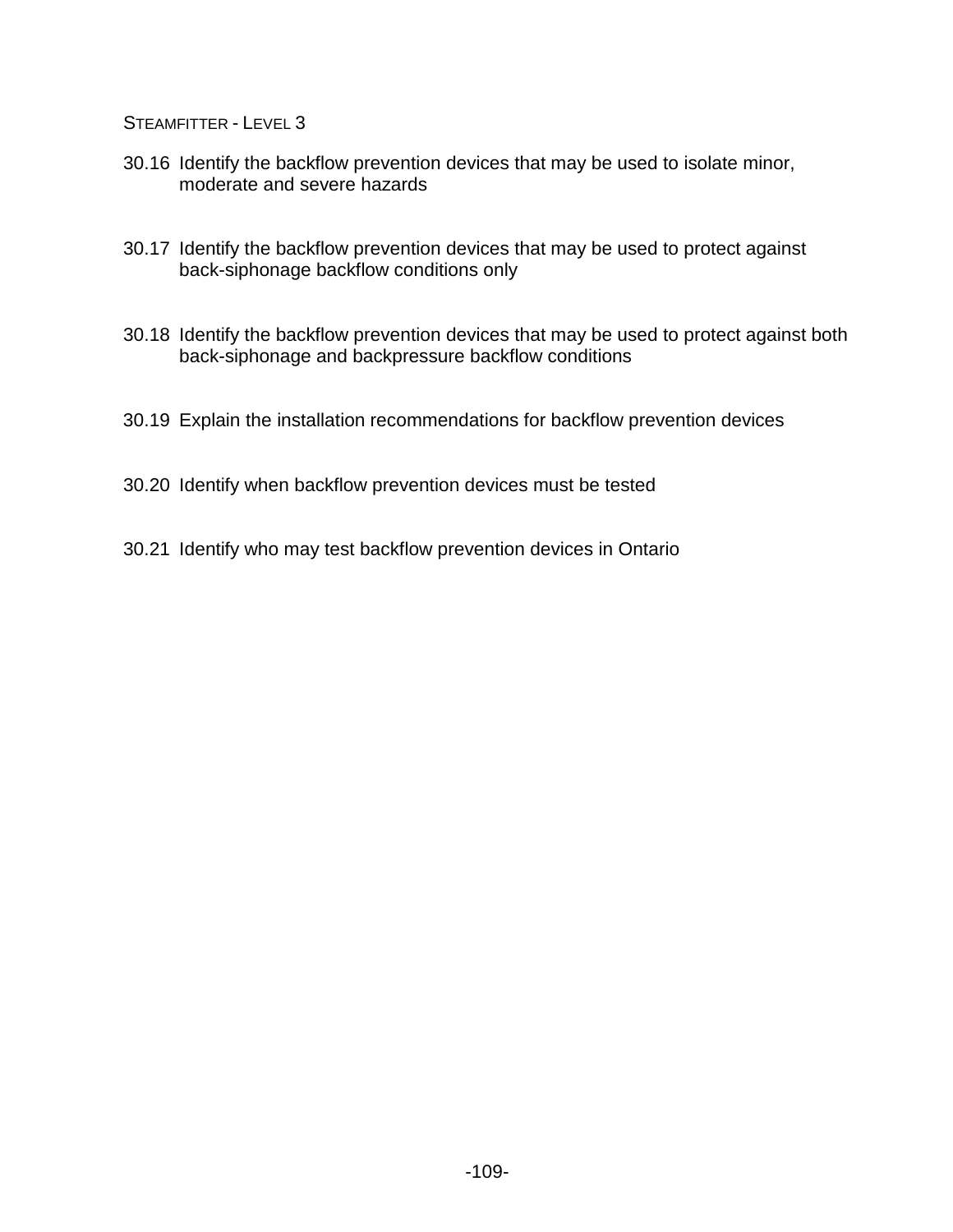30.16 Identify the backflow prevention devices that may be used to isolate minor, moderate and severe hazards

30.17 Identify the backflow prevention devices that may be used to protect against back-siphonage backflow conditions only

30.18 Identify the backflow prevention devices that may be used to protect against both back-siphonage and backpressure backflow conditions

30.19 Explain the installation recommendations for backflow prevention devices

30.20 Identify when backflow prevention devices must be tested

30.21 Identify who may test backflow prevention devices in Ontario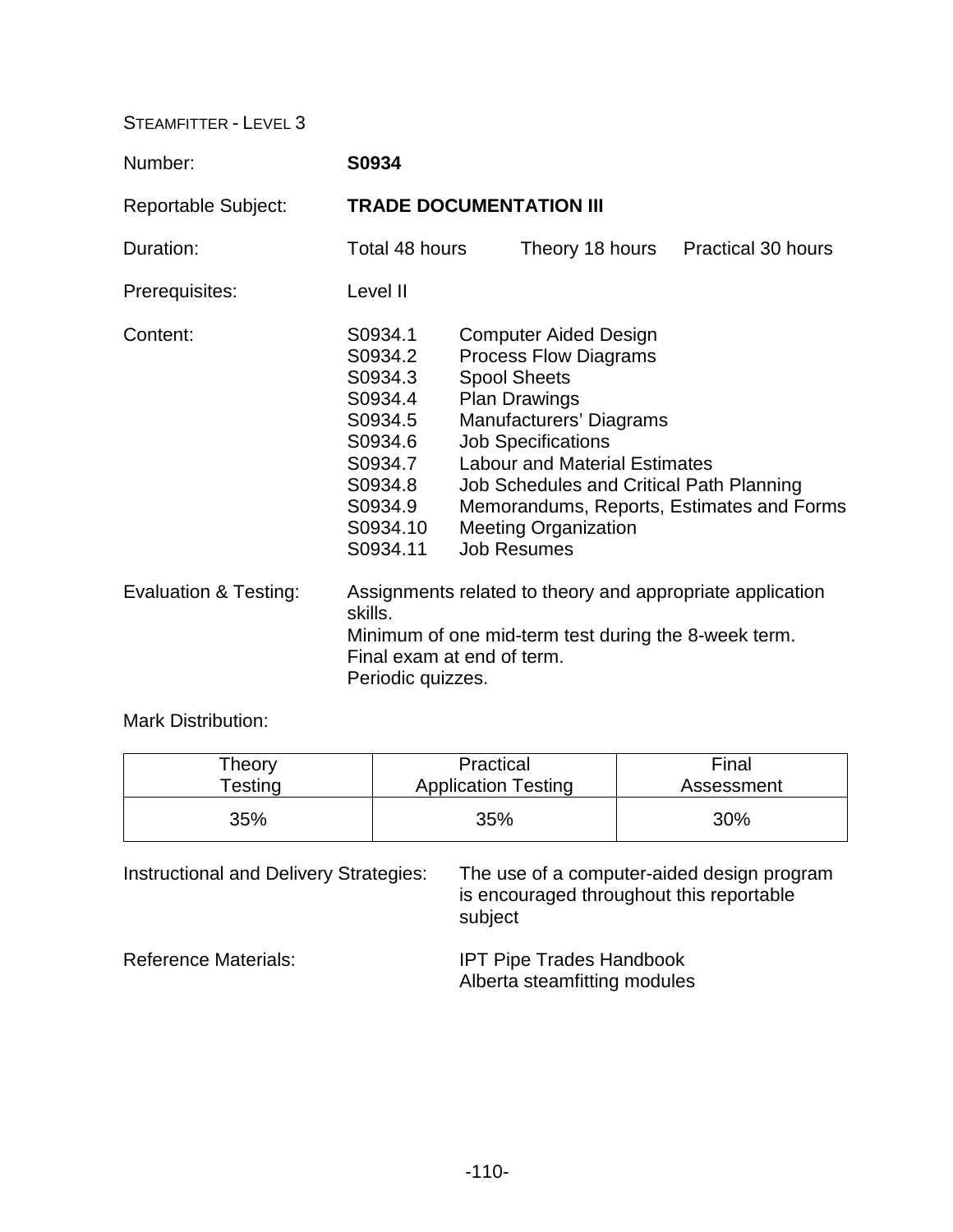STEAMFITTER - LEVEL 3

Number: **S0934**

Reportable Subject: **TRADE DOCUMENTATION III**

Duration: Total 48 hours Theory 18 hours Practical 30 hours

Prerequisites: Level II

Content:

- S0934.1 Computer Aided Design
- S0934.2 Process Flow Diagrams
- S0934.3 Spool Sheets
- S0934.4 Plan Drawings
- S0934.5 Manufacturers' Diagrams
- S0934.6 Job Specifications
- S0934.7 Labour and Material Estimates
- S0934.8 Job Schedules and Critical Path Planning
- S0934.9 Memorandums, Reports, Estimates and Forms
- S0934.10 Meeting Organization
- S0934.11 Job Resumes

Evaluation & Testing: Assignments related to theory and appropriate application skills.
Minimum of one mid-term test during the 8-week term.
Final exam at end of term.
Periodic quizzes.

Mark Distribution:

| Theory Testing | Practical Application Testing | Final Assessment |
|---|---|---|
| 35% | 35% | 30% |

Instructional and Delivery Strategies: The use of a computer-aided design program is encouraged throughout this reportable subject

Reference Materials: IPT Pipe Trades Handbook
Alberta steamfitting modules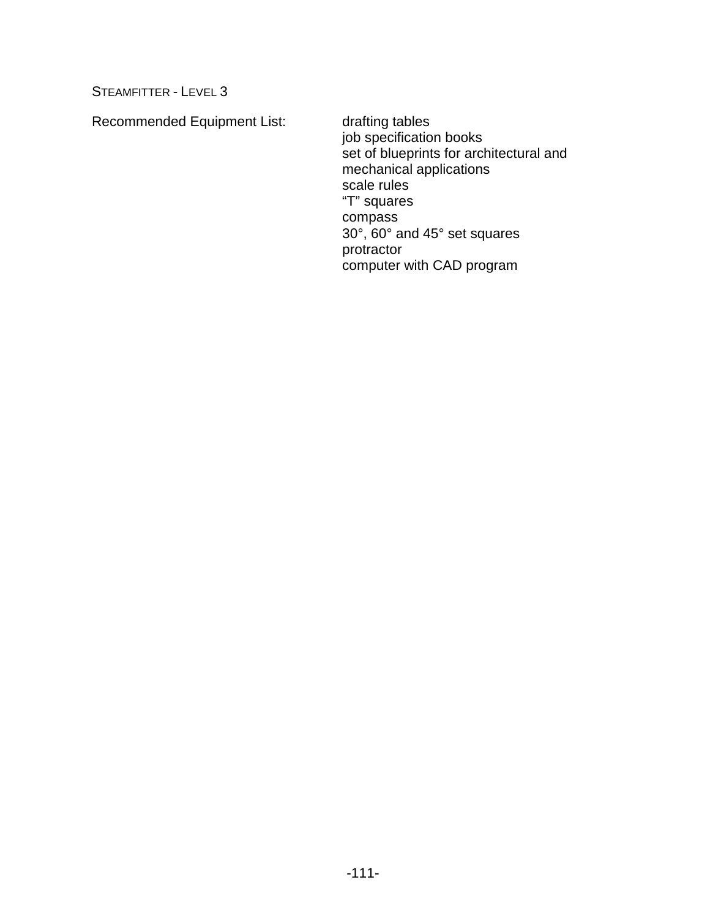STEAMFITTER - LEVEL 3

Recommended Equipment List:

- drafting tables
- job specification books
- set of blueprints for architectural and mechanical applications
- scale rules
- “T” squares
- compass
- 30°, 60° and 45° set squares
- protractor
- computer with CAD program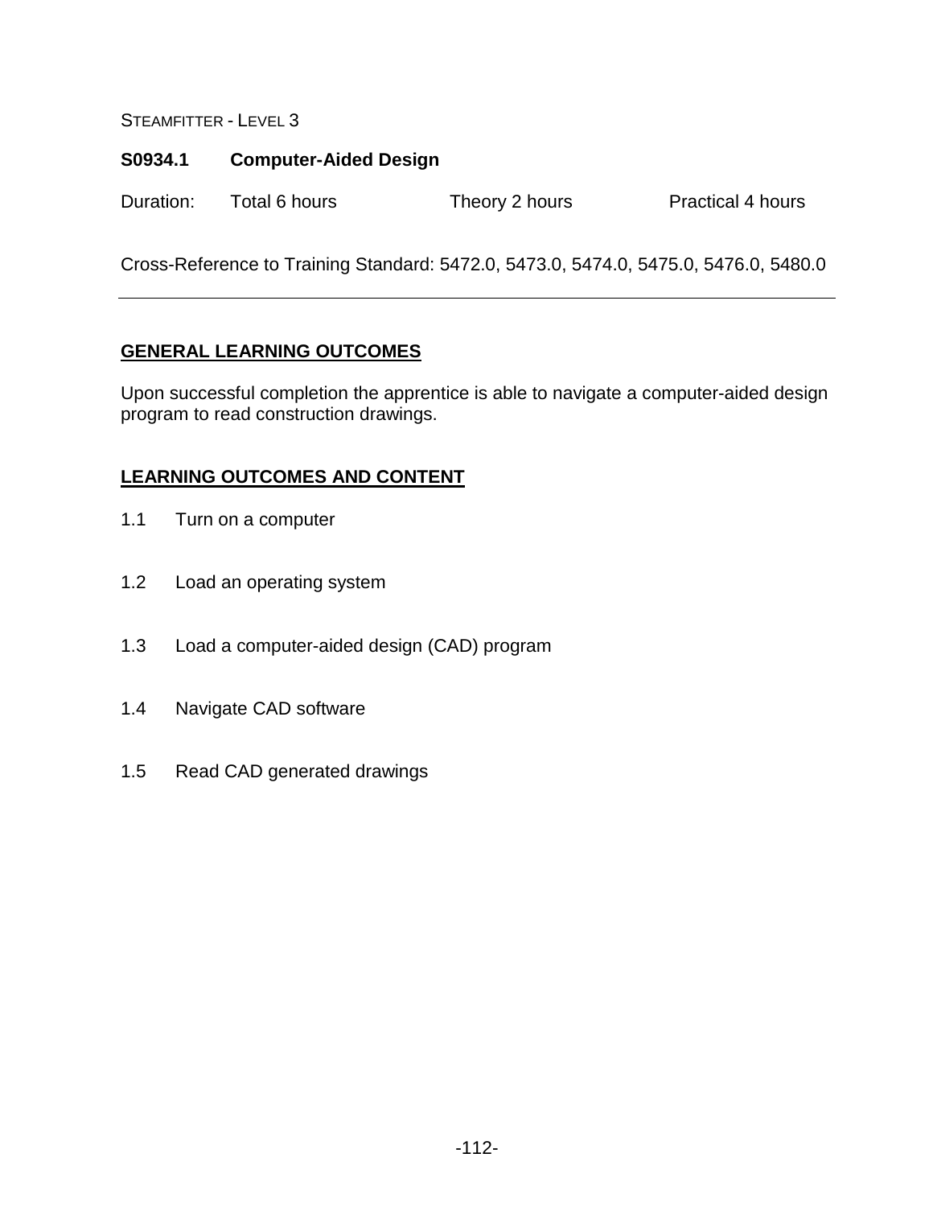STEAMFITTER - LEVEL 3

**S0934.1 Computer-Aided Design**

Duration: Total 6 hours Theory 2 hours Practical 4 hours

Cross-Reference to Training Standard: 5472.0, 5473.0, 5474.0, 5475.0, 5476.0, 5480.0

---

## GENERAL LEARNING OUTCOMES

Upon successful completion the apprentice is able to navigate a computer-aided design program to read construction drawings.

## LEARNING OUTCOMES AND CONTENT

1.1 Turn on a computer

1.2 Load an operating system

1.3 Load a computer-aided design (CAD) program

1.4 Navigate CAD software

1.5 Read CAD generated drawings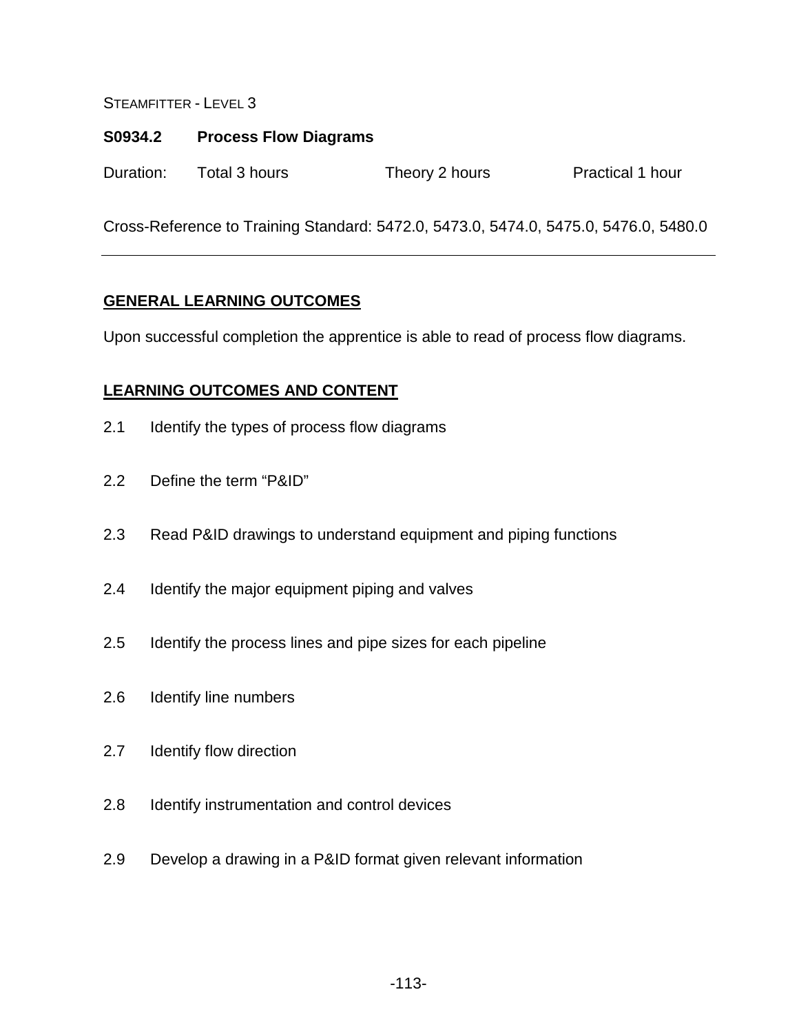## S0934.2 Process Flow Diagrams

Duration: Total 3 hours Theory 2 hours Practical 1 hour

Cross-Reference to Training Standard: 5472.0, 5473.0, 5474.0, 5475.0, 5476.0, 5480.0

---

### GENERAL LEARNING OUTCOMES

Upon successful completion the apprentice is able to read of process flow diagrams.

### LEARNING OUTCOMES AND CONTENT

2.1 Identify the types of process flow diagrams

2.2 Define the term "P&ID"

2.3 Read P&ID drawings to understand equipment and piping functions

2.4 Identify the major equipment piping and valves

2.5 Identify the process lines and pipe sizes for each pipeline

2.6 Identify line numbers

2.7 Identify flow direction

2.8 Identify instrumentation and control devices

2.9 Develop a drawing in a P&ID format given relevant information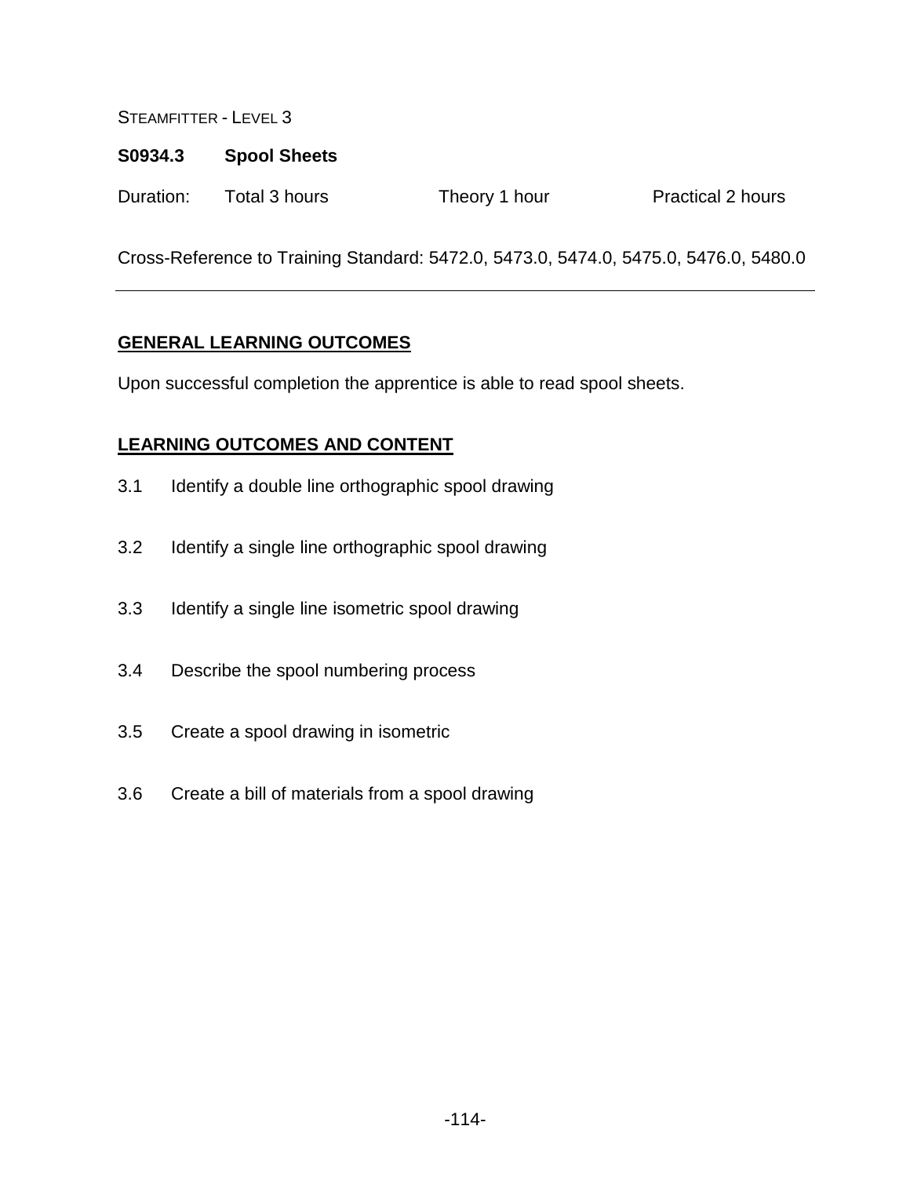STEAMFITTER - LEVEL 3

**S0934.3 Spool Sheets**

Duration: Total 3 hours Theory 1 hour Practical 2 hours

Cross-Reference to Training Standard: 5472.0, 5473.0, 5474.0, 5475.0, 5476.0, 5480.0

---

## GENERAL LEARNING OUTCOMES

Upon successful completion the apprentice is able to read spool sheets.

## LEARNING OUTCOMES AND CONTENT

3.1 Identify a double line orthographic spool drawing

3.2 Identify a single line orthographic spool drawing

3.3 Identify a single line isometric spool drawing

3.4 Describe the spool numbering process

3.5 Create a spool drawing in isometric

3.6 Create a bill of materials from a spool drawing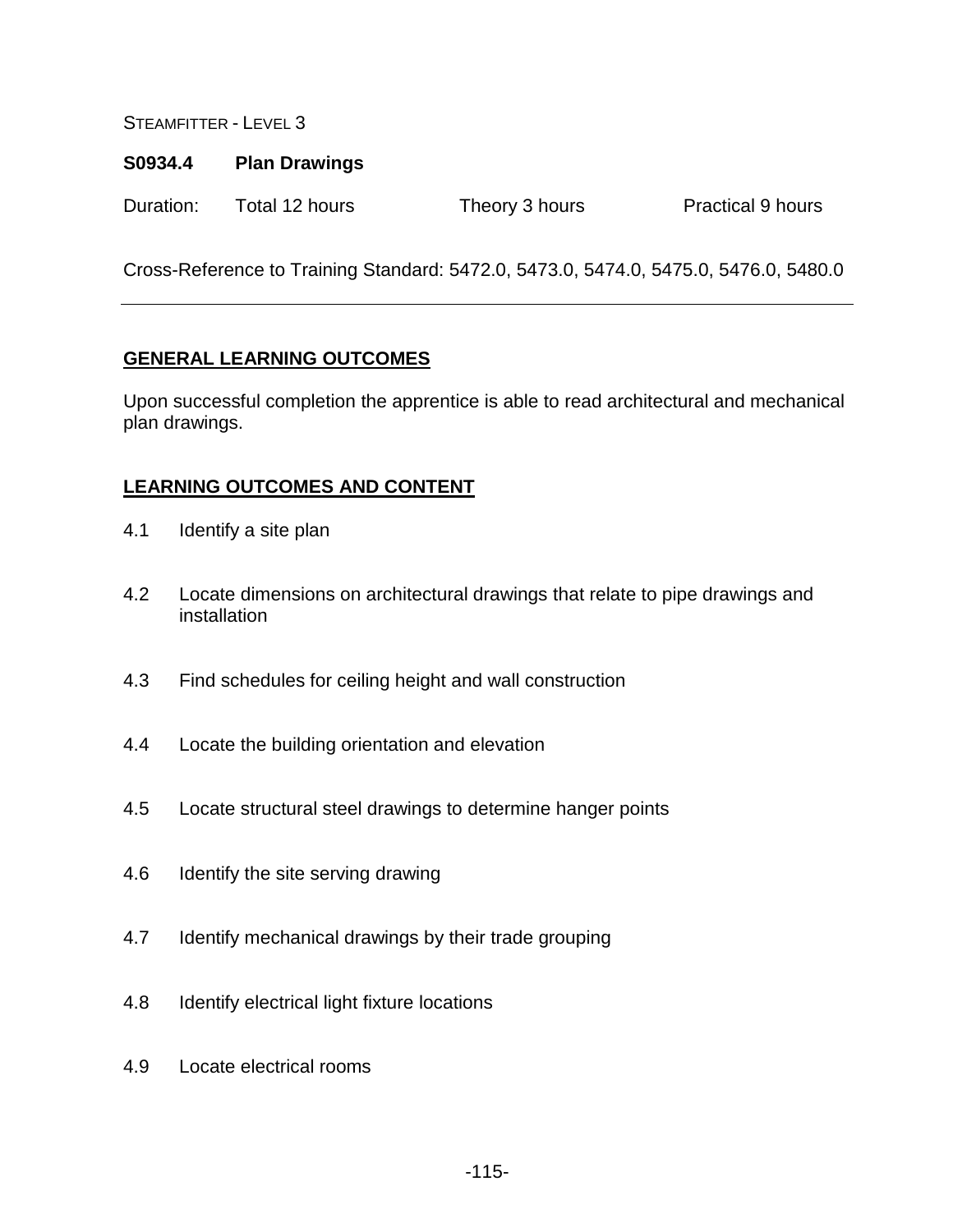STEAMFITTER - LEVEL 3

**S0934.4 Plan Drawings**

Duration: Total 12 hours Theory 3 hours Practical 9 hours

Cross-Reference to Training Standard: 5472.0, 5473.0, 5474.0, 5475.0, 5476.0, 5480.0

---

## GENERAL LEARNING OUTCOMES

Upon successful completion the apprentice is able to read architectural and mechanical plan drawings.

## LEARNING OUTCOMES AND CONTENT

4.1 Identify a site plan

4.2 Locate dimensions on architectural drawings that relate to pipe drawings and installation

4.3 Find schedules for ceiling height and wall construction

4.4 Locate the building orientation and elevation

4.5 Locate structural steel drawings to determine hanger points

4.6 Identify the site serving drawing

4.7 Identify mechanical drawings by their trade grouping

4.8 Identify electrical light fixture locations

4.9 Locate electrical rooms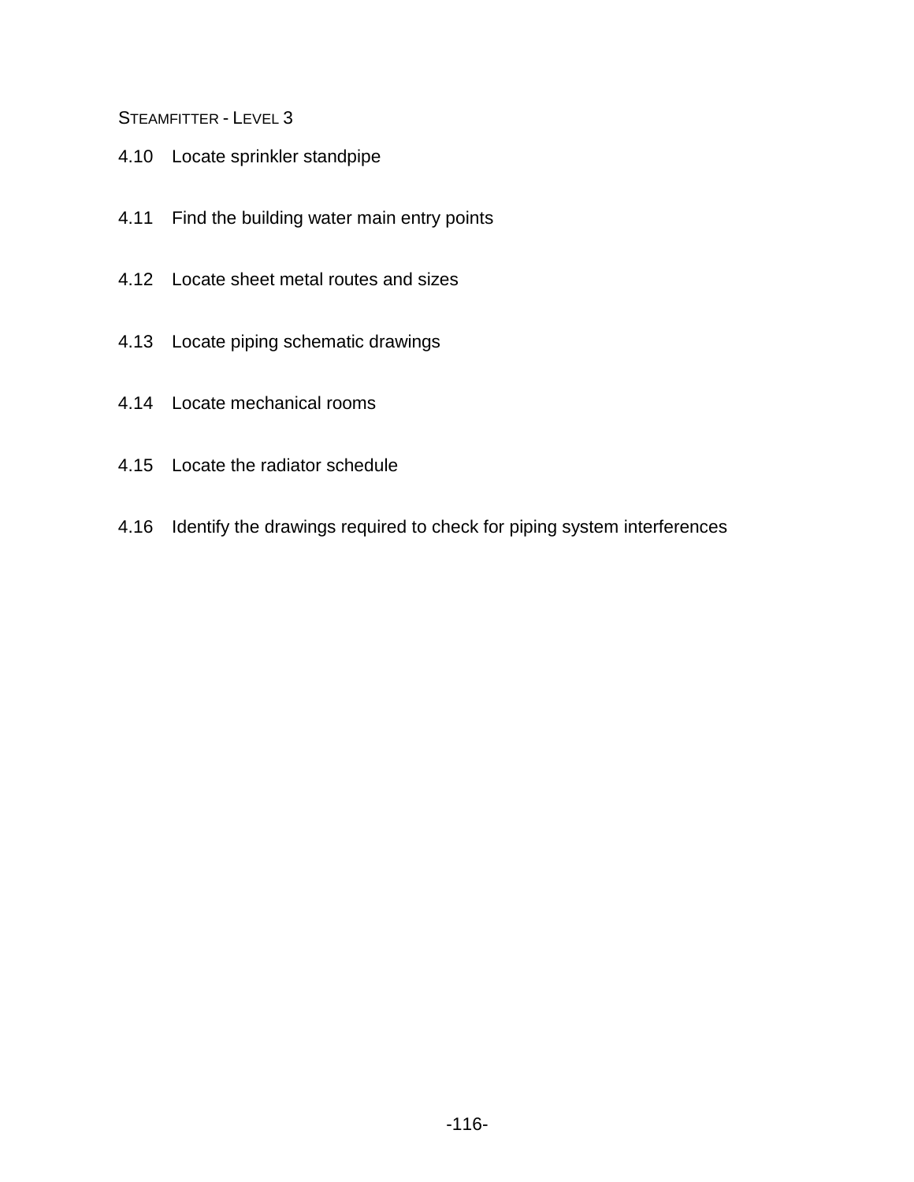4.10 Locate sprinkler standpipe

4.11 Find the building water main entry points

4.12 Locate sheet metal routes and sizes

4.13 Locate piping schematic drawings

4.14 Locate mechanical rooms

4.15 Locate the radiator schedule

4.16 Identify the drawings required to check for piping system interferences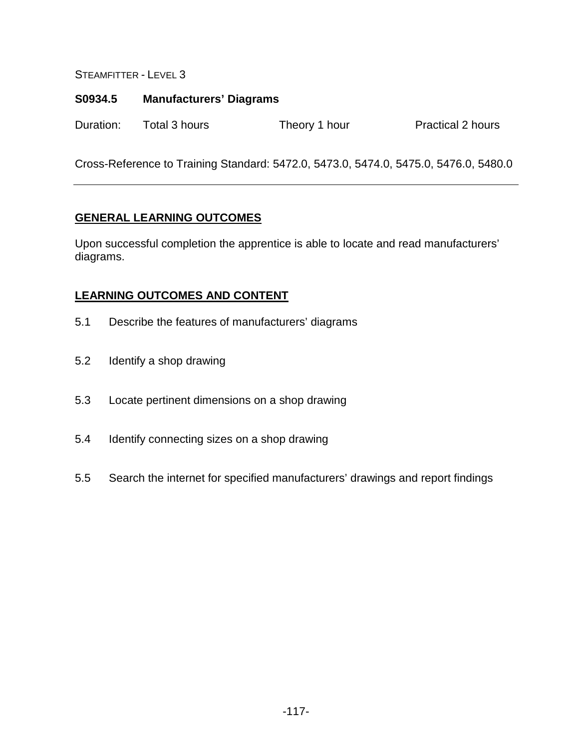## S0934.5 Manufacturers' Diagrams

Duration: Total 3 hours Theory 1 hour Practical 2 hours

Cross-Reference to Training Standard: 5472.0, 5473.0, 5474.0, 5475.0, 5476.0, 5480.0

---

### GENERAL LEARNING OUTCOMES

Upon successful completion the apprentice is able to locate and read manufacturers' diagrams.

### LEARNING OUTCOMES AND CONTENT

5.1 Describe the features of manufacturers' diagrams

5.2 Identify a shop drawing

5.3 Locate pertinent dimensions on a shop drawing

5.4 Identify connecting sizes on a shop drawing

5.5 Search the internet for specified manufacturers' drawings and report findings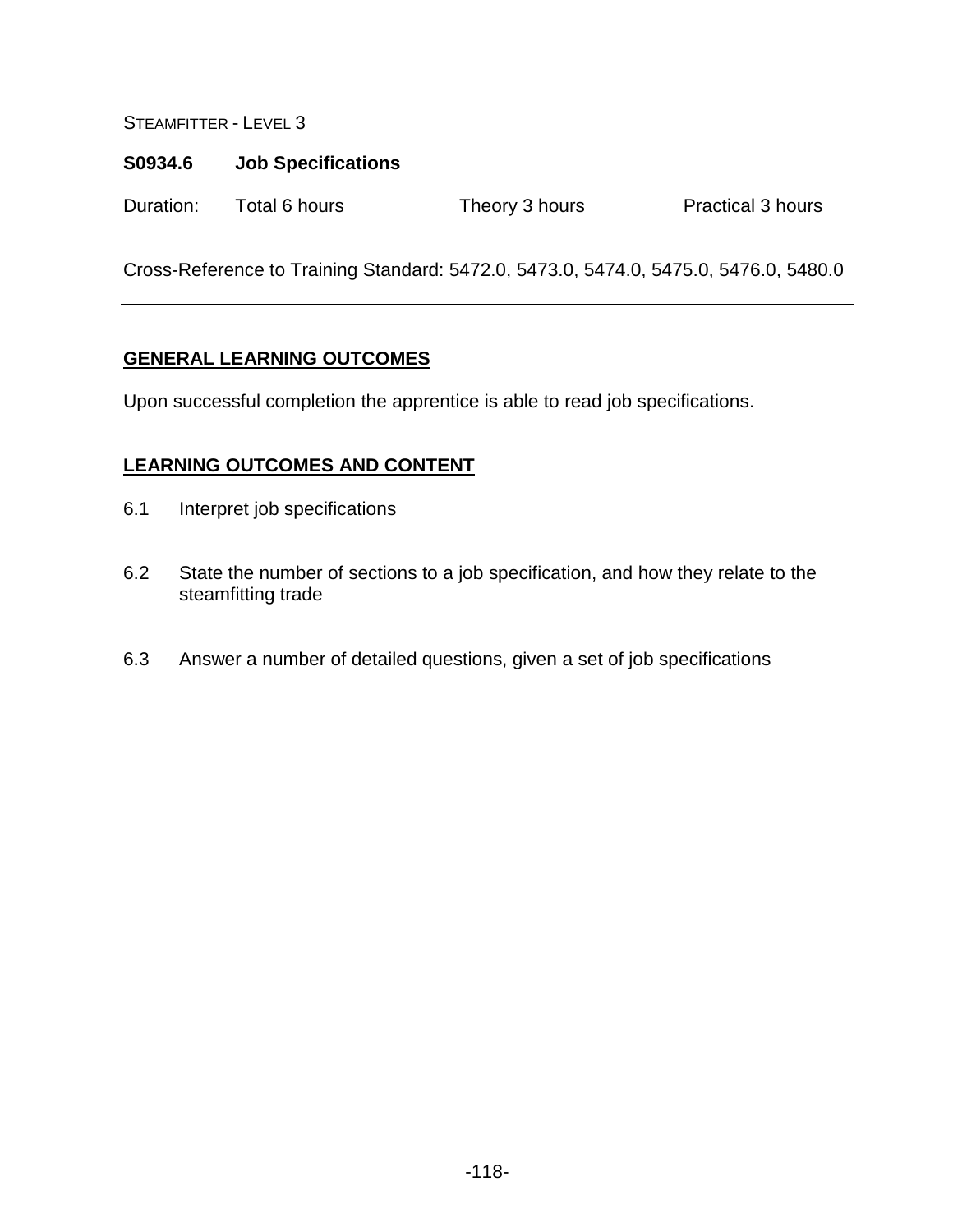# S0934.6 Job Specifications

Duration: Total 6 hours Theory 3 hours Practical 3 hours

Cross-Reference to Training Standard: 5472.0, 5473.0, 5474.0, 5475.0, 5476.0, 5480.0

---

## GENERAL LEARNING OUTCOMES

Upon successful completion the apprentice is able to read job specifications.

## LEARNING OUTCOMES AND CONTENT

6.1 Interpret job specifications

6.2 State the number of sections to a job specification, and how they relate to the steamfitting trade

6.3 Answer a number of detailed questions, given a set of job specifications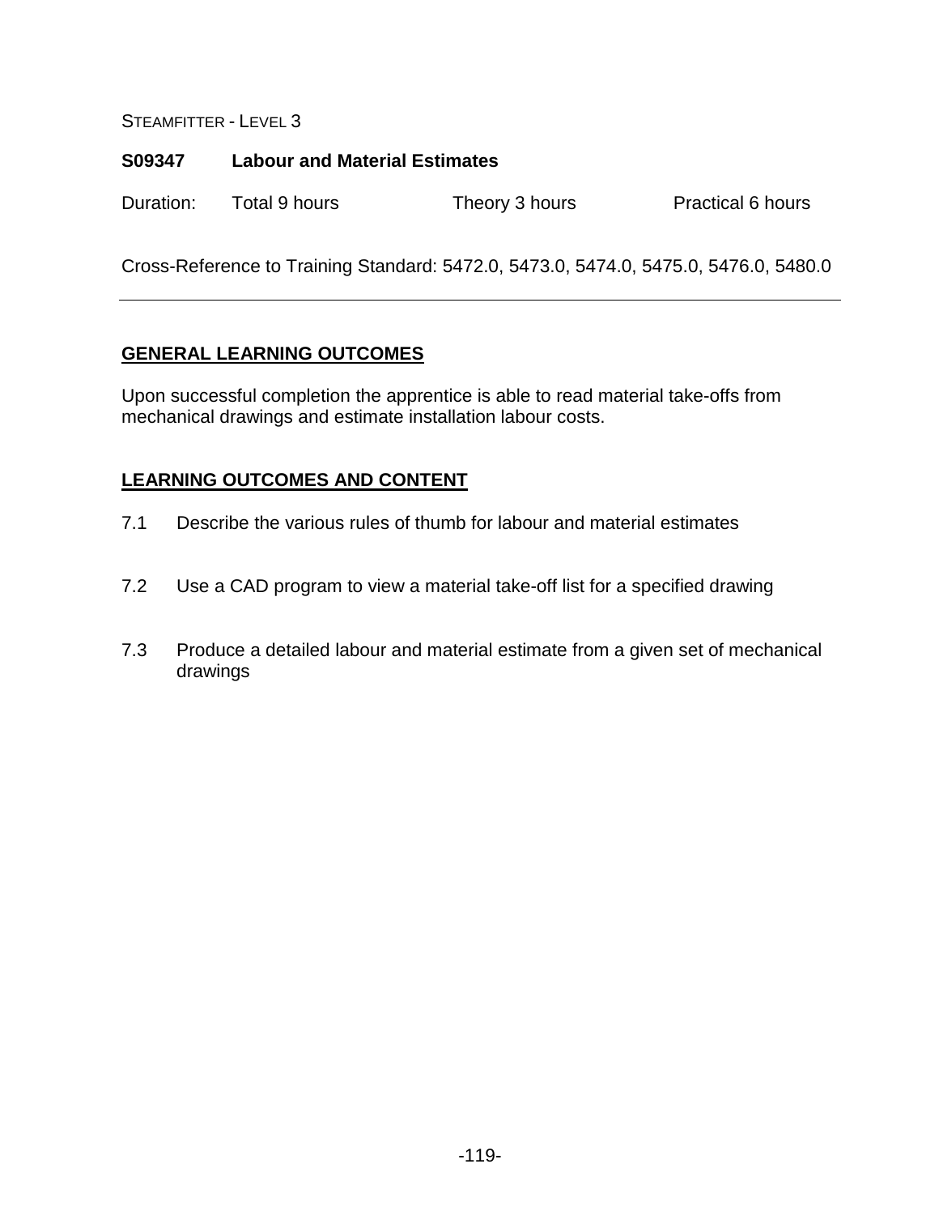STEAMFITTER - LEVEL 3

## S09347 Labour and Material Estimates

Duration: Total 9 hours Theory 3 hours Practical 6 hours

Cross-Reference to Training Standard: 5472.0, 5473.0, 5474.0, 5475.0, 5476.0, 5480.0

---

### GENERAL LEARNING OUTCOMES

Upon successful completion the apprentice is able to read material take-offs from mechanical drawings and estimate installation labour costs.

### LEARNING OUTCOMES AND CONTENT

7.1 Describe the various rules of thumb for labour and material estimates

7.2 Use a CAD program to view a material take-off list for a specified drawing

7.3 Produce a detailed labour and material estimate from a given set of mechanical drawings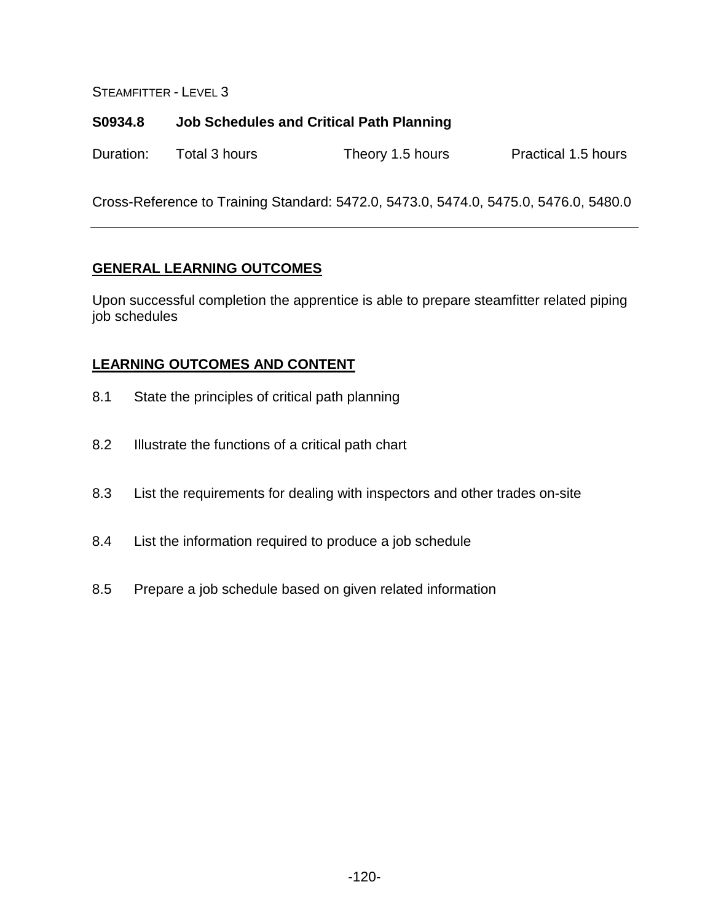STEAMFITTER - LEVEL 3

**S0934.8 Job Schedules and Critical Path Planning**

Duration: Total 3 hours Theory 1.5 hours Practical 1.5 hours

Cross-Reference to Training Standard: 5472.0, 5473.0, 5474.0, 5475.0, 5476.0, 5480.0

---

## GENERAL LEARNING OUTCOMES

Upon successful completion the apprentice is able to prepare steamfitter related piping job schedules

## LEARNING OUTCOMES AND CONTENT

8.1 State the principles of critical path planning

8.2 Illustrate the functions of a critical path chart

8.3 List the requirements for dealing with inspectors and other trades on-site

8.4 List the information required to produce a job schedule

8.5 Prepare a job schedule based on given related information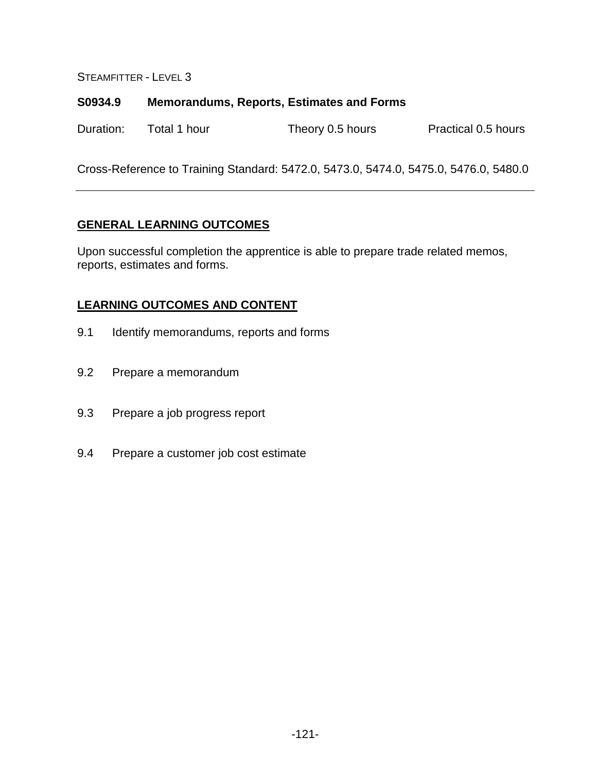STEAMFITTER - LEVEL 3

## S0934.9 Memorandums, Reports, Estimates and Forms

Duration: Total 1 hour Theory 0.5 hours Practical 0.5 hours

Cross-Reference to Training Standard: 5472.0, 5473.0, 5474.0, 5475.0, 5476.0, 5480.0

---

### GENERAL LEARNING OUTCOMES

Upon successful completion the apprentice is able to prepare trade related memos, reports, estimates and forms.

### LEARNING OUTCOMES AND CONTENT

9.1 Identify memorandums, reports and forms

9.2 Prepare a memorandum

9.3 Prepare a job progress report

9.4 Prepare a customer job cost estimate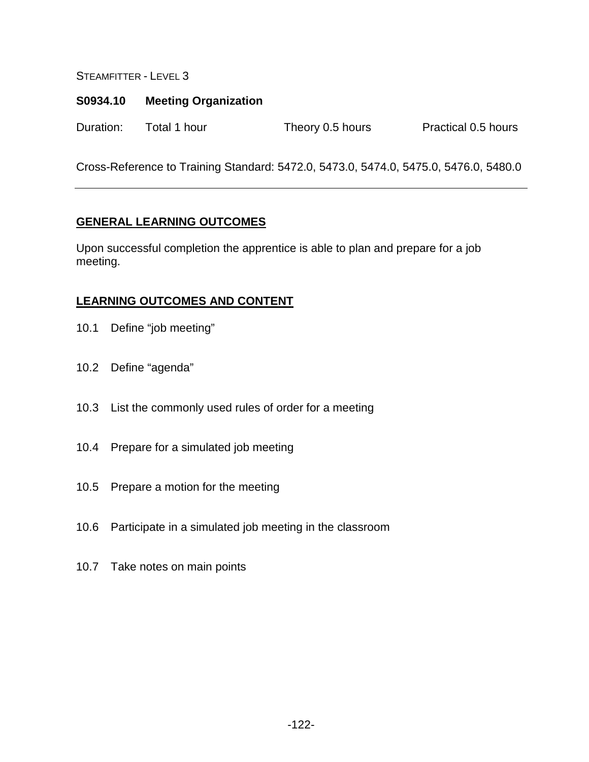STEAMFITTER - LEVEL 3

**S0934.10 Meeting Organization**

Duration: Total 1 hour Theory 0.5 hours Practical 0.5 hours

Cross-Reference to Training Standard: 5472.0, 5473.0, 5474.0, 5475.0, 5476.0, 5480.0

---

## GENERAL LEARNING OUTCOMES

Upon successful completion the apprentice is able to plan and prepare for a job meeting.

## LEARNING OUTCOMES AND CONTENT

10.1 Define “job meeting”

10.2 Define “agenda”

10.3 List the commonly used rules of order for a meeting

10.4 Prepare for a simulated job meeting

10.5 Prepare a motion for the meeting

10.6 Participate in a simulated job meeting in the classroom

10.7 Take notes on main points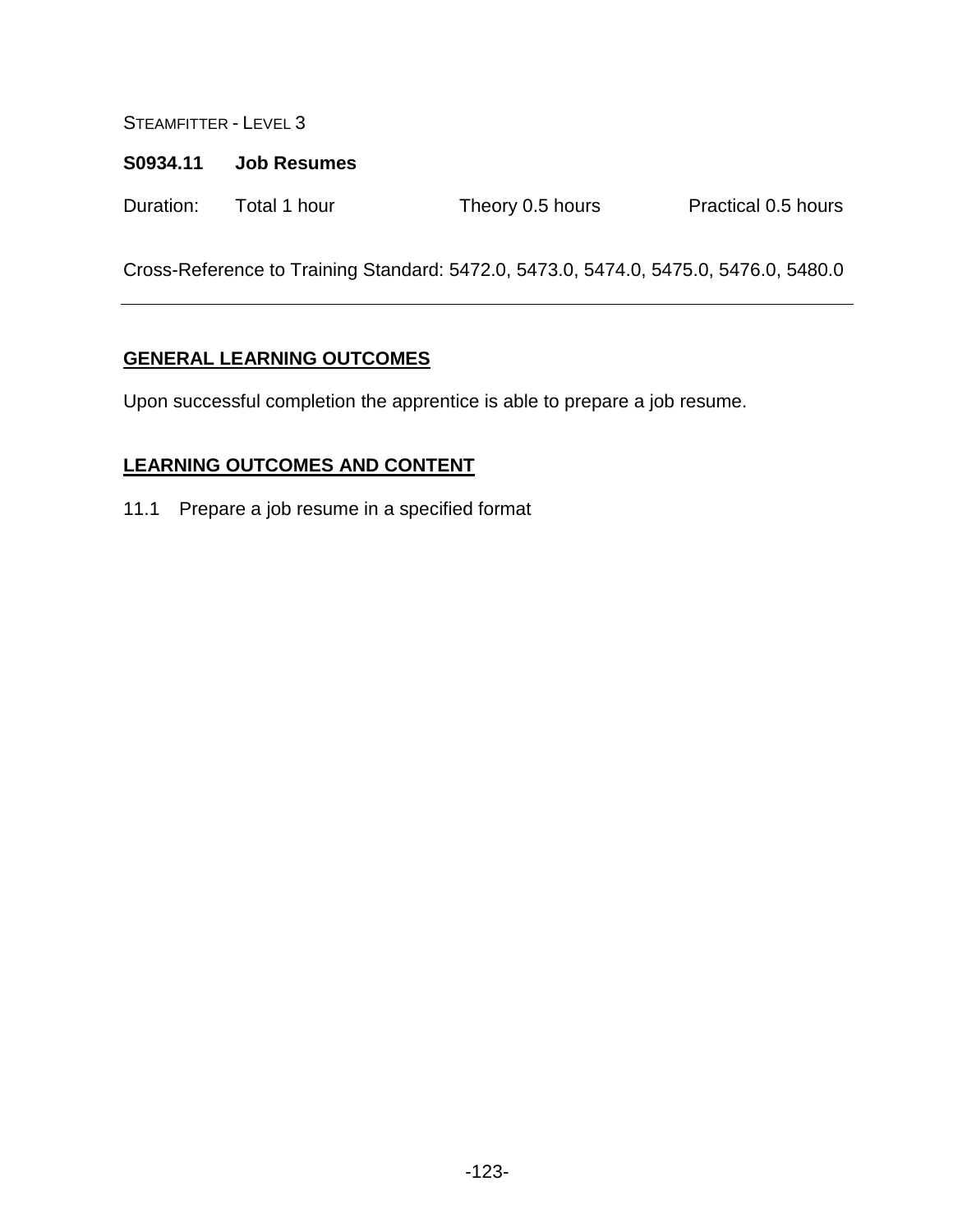STEAMFITTER - LEVEL 3

**S0934.11 Job Resumes**

Duration: Total 1 hour | Theory 0.5 hours | Practical 0.5 hours

Cross-Reference to Training Standard: 5472.0, 5473.0, 5474.0, 5475.0, 5476.0, 5480.0

---

## GENERAL LEARNING OUTCOMES

Upon successful completion the apprentice is able to prepare a job resume.

## LEARNING OUTCOMES AND CONTENT

11.1 Prepare a job resume in a specified format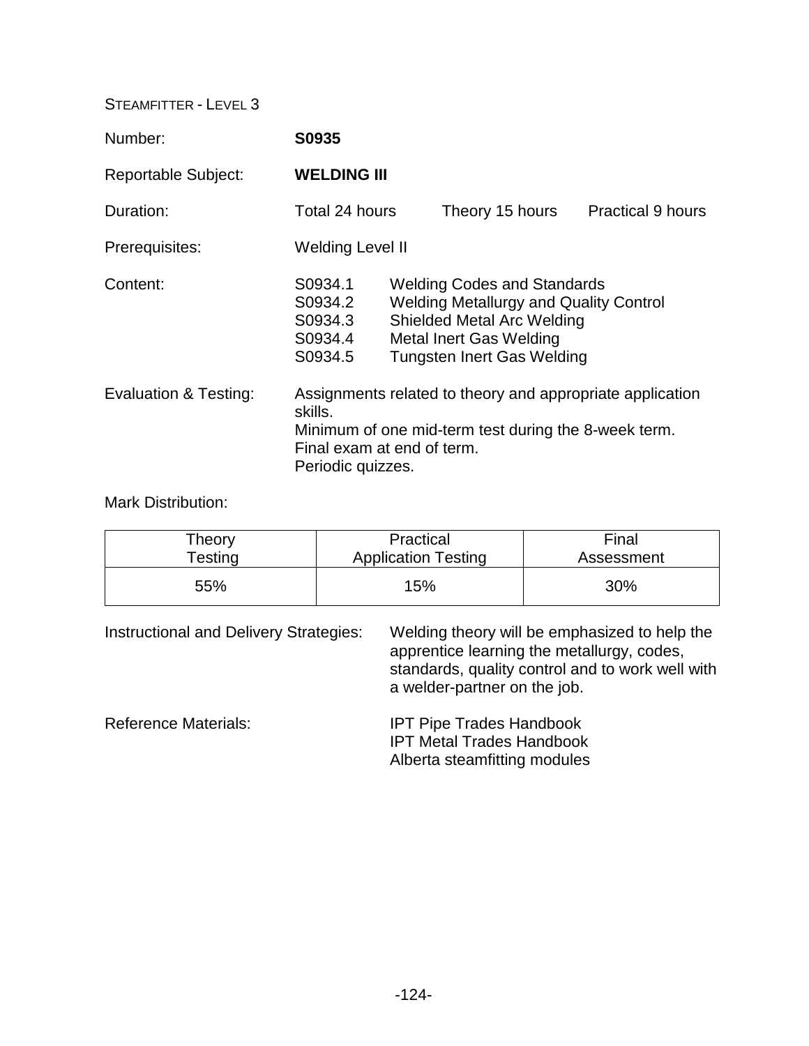STEAMFITTER - LEVEL 3

Number: **S0935**

Reportable Subject: **WELDING III**

Duration: Total 24 hours Theory 15 hours Practical 9 hours

Prerequisites: Welding Level II

Content:

- S0934.1 Welding Codes and Standards
- S0934.2 Welding Metallurgy and Quality Control
- S0934.3 Shielded Metal Arc Welding
- S0934.4 Metal Inert Gas Welding
- S0934.5 Tungsten Inert Gas Welding

Evaluation & Testing: Assignments related to theory and appropriate application skills.
Minimum of one mid-term test during the 8-week term.
Final exam at end of term.
Periodic quizzes.

Mark Distribution:

| Theory Testing | Practical Application Testing | Final Assessment |
|---|---|---|
| 55% | 15% | 30% |

Instructional and Delivery Strategies: Welding theory will be emphasized to help the apprentice learning the metallurgy, codes, standards, quality control and to work well with a welder-partner on the job.

Reference Materials:

- IPT Pipe Trades Handbook
- IPT Metal Trades Handbook
- Alberta steamfitting modules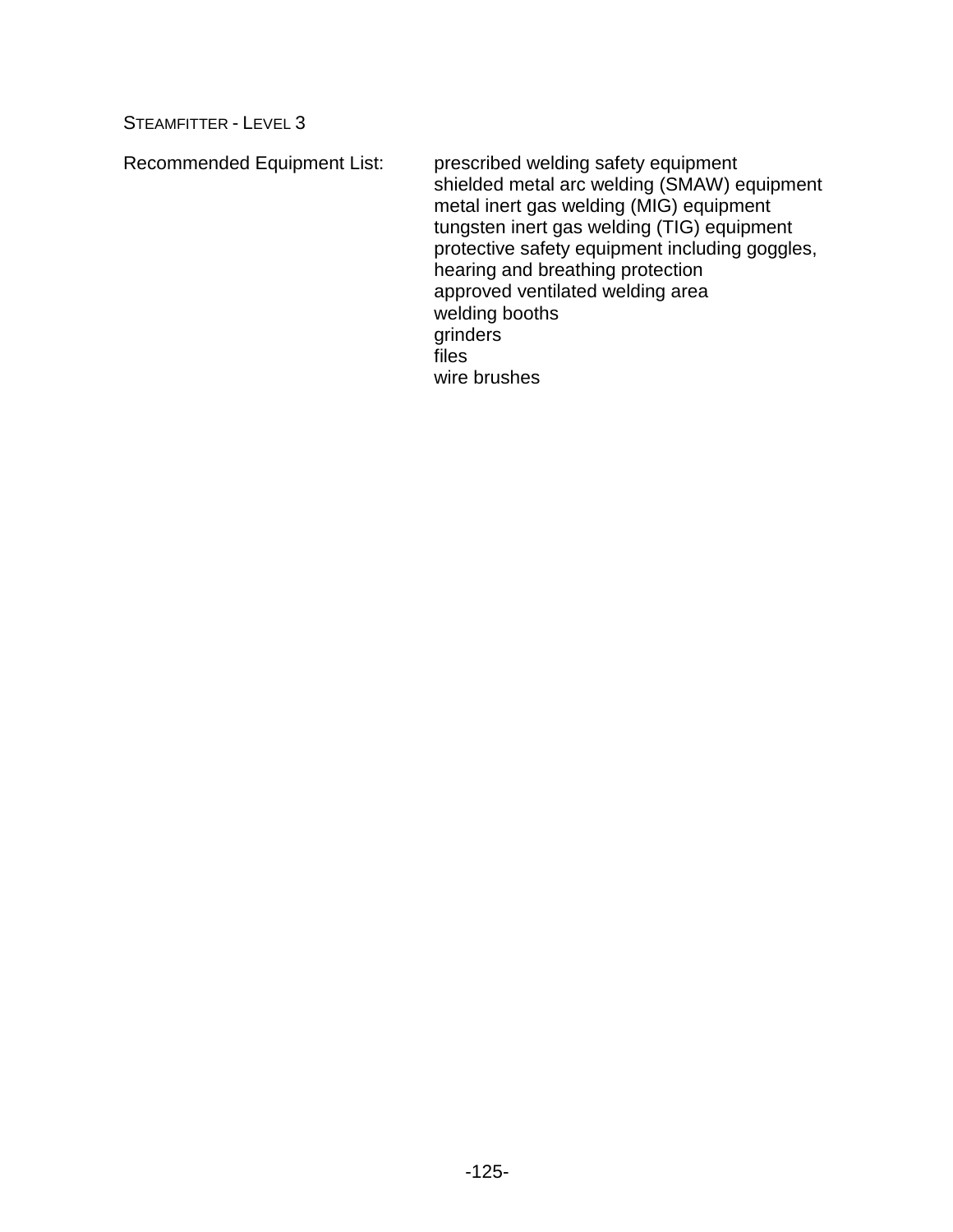STEAMFITTER - LEVEL 3

Recommended Equipment List:

- prescribed welding safety equipment
- shielded metal arc welding (SMAW) equipment
- metal inert gas welding (MIG) equipment
- tungsten inert gas welding (TIG) equipment
- protective safety equipment including goggles, hearing and breathing protection
- approved ventilated welding area
- welding booths
- grinders
- files
- wire brushes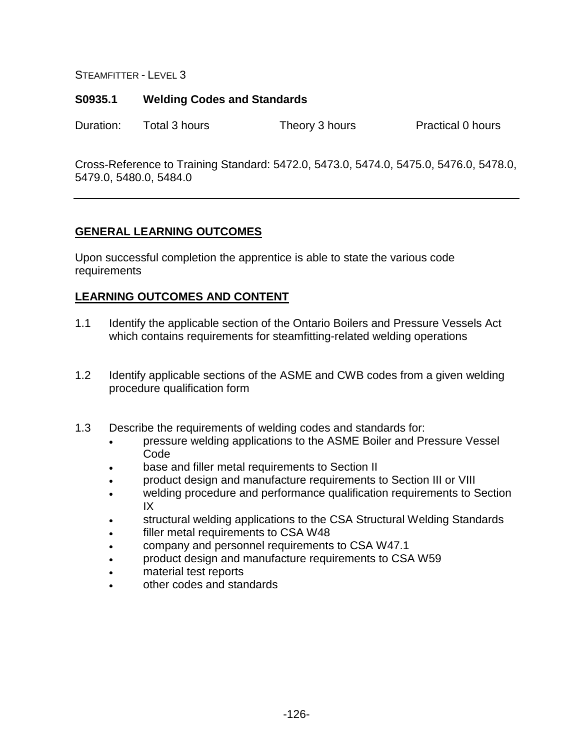STEAMFITTER - LEVEL 3

## S0935.1 Welding Codes and Standards

Duration: Total 3 hours Theory 3 hours Practical 0 hours

Cross-Reference to Training Standard: 5472.0, 5473.0, 5474.0, 5475.0, 5476.0, 5478.0, 5479.0, 5480.0, 5484.0

---

### GENERAL LEARNING OUTCOMES

Upon successful completion the apprentice is able to state the various code requirements

### LEARNING OUTCOMES AND CONTENT

1.1 Identify the applicable section of the Ontario Boilers and Pressure Vessels Act which contains requirements for steamfitting-related welding operations

1.2 Identify applicable sections of the ASME and CWB codes from a given welding procedure qualification form

1.3 Describe the requirements of welding codes and standards for:
- pressure welding applications to the ASME Boiler and Pressure Vessel Code
- base and filler metal requirements to Section II
- product design and manufacture requirements to Section III or VIII
- welding procedure and performance qualification requirements to Section IX
- structural welding applications to the CSA Structural Welding Standards
- filler metal requirements to CSA W48
- company and personnel requirements to CSA W47.1
- product design and manufacture requirements to CSA W59
- material test reports
- other codes and standards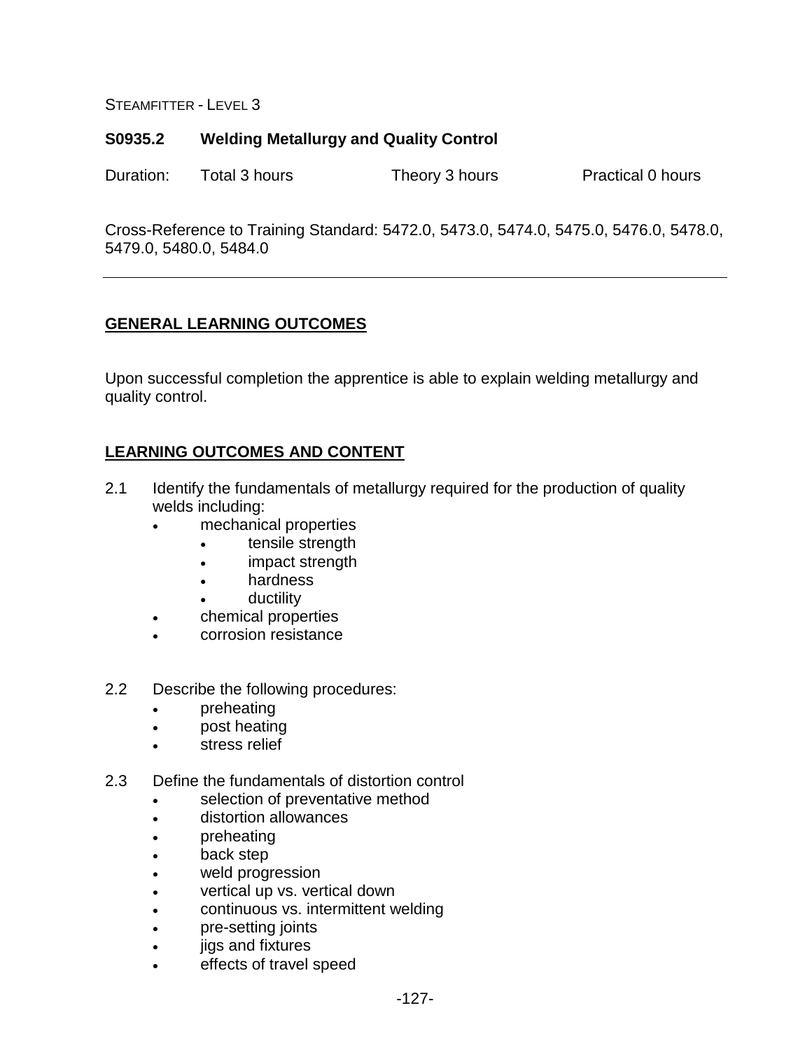STEAMFITTER - LEVEL 3

## S0935.2 Welding Metallurgy and Quality Control

Duration: Total 3 hours Theory 3 hours Practical 0 hours

Cross-Reference to Training Standard: 5472.0, 5473.0, 5474.0, 5475.0, 5476.0, 5478.0, 5479.0, 5480.0, 5484.0

---

### GENERAL LEARNING OUTCOMES

Upon successful completion the apprentice is able to explain welding metallurgy and quality control.

### LEARNING OUTCOMES AND CONTENT

2.1 Identify the fundamentals of metallurgy required for the production of quality welds including:

- mechanical properties
  - tensile strength
  - impact strength
  - hardness
  - ductility
- chemical properties
- corrosion resistance

2.2 Describe the following procedures:

- preheating
- post heating
- stress relief

2.3 Define the fundamentals of distortion control

- selection of preventative method
- distortion allowances
- preheating
- back step
- weld progression
- vertical up vs. vertical down
- continuous vs. intermittent welding
- pre-setting joints
- jigs and fixtures
- effects of travel speed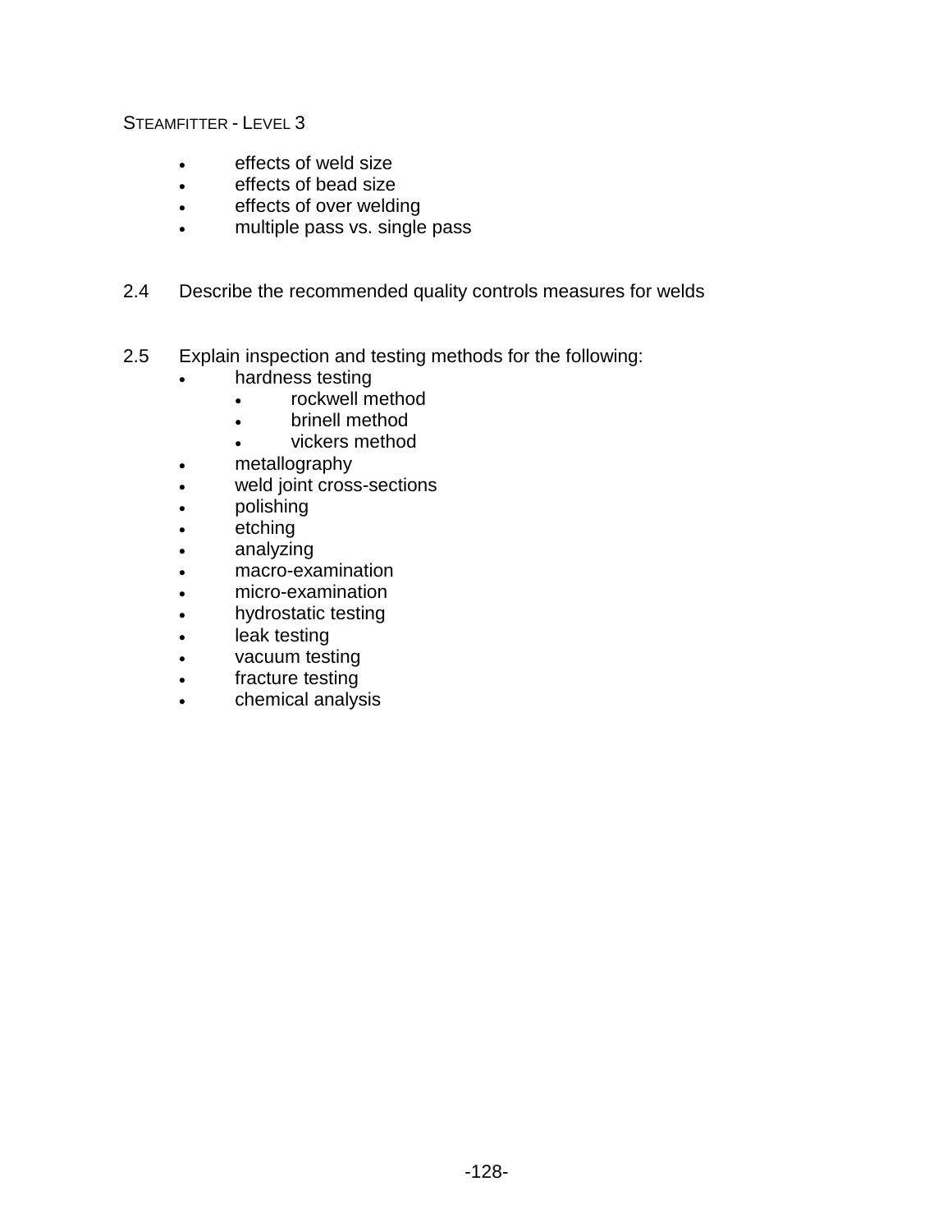- effects of weld size
- effects of bead size
- effects of over welding
- multiple pass vs. single pass

2.4 Describe the recommended quality controls measures for welds

2.5 Explain inspection and testing methods for the following:

- hardness testing
    - rockwell method
    - brinell method
    - vickers method
- metallography
- weld joint cross-sections
- polishing
- etching
- analyzing
- macro-examination
- micro-examination
- hydrostatic testing
- leak testing
- vacuum testing
- fracture testing
- chemical analysis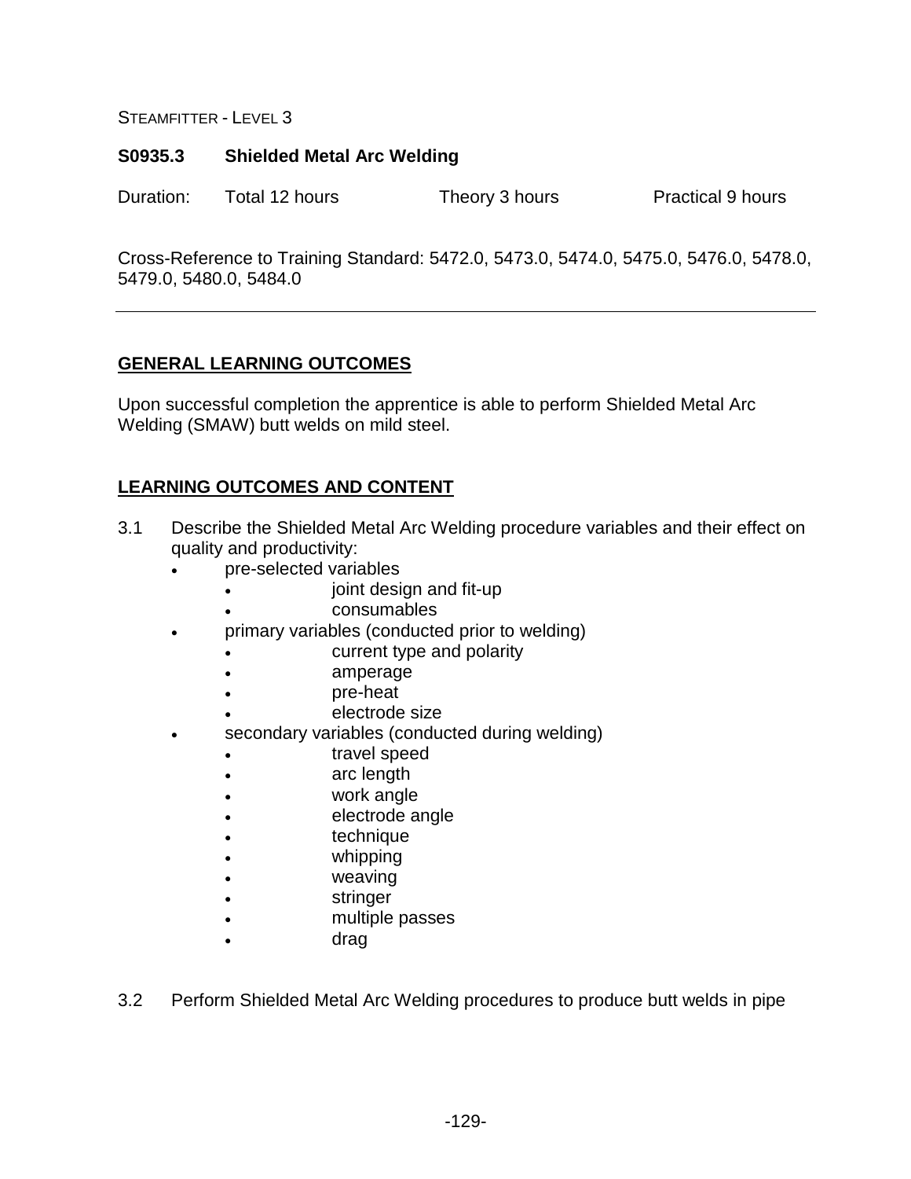STEAMFITTER - LEVEL 3

## S0935.3 Shielded Metal Arc Welding

Duration: Total 12 hours Theory 3 hours Practical 9 hours

Cross-Reference to Training Standard: 5472.0, 5473.0, 5474.0, 5475.0, 5476.0, 5478.0, 5479.0, 5480.0, 5484.0

---

### GENERAL LEARNING OUTCOMES

Upon successful completion the apprentice is able to perform Shielded Metal Arc Welding (SMAW) butt welds on mild steel.

### LEARNING OUTCOMES AND CONTENT

3.1 Describe the Shielded Metal Arc Welding procedure variables and their effect on quality and productivity:

- pre-selected variables
  - joint design and fit-up
  - consumables
- primary variables (conducted prior to welding)
  - current type and polarity
  - amperage
  - pre-heat
  - electrode size
- secondary variables (conducted during welding)
  - travel speed
  - arc length
  - work angle
  - electrode angle
  - technique
  - whipping
  - weaving
  - stringer
  - multiple passes
  - drag

3.2 Perform Shielded Metal Arc Welding procedures to produce butt welds in pipe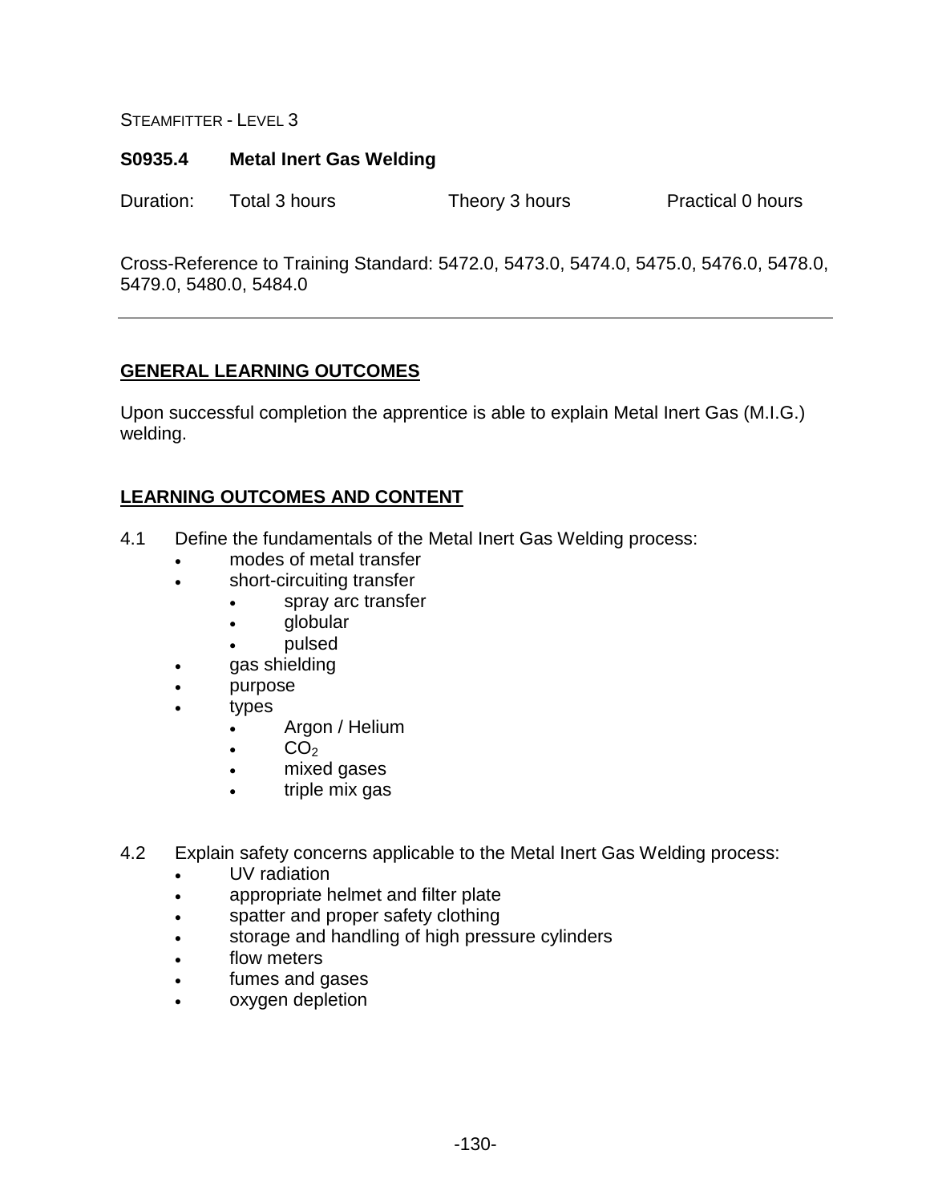STEAMFITTER - LEVEL 3

## S0935.4 Metal Inert Gas Welding

Duration: Total 3 hours Theory 3 hours Practical 0 hours

Cross-Reference to Training Standard: 5472.0, 5473.0, 5474.0, 5475.0, 5476.0, 5478.0, 5479.0, 5480.0, 5484.0

---

### GENERAL LEARNING OUTCOMES

Upon successful completion the apprentice is able to explain Metal Inert Gas (M.I.G.) welding.

### LEARNING OUTCOMES AND CONTENT

4.1 Define the fundamentals of the Metal Inert Gas Welding process:
- modes of metal transfer
- short-circuiting transfer
  - spray arc transfer
  - globular
  - pulsed
- gas shielding
- purpose
- types
  - Argon / Helium
  - $CO_2$
  - mixed gases
  - triple mix gas

4.2 Explain safety concerns applicable to the Metal Inert Gas Welding process:
- UV radiation
- appropriate helmet and filter plate
- spatter and proper safety clothing
- storage and handling of high pressure cylinders
- flow meters
- fumes and gases
- oxygen depletion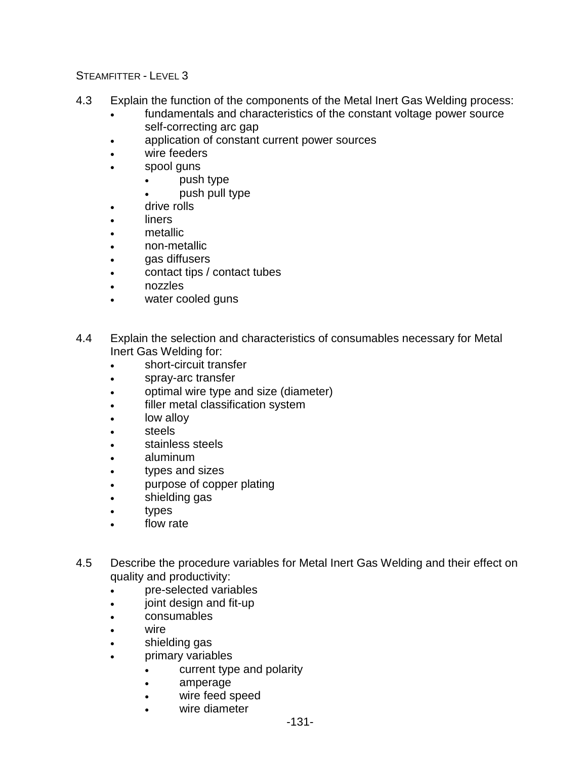4.3 Explain the function of the components of the Metal Inert Gas Welding process:

- fundamentals and characteristics of the constant voltage power source self-correcting arc gap
- application of constant current power sources
- wire feeders
- spool guns
  - push type
  - push pull type
- drive rolls
- liners
- metallic
- non-metallic
- gas diffusers
- contact tips / contact tubes
- nozzles
- water cooled guns

4.4 Explain the selection and characteristics of consumables necessary for Metal Inert Gas Welding for:

- short-circuit transfer
- spray-arc transfer
- optimal wire type and size (diameter)
- filler metal classification system
- low alloy
- steels
- stainless steels
- aluminum
- types and sizes
- purpose of copper plating
- shielding gas
- types
- flow rate

4.5 Describe the procedure variables for Metal Inert Gas Welding and their effect on quality and productivity:

- pre-selected variables
- joint design and fit-up
- consumables
- wire
- shielding gas
- primary variables
  - current type and polarity
  - amperage
  - wire feed speed
  - wire diameter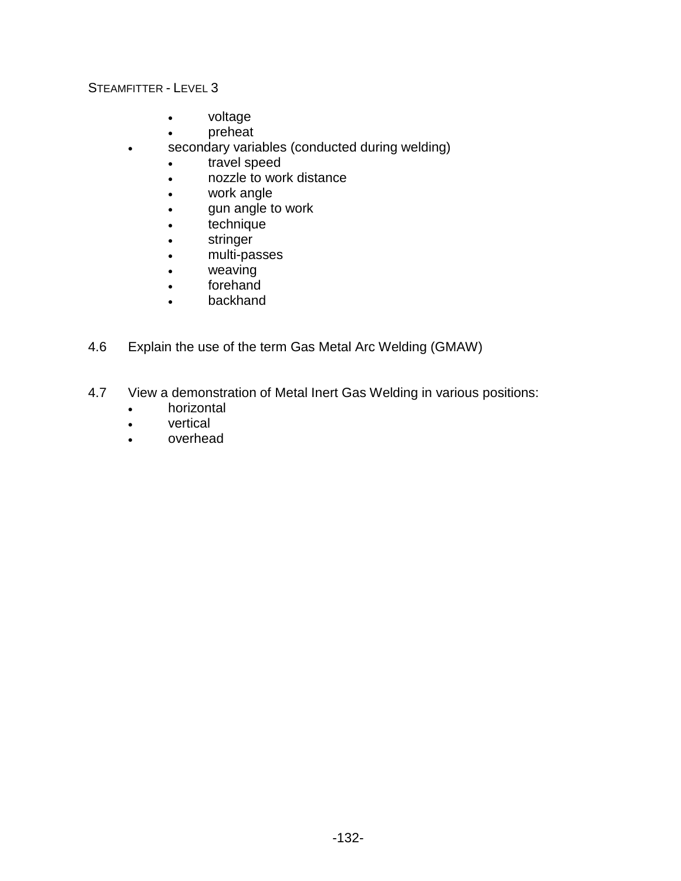- voltage
    - preheat
  - secondary variables (conducted during welding)
    - travel speed
    - nozzle to work distance
    - work angle
    - gun angle to work
    - technique
    - stringer
    - multi-passes
    - weaving
    - forehand
    - backhand

4.6 Explain the use of the term Gas Metal Arc Welding (GMAW)

4.7 View a demonstration of Metal Inert Gas Welding in various positions:

- horizontal
- vertical
- overhead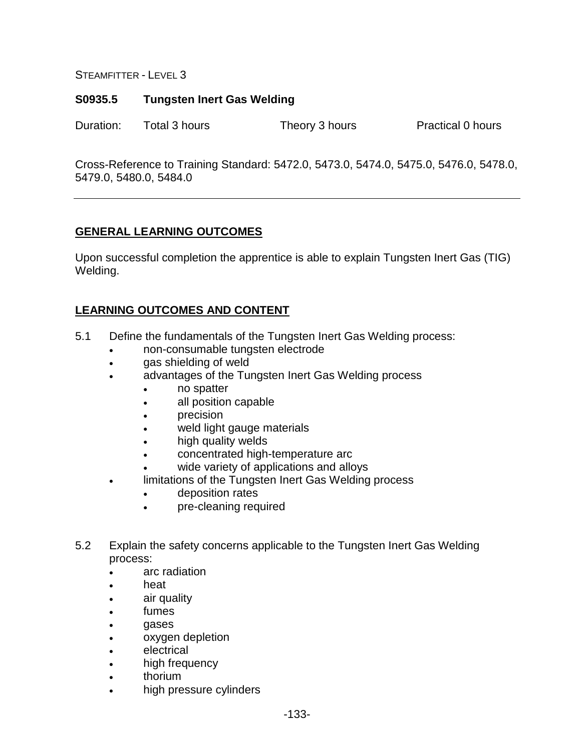STEAMFITTER - LEVEL 3

**S0935.5 Tungsten Inert Gas Welding**

Duration: Total 3 hours Theory 3 hours Practical 0 hours

Cross-Reference to Training Standard: 5472.0, 5473.0, 5474.0, 5475.0, 5476.0, 5478.0, 5479.0, 5480.0, 5484.0

---

## GENERAL LEARNING OUTCOMES

Upon successful completion the apprentice is able to explain Tungsten Inert Gas (TIG) Welding.

## LEARNING OUTCOMES AND CONTENT

5.1 Define the fundamentals of the Tungsten Inert Gas Welding process:

- non-consumable tungsten electrode
- gas shielding of weld
- advantages of the Tungsten Inert Gas Welding process
  - no spatter
  - all position capable
  - precision
  - weld light gauge materials
  - high quality welds
  - concentrated high-temperature arc
  - wide variety of applications and alloys
- limitations of the Tungsten Inert Gas Welding process
  - deposition rates
  - pre-cleaning required

5.2 Explain the safety concerns applicable to the Tungsten Inert Gas Welding process:

- arc radiation
- heat
- air quality
- fumes
- gases
- oxygen depletion
- electrical
- high frequency
- thorium
- high pressure cylinders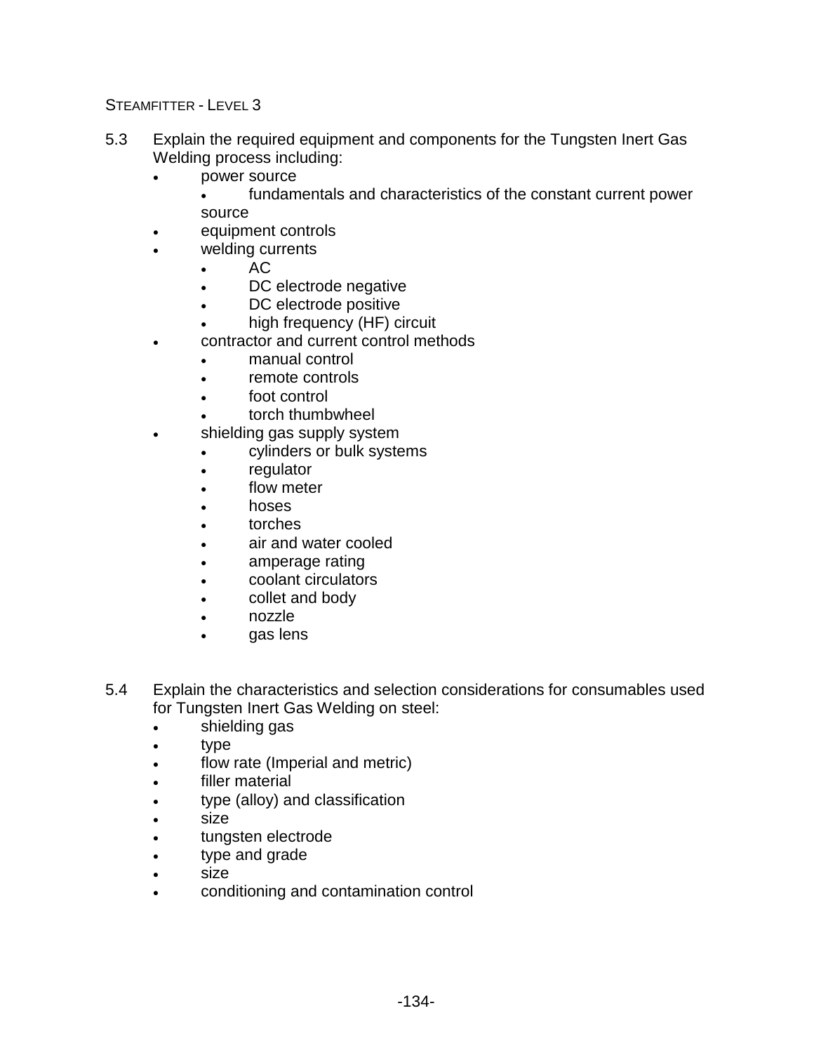5.3 Explain the required equipment and components for the Tungsten Inert Gas Welding process including:

- power source
  - fundamentals and characteristics of the constant current power source
- equipment controls
- welding currents
  - AC
  - DC electrode negative
  - DC electrode positive
  - high frequency (HF) circuit
- contractor and current control methods
  - manual control
  - remote controls
  - foot control
  - torch thumbwheel
- shielding gas supply system
  - cylinders or bulk systems
  - regulator
  - flow meter
  - hoses
  - torches
  - air and water cooled
  - amperage rating
  - coolant circulators
  - collet and body
  - nozzle
  - gas lens

5.4 Explain the characteristics and selection considerations for consumables used for Tungsten Inert Gas Welding on steel:

- shielding gas
- type
- flow rate (Imperial and metric)
- filler material
- type (alloy) and classification
- size
- tungsten electrode
- type and grade
- size
- conditioning and contamination control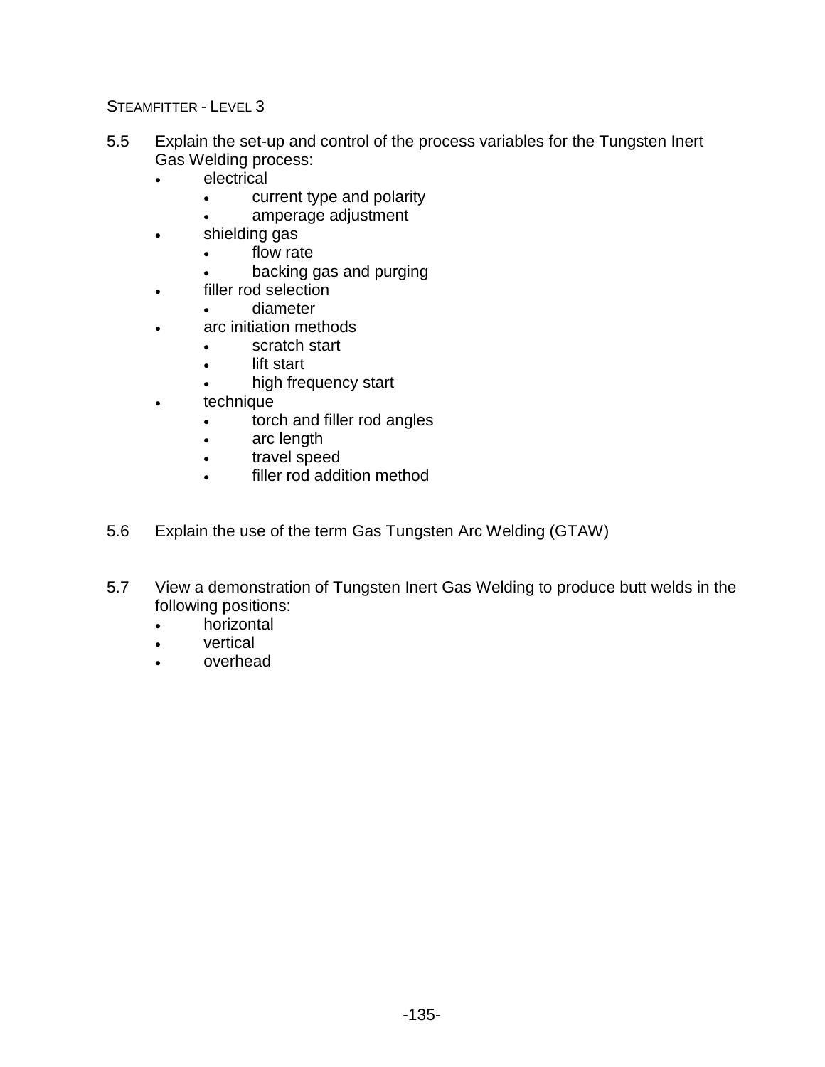5.5 Explain the set-up and control of the process variables for the Tungsten Inert Gas Welding process:

- electrical
  - current type and polarity
  - amperage adjustment
- shielding gas
  - flow rate
  - backing gas and purging
- filler rod selection
  - diameter
- arc initiation methods
  - scratch start
  - lift start
  - high frequency start
- technique
  - torch and filler rod angles
  - arc length
  - travel speed
  - filler rod addition method

5.6 Explain the use of the term Gas Tungsten Arc Welding (GTAW)

5.7 View a demonstration of Tungsten Inert Gas Welding to produce butt welds in the following positions:

- horizontal
- vertical
- overhead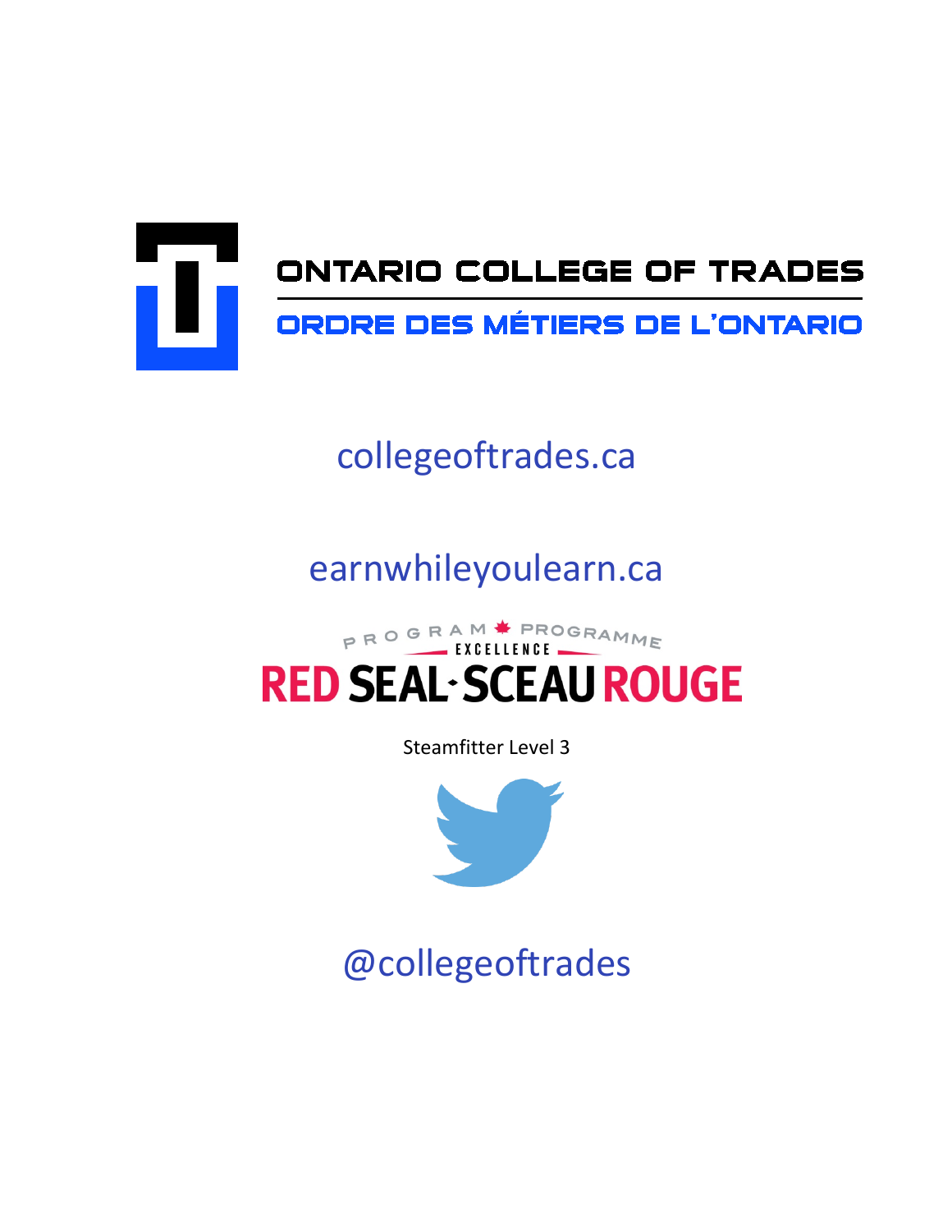ONTARIO COLLEGE OF TRADES

ORDRE DES MÉTIERS DE L'ONTARIO

collegeoftrades.ca

earnwhileyoulearn.ca

PROGRAM PROGRAMME EXCELLENCE

RED SEAL·SCEAU ROUGE

Steamfitter Level 3

@collegeoftrades